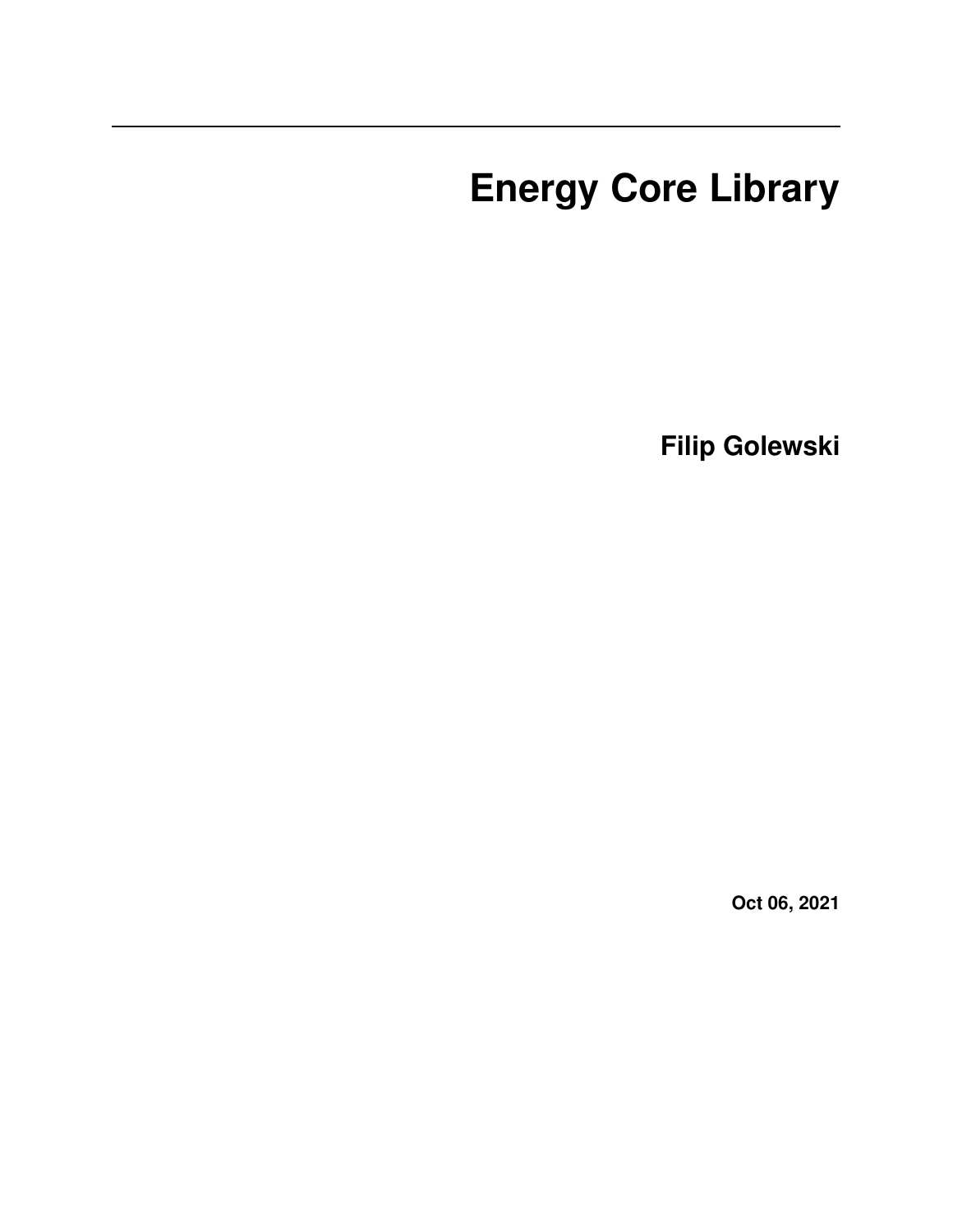# Energy Core Library

**Filip Golewski**

**Oct 06, 2021**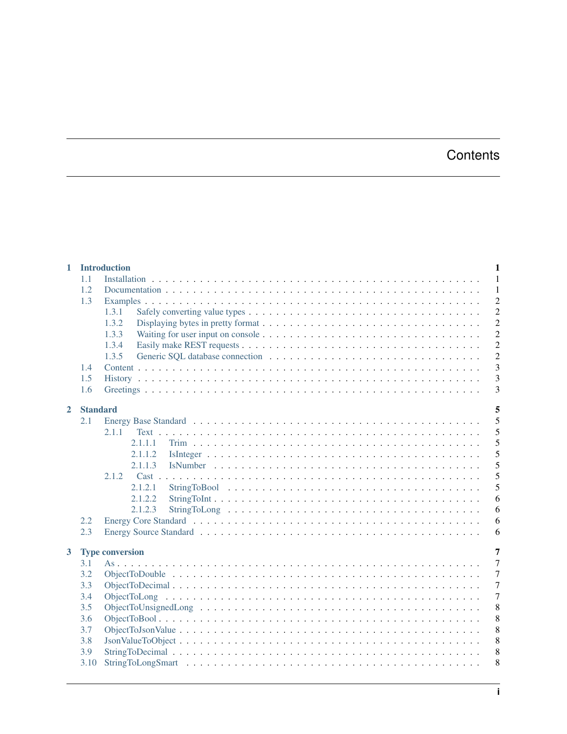# Contents

- **1 Introduction** — 1
  - 1.1 Installation — 1
  - 1.2 Documentation — 1
  - 1.3 Examples — 2
    - 1.3.1 Safely converting value types — 2
    - 1.3.2 Displaying bytes in pretty format — 2
    - 1.3.3 Waiting for user input on console — 2
    - 1.3.4 Easily make REST requests — 2
    - 1.3.5 Generic SQL database connection — 2
  - 1.4 Content — 3
  - 1.5 History — 3
  - 1.6 Greetings — 3
- **2 Standard** — 5
  - 2.1 Energy Base Standard — 5
    - 2.1.1 Text — 5
      - 2.1.1.1 Trim — 5
      - 2.1.1.2 IsInteger — 5
      - 2.1.1.3 IsNumber — 5
    - 2.1.2 Cast — 5
      - 2.1.2.1 StringToBool — 5
      - 2.1.2.2 StringToInt — 6
      - 2.1.2.3 StringToLong — 6
  - 2.2 Energy Core Standard — 6
  - 2.3 Energy Source Standard — 6
- **3 Type conversion** — 7
  - 3.1 As — 7
  - 3.2 ObjectToDouble — 7
  - 3.3 ObjectToDecimal — 7
  - 3.4 ObjectToLong — 7
  - 3.5 ObjectToUnsignedLong — 8
  - 3.6 ObjectToBool — 8
  - 3.7 ObjectToJsonValue — 8
  - 3.8 JsonValueToObject — 8
  - 3.9 StringToDecimal — 8
  - 3.10 StringToLongSmart — 8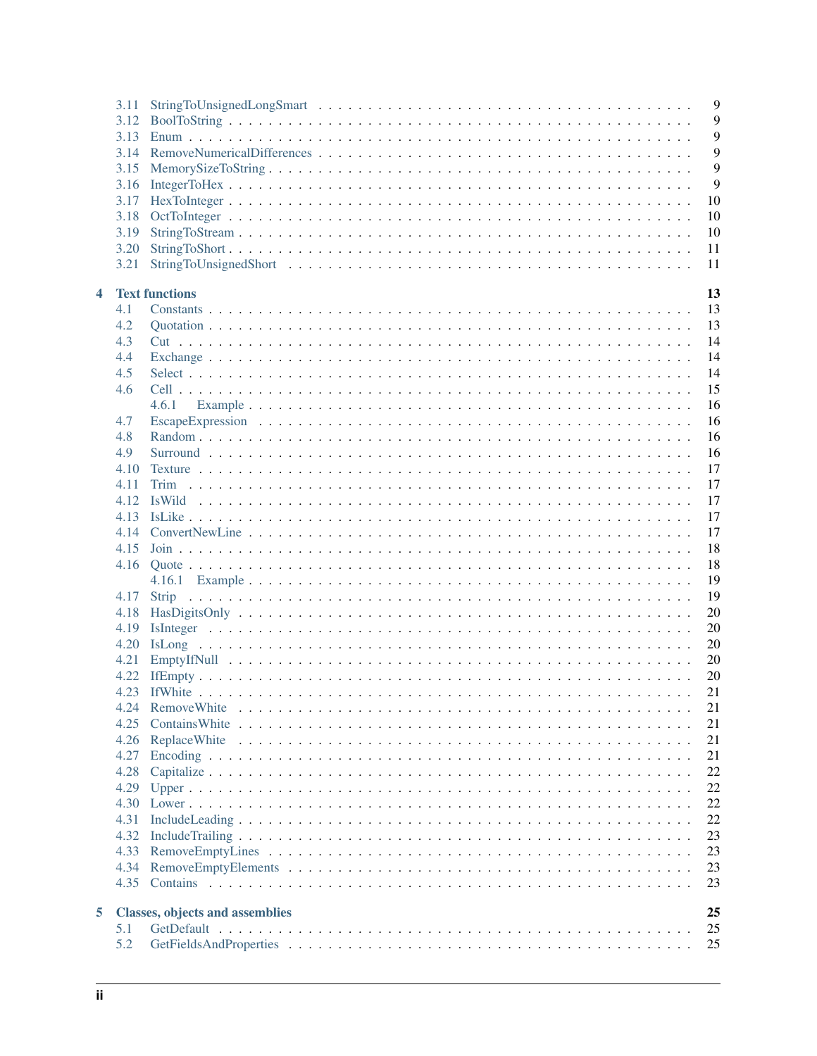- 3.11 StringToUnsignedLongSmart ... 9
- 3.12 BoolToString ... 9
- 3.13 Enum ... 9
- 3.14 RemoveNumericalDifferences ... 9
- 3.15 MemorySizeToString ... 9
- 3.16 IntegerToHex ... 9
- 3.17 HexToInteger ... 10
- 3.18 OctToInteger ... 10
- 3.19 StringToStream ... 10
- 3.20 StringToShort ... 11
- 3.21 StringToUnsignedShort ... 11

**4 Text functions** ... **13**

- 4.1 Constants ... 13
- 4.2 Quotation ... 13
- 4.3 Cut ... 14
- 4.4 Exchange ... 14
- 4.5 Select ... 14
- 4.6 Cell ... 15
  - 4.6.1 Example ... 16
- 4.7 EscapeExpression ... 16
- 4.8 Random ... 16
- 4.9 Surround ... 16
- 4.10 Texture ... 17
- 4.11 Trim ... 17
- 4.12 IsWild ... 17
- 4.13 IsLike ... 17
- 4.14 ConvertNewLine ... 17
- 4.15 Join ... 18
- 4.16 Quote ... 18
  - 4.16.1 Example ... 19
- 4.17 Strip ... 19
- 4.18 HasDigitsOnly ... 20
- 4.19 IsInteger ... 20
- 4.20 IsLong ... 20
- 4.21 EmptyIfNull ... 20
- 4.22 IfEmpty ... 20
- 4.23 IfWhite ... 21
- 4.24 RemoveWhite ... 21
- 4.25 ContainsWhite ... 21
- 4.26 ReplaceWhite ... 21
- 4.27 Encoding ... 21
- 4.28 Capitalize ... 22
- 4.29 Upper ... 22
- 4.30 Lower ... 22
- 4.31 IncludeLeading ... 22
- 4.32 IncludeTrailing ... 23
- 4.33 RemoveEmptyLines ... 23
- 4.34 RemoveEmptyElements ... 23
- 4.35 Contains ... 23

**5 Classes, objects and assemblies** ... **25**

- 5.1 GetDefault ... 25
- 5.2 GetFieldsAndProperties ... 25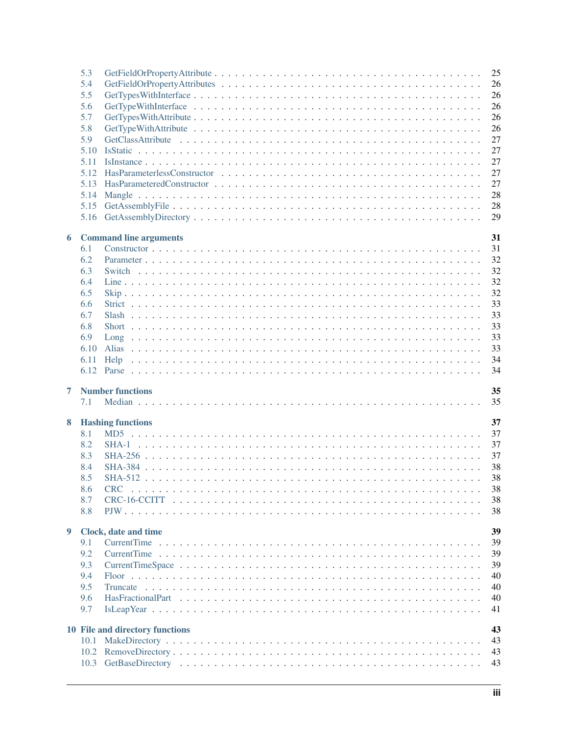- 5.3 GetFieldOrPropertyAttribute . . . . . 25
- 5.4 GetFieldOrPropertyAttributes . . . . . 26
- 5.5 GetTypesWithInterface . . . . . 26
- 5.6 GetTypeWithInterface . . . . . 26
- 5.7 GetTypesWithAttribute . . . . . 26
- 5.8 GetTypeWithAttribute . . . . . 26
- 5.9 GetClassAttribute . . . . . 27
- 5.10 IsStatic . . . . . 27
- 5.11 IsInstance . . . . . 27
- 5.12 HasParameterlessConstructor . . . . . 27
- 5.13 HasParameteredConstructor . . . . . 27
- 5.14 Mangle . . . . . 28
- 5.15 GetAssemblyFile . . . . . 28
- 5.16 GetAssemblyDirectory . . . . . 29

**6 Command line arguments** **31**

- 6.1 Constructor . . . . . 31
- 6.2 Parameter . . . . . 32
- 6.3 Switch . . . . . 32
- 6.4 Line . . . . . 32
- 6.5 Skip . . . . . 32
- 6.6 Strict . . . . . 33
- 6.7 Slash . . . . . 33
- 6.8 Short . . . . . 33
- 6.9 Long . . . . . 33
- 6.10 Alias . . . . . 33
- 6.11 Help . . . . . 34
- 6.12 Parse . . . . . 34

**7 Number functions** **35**

- 7.1 Median . . . . . 35

**8 Hashing functions** **37**

- 8.1 MD5 . . . . . 37
- 8.2 SHA-1 . . . . . 37
- 8.3 SHA-256 . . . . . 37
- 8.4 SHA-384 . . . . . 38
- 8.5 SHA-512 . . . . . 38
- 8.6 CRC . . . . . 38
- 8.7 CRC-16-CCITT . . . . . 38
- 8.8 PJW . . . . . 38

**9 Clock, date and time** **39**

- 9.1 CurrentTime . . . . . 39
- 9.2 CurrentTime . . . . . 39
- 9.3 CurrentTimeSpace . . . . . 39
- 9.4 Floor . . . . . 40
- 9.5 Truncate . . . . . 40
- 9.6 HasFractionalPart . . . . . 40
- 9.7 IsLeapYear . . . . . 41

**10 File and directory functions** **43**

- 10.1 MakeDirectory . . . . . 43
- 10.2 RemoveDirectory . . . . . 43
- 10.3 GetBaseDirectory . . . . . 43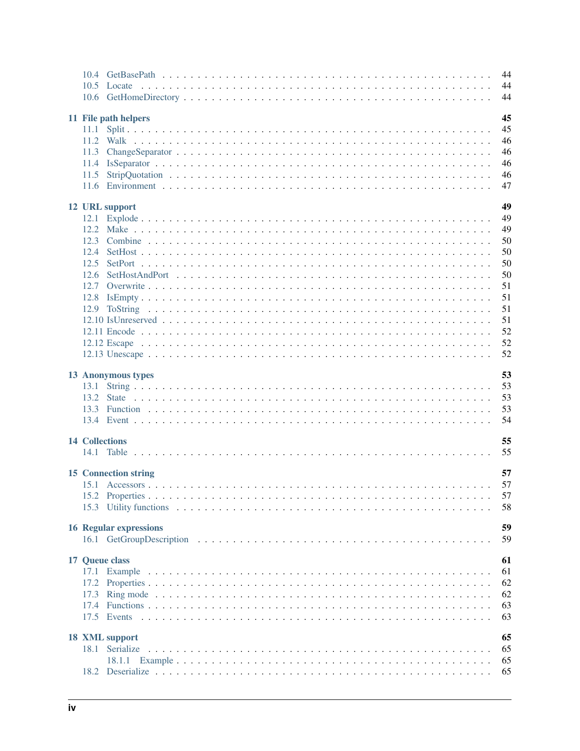- 10.4 GetBasePath . . . . . . . . . . . . . . . . . . . . . . . . . . . . . . . . . . . . . . 44
- 10.5 Locate . . . . . . . . . . . . . . . . . . . . . . . . . . . . . . . . . . . . . . . . 44
- 10.6 GetHomeDirectory . . . . . . . . . . . . . . . . . . . . . . . . . . . . . . . . . . . 44

**11 File path helpers** **45**
- 11.1 Split . . . . . . . . . . . . . . . . . . . . . . . . . . . . . . . . . . . . . . . . . 45
- 11.2 Walk . . . . . . . . . . . . . . . . . . . . . . . . . . . . . . . . . . . . . . . . . 46
- 11.3 ChangeSeparator . . . . . . . . . . . . . . . . . . . . . . . . . . . . . . . . . . . 46
- 11.4 IsSeparator . . . . . . . . . . . . . . . . . . . . . . . . . . . . . . . . . . . . . . 46
- 11.5 StripQuotation . . . . . . . . . . . . . . . . . . . . . . . . . . . . . . . . . . . . 46
- 11.6 Environment . . . . . . . . . . . . . . . . . . . . . . . . . . . . . . . . . . . . . 47

**12 URL support** **49**
- 12.1 Explode . . . . . . . . . . . . . . . . . . . . . . . . . . . . . . . . . . . . . . . 49
- 12.2 Make . . . . . . . . . . . . . . . . . . . . . . . . . . . . . . . . . . . . . . . . . 49
- 12.3 Combine . . . . . . . . . . . . . . . . . . . . . . . . . . . . . . . . . . . . . . . 50
- 12.4 SetHost . . . . . . . . . . . . . . . . . . . . . . . . . . . . . . . . . . . . . . . . 50
- 12.5 SetPort . . . . . . . . . . . . . . . . . . . . . . . . . . . . . . . . . . . . . . . . 50
- 12.6 SetHostAndPort . . . . . . . . . . . . . . . . . . . . . . . . . . . . . . . . . . . . 50
- 12.7 Overwrite . . . . . . . . . . . . . . . . . . . . . . . . . . . . . . . . . . . . . . 51
- 12.8 IsEmpty . . . . . . . . . . . . . . . . . . . . . . . . . . . . . . . . . . . . . . . 51
- 12.9 ToString . . . . . . . . . . . . . . . . . . . . . . . . . . . . . . . . . . . . . . . 51
- 12.10 IsUnreserved . . . . . . . . . . . . . . . . . . . . . . . . . . . . . . . . . . . . 51
- 12.11 Encode . . . . . . . . . . . . . . . . . . . . . . . . . . . . . . . . . . . . . . . 52
- 12.12 Escape . . . . . . . . . . . . . . . . . . . . . . . . . . . . . . . . . . . . . . . 52
- 12.13 Unescape . . . . . . . . . . . . . . . . . . . . . . . . . . . . . . . . . . . . . . 52

**13 Anonymous types** **53**
- 13.1 String . . . . . . . . . . . . . . . . . . . . . . . . . . . . . . . . . . . . . . . . 53
- 13.2 State . . . . . . . . . . . . . . . . . . . . . . . . . . . . . . . . . . . . . . . . . 53
- 13.3 Function . . . . . . . . . . . . . . . . . . . . . . . . . . . . . . . . . . . . . . . 53
- 13.4 Event . . . . . . . . . . . . . . . . . . . . . . . . . . . . . . . . . . . . . . . . . 54

**14 Collections** **55**
- 14.1 Table . . . . . . . . . . . . . . . . . . . . . . . . . . . . . . . . . . . . . . . . . 55

**15 Connection string** **57**
- 15.1 Accessors . . . . . . . . . . . . . . . . . . . . . . . . . . . . . . . . . . . . . . . 57
- 15.2 Properties . . . . . . . . . . . . . . . . . . . . . . . . . . . . . . . . . . . . . . 57
- 15.3 Utility functions . . . . . . . . . . . . . . . . . . . . . . . . . . . . . . . . . . . 58

**16 Regular expressions** **59**
- 16.1 GetGroupDescription . . . . . . . . . . . . . . . . . . . . . . . . . . . . . . . . . 59

**17 Queue class** **61**
- 17.1 Example . . . . . . . . . . . . . . . . . . . . . . . . . . . . . . . . . . . . . . . 61
- 17.2 Properties . . . . . . . . . . . . . . . . . . . . . . . . . . . . . . . . . . . . . . 62
- 17.3 Ring mode . . . . . . . . . . . . . . . . . . . . . . . . . . . . . . . . . . . . . . 62
- 17.4 Functions . . . . . . . . . . . . . . . . . . . . . . . . . . . . . . . . . . . . . . 63
- 17.5 Events . . . . . . . . . . . . . . . . . . . . . . . . . . . . . . . . . . . . . . . . 63

**18 XML support** **65**
- 18.1 Serialize . . . . . . . . . . . . . . . . . . . . . . . . . . . . . . . . . . . . . . . 65
  - 18.1.1 Example . . . . . . . . . . . . . . . . . . . . . . . . . . . . . . . . . . . . 65
- 18.2 Deserialize . . . . . . . . . . . . . . . . . . . . . . . . . . . . . . . . . . . . . 65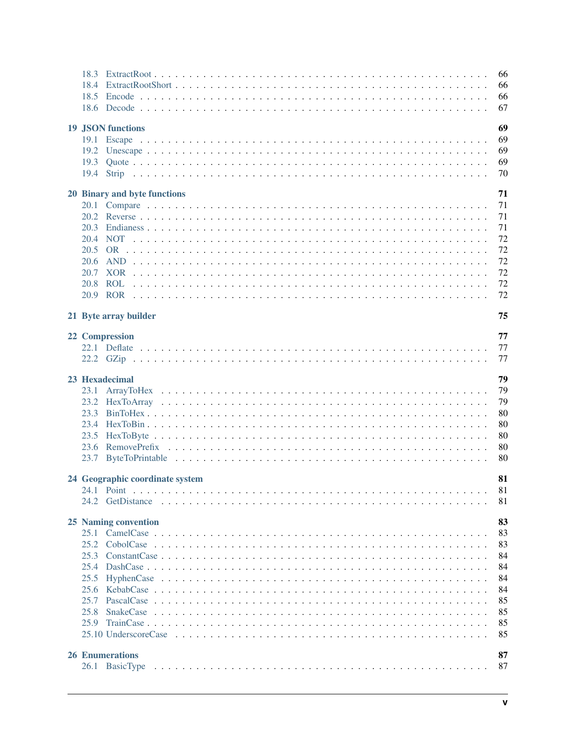- 18.3 ExtractRoot . . . . . 66
- 18.4 ExtractRootShort . . . . . 66
- 18.5 Encode . . . . . 66
- 18.6 Decode . . . . . 67

**19 JSON functions** **69**
- 19.1 Escape . . . . . 69
- 19.2 Unescape . . . . . 69
- 19.3 Quote . . . . . 69
- 19.4 Strip . . . . . 70

**20 Binary and byte functions** **71**
- 20.1 Compare . . . . . 71
- 20.2 Reverse . . . . . 71
- 20.3 Endianess . . . . . 71
- 20.4 NOT . . . . . 72
- 20.5 OR . . . . . 72
- 20.6 AND . . . . . 72
- 20.7 XOR . . . . . 72
- 20.8 ROL . . . . . 72
- 20.9 ROR . . . . . 72

**21 Byte array builder** **75**

**22 Compression** **77**
- 22.1 Deflate . . . . . 77
- 22.2 GZip . . . . . 77

**23 Hexadecimal** **79**
- 23.1 ArrayToHex . . . . . 79
- 23.2 HexToArray . . . . . 79
- 23.3 BinToHex . . . . . 80
- 23.4 HexToBin . . . . . 80
- 23.5 HexToByte . . . . . 80
- 23.6 RemovePrefix . . . . . 80
- 23.7 ByteToPrintable . . . . . 80

**24 Geographic coordinate system** **81**
- 24.1 Point . . . . . 81
- 24.2 GetDistance . . . . . 81

**25 Naming convention** **83**
- 25.1 CamelCase . . . . . 83
- 25.2 CobolCase . . . . . 83
- 25.3 ConstantCase . . . . . 84
- 25.4 DashCase . . . . . 84
- 25.5 HyphenCase . . . . . 84
- 25.6 KebabCase . . . . . 84
- 25.7 PascalCase . . . . . 85
- 25.8 SnakeCase . . . . . 85
- 25.9 TrainCase . . . . . 85
- 25.10 UnderscoreCase . . . . . 85

**26 Enumerations** **87**
- 26.1 BasicType . . . . . 87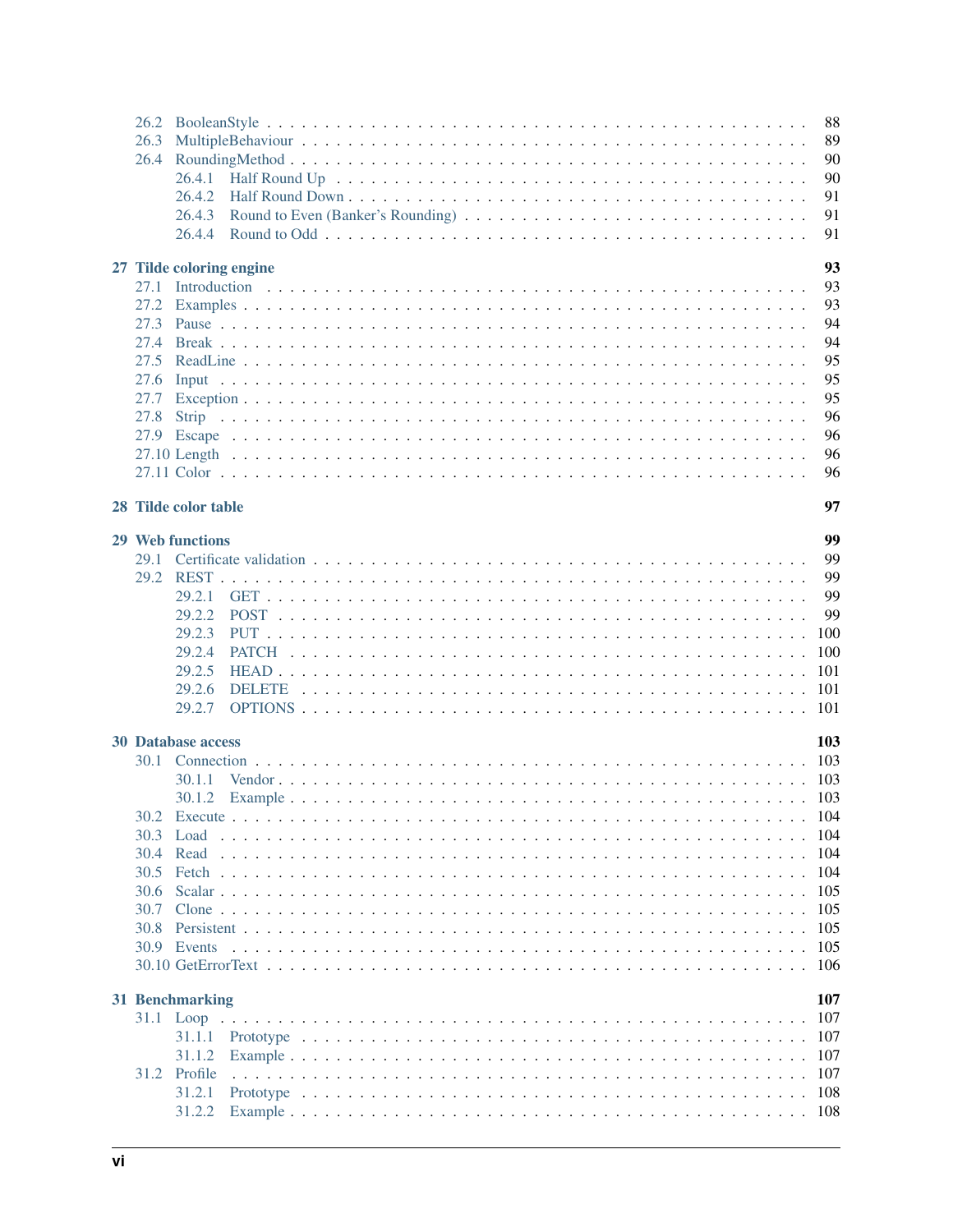- 26.2 BooleanStyle . . . . . . . . . . . . . . . . . . . . . . . . . . . . . . . . . . . . . . . 88
- 26.3 MultipleBehaviour . . . . . . . . . . . . . . . . . . . . . . . . . . . . . . . . . . . . 89
- 26.4 RoundingMethod . . . . . . . . . . . . . . . . . . . . . . . . . . . . . . . . . . . . . 90
  - 26.4.1 Half Round Up . . . . . . . . . . . . . . . . . . . . . . . . . . . . . . . . . . . 90
  - 26.4.2 Half Round Down . . . . . . . . . . . . . . . . . . . . . . . . . . . . . . . . . 91
  - 26.4.3 Round to Even (Banker's Rounding) . . . . . . . . . . . . . . . . . . . . . . . 91
  - 26.4.4 Round to Odd . . . . . . . . . . . . . . . . . . . . . . . . . . . . . . . . . . . 91

**27 Tilde coloring engine** **93**
- 27.1 Introduction . . . . . . . . . . . . . . . . . . . . . . . . . . . . . . . . . . . . . . 93
- 27.2 Examples . . . . . . . . . . . . . . . . . . . . . . . . . . . . . . . . . . . . . . . 93
- 27.3 Pause . . . . . . . . . . . . . . . . . . . . . . . . . . . . . . . . . . . . . . . . . 94
- 27.4 Break . . . . . . . . . . . . . . . . . . . . . . . . . . . . . . . . . . . . . . . . . 94
- 27.5 ReadLine . . . . . . . . . . . . . . . . . . . . . . . . . . . . . . . . . . . . . . . 95
- 27.6 Input . . . . . . . . . . . . . . . . . . . . . . . . . . . . . . . . . . . . . . . . . 95
- 27.7 Exception . . . . . . . . . . . . . . . . . . . . . . . . . . . . . . . . . . . . . . . 95
- 27.8 Strip . . . . . . . . . . . . . . . . . . . . . . . . . . . . . . . . . . . . . . . . . 96
- 27.9 Escape . . . . . . . . . . . . . . . . . . . . . . . . . . . . . . . . . . . . . . . . 96
- 27.10 Length . . . . . . . . . . . . . . . . . . . . . . . . . . . . . . . . . . . . . . . . 96
- 27.11 Color . . . . . . . . . . . . . . . . . . . . . . . . . . . . . . . . . . . . . . . . . 96

**28 Tilde color table** **97**

**29 Web functions** **99**
- 29.1 Certificate validation . . . . . . . . . . . . . . . . . . . . . . . . . . . . . . . . . 99
- 29.2 REST . . . . . . . . . . . . . . . . . . . . . . . . . . . . . . . . . . . . . . . . . 99
  - 29.2.1 GET . . . . . . . . . . . . . . . . . . . . . . . . . . . . . . . . . . . . . . . . 99
  - 29.2.2 POST . . . . . . . . . . . . . . . . . . . . . . . . . . . . . . . . . . . . . . . 99
  - 29.2.3 PUT . . . . . . . . . . . . . . . . . . . . . . . . . . . . . . . . . . . . . . . . 100
  - 29.2.4 PATCH . . . . . . . . . . . . . . . . . . . . . . . . . . . . . . . . . . . . . . 100
  - 29.2.5 HEAD . . . . . . . . . . . . . . . . . . . . . . . . . . . . . . . . . . . . . . . 101
  - 29.2.6 DELETE . . . . . . . . . . . . . . . . . . . . . . . . . . . . . . . . . . . . . . 101
  - 29.2.7 OPTIONS . . . . . . . . . . . . . . . . . . . . . . . . . . . . . . . . . . . . . 101

**30 Database access** **103**
- 30.1 Connection . . . . . . . . . . . . . . . . . . . . . . . . . . . . . . . . . . . . . . 103
  - 30.1.1 Vendor . . . . . . . . . . . . . . . . . . . . . . . . . . . . . . . . . . . . . . 103
  - 30.1.2 Example . . . . . . . . . . . . . . . . . . . . . . . . . . . . . . . . . . . . . 103
- 30.2 Execute . . . . . . . . . . . . . . . . . . . . . . . . . . . . . . . . . . . . . . . . 104
- 30.3 Load . . . . . . . . . . . . . . . . . . . . . . . . . . . . . . . . . . . . . . . . . 104
- 30.4 Read . . . . . . . . . . . . . . . . . . . . . . . . . . . . . . . . . . . . . . . . . 104
- 30.5 Fetch . . . . . . . . . . . . . . . . . . . . . . . . . . . . . . . . . . . . . . . . . 104
- 30.6 Scalar . . . . . . . . . . . . . . . . . . . . . . . . . . . . . . . . . . . . . . . . 105
- 30.7 Clone . . . . . . . . . . . . . . . . . . . . . . . . . . . . . . . . . . . . . . . . . 105
- 30.8 Persistent . . . . . . . . . . . . . . . . . . . . . . . . . . . . . . . . . . . . . . . 105
- 30.9 Events . . . . . . . . . . . . . . . . . . . . . . . . . . . . . . . . . . . . . . . . 105
- 30.10 GetErrorText . . . . . . . . . . . . . . . . . . . . . . . . . . . . . . . . . . . . . 106

**31 Benchmarking** **107**
- 31.1 Loop . . . . . . . . . . . . . . . . . . . . . . . . . . . . . . . . . . . . . . . . . 107
  - 31.1.1 Prototype . . . . . . . . . . . . . . . . . . . . . . . . . . . . . . . . . . . . . 107
  - 31.1.2 Example . . . . . . . . . . . . . . . . . . . . . . . . . . . . . . . . . . . . . 107
- 31.2 Profile . . . . . . . . . . . . . . . . . . . . . . . . . . . . . . . . . . . . . . . . 107
  - 31.2.1 Prototype . . . . . . . . . . . . . . . . . . . . . . . . . . . . . . . . . . . . . 108
  - 31.2.2 Example . . . . . . . . . . . . . . . . . . . . . . . . . . . . . . . . . . . . . 108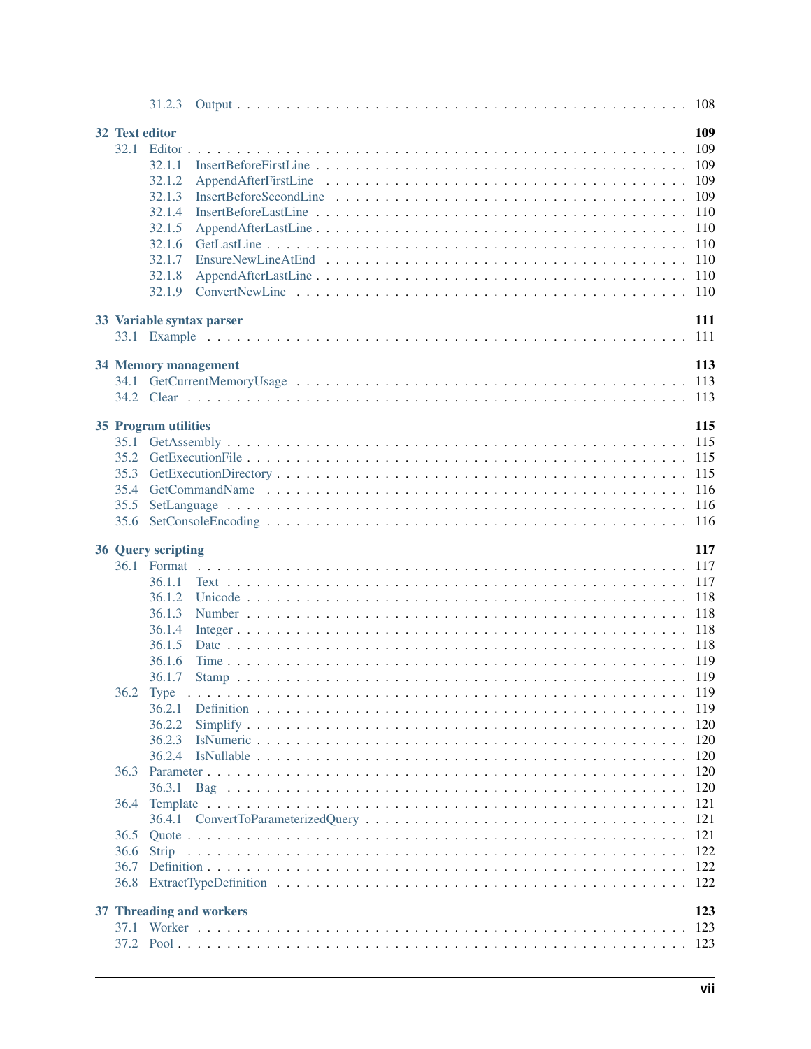- 31.2.3 Output . . . 108

**32 Text editor** **109**

- 32.1 Editor . . . 109
  - 32.1.1 InsertBeforeFirstLine . . . 109
  - 32.1.2 AppendAfterFirstLine . . . 109
  - 32.1.3 InsertBeforeSecondLine . . . 109
  - 32.1.4 InsertBeforeLastLine . . . 110
  - 32.1.5 AppendAfterLastLine . . . 110
  - 32.1.6 GetLastLine . . . 110
  - 32.1.7 EnsureNewLineAtEnd . . . 110
  - 32.1.8 AppendAfterLastLine . . . 110
  - 32.1.9 ConvertNewLine . . . 110

**33 Variable syntax parser** **111**

- 33.1 Example . . . 111

**34 Memory management** **113**

- 34.1 GetCurrentMemoryUsage . . . 113
- 34.2 Clear . . . 113

**35 Program utilities** **115**

- 35.1 GetAssembly . . . 115
- 35.2 GetExecutionFile . . . 115
- 35.3 GetExecutionDirectory . . . 115
- 35.4 GetCommandName . . . 116
- 35.5 SetLanguage . . . 116
- 35.6 SetConsoleEncoding . . . 116

**36 Query scripting** **117**

- 36.1 Format . . . 117
  - 36.1.1 Text . . . 117
  - 36.1.2 Unicode . . . 118
  - 36.1.3 Number . . . 118
  - 36.1.4 Integer . . . 118
  - 36.1.5 Date . . . 118
  - 36.1.6 Time . . . 119
  - 36.1.7 Stamp . . . 119
- 36.2 Type . . . 119
  - 36.2.1 Definition . . . 119
  - 36.2.2 Simplify . . . 120
  - 36.2.3 IsNumeric . . . 120
  - 36.2.4 IsNullable . . . 120
- 36.3 Parameter . . . 120
  - 36.3.1 Bag . . . 120
- 36.4 Template . . . 121
  - 36.4.1 ConvertToParameterizedQuery . . . 121
- 36.5 Quote . . . 121
- 36.6 Strip . . . 122
- 36.7 Definition . . . 122
- 36.8 ExtractTypeDefinition . . . 122

**37 Threading and workers** **123**

- 37.1 Worker . . . 123
- 37.2 Pool . . . 123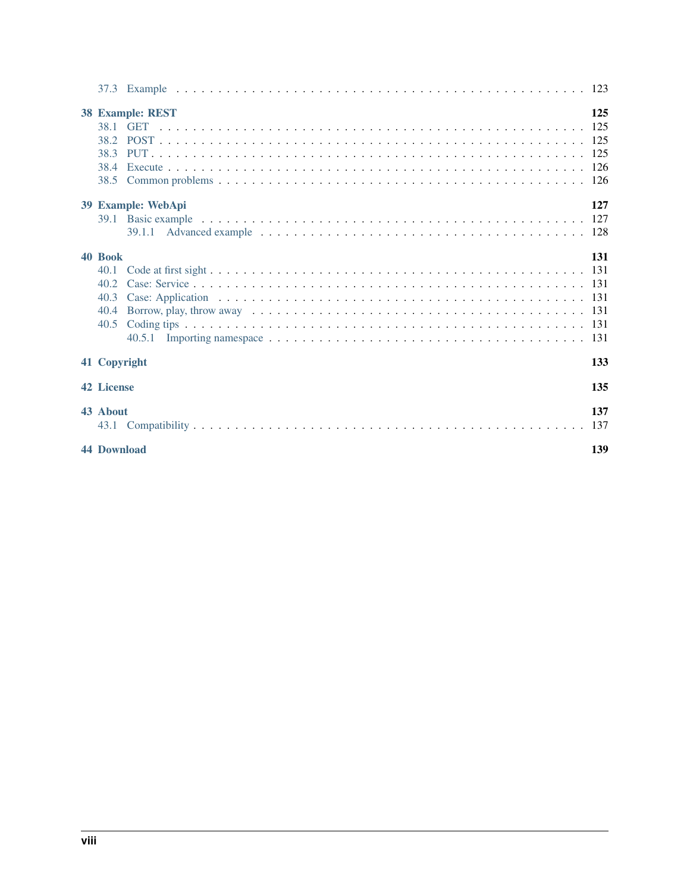- 37.3 Example . . . 123

**38 Example: REST** 125
- 38.1 GET . . . 125
- 38.2 POST . . . 125
- 38.3 PUT . . . 125
- 38.4 Execute . . . 126
- 38.5 Common problems . . . 126

**39 Example: WebApi** 127
- 39.1 Basic example . . . 127
  - 39.1.1 Advanced example . . . 128

**40 Book** 131
- 40.1 Code at first sight . . . 131
- 40.2 Case: Service . . . 131
- 40.3 Case: Application . . . 131
- 40.4 Borrow, play, throw away . . . 131
- 40.5 Coding tips . . . 131
  - 40.5.1 Importing namespace . . . 131

**41 Copyright** 133

**42 License** 135

**43 About** 137
- 43.1 Compatibility . . . 137

**44 Download** 139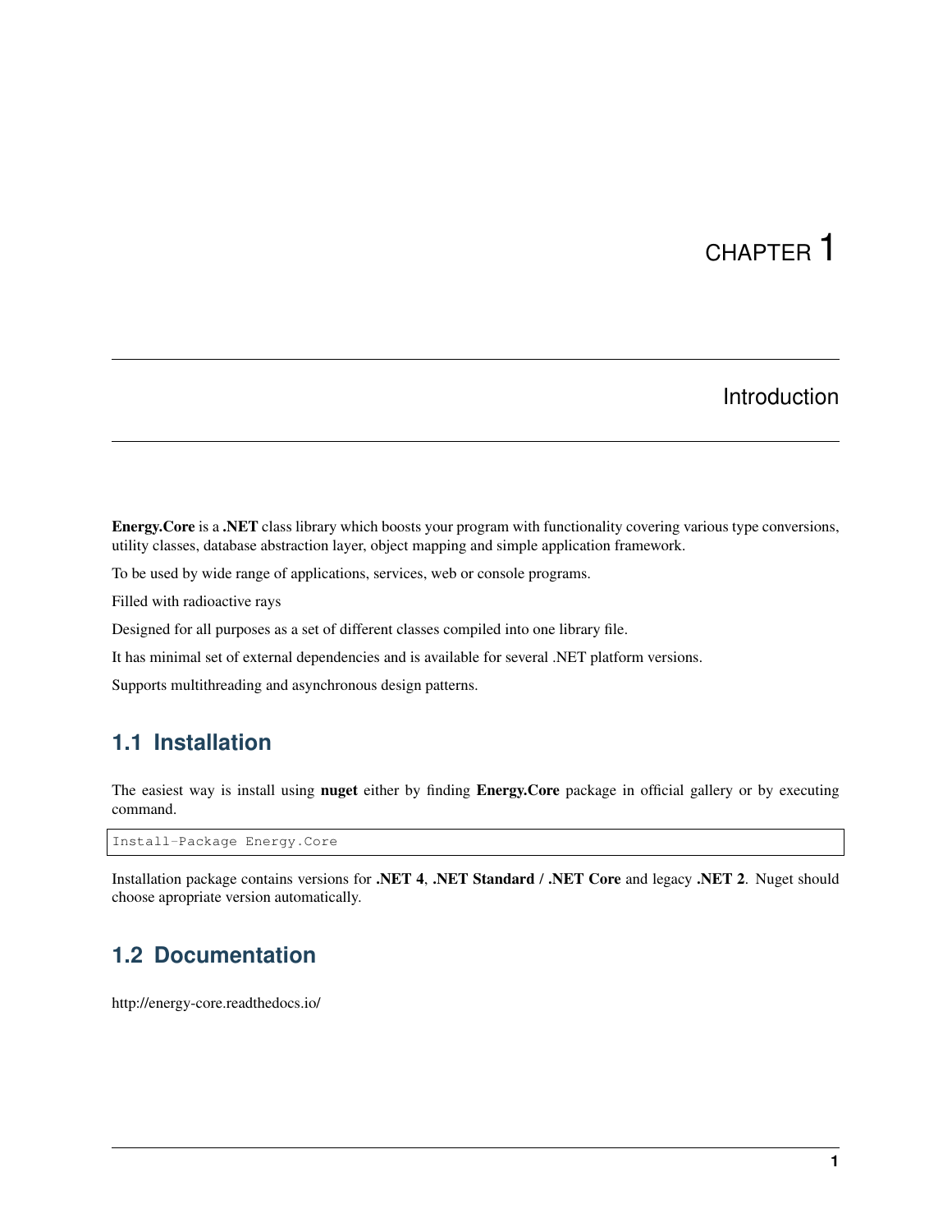# CHAPTER 1

## Introduction

**Energy.Core** is a **.NET** class library which boosts your program with functionality covering various type conversions, utility classes, database abstraction layer, object mapping and simple application framework.

To be used by wide range of applications, services, web or console programs.

Filled with radioactive rays

Designed for all purposes as a set of different classes compiled into one library file.

It has minimal set of external dependencies and is available for several .NET platform versions.

Supports multithreading and asynchronous design patterns.

### 1.1 Installation

The easiest way is install using **nuget** either by finding **Energy.Core** package in official gallery or by executing command.

```
Install-Package Energy.Core
```

Installation package contains versions for **.NET 4**, **.NET Standard / .NET Core** and legacy **.NET 2**. Nuget should choose apropriate version automatically.

### 1.2 Documentation

http://energy-core.readthedocs.io/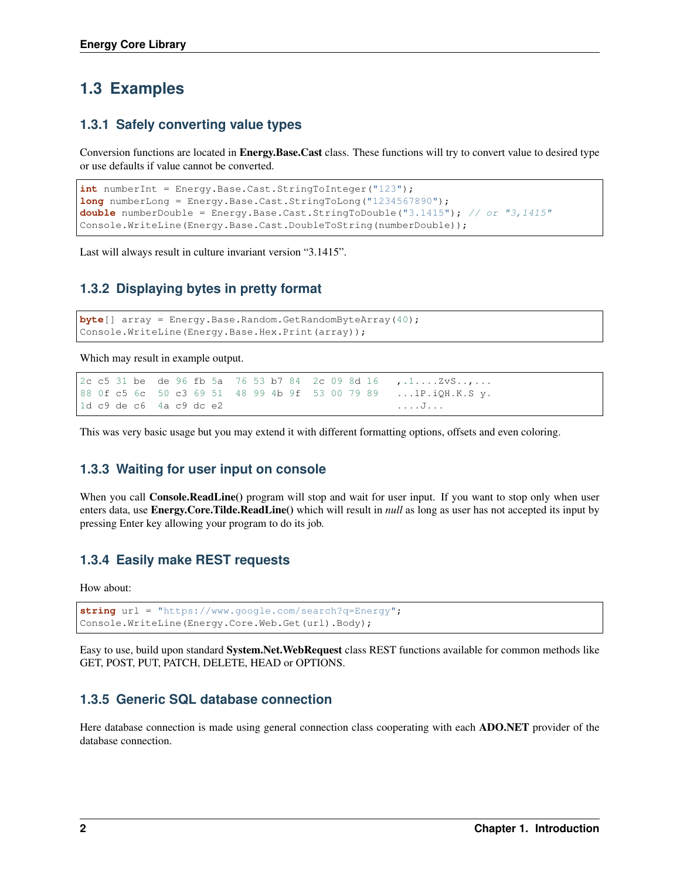## 1.3 Examples

### 1.3.1 Safely converting value types

Conversion functions are located in **Energy.Base.Cast** class. These functions will try to convert value to desired type or use defaults if value cannot be converted.

```
int numberInt = Energy.Base.Cast.StringToInteger("123");
long numberLong = Energy.Base.Cast.StringToLong("1234567890");
double numberDouble = Energy.Base.Cast.StringToDouble("3.1415"); // or "3,1415"
Console.WriteLine(Energy.Base.Cast.DoubleToString(numberDouble));
```

Last will always result in culture invariant version "3.1415".

### 1.3.2 Displaying bytes in pretty format

```
byte[] array = Energy.Base.Random.GetRandomByteArray(40);
Console.WriteLine(Energy.Base.Hex.Print(array));
```

Which may result in example output.

```
2c c5 31 be  de 96 fb 5a  76 53 b7 84  2c 09 8d 16   ,.1....ZvS..,...
88 0f c5 6c  50 c3 69 51  48 99 4b 9f  53 00 79 89   ...lP.iQH.K.S y.
1d c9 de c6  4a c9 dc e2                              ....J...
```

This was very basic usage but you may extend it with different formatting options, offsets and even coloring.

### 1.3.3 Waiting for user input on console

When you call **Console.ReadLine()** program will stop and wait for user input. If you want to stop only when user enters data, use **Energy.Core.Tilde.ReadLine()** which will result in *null* as long as user has not accepted its input by pressing Enter key allowing your program to do its job.

### 1.3.4 Easily make REST requests

How about:

```
string url = "https://www.google.com/search?q=Energy";
Console.WriteLine(Energy.Core.Web.Get(url).Body);
```

Easy to use, build upon standard **System.Net.WebRequest** class REST functions available for common methods like GET, POST, PUT, PATCH, DELETE, HEAD or OPTIONS.

### 1.3.5 Generic SQL database connection

Here database connection is made using general connection class cooperating with each **ADO.NET** provider of the database connection.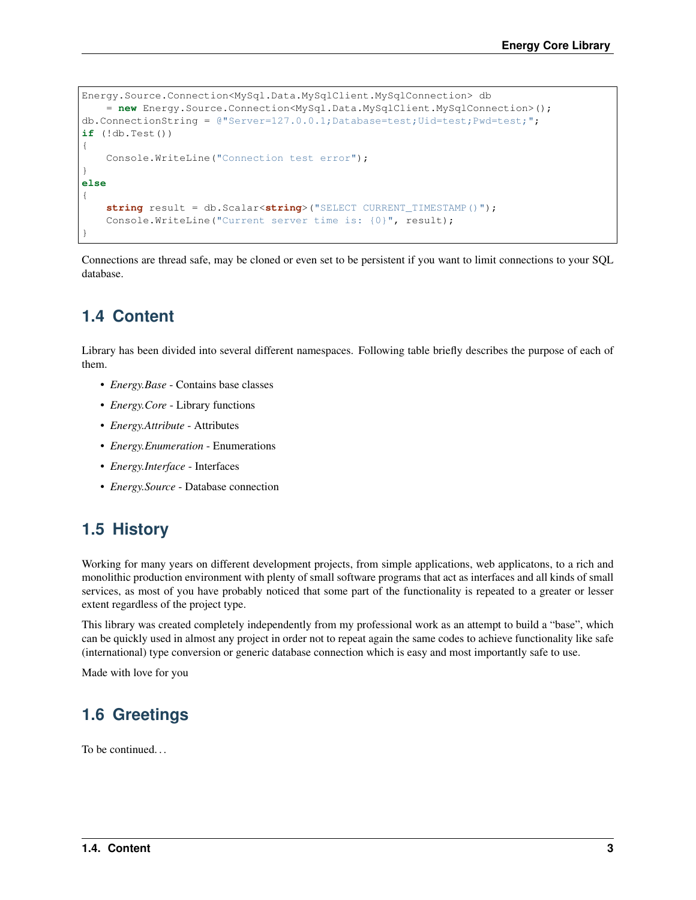```
Energy.Source.Connection<MySql.Data.MySqlClient.MySqlConnection> db
    = new Energy.Source.Connection<MySql.Data.MySqlClient.MySqlConnection>();
db.ConnectionString = @"Server=127.0.0.1;Database=test;Uid=test;Pwd=test;";
if (!db.Test())
{
    Console.WriteLine("Connection test error");
}
else
{
    string result = db.Scalar<string>("SELECT CURRENT_TIMESTAMP()");
    Console.WriteLine("Current server time is: {0}", result);
}
```

Connections are thread safe, may be cloned or even set to be persistent if you want to limit connections to your SQL database.

## 1.4 Content

Library has been divided into several different namespaces. Following table briefly describes the purpose of each of them.

- *Energy.Base* - Contains base classes
- *Energy.Core* - Library functions
- *Energy.Attribute* - Attributes
- *Energy.Enumeration* - Enumerations
- *Energy.Interface* - Interfaces
- *Energy.Source* - Database connection

## 1.5 History

Working for many years on different development projects, from simple applications, web applicatons, to a rich and monolithic production environment with plenty of small software programs that act as interfaces and all kinds of small services, as most of you have probably noticed that some part of the functionality is repeated to a greater or lesser extent regardless of the project type.

This library was created completely independently from my professional work as an attempt to build a "base", which can be quickly used in almost any project in order not to repeat again the same codes to achieve functionality like safe (international) type conversion or generic database connection which is easy and most importantly safe to use.

Made with love for you

## 1.6 Greetings

To be continued…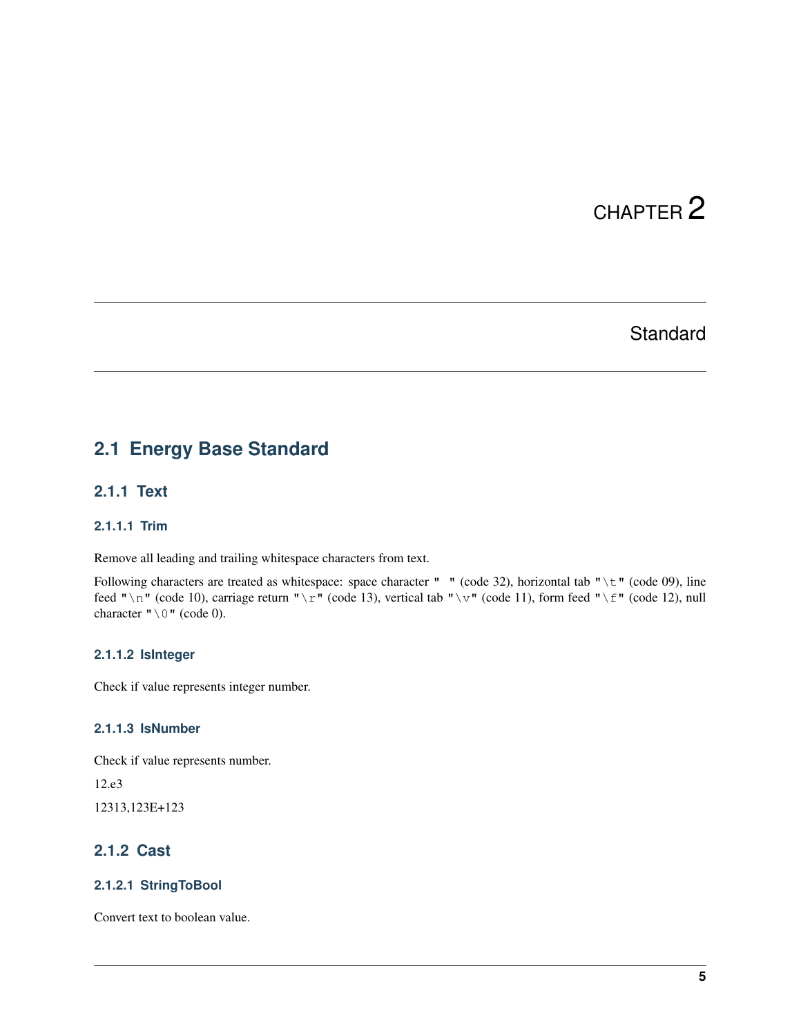# CHAPTER 2

# Standard

## 2.1 Energy Base Standard

### 2.1.1 Text

#### 2.1.1.1 Trim

Remove all leading and trailing whitespace characters from text.

Following characters are treated as whitespace: space character `" "` (code 32), horizontal tab `"\t"` (code 09), line feed `"\n"` (code 10), carriage return `"\r"` (code 13), vertical tab `"\v"` (code 11), form feed `"\f"` (code 12), null character `"\0"` (code 0).

#### 2.1.1.2 IsInteger

Check if value represents integer number.

#### 2.1.1.3 IsNumber

Check if value represents number.

12.e3

12313,123E+123

### 2.1.2 Cast

#### 2.1.2.1 StringToBool

Convert text to boolean value.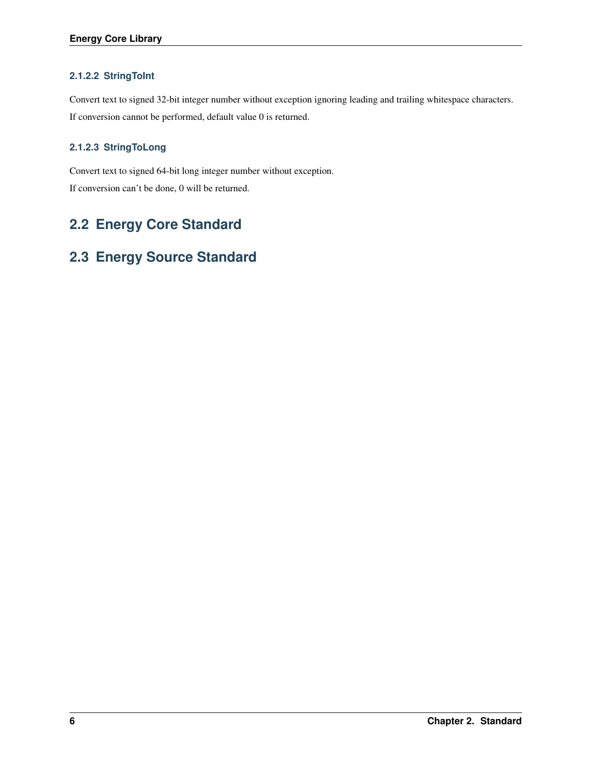#### 2.1.2.2 StringToInt

Convert text to signed 32-bit integer number without exception ignoring leading and trailing whitespace characters.

If conversion cannot be performed, default value 0 is returned.

#### 2.1.2.3 StringToLong

Convert text to signed 64-bit long integer number without exception.

If conversion can't be done, 0 will be returned.

## 2.2 Energy Core Standard

## 2.3 Energy Source Standard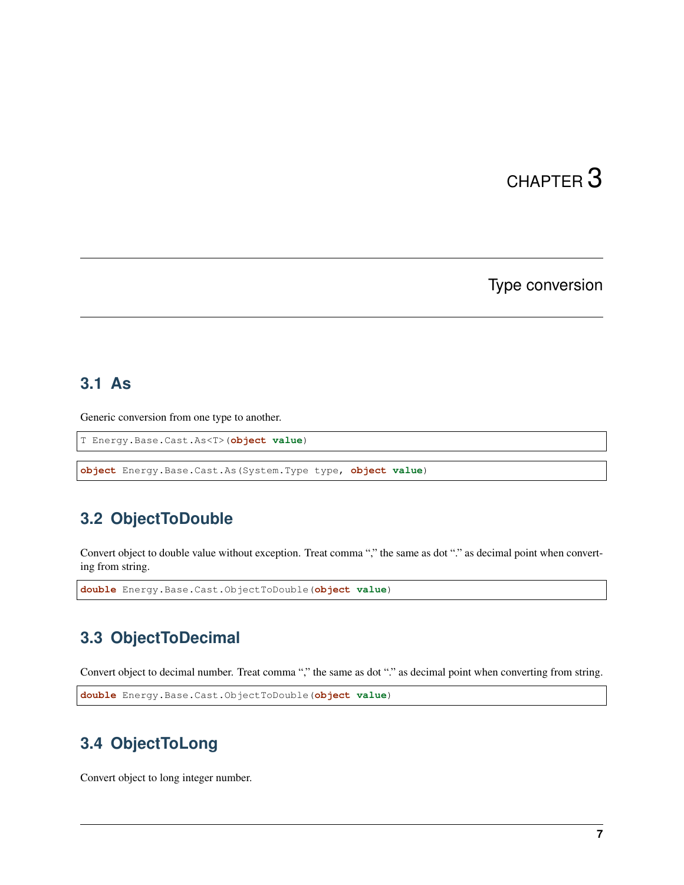# CHAPTER 3

## Type conversion

### 3.1 As

Generic conversion from one type to another.

```
T Energy.Base.Cast.As<T>(object value)
```

```
object Energy.Base.Cast.As(System.Type type, object value)
```

### 3.2 ObjectToDouble

Convert object to double value without exception. Treat comma "," the same as dot "." as decimal point when converting from string.

```
double Energy.Base.Cast.ObjectToDouble(object value)
```

### 3.3 ObjectToDecimal

Convert object to decimal number. Treat comma "," the same as dot "." as decimal point when converting from string.

```
double Energy.Base.Cast.ObjectToDouble(object value)
```

### 3.4 ObjectToLong

Convert object to long integer number.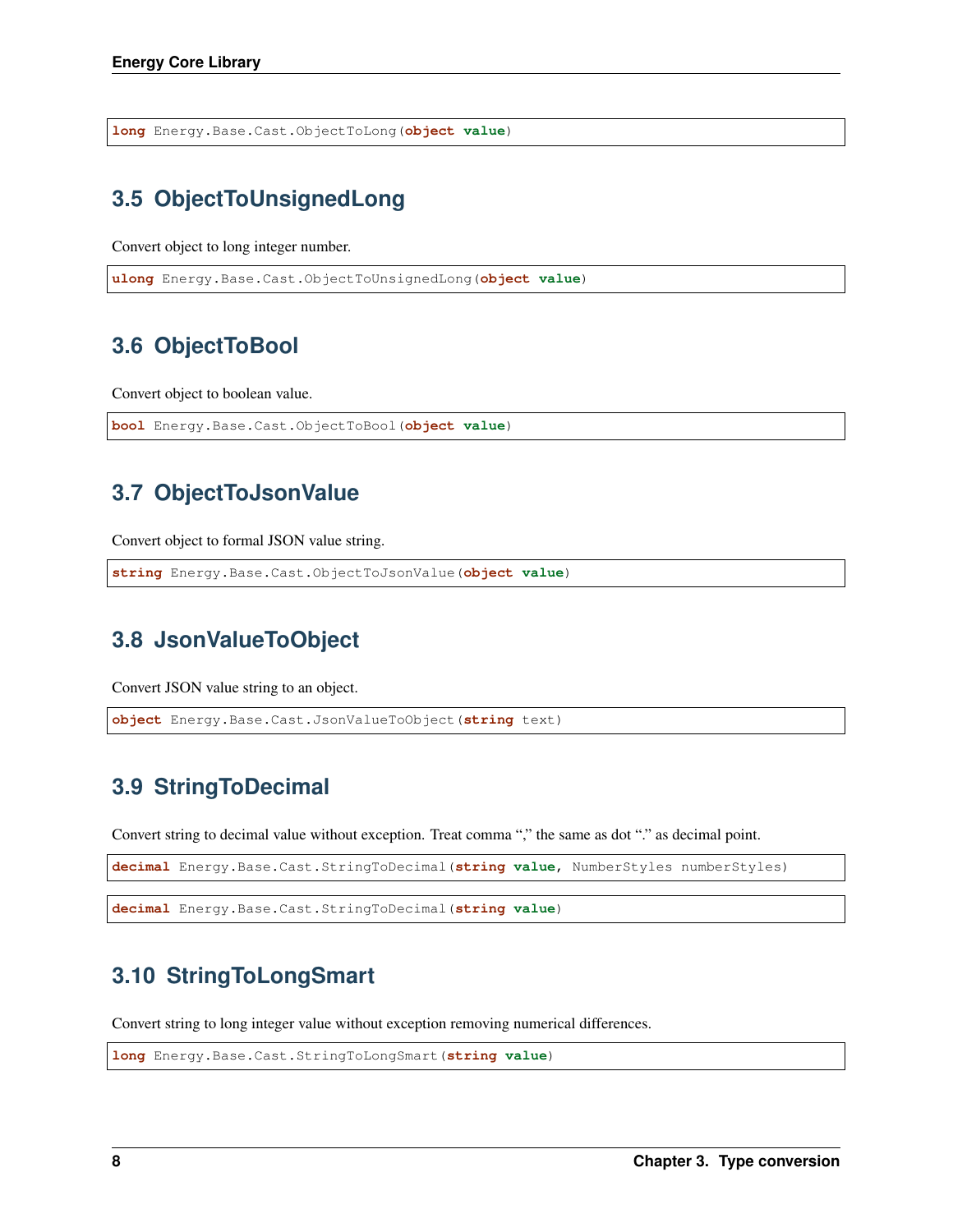```
long Energy.Base.Cast.ObjectToLong(object value)
```

## 3.5 ObjectToUnsignedLong

Convert object to long integer number.

```
ulong Energy.Base.Cast.ObjectToUnsignedLong(object value)
```

## 3.6 ObjectToBool

Convert object to boolean value.

```
bool Energy.Base.Cast.ObjectToBool(object value)
```

## 3.7 ObjectToJsonValue

Convert object to formal JSON value string.

```
string Energy.Base.Cast.ObjectToJsonValue(object value)
```

## 3.8 JsonValueToObject

Convert JSON value string to an object.

```
object Energy.Base.Cast.JsonValueToObject(string text)
```

## 3.9 StringToDecimal

Convert string to decimal value without exception. Treat comma "," the same as dot "." as decimal point.

```
decimal Energy.Base.Cast.StringToDecimal(string value, NumberStyles numberStyles)
```

```
decimal Energy.Base.Cast.StringToDecimal(string value)
```

## 3.10 StringToLongSmart

Convert string to long integer value without exception removing numerical differences.

```
long Energy.Base.Cast.StringToLongSmart(string value)
```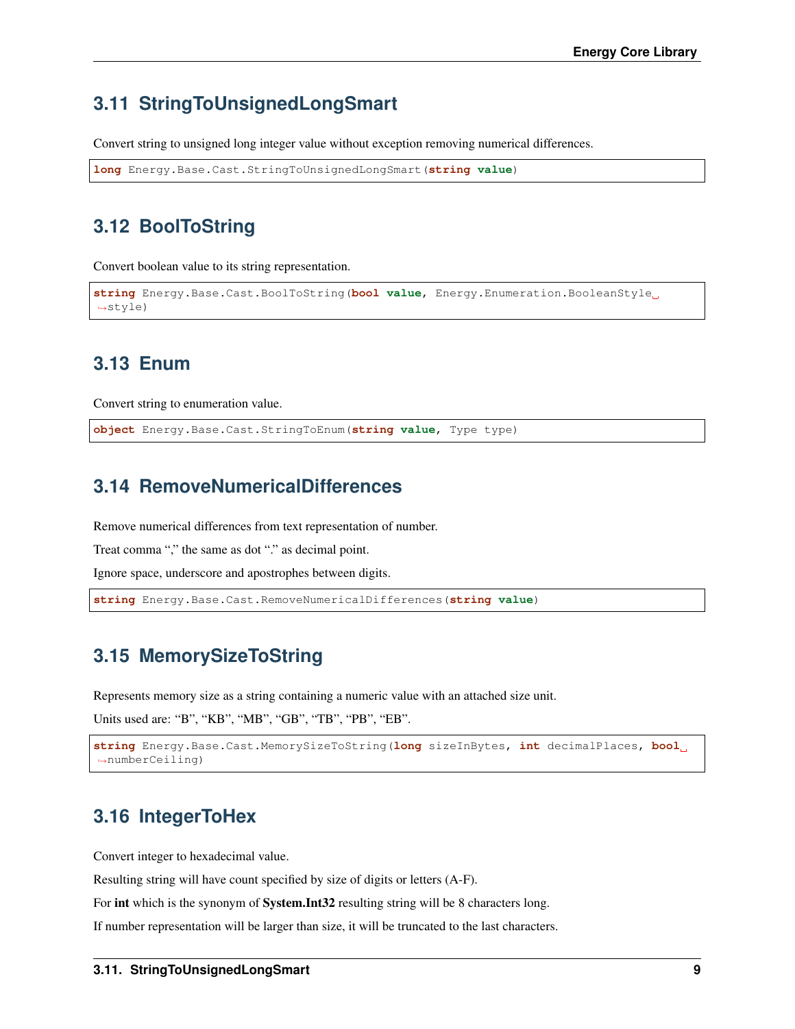## 3.11 StringToUnsignedLongSmart

Convert string to unsigned long integer value without exception removing numerical differences.

```
long Energy.Base.Cast.StringToUnsignedLongSmart(string value)
```

## 3.12 BoolToString

Convert boolean value to its string representation.

```
string Energy.Base.Cast.BoolToString(bool value, Energy.Enumeration.BooleanStyle style)
```

## 3.13 Enum

Convert string to enumeration value.

```
object Energy.Base.Cast.StringToEnum(string value, Type type)
```

## 3.14 RemoveNumericalDifferences

Remove numerical differences from text representation of number.

Treat comma "," the same as dot "." as decimal point.

Ignore space, underscore and apostrophes between digits.

```
string Energy.Base.Cast.RemoveNumericalDifferences(string value)
```

## 3.15 MemorySizeToString

Represents memory size as a string containing a numeric value with an attached size unit.

Units used are: "B", "KB", "MB", "GB", "TB", "PB", "EB".

```
string Energy.Base.Cast.MemorySizeToString(long sizeInBytes, int decimalPlaces, bool numberCeiling)
```

## 3.16 IntegerToHex

Convert integer to hexadecimal value.

Resulting string will have count specified by size of digits or letters (A-F).

For **int** which is the synonym of **System.Int32** resulting string will be 8 characters long.

If number representation will be larger than size, it will be truncated to the last characters.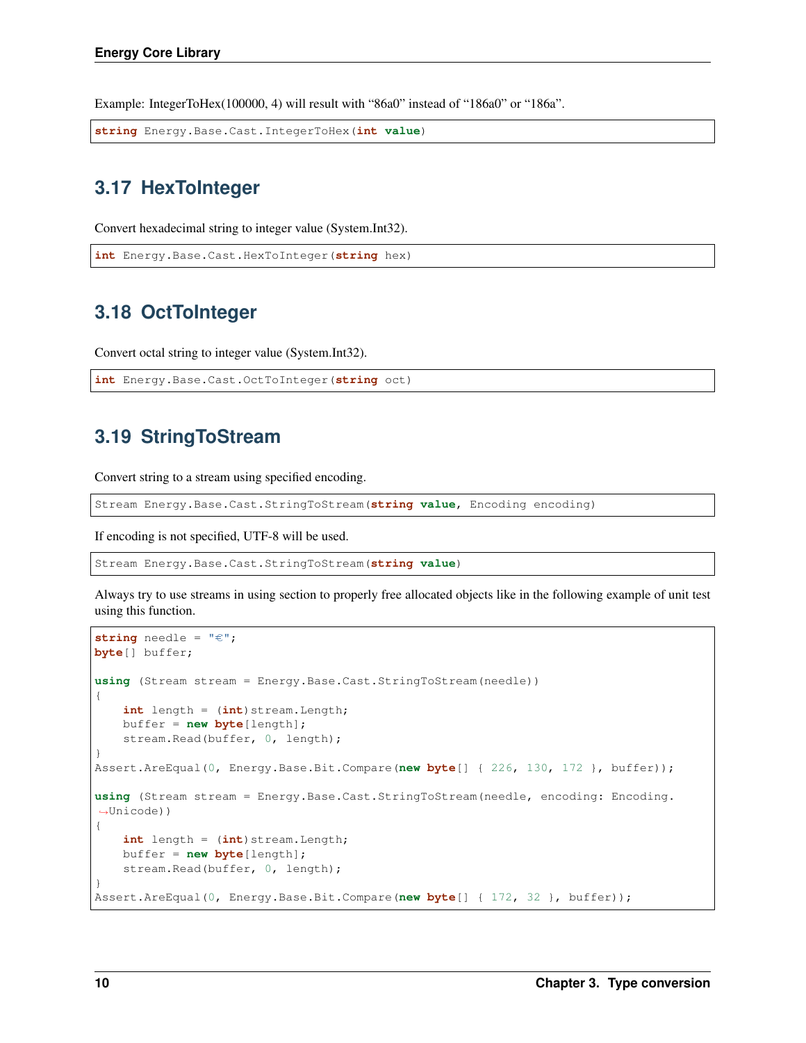Example: IntegerToHex(100000, 4) will result with “86a0” instead of “186a0” or “186a”.

```
string Energy.Base.Cast.IntegerToHex(int value)
```

## 3.17 HexToInteger

Convert hexadecimal string to integer value (System.Int32).

```
int Energy.Base.Cast.HexToInteger(string hex)
```

## 3.18 OctToInteger

Convert octal string to integer value (System.Int32).

```
int Energy.Base.Cast.OctToInteger(string oct)
```

## 3.19 StringToStream

Convert string to a stream using specified encoding.

```
Stream Energy.Base.Cast.StringToStream(string value, Encoding encoding)
```

If encoding is not specified, UTF-8 will be used.

```
Stream Energy.Base.Cast.StringToStream(string value)
```

Always try to use streams in using section to properly free allocated objects like in the following example of unit test using this function.

```
string needle = "€";
byte[] buffer;

using (Stream stream = Energy.Base.Cast.StringToStream(needle))
{
    int length = (int)stream.Length;
    buffer = new byte[length];
    stream.Read(buffer, 0, length);
}
Assert.AreEqual(0, Energy.Base.Bit.Compare(new byte[] { 226, 130, 172 }, buffer));

using (Stream stream = Energy.Base.Cast.StringToStream(needle, encoding: Encoding.
↪Unicode))
{
    int length = (int)stream.Length;
    buffer = new byte[length];
    stream.Read(buffer, 0, length);
}
Assert.AreEqual(0, Energy.Base.Bit.Compare(new byte[] { 172, 32 }, buffer));
```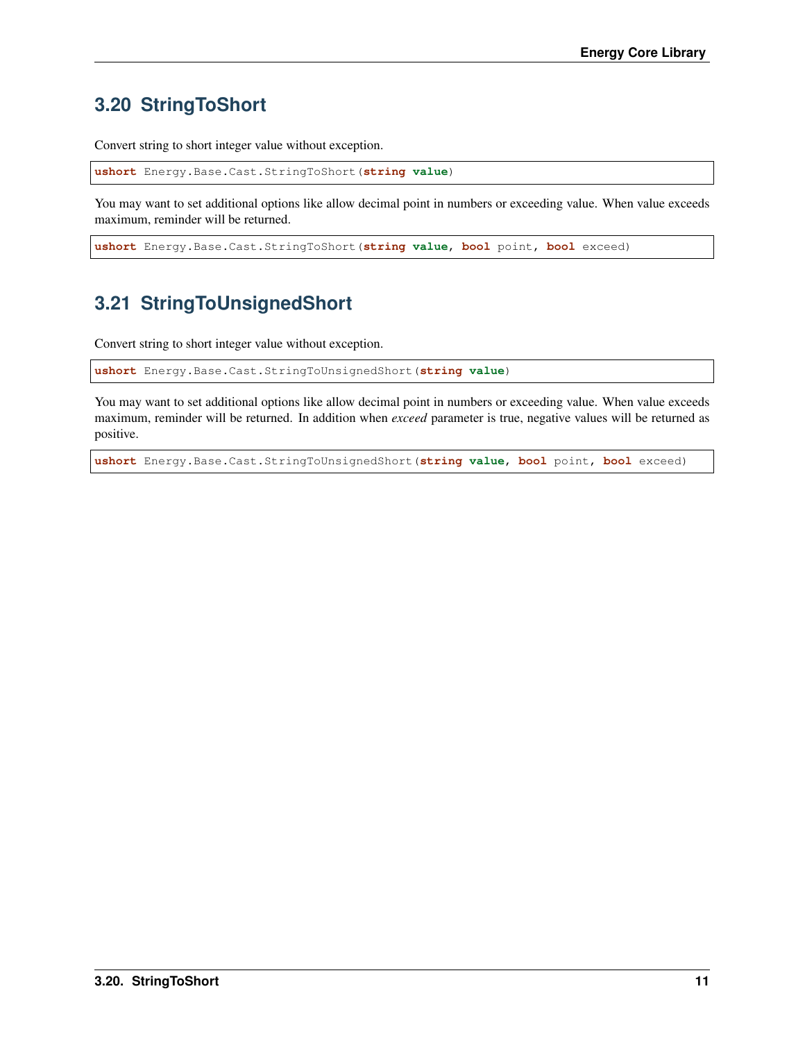## 3.20 StringToShort

Convert string to short integer value without exception.

```
ushort Energy.Base.Cast.StringToShort(string value)
```

You may want to set additional options like allow decimal point in numbers or exceeding value. When value exceeds maximum, reminder will be returned.

```
ushort Energy.Base.Cast.StringToShort(string value, bool point, bool exceed)
```

## 3.21 StringToUnsignedShort

Convert string to short integer value without exception.

```
ushort Energy.Base.Cast.StringToUnsignedShort(string value)
```

You may want to set additional options like allow decimal point in numbers or exceeding value. When value exceeds maximum, reminder will be returned. In addition when *exceed* parameter is true, negative values will be returned as positive.

```
ushort Energy.Base.Cast.StringToUnsignedShort(string value, bool point, bool exceed)
```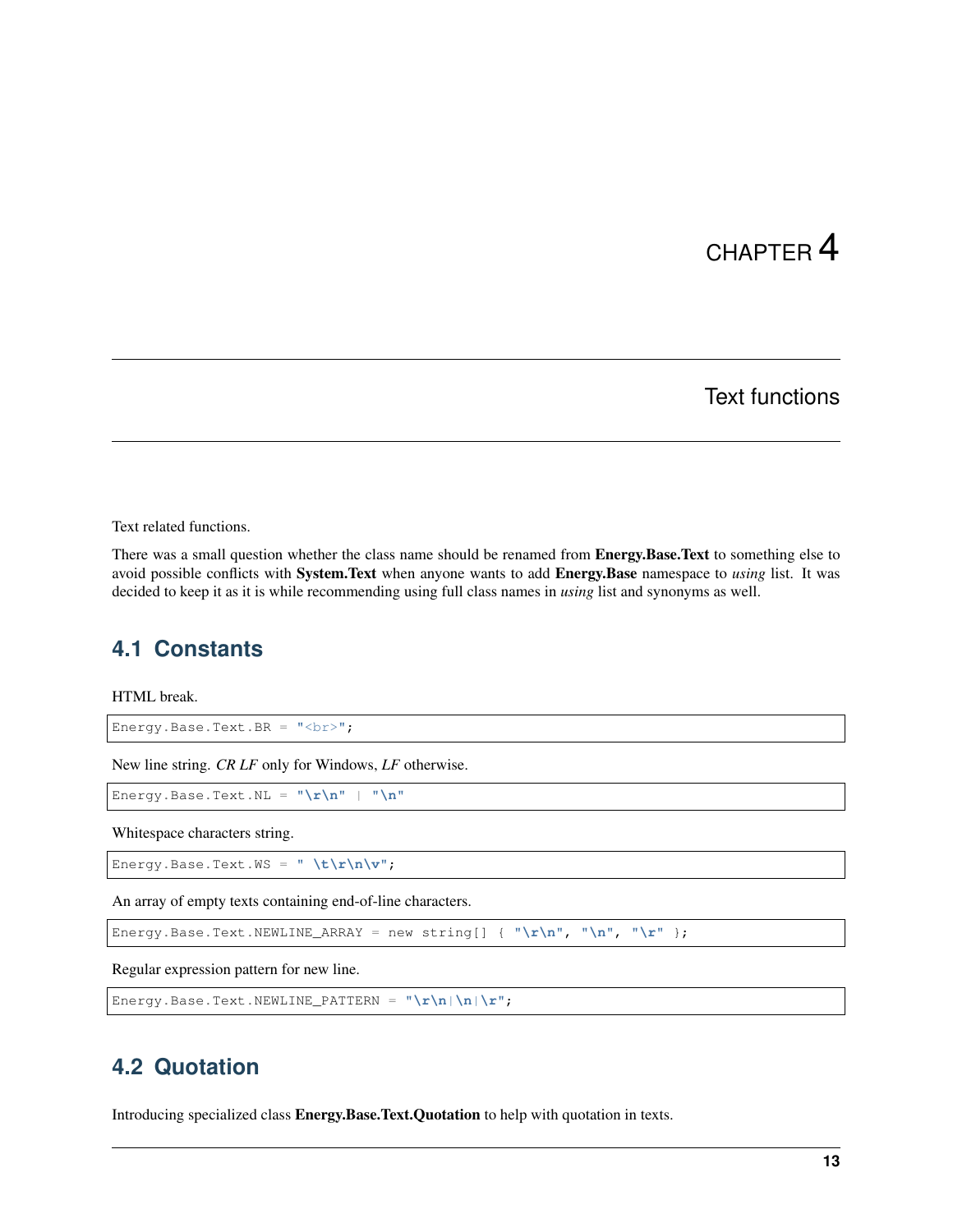# CHAPTER 4

# Text functions

Text related functions.

There was a small question whether the class name should be renamed from **Energy.Base.Text** to something else to avoid possible conflicts with **System.Text** when anyone wants to add **Energy.Base** namespace to *using* list. It was decided to keep it as it is while recommending using full class names in *using* list and synonyms as well.

## 4.1 Constants

HTML break.

```
Energy.Base.Text.BR = "<br>";
```

New line string. *CR LF* only for Windows, *LF* otherwise.

```
Energy.Base.Text.NL = "\r\n" | "\n"
```

Whitespace characters string.

```
Energy.Base.Text.WS = " \t\r\n\v";
```

An array of empty texts containing end-of-line characters.

```
Energy.Base.Text.NEWLINE_ARRAY = new string[] { "\r\n", "\n", "\r" };
```

Regular expression pattern for new line.

```
Energy.Base.Text.NEWLINE_PATTERN = "\r\n|\n|\r";
```

## 4.2 Quotation

Introducing specialized class **Energy.Base.Text.Quotation** to help with quotation in texts.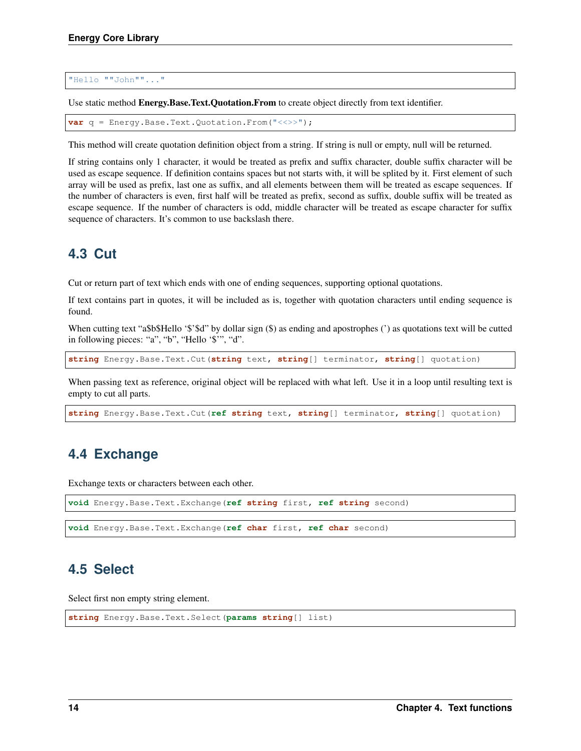```
"Hello ""John""..."
```

Use static method **Energy.Base.Text.Quotation.From** to create object directly from text identifier.

```
var q = Energy.Base.Text.Quotation.From("<<>>");
```

This method will create quotation definition object from a string. If string is null or empty, null will be returned.

If string contains only 1 character, it would be treated as prefix and suffix character, double suffix character will be used as escape sequence. If definition contains spaces but not starts with, it will be splited by it. First element of such array will be used as prefix, last one as suffix, and all elements between them will be treated as escape sequences. If the number of characters is even, first half will be treated as prefix, second as suffix, double suffix will be treated as escape sequence. If the number of characters is odd, middle character will be treated as escape character for suffix sequence of characters. It's common to use backslash there.

## 4.3 Cut

Cut or return part of text which ends with one of ending sequences, supporting optional quotations.

If text contains part in quotes, it will be included as is, together with quotation characters until ending sequence is found.

When cutting text "a$b$Hello '$'$d" by dollar sign ($) as ending and apostrophes (') as quotations text will be cutted in following pieces: "a", "b", "Hello '$'", "d".

```
string Energy.Base.Text.Cut(string text, string[] terminator, string[] quotation)
```

When passing text as reference, original object will be replaced with what left. Use it in a loop until resulting text is empty to cut all parts.

```
string Energy.Base.Text.Cut(ref string text, string[] terminator, string[] quotation)
```

## 4.4 Exchange

Exchange texts or characters between each other.

```
void Energy.Base.Text.Exchange(ref string first, ref string second)
```

```
void Energy.Base.Text.Exchange(ref char first, ref char second)
```

## 4.5 Select

Select first non empty string element.

```
string Energy.Base.Text.Select(params string[] list)
```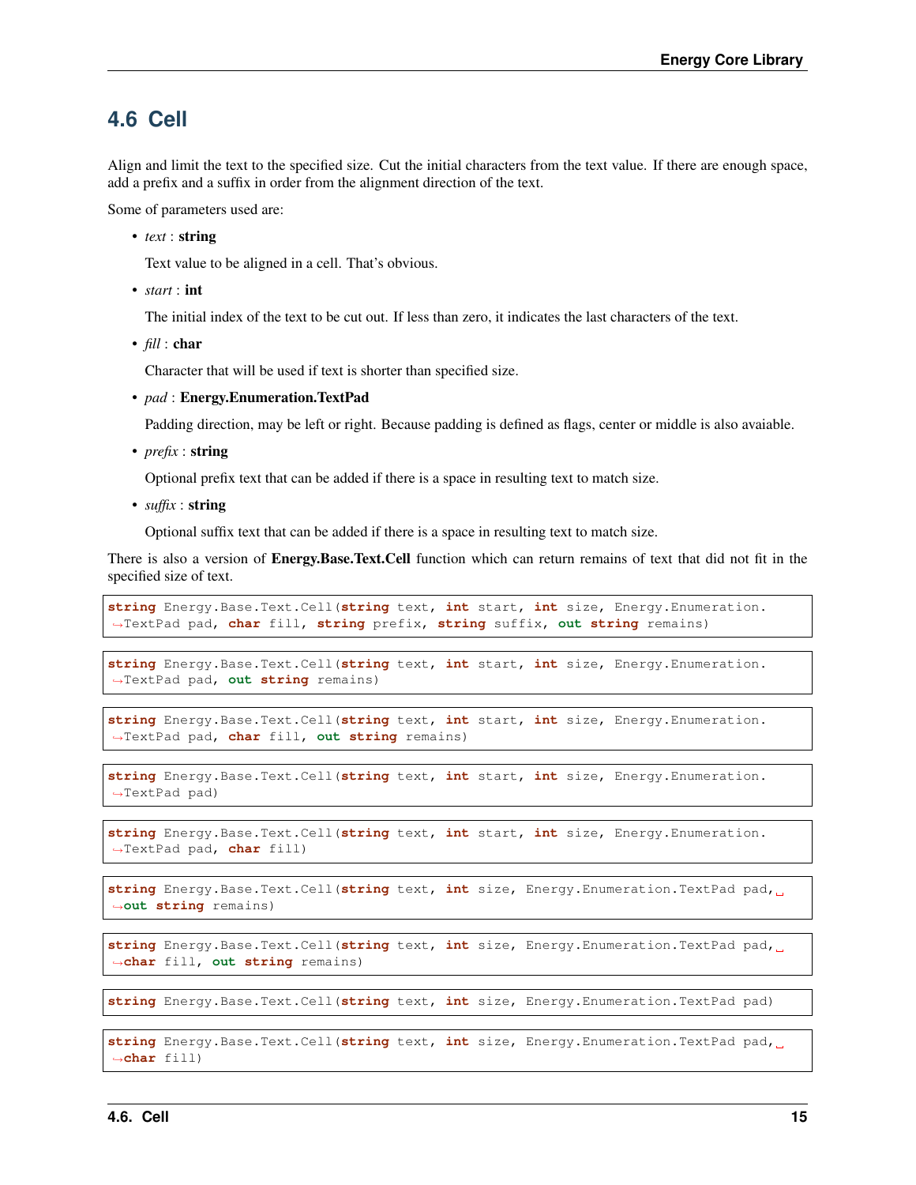## 4.6 Cell

Align and limit the text to the specified size. Cut the initial characters from the text value. If there are enough space, add a prefix and a suffix in order from the alignment direction of the text.

Some of parameters used are:

- *text* : **string**

  Text value to be aligned in a cell. That's obvious.

- *start* : **int**

  The initial index of the text to be cut out. If less than zero, it indicates the last characters of the text.

- *fill* : **char**

  Character that will be used if text is shorter than specified size.

- *pad* : **Energy.Enumeration.TextPad**

  Padding direction, may be left or right. Because padding is defined as flags, center or middle is also avaiable.

- *prefix* : **string**

  Optional prefix text that can be added if there is a space in resulting text to match size.

- *suffix* : **string**

  Optional suffix text that can be added if there is a space in resulting text to match size.

There is also a version of **Energy.Base.Text.Cell** function which can return remains of text that did not fit in the specified size of text.

```
string Energy.Base.Text.Cell(string text, int start, int size, Energy.Enumeration.TextPad pad, char fill, string prefix, string suffix, out string remains)
```

```
string Energy.Base.Text.Cell(string text, int start, int size, Energy.Enumeration.TextPad pad, out string remains)
```

```
string Energy.Base.Text.Cell(string text, int start, int size, Energy.Enumeration.TextPad pad, char fill, out string remains)
```

```
string Energy.Base.Text.Cell(string text, int start, int size, Energy.Enumeration.TextPad pad)
```

```
string Energy.Base.Text.Cell(string text, int start, int size, Energy.Enumeration.TextPad pad, char fill)
```

```
string Energy.Base.Text.Cell(string text, int size, Energy.Enumeration.TextPad pad, out string remains)
```

```
string Energy.Base.Text.Cell(string text, int size, Energy.Enumeration.TextPad pad, char fill, out string remains)
```

```
string Energy.Base.Text.Cell(string text, int size, Energy.Enumeration.TextPad pad)
```

```
string Energy.Base.Text.Cell(string text, int size, Energy.Enumeration.TextPad pad, char fill)
```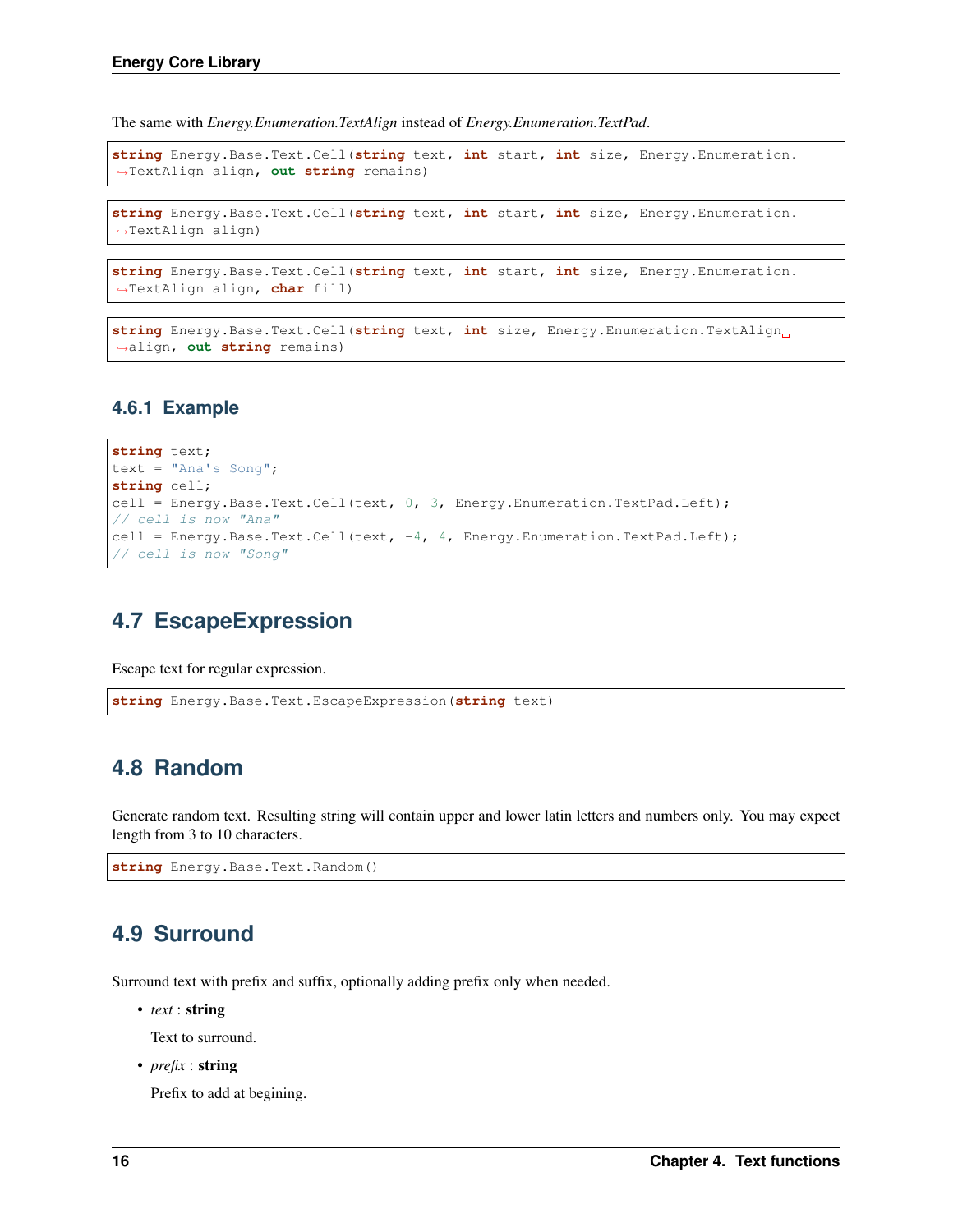The same with *Energy.Enumeration.TextAlign* instead of *Energy.Enumeration.TextPad*.

```
string Energy.Base.Text.Cell(string text, int start, int size, Energy.Enumeration.TextAlign align, out string remains)
```

```
string Energy.Base.Text.Cell(string text, int start, int size, Energy.Enumeration.TextAlign align)
```

```
string Energy.Base.Text.Cell(string text, int start, int size, Energy.Enumeration.TextAlign align, char fill)
```

```
string Energy.Base.Text.Cell(string text, int size, Energy.Enumeration.TextAlign align, out string remains)
```

### 4.6.1 Example

```
string text;
text = "Ana's Song";
string cell;
cell = Energy.Base.Text.Cell(text, 0, 3, Energy.Enumeration.TextPad.Left);
// cell is now "Ana"
cell = Energy.Base.Text.Cell(text, -4, 4, Energy.Enumeration.TextPad.Left);
// cell is now "Song"
```

## 4.7 EscapeExpression

Escape text for regular expression.

```
string Energy.Base.Text.EscapeExpression(string text)
```

## 4.8 Random

Generate random text. Resulting string will contain upper and lower latin letters and numbers only. You may expect length from 3 to 10 characters.

```
string Energy.Base.Text.Random()
```

## 4.9 Surround

Surround text with prefix and suffix, optionally adding prefix only when needed.

- *text* : **string**

  Text to surround.

- *prefix* : **string**

  Prefix to add at begining.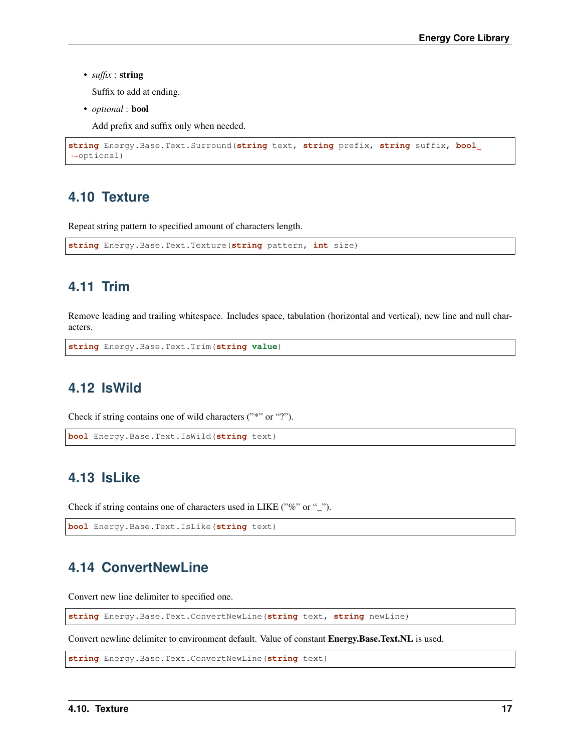- *suffix* : **string**

  Suffix to add at ending.

- *optional* : **bool**

  Add prefix and suffix only when needed.

```
string Energy.Base.Text.Surround(string text, string prefix, string suffix, bool optional)
```

## 4.10 Texture

Repeat string pattern to specified amount of characters length.

```
string Energy.Base.Text.Texture(string pattern, int size)
```

## 4.11 Trim

Remove leading and trailing whitespace. Includes space, tabulation (horizontal and vertical), new line and null characters.

```
string Energy.Base.Text.Trim(string value)
```

## 4.12 IsWild

Check if string contains one of wild characters ("*" or "?").

```
bool Energy.Base.Text.IsWild(string text)
```

## 4.13 IsLike

Check if string contains one of characters used in LIKE ("%" or "_").

```
bool Energy.Base.Text.IsLike(string text)
```

## 4.14 ConvertNewLine

Convert new line delimiter to specified one.

```
string Energy.Base.Text.ConvertNewLine(string text, string newLine)
```

Convert newline delimiter to environment default. Value of constant **Energy.Base.Text.NL** is used.

```
string Energy.Base.Text.ConvertNewLine(string text)
```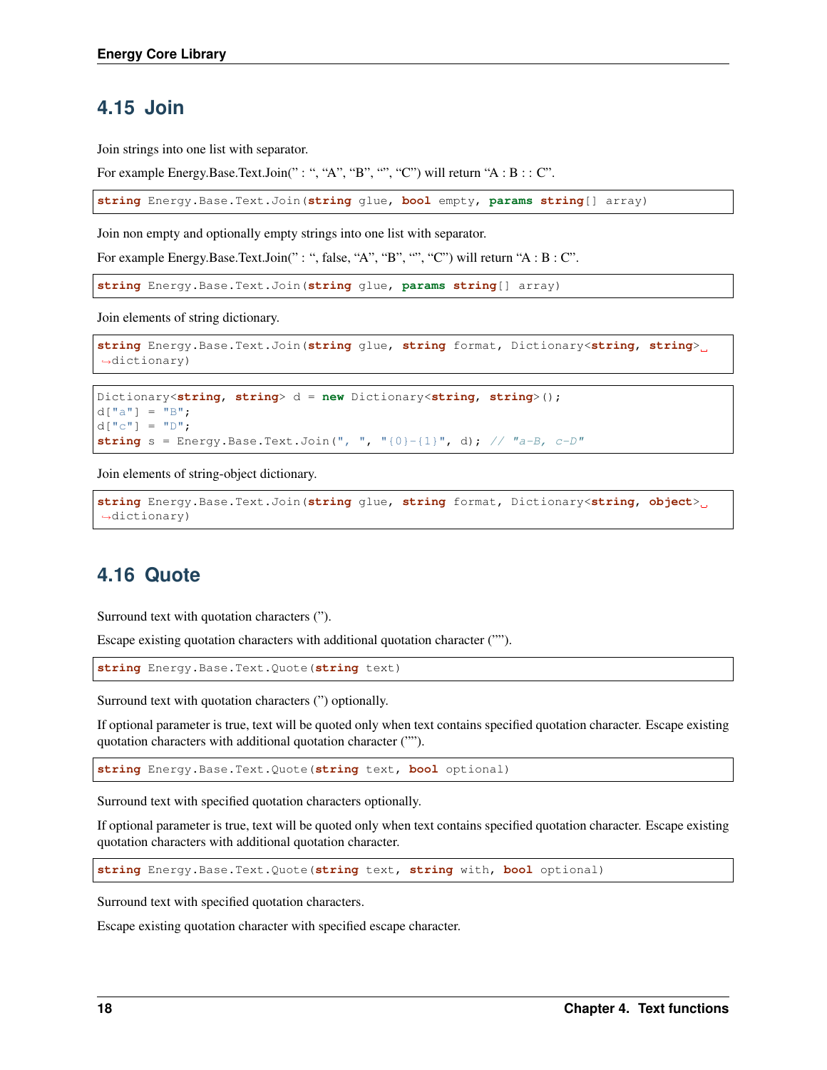## 4.15 Join

Join strings into one list with separator.

For example Energy.Base.Text.Join(" : ", "A", "B", "", "C") will return "A : B : : C".

```
string Energy.Base.Text.Join(string glue, bool empty, params string[] array)
```

Join non empty and optionally empty strings into one list with separator.

For example Energy.Base.Text.Join(" : ", false, "A", "B", "", "C") will return "A : B : C".

```
string Energy.Base.Text.Join(string glue, params string[] array)
```

Join elements of string dictionary.

```
string Energy.Base.Text.Join(string glue, string format, Dictionary<string, string> dictionary)
```

```
Dictionary<string, string> d = new Dictionary<string, string>();
d["a"] = "B";
d["c"] = "D";
string s = Energy.Base.Text.Join(", ", "{0}-{1}", d); // "a-B, c-D"
```

Join elements of string-object dictionary.

```
string Energy.Base.Text.Join(string glue, string format, Dictionary<string, object> dictionary)
```

## 4.16 Quote

Surround text with quotation characters (").

Escape existing quotation characters with additional quotation character ("").

```
string Energy.Base.Text.Quote(string text)
```

Surround text with quotation characters (") optionally.

If optional parameter is true, text will be quoted only when text contains specified quotation character. Escape existing quotation characters with additional quotation character ("").

```
string Energy.Base.Text.Quote(string text, bool optional)
```

Surround text with specified quotation characters optionally.

If optional parameter is true, text will be quoted only when text contains specified quotation character. Escape existing quotation characters with additional quotation character.

```
string Energy.Base.Text.Quote(string text, string with, bool optional)
```

Surround text with specified quotation characters.

Escape existing quotation character with specified escape character.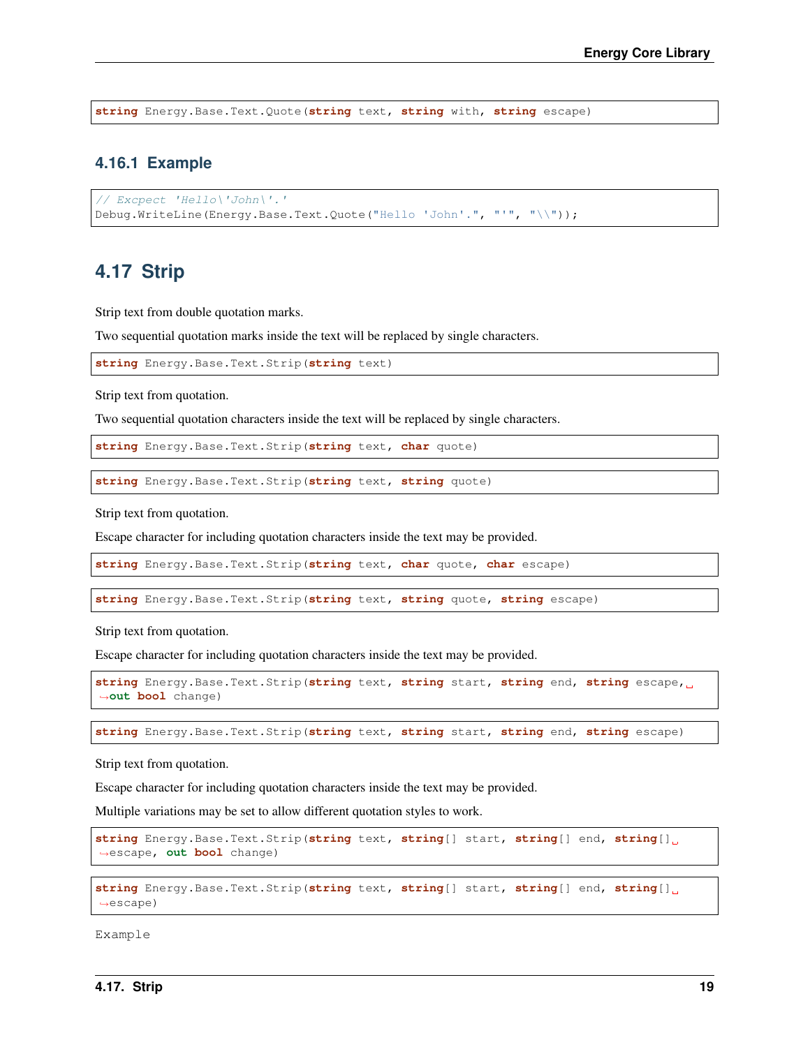```
string Energy.Base.Text.Quote(string text, string with, string escape)
```

### 4.16.1 Example

```
// Excpect 'Hello\'John\'.'
Debug.WriteLine(Energy.Base.Text.Quote("Hello 'John'.", "'", "\\"));
```

## 4.17 Strip

Strip text from double quotation marks.

Two sequential quotation marks inside the text will be replaced by single characters.

```
string Energy.Base.Text.Strip(string text)
```

Strip text from quotation.

Two sequential quotation characters inside the text will be replaced by single characters.

```
string Energy.Base.Text.Strip(string text, char quote)
```

```
string Energy.Base.Text.Strip(string text, string quote)
```

Strip text from quotation.

Escape character for including quotation characters inside the text may be provided.

```
string Energy.Base.Text.Strip(string text, char quote, char escape)
```

```
string Energy.Base.Text.Strip(string text, string quote, string escape)
```

Strip text from quotation.

Escape character for including quotation characters inside the text may be provided.

```
string Energy.Base.Text.Strip(string text, string start, string end, string escape, out bool change)
```

```
string Energy.Base.Text.Strip(string text, string start, string end, string escape)
```

Strip text from quotation.

Escape character for including quotation characters inside the text may be provided.

Multiple variations may be set to allow different quotation styles to work.

```
string Energy.Base.Text.Strip(string text, string[] start, string[] end, string[] escape, out bool change)
```

```
string Energy.Base.Text.Strip(string text, string[] start, string[] end, string[] escape)
```

```
Example
```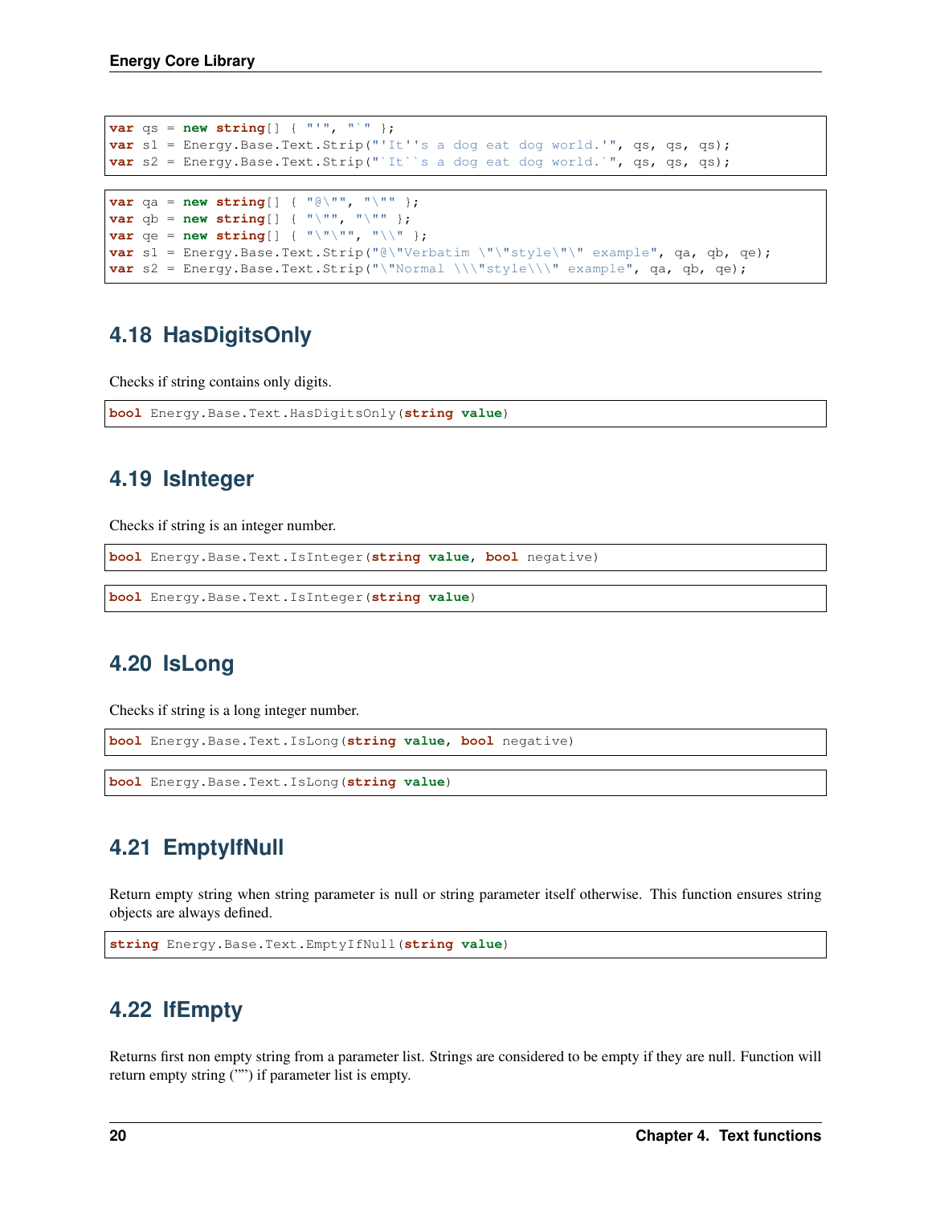```
var qs = new string[] { "'", "`" };
var s1 = Energy.Base.Text.Strip("'It''s a dog eat dog world.'", qs, qs, qs);
var s2 = Energy.Base.Text.Strip("`It``s a dog eat dog world.`", qs, qs, qs);
```

```
var qa = new string[] { "@\"", "\"" };
var qb = new string[] { "\"", "\"" };
var qe = new string[] { "\"\"", "\\" };
var s1 = Energy.Base.Text.Strip("@\"Verbatim \"\"style\"\" example", qa, qb, qe);
var s2 = Energy.Base.Text.Strip("\"Normal \\\"style\\\" example", qa, qb, qe);
```

## 4.18 HasDigitsOnly

Checks if string contains only digits.

```
bool Energy.Base.Text.HasDigitsOnly(string value)
```

## 4.19 IsInteger

Checks if string is an integer number.

```
bool Energy.Base.Text.IsInteger(string value, bool negative)
```

```
bool Energy.Base.Text.IsInteger(string value)
```

## 4.20 IsLong

Checks if string is a long integer number.

```
bool Energy.Base.Text.IsLong(string value, bool negative)
```

```
bool Energy.Base.Text.IsLong(string value)
```

## 4.21 EmptyIfNull

Return empty string when string parameter is null or string parameter itself otherwise. This function ensures string objects are always defined.

```
string Energy.Base.Text.EmptyIfNull(string value)
```

## 4.22 IfEmpty

Returns first non empty string from a parameter list. Strings are considered to be empty if they are null. Function will return empty string ("") if parameter list is empty.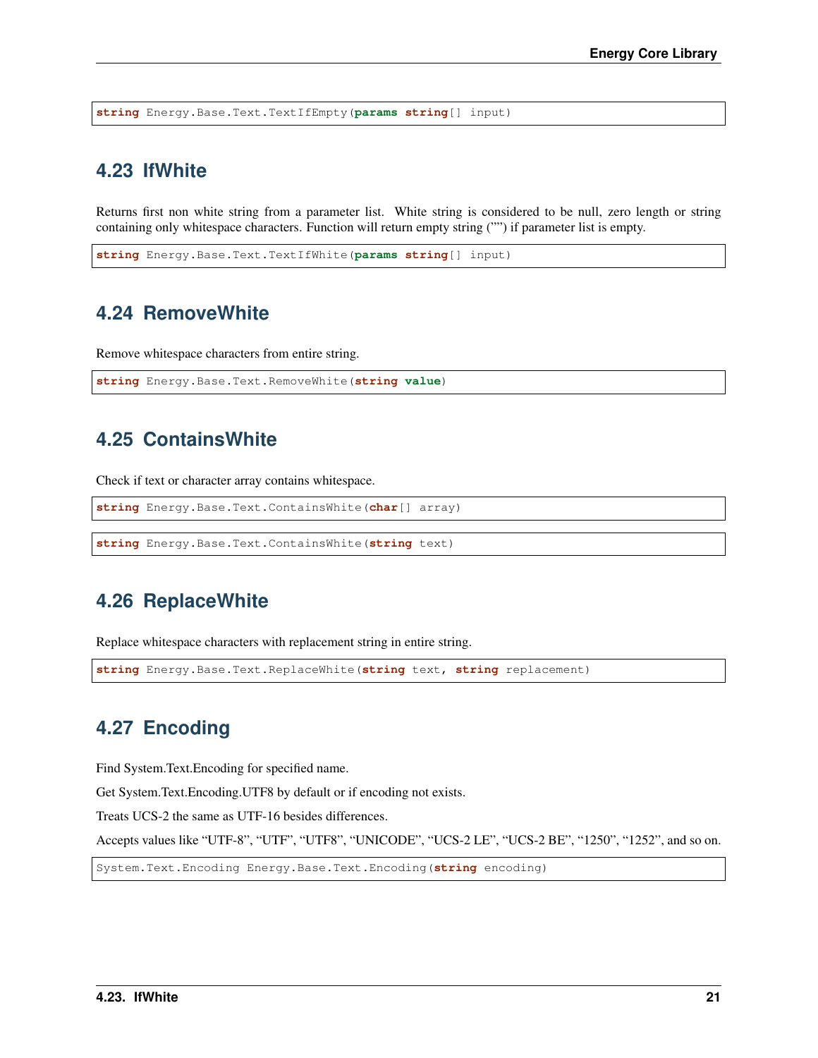```
string Energy.Base.Text.TextIfEmpty(params string[] input)
```

## 4.23 IfWhite

Returns first non white string from a parameter list. White string is considered to be null, zero length or string containing only whitespace characters. Function will return empty string ("") if parameter list is empty.

```
string Energy.Base.Text.TextIfWhite(params string[] input)
```

## 4.24 RemoveWhite

Remove whitespace characters from entire string.

```
string Energy.Base.Text.RemoveWhite(string value)
```

## 4.25 ContainsWhite

Check if text or character array contains whitespace.

```
string Energy.Base.Text.ContainsWhite(char[] array)
```

```
string Energy.Base.Text.ContainsWhite(string text)
```

## 4.26 ReplaceWhite

Replace whitespace characters with replacement string in entire string.

```
string Energy.Base.Text.ReplaceWhite(string text, string replacement)
```

## 4.27 Encoding

Find System.Text.Encoding for specified name.

Get System.Text.Encoding.UTF8 by default or if encoding not exists.

Treats UCS-2 the same as UTF-16 besides differences.

Accepts values like "UTF-8", "UTF", "UTF8", "UNICODE", "UCS-2 LE", "UCS-2 BE", "1250", "1252", and so on.

```
System.Text.Encoding Energy.Base.Text.Encoding(string encoding)
```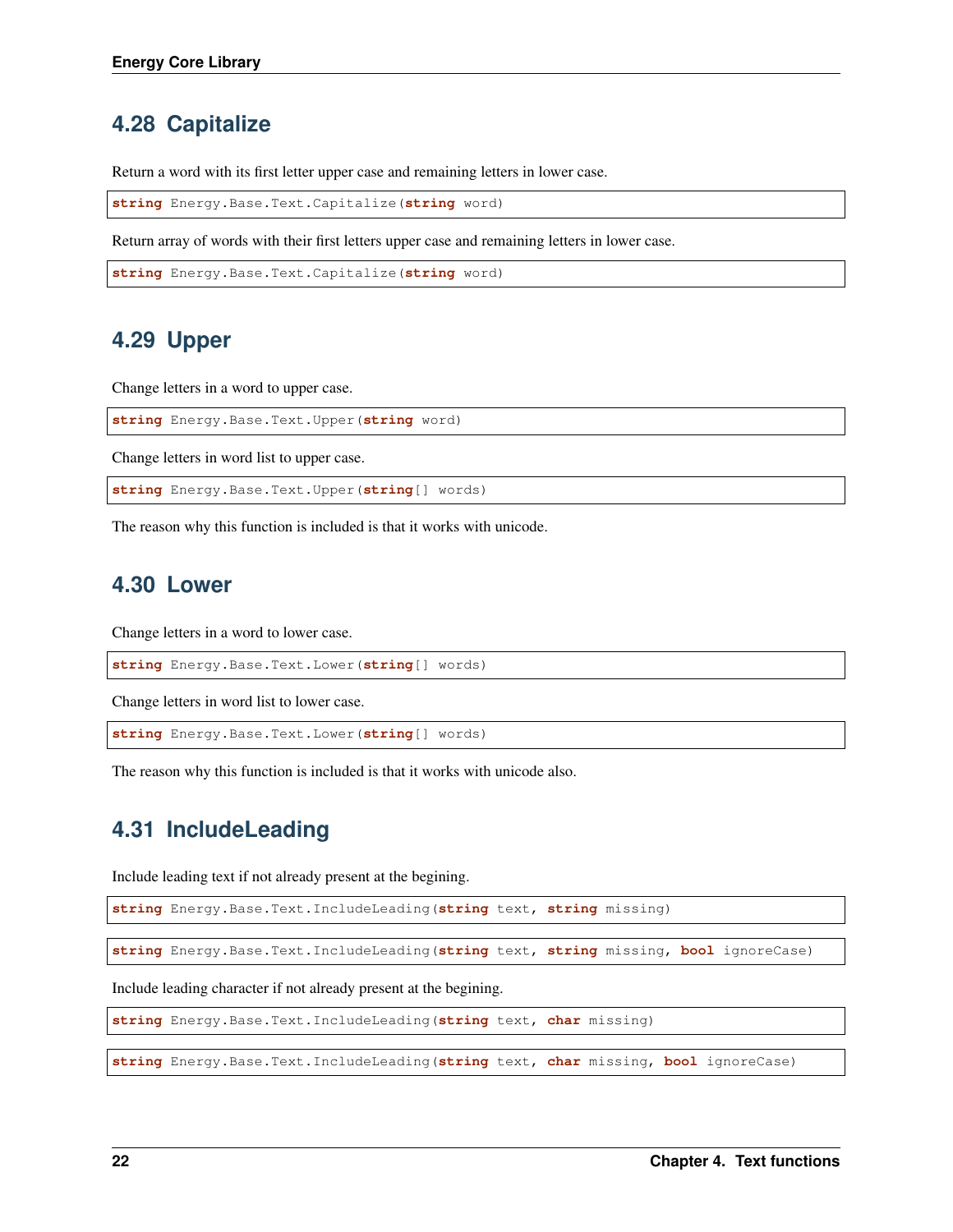## 4.28 Capitalize

Return a word with its first letter upper case and remaining letters in lower case.

```
string Energy.Base.Text.Capitalize(string word)
```

Return array of words with their first letters upper case and remaining letters in lower case.

```
string Energy.Base.Text.Capitalize(string word)
```

## 4.29 Upper

Change letters in a word to upper case.

```
string Energy.Base.Text.Upper(string word)
```

Change letters in word list to upper case.

```
string Energy.Base.Text.Upper(string[] words)
```

The reason why this function is included is that it works with unicode.

## 4.30 Lower

Change letters in a word to lower case.

```
string Energy.Base.Text.Lower(string[] words)
```

Change letters in word list to lower case.

```
string Energy.Base.Text.Lower(string[] words)
```

The reason why this function is included is that it works with unicode also.

## 4.31 IncludeLeading

Include leading text if not already present at the begining.

```
string Energy.Base.Text.IncludeLeading(string text, string missing)
```

```
string Energy.Base.Text.IncludeLeading(string text, string missing, bool ignoreCase)
```

Include leading character if not already present at the begining.

```
string Energy.Base.Text.IncludeLeading(string text, char missing)
```

```
string Energy.Base.Text.IncludeLeading(string text, char missing, bool ignoreCase)
```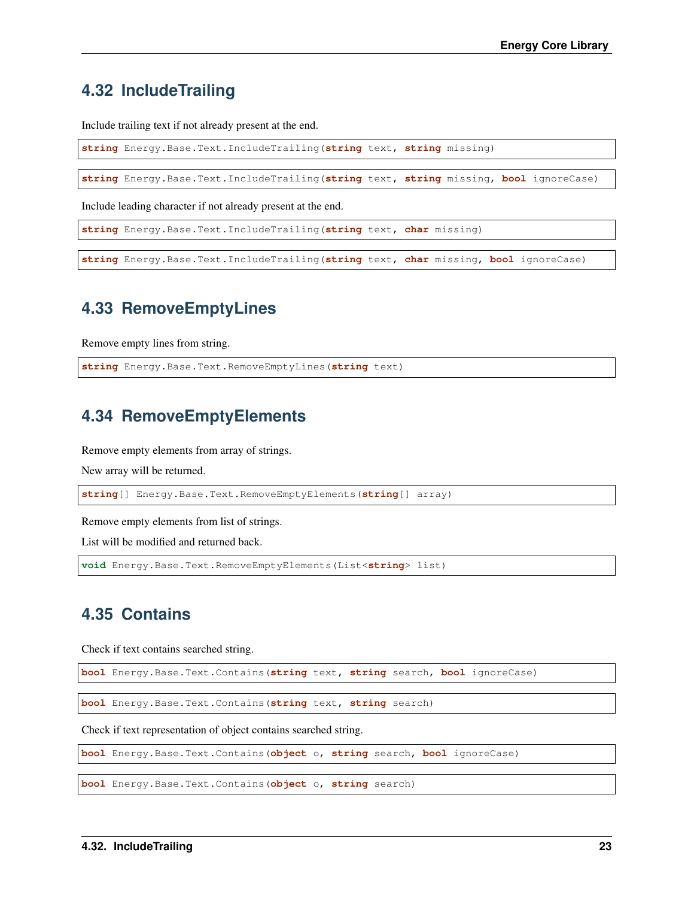## 4.32 IncludeTrailing

Include trailing text if not already present at the end.

```
string Energy.Base.Text.IncludeTrailing(string text, string missing)
```

```
string Energy.Base.Text.IncludeTrailing(string text, string missing, bool ignoreCase)
```

Include leading character if not already present at the end.

```
string Energy.Base.Text.IncludeTrailing(string text, char missing)
```

```
string Energy.Base.Text.IncludeTrailing(string text, char missing, bool ignoreCase)
```

## 4.33 RemoveEmptyLines

Remove empty lines from string.

```
string Energy.Base.Text.RemoveEmptyLines(string text)
```

## 4.34 RemoveEmptyElements

Remove empty elements from array of strings.

New array will be returned.

```
string[] Energy.Base.Text.RemoveEmptyElements(string[] array)
```

Remove empty elements from list of strings.

List will be modified and returned back.

```
void Energy.Base.Text.RemoveEmptyElements(List<string> list)
```

## 4.35 Contains

Check if text contains searched string.

```
bool Energy.Base.Text.Contains(string text, string search, bool ignoreCase)
```

```
bool Energy.Base.Text.Contains(string text, string search)
```

Check if text representation of object contains searched string.

```
bool Energy.Base.Text.Contains(object o, string search, bool ignoreCase)
```

```
bool Energy.Base.Text.Contains(object o, string search)
```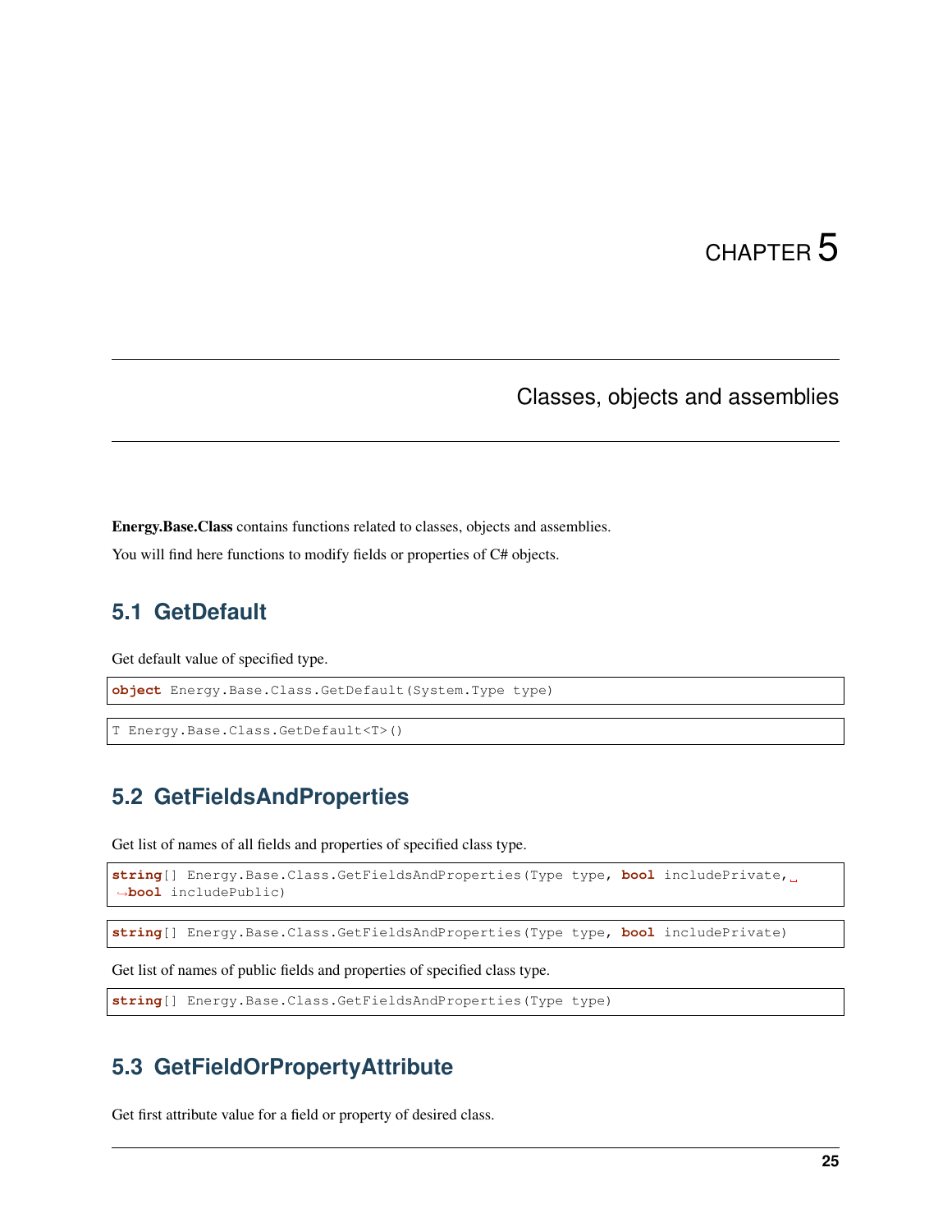# CHAPTER 5

# Classes, objects and assemblies

**Energy.Base.Class** contains functions related to classes, objects and assemblies.

You will find here functions to modify fields or properties of C# objects.

## 5.1 GetDefault

Get default value of specified type.

```
object Energy.Base.Class.GetDefault(System.Type type)
```

```
T Energy.Base.Class.GetDefault<T>()
```

## 5.2 GetFieldsAndProperties

Get list of names of all fields and properties of specified class type.

```
string[] Energy.Base.Class.GetFieldsAndProperties(Type type, bool includePrivate, bool includePublic)
```

```
string[] Energy.Base.Class.GetFieldsAndProperties(Type type, bool includePrivate)
```

Get list of names of public fields and properties of specified class type.

```
string[] Energy.Base.Class.GetFieldsAndProperties(Type type)
```

## 5.3 GetFieldOrPropertyAttribute

Get first attribute value for a field or property of desired class.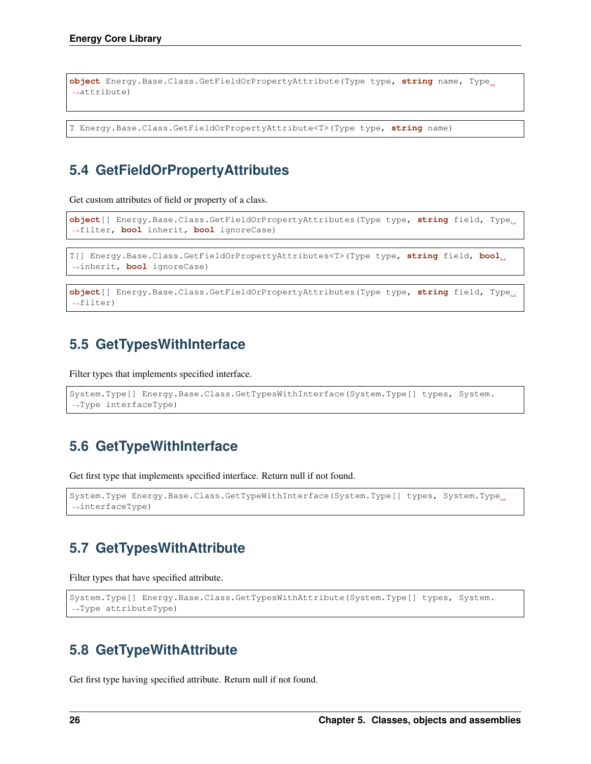```
object Energy.Base.Class.GetFieldOrPropertyAttribute(Type type, string name, Type attribute)
```

```
T Energy.Base.Class.GetFieldOrPropertyAttribute<T>(Type type, string name)
```

## 5.4 GetFieldOrPropertyAttributes

Get custom attributes of field or property of a class.

```
object[] Energy.Base.Class.GetFieldOrPropertyAttributes(Type type, string field, Type filter, bool inherit, bool ignoreCase)
```

```
T[] Energy.Base.Class.GetFieldOrPropertyAttributes<T>(Type type, string field, bool inherit, bool ignoreCase)
```

```
object[] Energy.Base.Class.GetFieldOrPropertyAttributes(Type type, string field, Type filter)
```

## 5.5 GetTypesWithInterface

Filter types that implements specified interface.

```
System.Type[] Energy.Base.Class.GetTypesWithInterface(System.Type[] types, System.Type interfaceType)
```

## 5.6 GetTypeWithInterface

Get first type that implements specified interface. Return null if not found.

```
System.Type Energy.Base.Class.GetTypeWithInterface(System.Type[] types, System.Type interfaceType)
```

## 5.7 GetTypesWithAttribute

Filter types that have specified attribute.

```
System.Type[] Energy.Base.Class.GetTypesWithAttribute(System.Type[] types, System.Type attributeType)
```

## 5.8 GetTypeWithAttribute

Get first type having specified attribute. Return null if not found.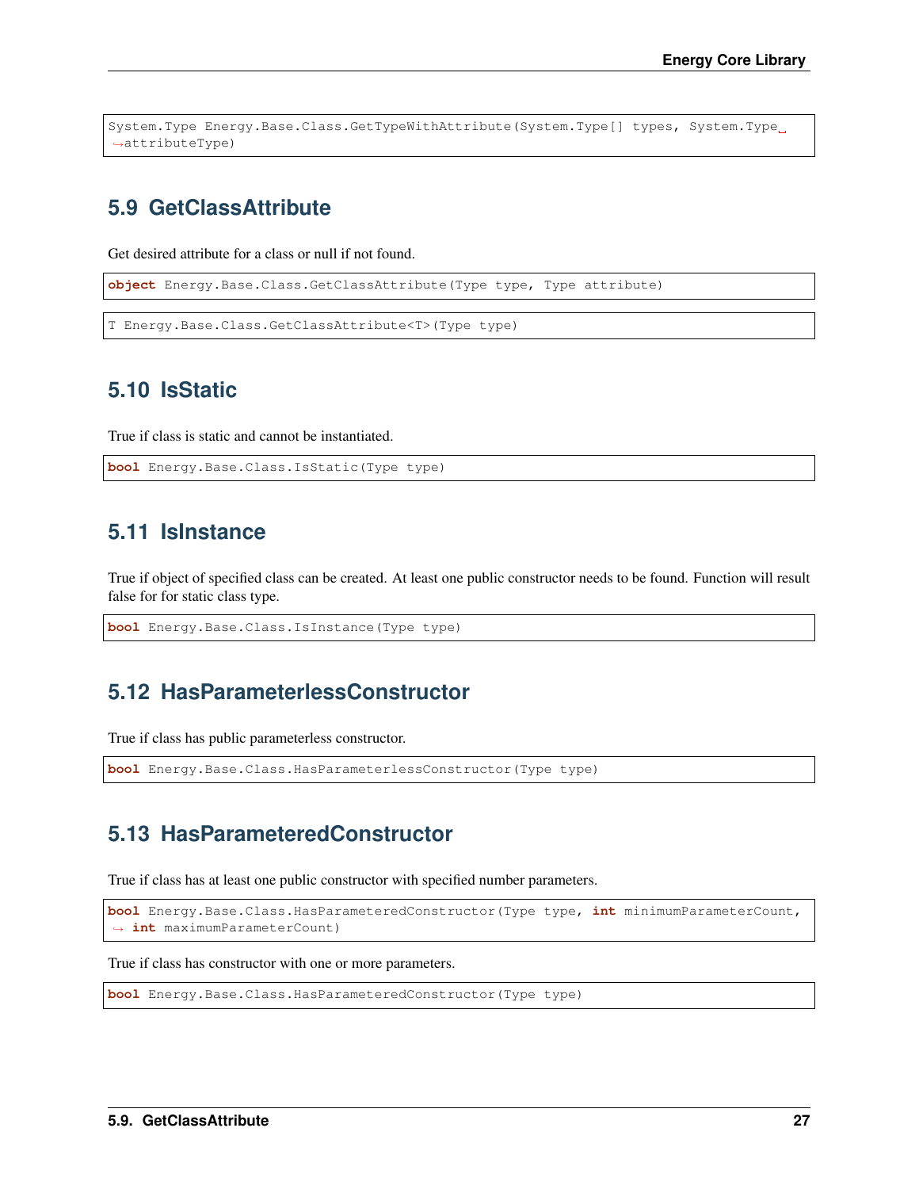```
System.Type Energy.Base.Class.GetTypeWithAttribute(System.Type[] types, System.Type attributeType)
```

## 5.9 GetClassAttribute

Get desired attribute for a class or null if not found.

```
object Energy.Base.Class.GetClassAttribute(Type type, Type attribute)
```

```
T Energy.Base.Class.GetClassAttribute<T>(Type type)
```

## 5.10 IsStatic

True if class is static and cannot be instantiated.

```
bool Energy.Base.Class.IsStatic(Type type)
```

## 5.11 IsInstance

True if object of specified class can be created. At least one public constructor needs to be found. Function will result false for for static class type.

```
bool Energy.Base.Class.IsInstance(Type type)
```

## 5.12 HasParameterlessConstructor

True if class has public parameterless constructor.

```
bool Energy.Base.Class.HasParameterlessConstructor(Type type)
```

## 5.13 HasParameteredConstructor

True if class has at least one public constructor with specified number parameters.

```
bool Energy.Base.Class.HasParameteredConstructor(Type type, int minimumParameterCount, int maximumParameterCount)
```

True if class has constructor with one or more parameters.

```
bool Energy.Base.Class.HasParameteredConstructor(Type type)
```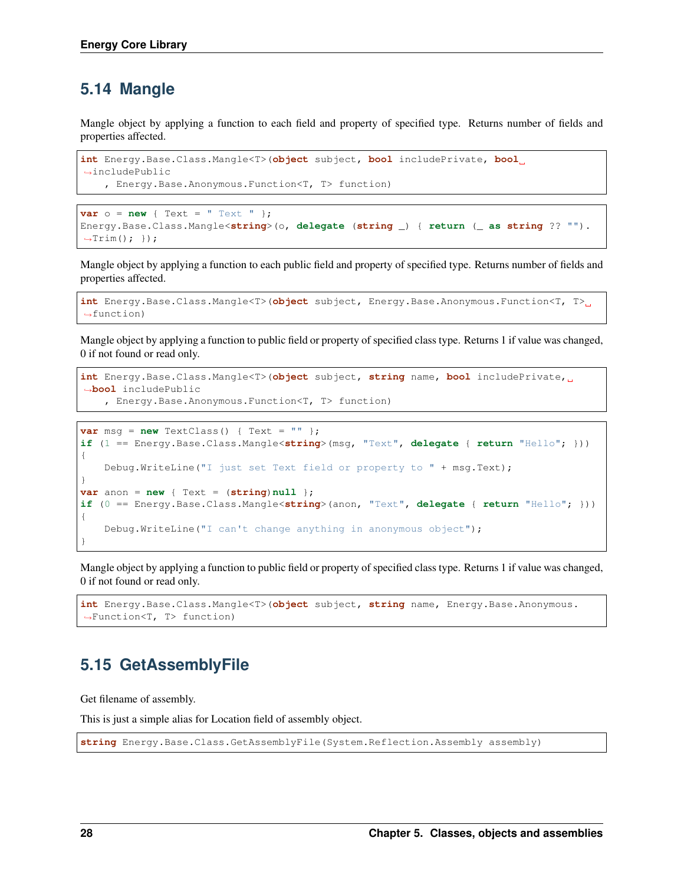## 5.14 Mangle

Mangle object by applying a function to each field and property of specified type. Returns number of fields and properties affected.

```
int Energy.Base.Class.Mangle<T>(object subject, bool includePrivate, bool includePublic
    , Energy.Base.Anonymous.Function<T, T> function)
```

```
var o = new { Text = " Text " };
Energy.Base.Class.Mangle<string>(o, delegate (string _) { return (_ as string ?? "").Trim(); });
```

Mangle object by applying a function to each public field and property of specified type. Returns number of fields and properties affected.

```
int Energy.Base.Class.Mangle<T>(object subject, Energy.Base.Anonymous.Function<T, T> function)
```

Mangle object by applying a function to public field or property of specified class type. Returns 1 if value was changed, 0 if not found or read only.

```
int Energy.Base.Class.Mangle<T>(object subject, string name, bool includePrivate, bool includePublic
    , Energy.Base.Anonymous.Function<T, T> function)
```

```
var msg = new TextClass() { Text = "" };
if (1 == Energy.Base.Class.Mangle<string>(msg, "Text", delegate { return "Hello"; }))
{
    Debug.WriteLine("I just set Text field or property to " + msg.Text);
}
var anon = new { Text = (string)null };
if (0 == Energy.Base.Class.Mangle<string>(anon, "Text", delegate { return "Hello"; }))
{
    Debug.WriteLine("I can't change anything in anonymous object");
}
```

Mangle object by applying a function to public field or property of specified class type. Returns 1 if value was changed, 0 if not found or read only.

```
int Energy.Base.Class.Mangle<T>(object subject, string name, Energy.Base.Anonymous.Function<T, T> function)
```

## 5.15 GetAssemblyFile

Get filename of assembly.

This is just a simple alias for Location field of assembly object.

```
string Energy.Base.Class.GetAssemblyFile(System.Reflection.Assembly assembly)
```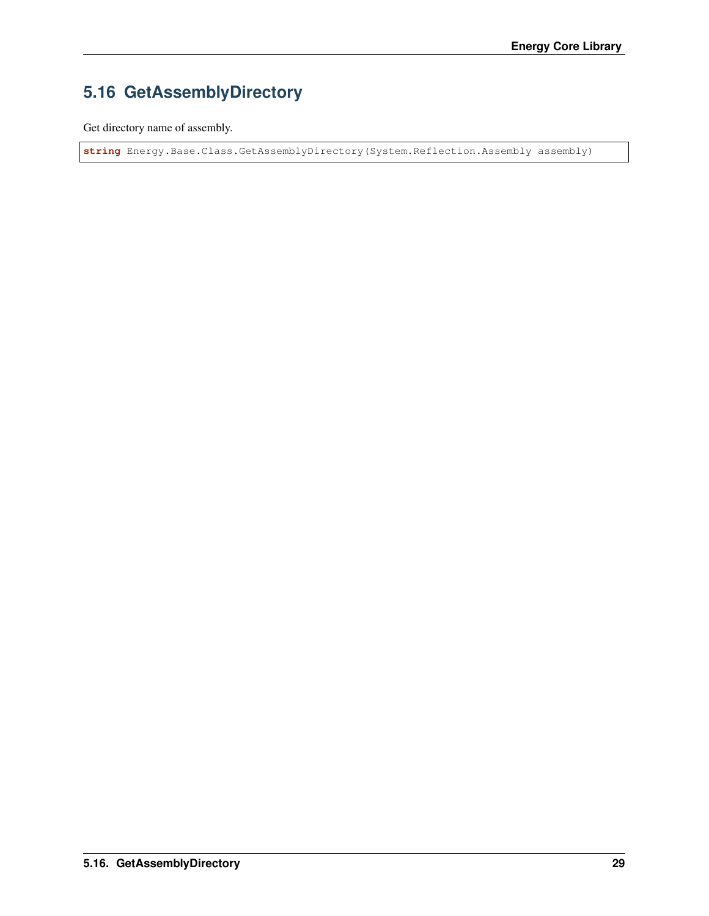## 5.16 GetAssemblyDirectory

Get directory name of assembly.

```
string Energy.Base.Class.GetAssemblyDirectory(System.Reflection.Assembly assembly)
```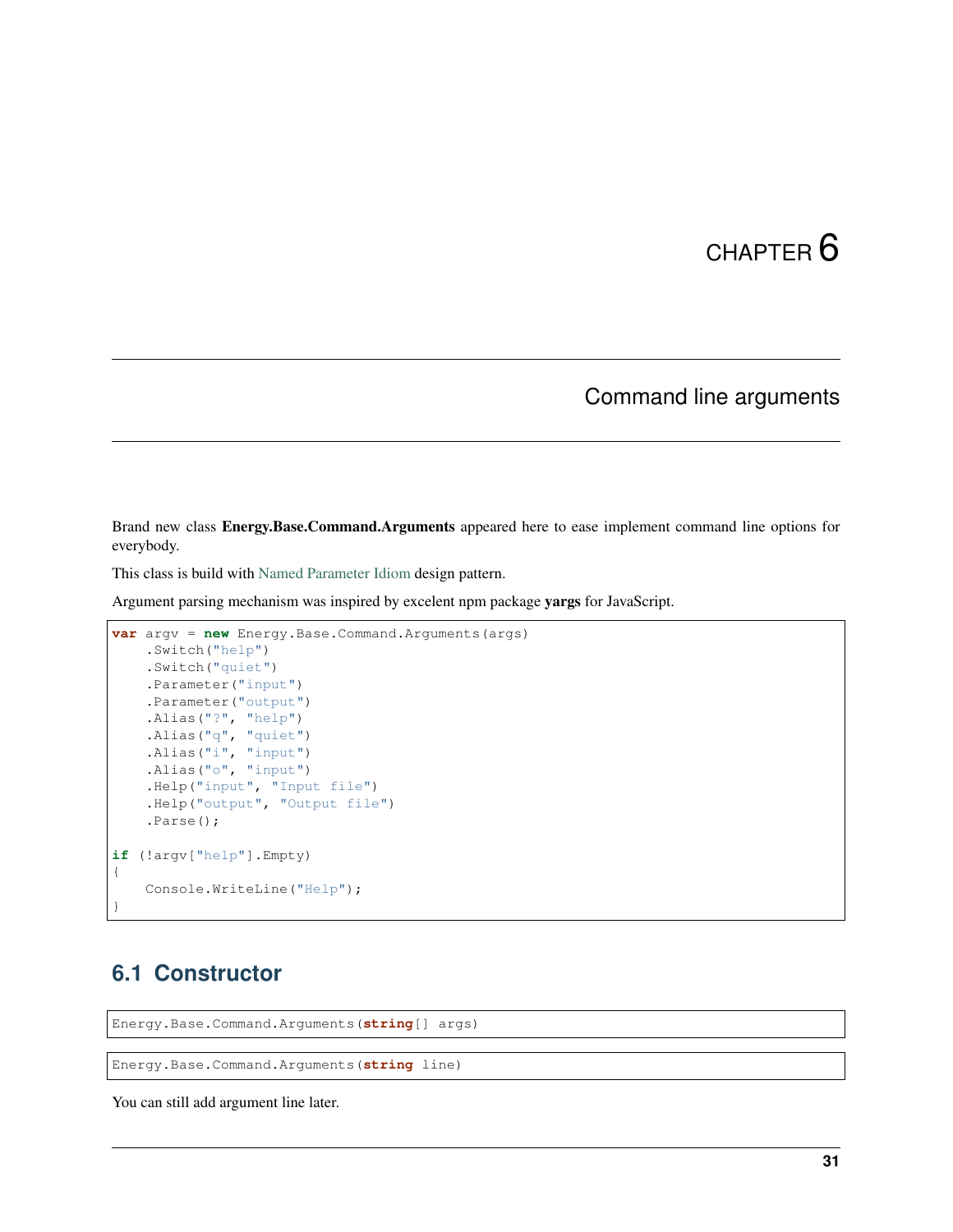# CHAPTER 6

## Command line arguments

Brand new class **Energy.Base.Command.Arguments** appeared here to ease implement command line options for everybody.

This class is build with Named Parameter Idiom design pattern.

Argument parsing mechanism was inspired by excelent npm package **yargs** for JavaScript.

```
var argv = new Energy.Base.Command.Arguments(args)
    .Switch("help")
    .Switch("quiet")
    .Parameter("input")
    .Parameter("output")
    .Alias("?", "help")
    .Alias("q", "quiet")
    .Alias("i", "input")
    .Alias("o", "input")
    .Help("input", "Input file")
    .Help("output", "Output file")
    .Parse();

if (!argv["help"].Empty)
{
    Console.WriteLine("Help");
}
```

### 6.1 Constructor

```
Energy.Base.Command.Arguments(string[] args)
```

```
Energy.Base.Command.Arguments(string line)
```

You can still add argument line later.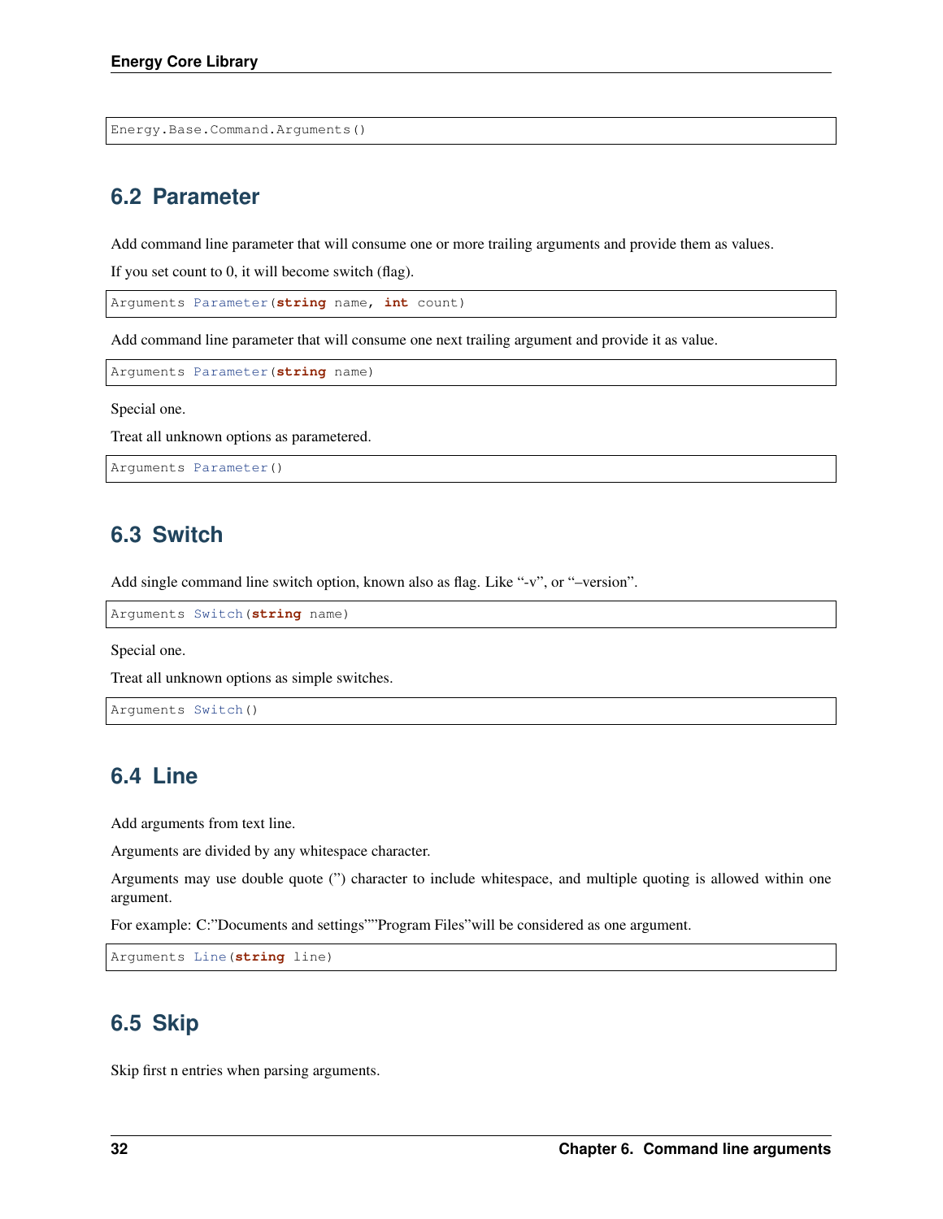```
Energy.Base.Command.Arguments()
```

## 6.2 Parameter

Add command line parameter that will consume one or more trailing arguments and provide them as values.

If you set count to 0, it will become switch (flag).

```
Arguments Parameter(string name, int count)
```

Add command line parameter that will consume one next trailing argument and provide it as value.

```
Arguments Parameter(string name)
```

Special one.

Treat all unknown options as parametered.

```
Arguments Parameter()
```

## 6.3 Switch

Add single command line switch option, known also as flag. Like "-v", or "–version".

```
Arguments Switch(string name)
```

Special one.

Treat all unknown options as simple switches.

```
Arguments Switch()
```

## 6.4 Line

Add arguments from text line.

Arguments are divided by any whitespace character.

Arguments may use double quote (") character to include whitespace, and multiple quoting is allowed within one argument.

For example: C:"Documents and settings""Program Files"will be considered as one argument.

```
Arguments Line(string line)
```

## 6.5 Skip

Skip first n entries when parsing arguments.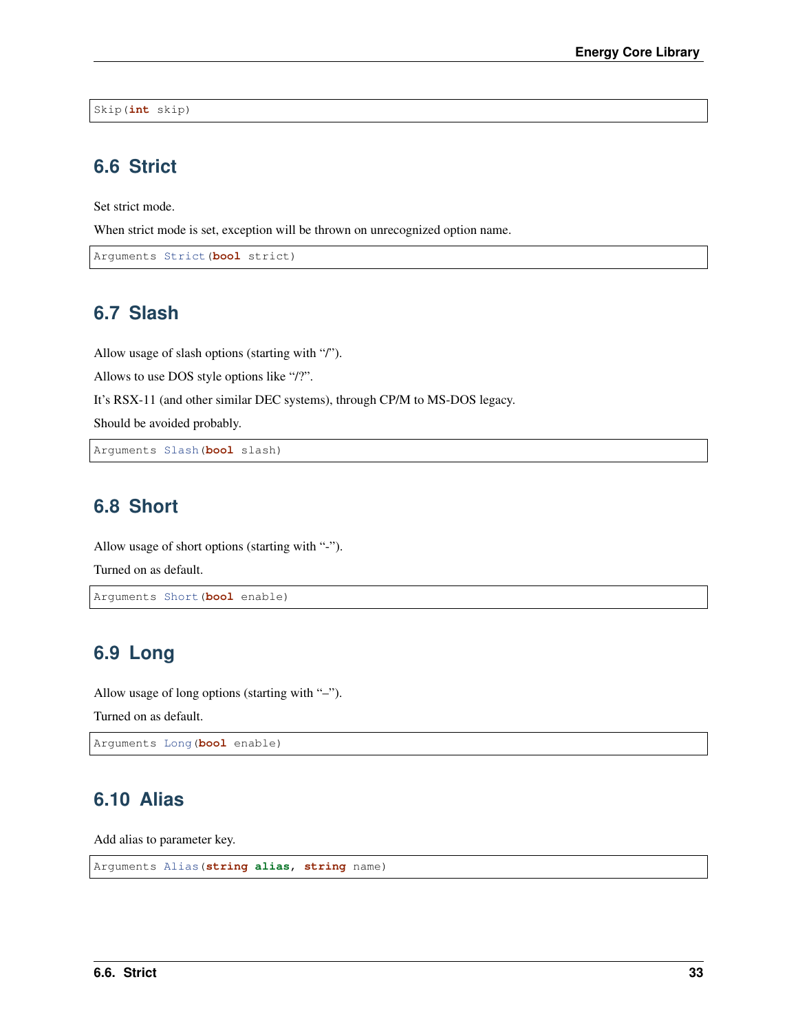```
Skip(int skip)
```

## 6.6 Strict

Set strict mode.

When strict mode is set, exception will be thrown on unrecognized option name.

```
Arguments Strict(bool strict)
```

## 6.7 Slash

Allow usage of slash options (starting with "/").

Allows to use DOS style options like "/?".

It's RSX-11 (and other similar DEC systems), through CP/M to MS-DOS legacy.

Should be avoided probably.

```
Arguments Slash(bool slash)
```

## 6.8 Short

Allow usage of short options (starting with "-").

Turned on as default.

```
Arguments Short(bool enable)
```

## 6.9 Long

Allow usage of long options (starting with "–").

Turned on as default.

```
Arguments Long(bool enable)
```

## 6.10 Alias

Add alias to parameter key.

```
Arguments Alias(string alias, string name)
```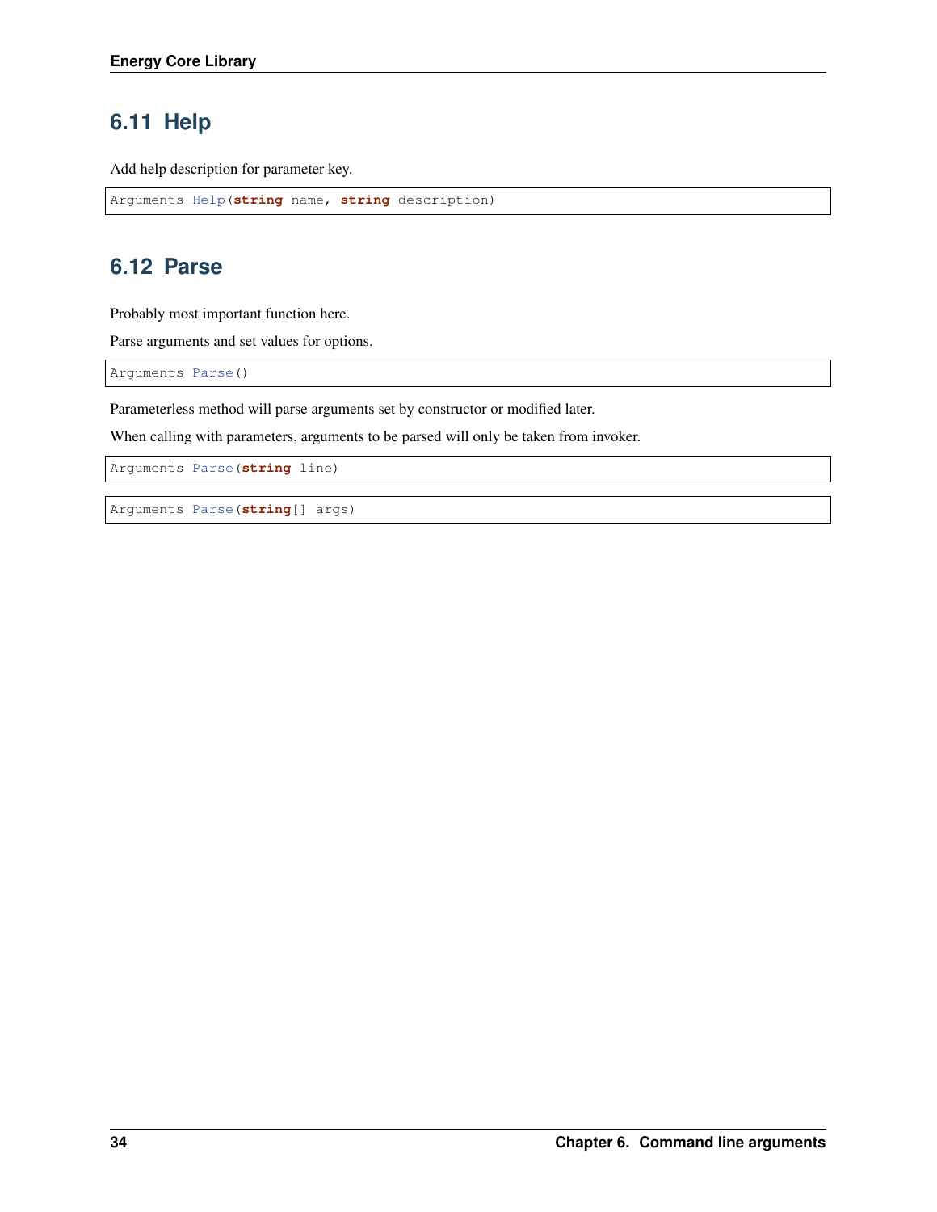## 6.11 Help

Add help description for parameter key.

```
Arguments Help(string name, string description)
```

## 6.12 Parse

Probably most important function here.

Parse arguments and set values for options.

```
Arguments Parse()
```

Parameterless method will parse arguments set by constructor or modified later.

When calling with parameters, arguments to be parsed will only be taken from invoker.

```
Arguments Parse(string line)
```

```
Arguments Parse(string[] args)
```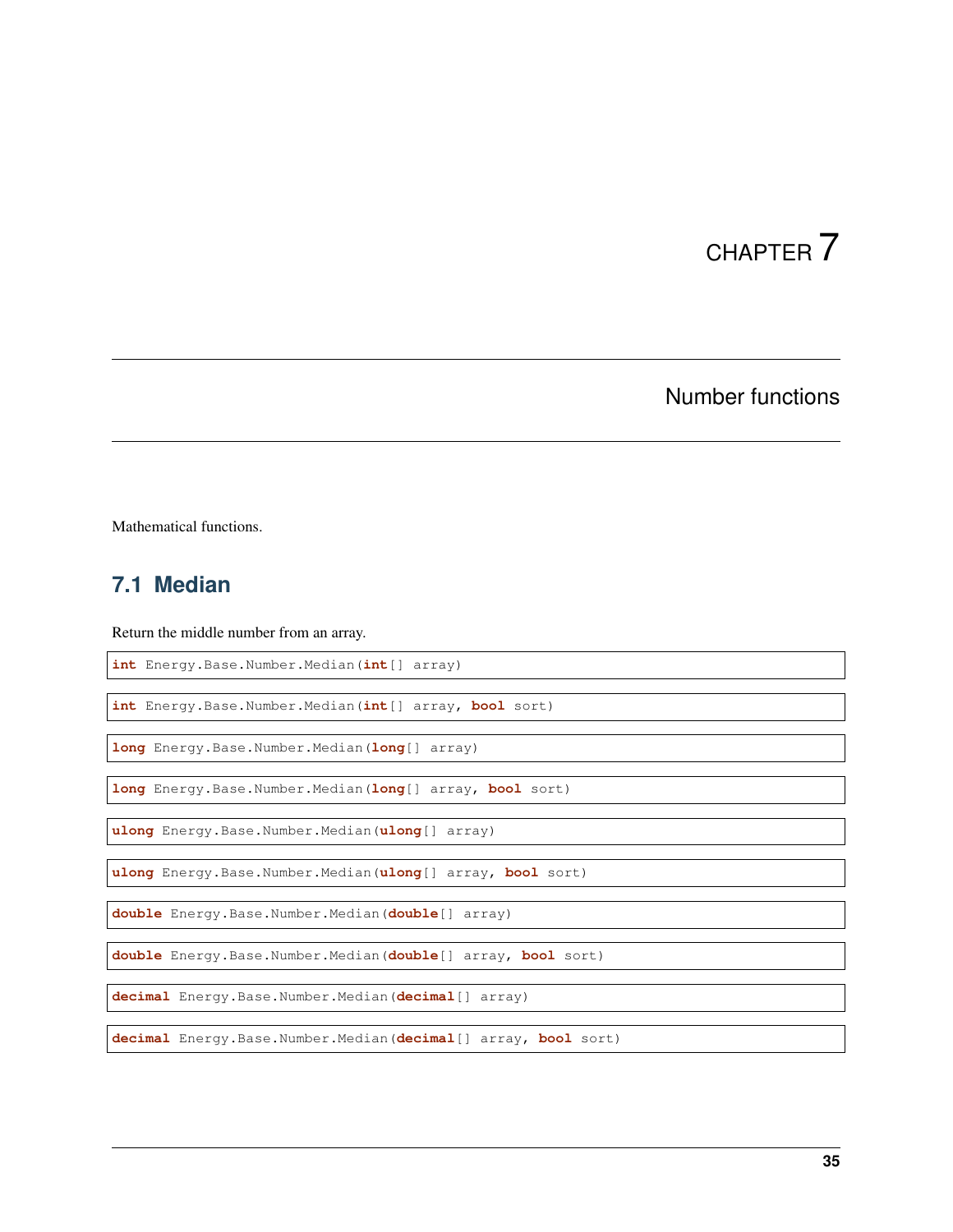# CHAPTER 7

## Number functions

Mathematical functions.

### 7.1 Median

Return the middle number from an array.

```
int Energy.Base.Number.Median(int[] array)
```

```
int Energy.Base.Number.Median(int[] array, bool sort)
```

```
long Energy.Base.Number.Median(long[] array)
```

```
long Energy.Base.Number.Median(long[] array, bool sort)
```

```
ulong Energy.Base.Number.Median(ulong[] array)
```

```
ulong Energy.Base.Number.Median(ulong[] array, bool sort)
```

```
double Energy.Base.Number.Median(double[] array)
```

```
double Energy.Base.Number.Median(double[] array, bool sort)
```

```
decimal Energy.Base.Number.Median(decimal[] array)
```

```
decimal Energy.Base.Number.Median(decimal[] array, bool sort)
```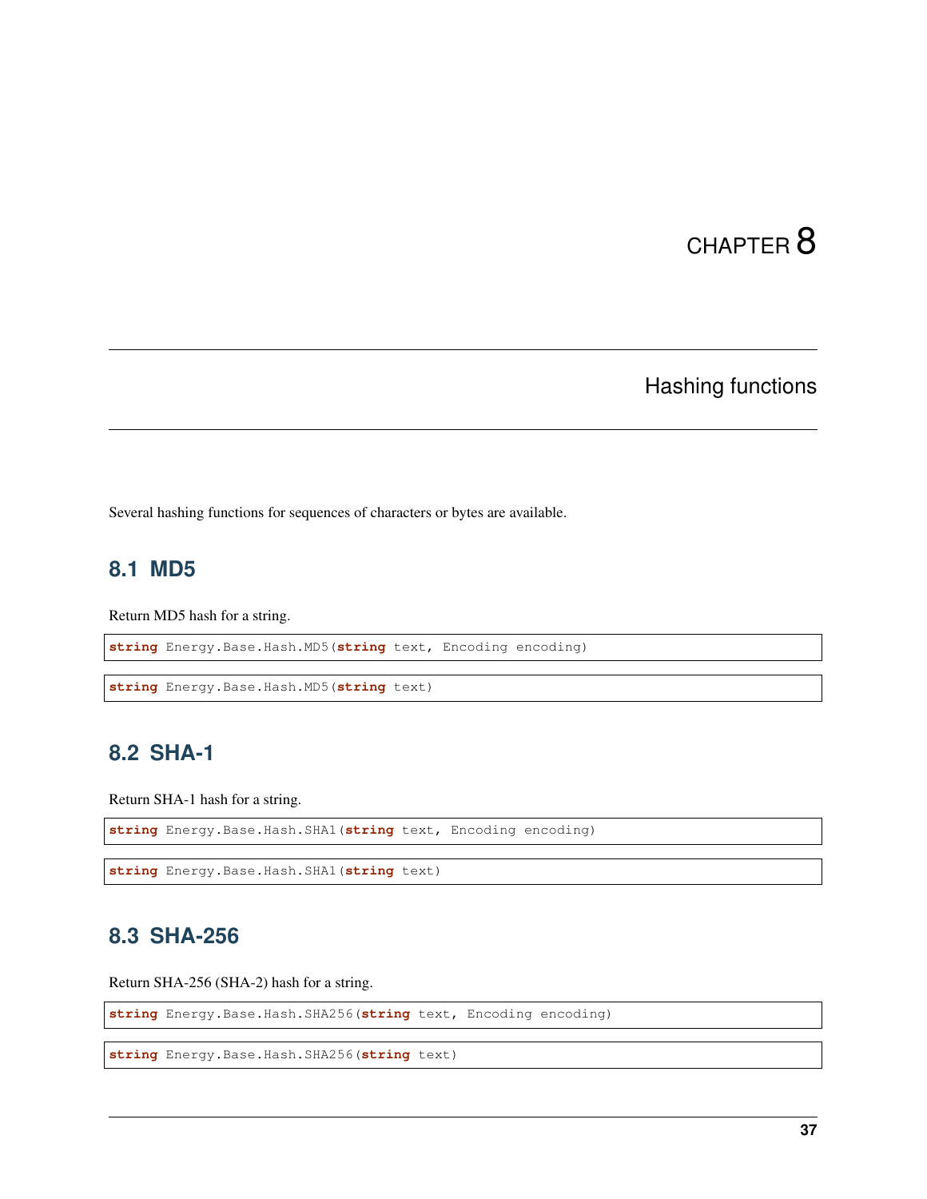# CHAPTER 8

## Hashing functions

Several hashing functions for sequences of characters or bytes are available.

### 8.1 MD5

Return MD5 hash for a string.

```
string Energy.Base.Hash.MD5(string text, Encoding encoding)
```

```
string Energy.Base.Hash.MD5(string text)
```

### 8.2 SHA-1

Return SHA-1 hash for a string.

```
string Energy.Base.Hash.SHA1(string text, Encoding encoding)
```

```
string Energy.Base.Hash.SHA1(string text)
```

### 8.3 SHA-256

Return SHA-256 (SHA-2) hash for a string.

```
string Energy.Base.Hash.SHA256(string text, Encoding encoding)
```

```
string Energy.Base.Hash.SHA256(string text)
```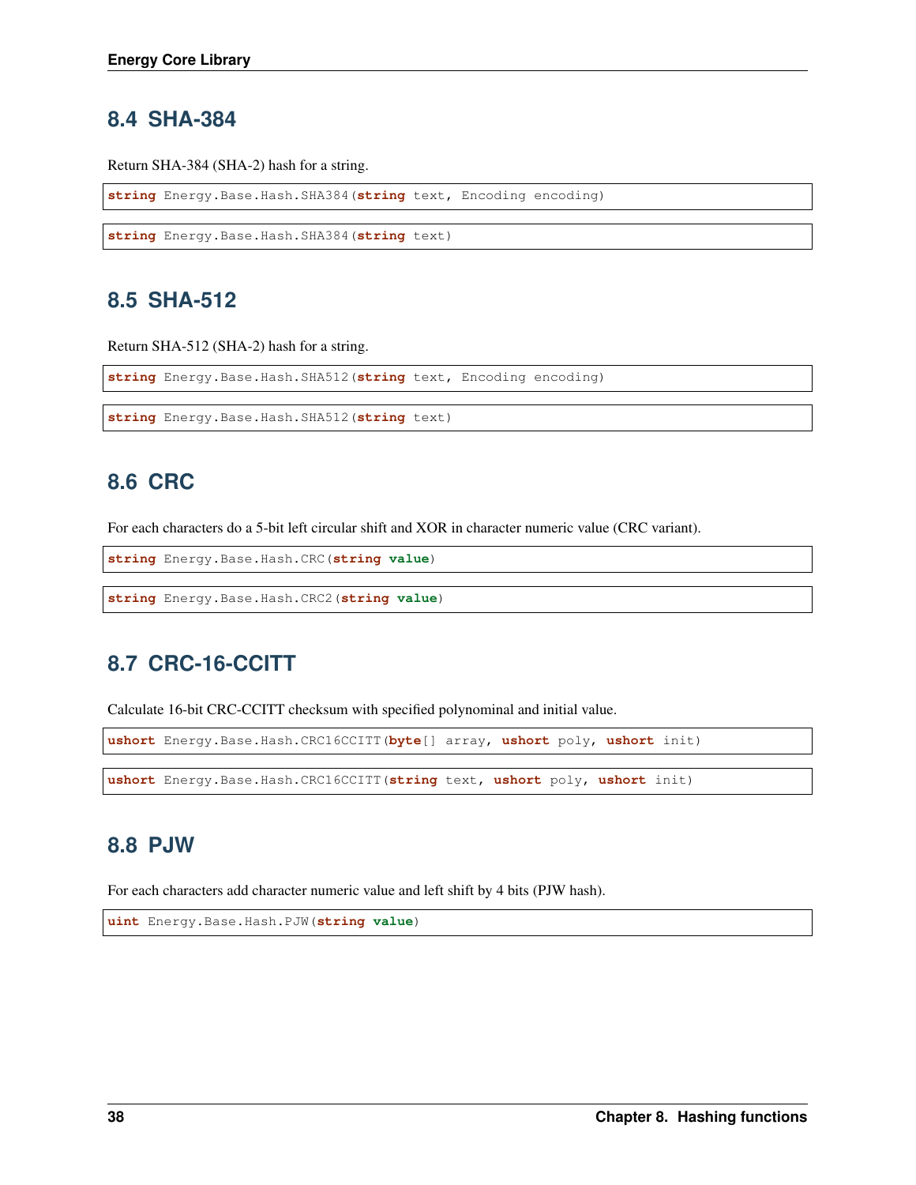## 8.4 SHA-384

Return SHA-384 (SHA-2) hash for a string.

```
string Energy.Base.Hash.SHA384(string text, Encoding encoding)
```

```
string Energy.Base.Hash.SHA384(string text)
```

## 8.5 SHA-512

Return SHA-512 (SHA-2) hash for a string.

```
string Energy.Base.Hash.SHA512(string text, Encoding encoding)
```

```
string Energy.Base.Hash.SHA512(string text)
```

## 8.6 CRC

For each characters do a 5-bit left circular shift and XOR in character numeric value (CRC variant).

```
string Energy.Base.Hash.CRC(string value)
```

```
string Energy.Base.Hash.CRC2(string value)
```

## 8.7 CRC-16-CCITT

Calculate 16-bit CRC-CCITT checksum with specified polynominal and initial value.

```
ushort Energy.Base.Hash.CRC16CCITT(byte[] array, ushort poly, ushort init)
```

```
ushort Energy.Base.Hash.CRC16CCITT(string text, ushort poly, ushort init)
```

## 8.8 PJW

For each characters add character numeric value and left shift by 4 bits (PJW hash).

```
uint Energy.Base.Hash.PJW(string value)
```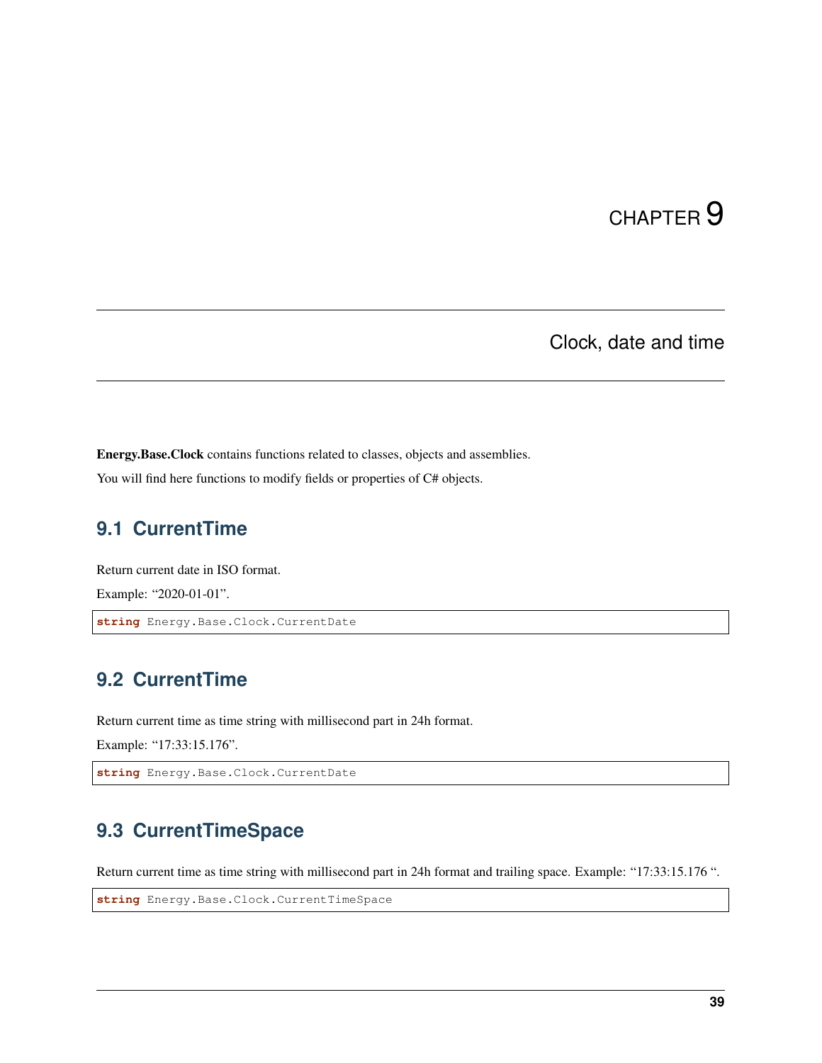# CHAPTER 9

# Clock, date and time

**Energy.Base.Clock** contains functions related to classes, objects and assemblies.

You will find here functions to modify fields or properties of C# objects.

## 9.1 CurrentTime

Return current date in ISO format.

Example: “2020-01-01”.

```
string Energy.Base.Clock.CurrentDate
```

## 9.2 CurrentTime

Return current time as time string with millisecond part in 24h format.

Example: “17:33:15.176”.

```
string Energy.Base.Clock.CurrentDate
```

## 9.3 CurrentTimeSpace

Return current time as time string with millisecond part in 24h format and trailing space. Example: “17:33:15.176 “.

```
string Energy.Base.Clock.CurrentTimeSpace
```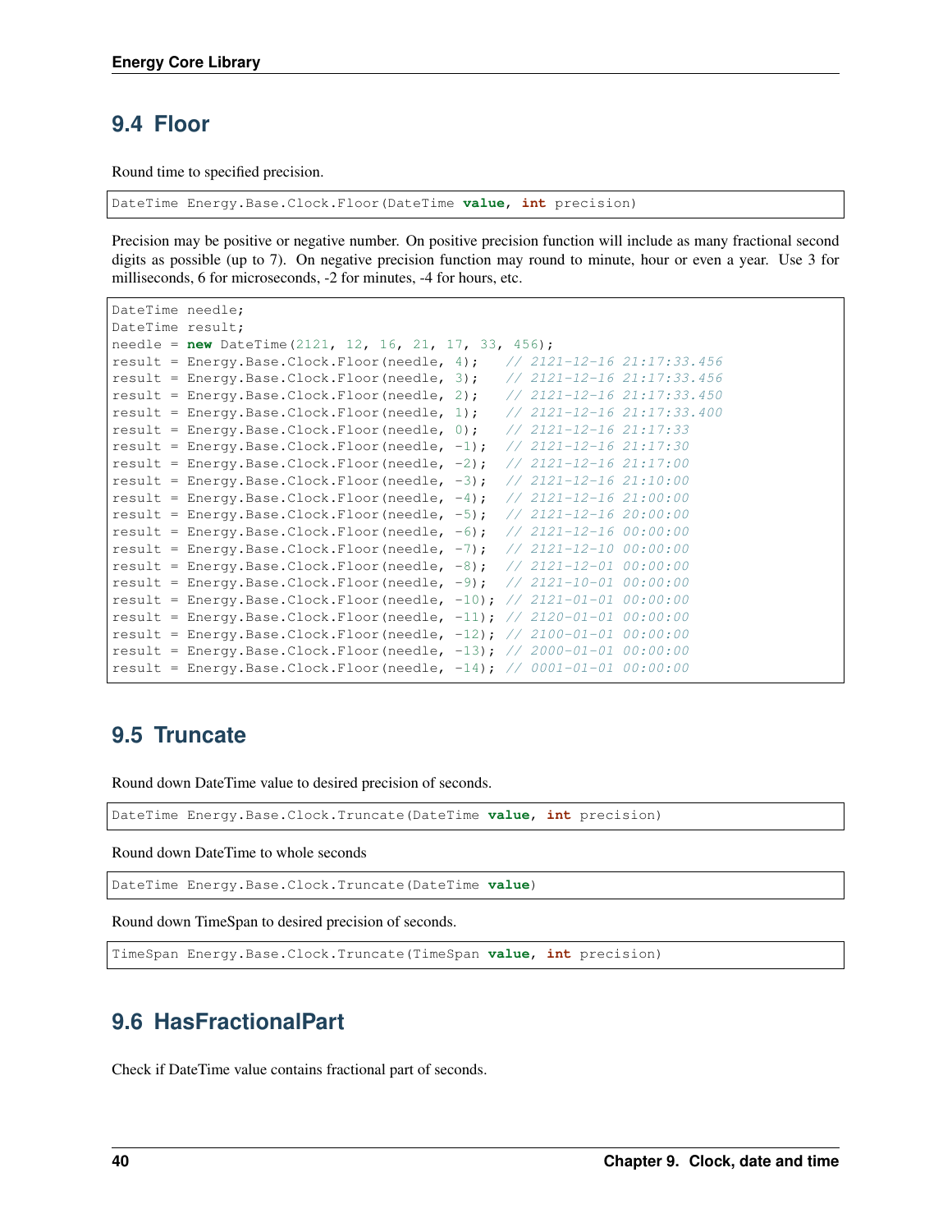## 9.4 Floor

Round time to specified precision.

```
DateTime Energy.Base.Clock.Floor(DateTime value, int precision)
```

Precision may be positive or negative number. On positive precision function will include as many fractional second digits as possible (up to 7). On negative precision function may round to minute, hour or even a year. Use 3 for milliseconds, 6 for microseconds, -2 for minutes, -4 for hours, etc.

```
DateTime needle;
DateTime result;
needle = new DateTime(2121, 12, 16, 21, 17, 33, 456);
result = Energy.Base.Clock.Floor(needle, 4);   // 2121-12-16 21:17:33.456
result = Energy.Base.Clock.Floor(needle, 3);   // 2121-12-16 21:17:33.456
result = Energy.Base.Clock.Floor(needle, 2);   // 2121-12-16 21:17:33.450
result = Energy.Base.Clock.Floor(needle, 1);   // 2121-12-16 21:17:33.400
result = Energy.Base.Clock.Floor(needle, 0);   // 2121-12-16 21:17:33
result = Energy.Base.Clock.Floor(needle, -1);  // 2121-12-16 21:17:30
result = Energy.Base.Clock.Floor(needle, -2);  // 2121-12-16 21:17:00
result = Energy.Base.Clock.Floor(needle, -3);  // 2121-12-16 21:10:00
result = Energy.Base.Clock.Floor(needle, -4);  // 2121-12-16 21:00:00
result = Energy.Base.Clock.Floor(needle, -5);  // 2121-12-16 20:00:00
result = Energy.Base.Clock.Floor(needle, -6);  // 2121-12-16 00:00:00
result = Energy.Base.Clock.Floor(needle, -7);  // 2121-12-10 00:00:00
result = Energy.Base.Clock.Floor(needle, -8);  // 2121-12-01 00:00:00
result = Energy.Base.Clock.Floor(needle, -9);  // 2121-10-01 00:00:00
result = Energy.Base.Clock.Floor(needle, -10); // 2121-01-01 00:00:00
result = Energy.Base.Clock.Floor(needle, -11); // 2120-01-01 00:00:00
result = Energy.Base.Clock.Floor(needle, -12); // 2100-01-01 00:00:00
result = Energy.Base.Clock.Floor(needle, -13); // 2000-01-01 00:00:00
result = Energy.Base.Clock.Floor(needle, -14); // 0001-01-01 00:00:00
```

## 9.5 Truncate

Round down DateTime value to desired precision of seconds.

```
DateTime Energy.Base.Clock.Truncate(DateTime value, int precision)
```

Round down DateTime to whole seconds

```
DateTime Energy.Base.Clock.Truncate(DateTime value)
```

Round down TimeSpan to desired precision of seconds.

```
TimeSpan Energy.Base.Clock.Truncate(TimeSpan value, int precision)
```

## 9.6 HasFractionalPart

Check if DateTime value contains fractional part of seconds.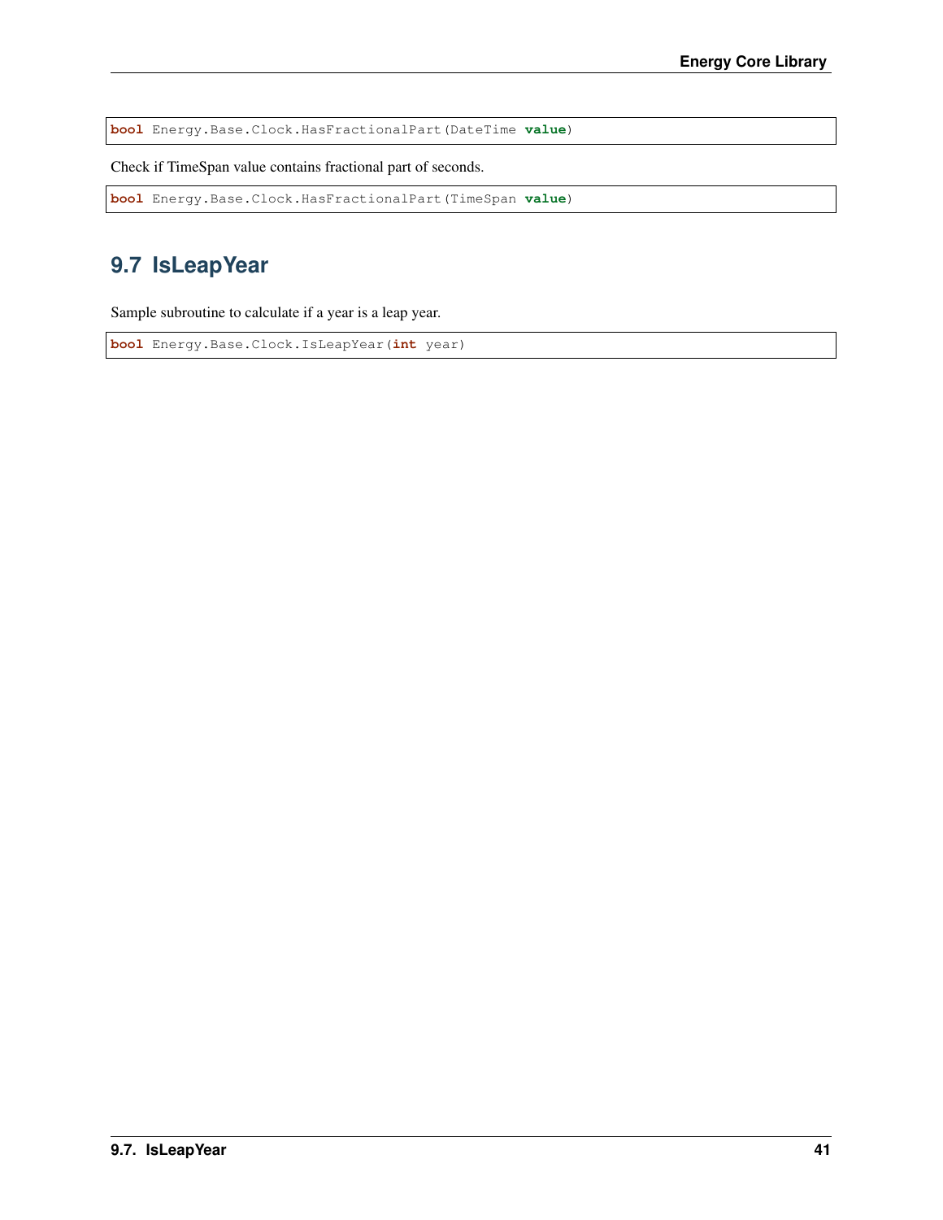```
bool Energy.Base.Clock.HasFractionalPart(DateTime value)
```

Check if TimeSpan value contains fractional part of seconds.

```
bool Energy.Base.Clock.HasFractionalPart(TimeSpan value)
```

## 9.7 IsLeapYear

Sample subroutine to calculate if a year is a leap year.

```
bool Energy.Base.Clock.IsLeapYear(int year)
```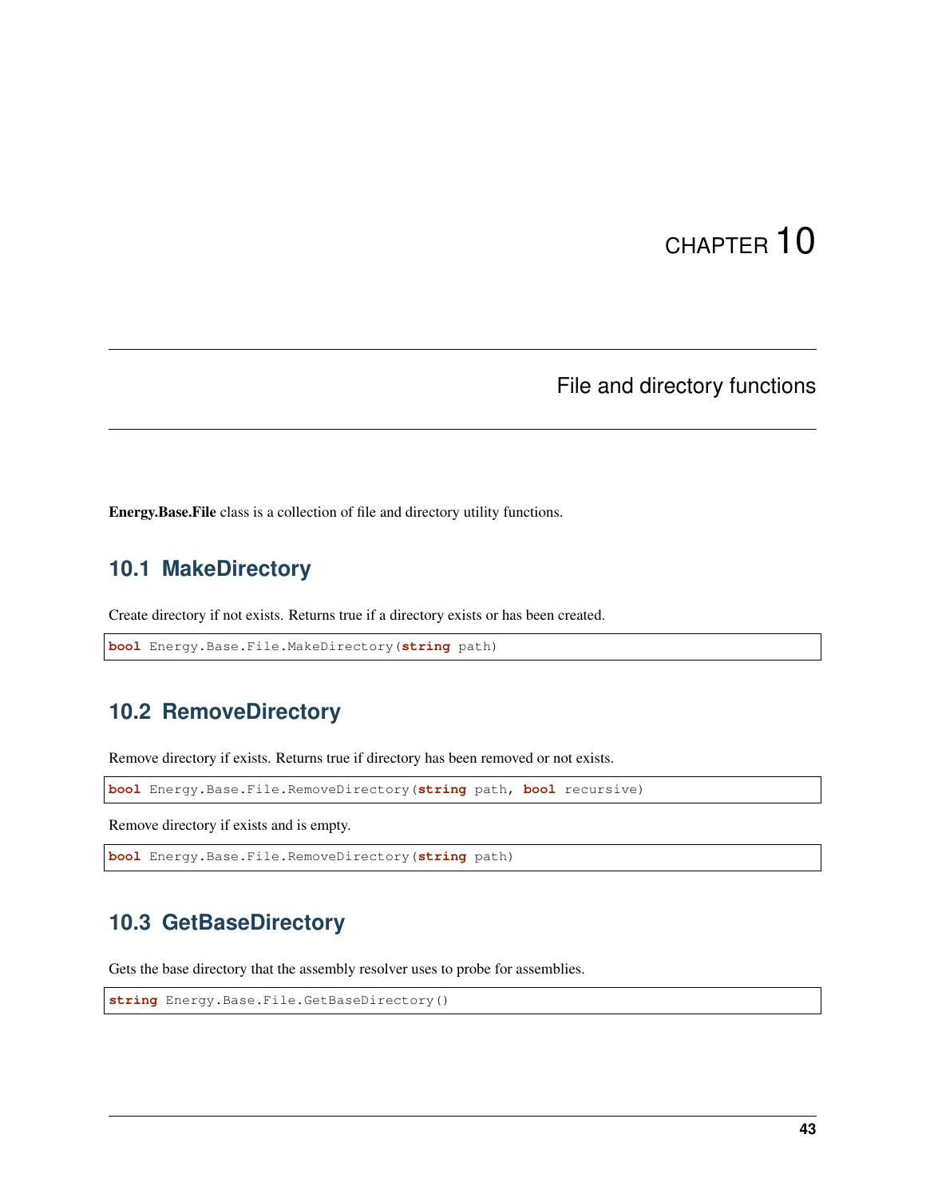# CHAPTER 10

# File and directory functions

**Energy.Base.File** class is a collection of file and directory utility functions.

## 10.1 MakeDirectory

Create directory if not exists. Returns true if a directory exists or has been created.

```
bool Energy.Base.File.MakeDirectory(string path)
```

## 10.2 RemoveDirectory

Remove directory if exists. Returns true if directory has been removed or not exists.

```
bool Energy.Base.File.RemoveDirectory(string path, bool recursive)
```

Remove directory if exists and is empty.

```
bool Energy.Base.File.RemoveDirectory(string path)
```

## 10.3 GetBaseDirectory

Gets the base directory that the assembly resolver uses to probe for assemblies.

```
string Energy.Base.File.GetBaseDirectory()
```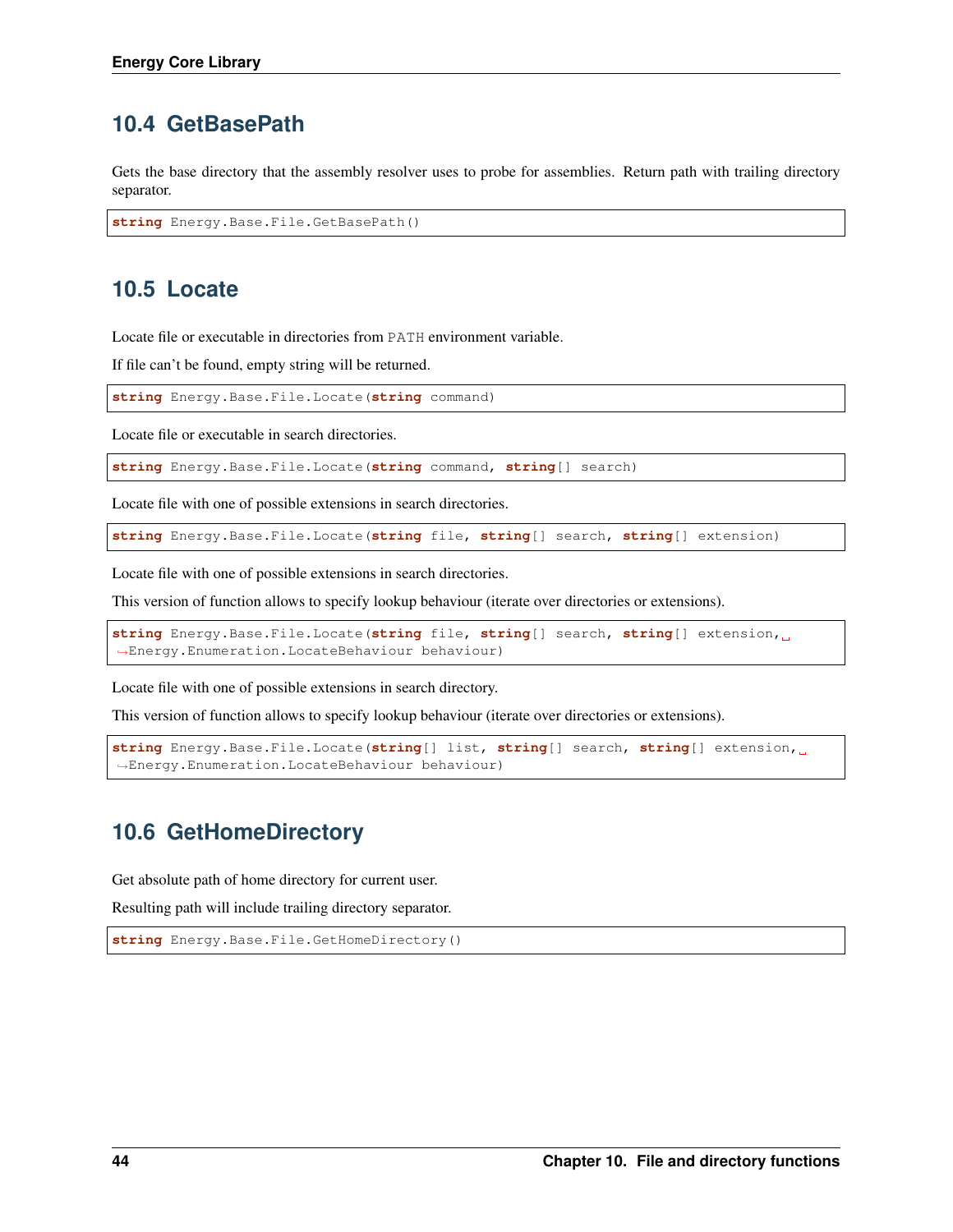## 10.4 GetBasePath

Gets the base directory that the assembly resolver uses to probe for assemblies. Return path with trailing directory separator.

```
string Energy.Base.File.GetBasePath()
```

## 10.5 Locate

Locate file or executable in directories from `PATH` environment variable.

If file can't be found, empty string will be returned.

```
string Energy.Base.File.Locate(string command)
```

Locate file or executable in search directories.

```
string Energy.Base.File.Locate(string command, string[] search)
```

Locate file with one of possible extensions in search directories.

```
string Energy.Base.File.Locate(string file, string[] search, string[] extension)
```

Locate file with one of possible extensions in search directories.

This version of function allows to specify lookup behaviour (iterate over directories or extensions).

```
string Energy.Base.File.Locate(string file, string[] search, string[] extension, Energy.Enumeration.LocateBehaviour behaviour)
```

Locate file with one of possible extensions in search directory.

This version of function allows to specify lookup behaviour (iterate over directories or extensions).

```
string Energy.Base.File.Locate(string[] list, string[] search, string[] extension, Energy.Enumeration.LocateBehaviour behaviour)
```

## 10.6 GetHomeDirectory

Get absolute path of home directory for current user.

Resulting path will include trailing directory separator.

```
string Energy.Base.File.GetHomeDirectory()
```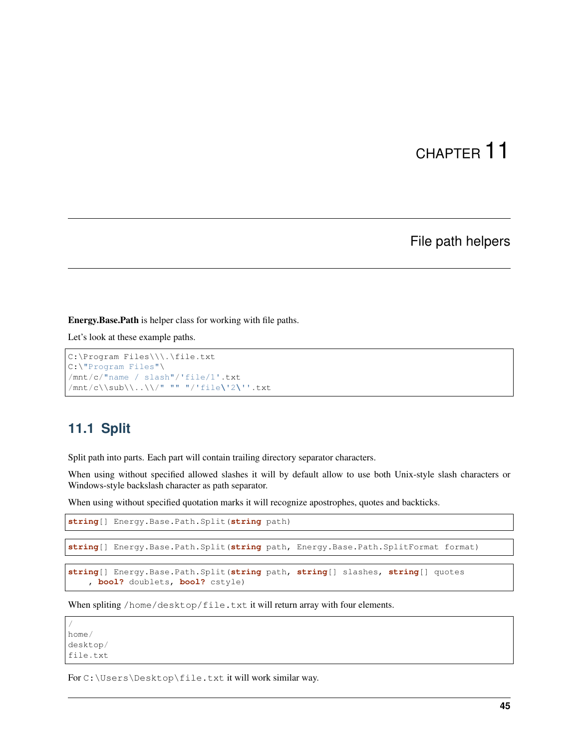# CHAPTER 11

# File path helpers

**Energy.Base.Path** is helper class for working with file paths.

Let's look at these example paths.

```
C:\Program Files\\\.\file.txt
C:\"Program Files"\
/mnt/c/"name / slash"/'file/1'.txt
/mnt/c\\sub\\..\\/" "" "/'file\'2\''.txt
```

## 11.1 Split

Split path into parts. Each part will contain trailing directory separator characters.

When using without specified allowed slashes it will by default allow to use both Unix-style slash characters or Windows-style backslash character as path separator.

When using without specified quotation marks it will recognize apostrophes, quotes and backticks.

```
string[] Energy.Base.Path.Split(string path)
```

```
string[] Energy.Base.Path.Split(string path, Energy.Base.Path.SplitFormat format)
```

```
string[] Energy.Base.Path.Split(string path, string[] slashes, string[] quotes
    , bool? doublets, bool? cstyle)
```

When spliting `/home/desktop/file.txt` it will return array with four elements.

```
/
home/
desktop/
file.txt
```

For `C:\Users\Desktop\file.txt` it will work similar way.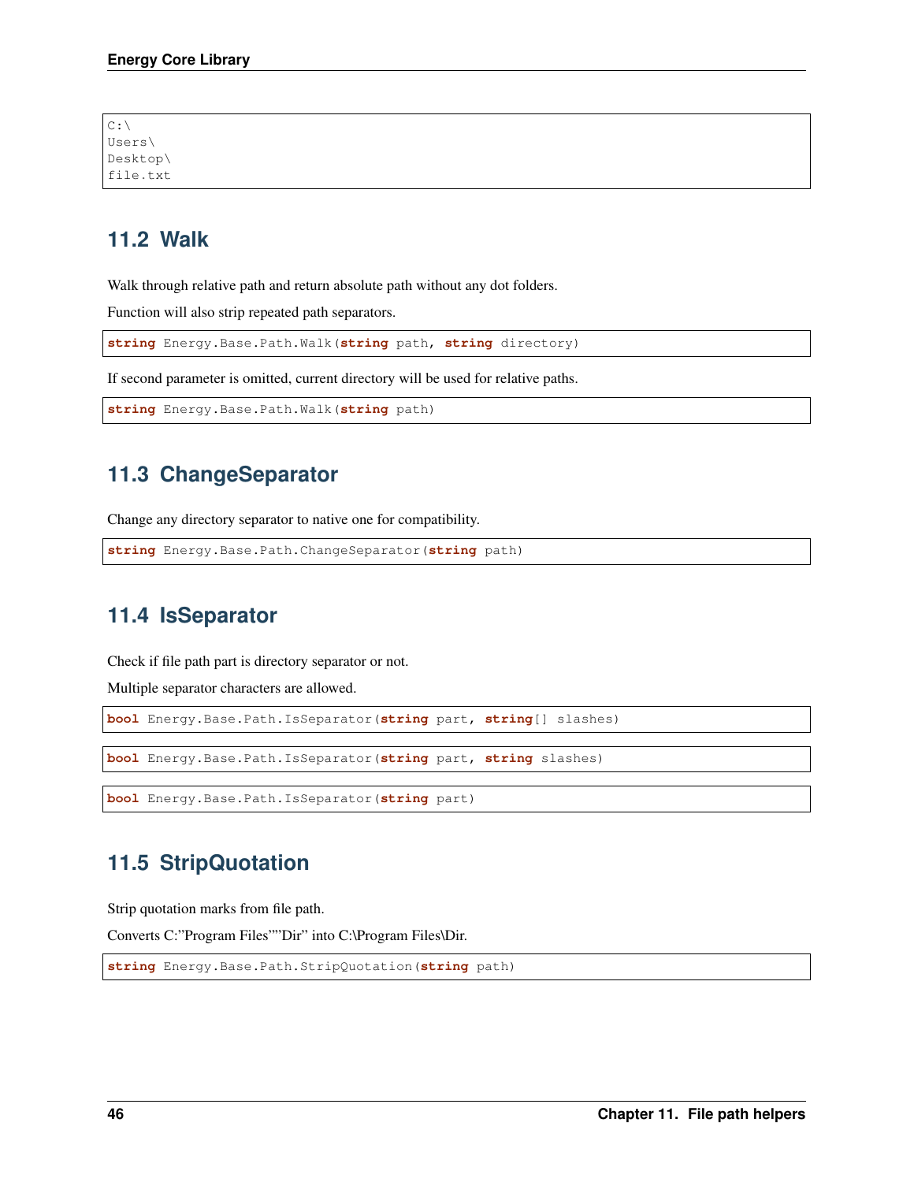```
C:\
Users\
Desktop\
file.txt
```

## 11.2 Walk

Walk through relative path and return absolute path without any dot folders.

Function will also strip repeated path separators.

```
string Energy.Base.Path.Walk(string path, string directory)
```

If second parameter is omitted, current directory will be used for relative paths.

```
string Energy.Base.Path.Walk(string path)
```

## 11.3 ChangeSeparator

Change any directory separator to native one for compatibility.

```
string Energy.Base.Path.ChangeSeparator(string path)
```

## 11.4 IsSeparator

Check if file path part is directory separator or not.

Multiple separator characters are allowed.

```
bool Energy.Base.Path.IsSeparator(string part, string[] slashes)
```

```
bool Energy.Base.Path.IsSeparator(string part, string slashes)
```

```
bool Energy.Base.Path.IsSeparator(string part)
```

## 11.5 StripQuotation

Strip quotation marks from file path.

Converts C:"Program Files""Dir" into C:\Program Files\Dir.

```
string Energy.Base.Path.StripQuotation(string path)
```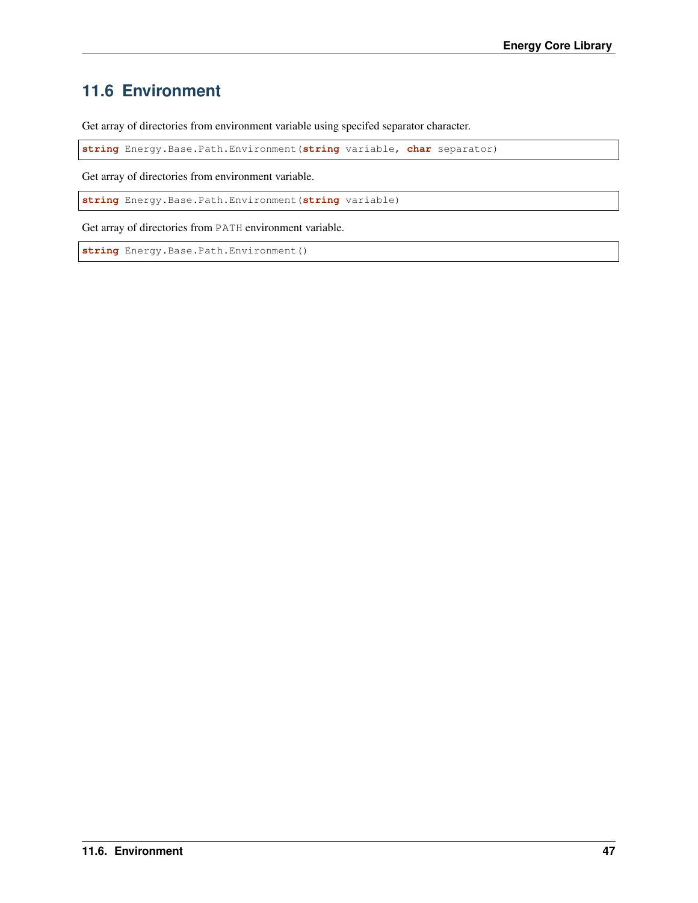## 11.6 Environment

Get array of directories from environment variable using specifed separator character.

```
string Energy.Base.Path.Environment(string variable, char separator)
```

Get array of directories from environment variable.

```
string Energy.Base.Path.Environment(string variable)
```

Get array of directories from `PATH` environment variable.

```
string Energy.Base.Path.Environment()
```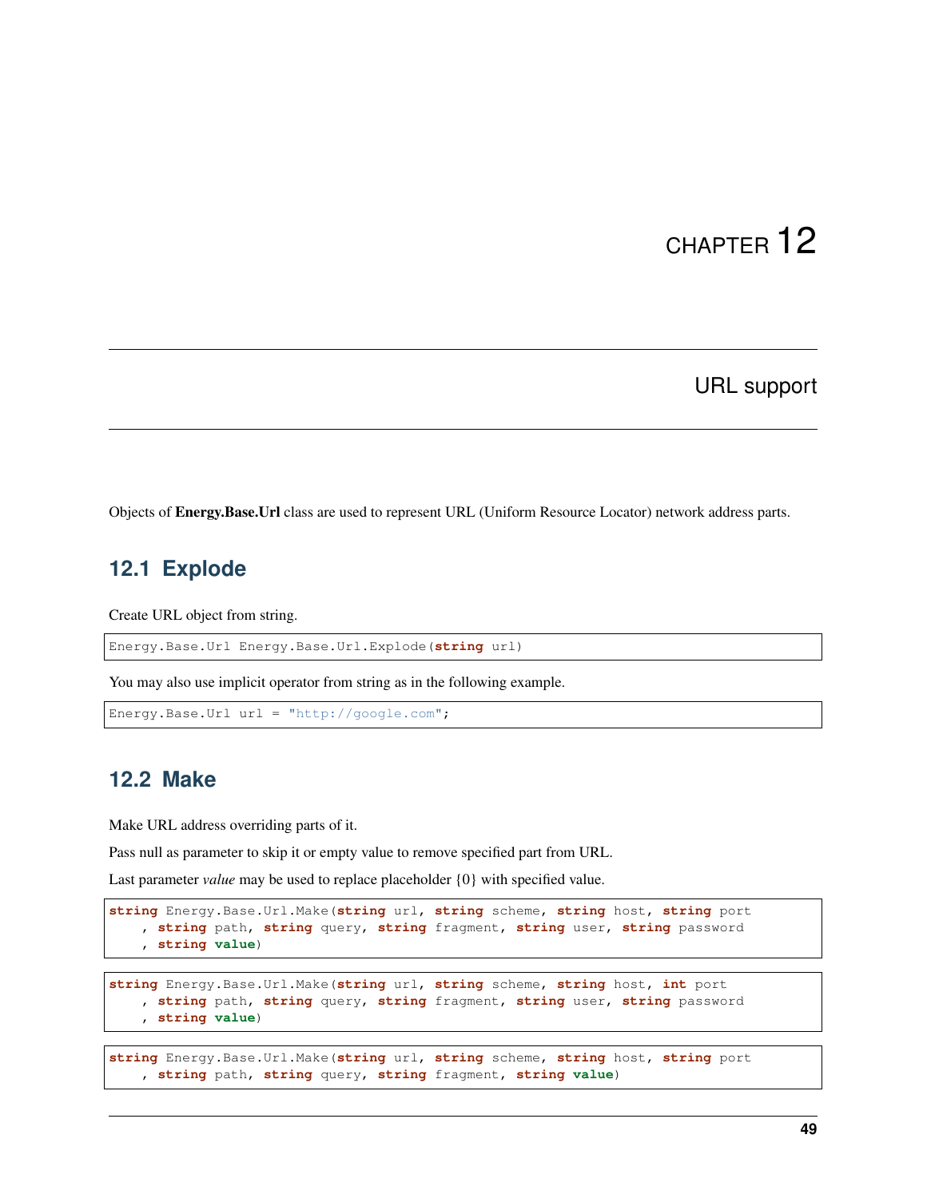# CHAPTER 12

# URL support

Objects of **Energy.Base.Url** class are used to represent URL (Uniform Resource Locator) network address parts.

## 12.1 Explode

Create URL object from string.

```
Energy.Base.Url Energy.Base.Url.Explode(string url)
```

You may also use implicit operator from string as in the following example.

```
Energy.Base.Url url = "http://google.com";
```

## 12.2 Make

Make URL address overriding parts of it.

Pass null as parameter to skip it or empty value to remove specified part from URL.

Last parameter *value* may be used to replace placeholder {0} with specified value.

```
string Energy.Base.Url.Make(string url, string scheme, string host, string port
    , string path, string query, string fragment, string user, string password
    , string value)
```

```
string Energy.Base.Url.Make(string url, string scheme, string host, int port
    , string path, string query, string fragment, string user, string password
    , string value)
```

```
string Energy.Base.Url.Make(string url, string scheme, string host, string port
    , string path, string query, string fragment, string value)
```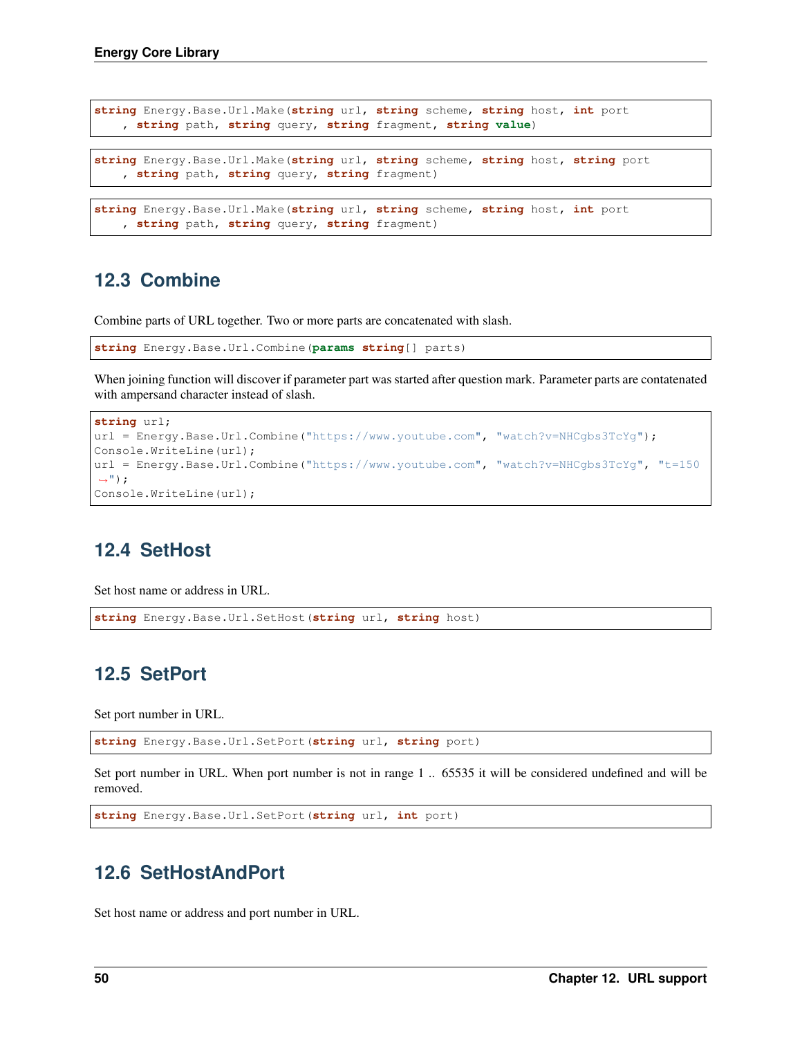```
string Energy.Base.Url.Make(string url, string scheme, string host, int port
    , string path, string query, string fragment, string value)
```

```
string Energy.Base.Url.Make(string url, string scheme, string host, string port
    , string path, string query, string fragment)
```

```
string Energy.Base.Url.Make(string url, string scheme, string host, int port
    , string path, string query, string fragment)
```

## 12.3 Combine

Combine parts of URL together. Two or more parts are concatenated with slash.

```
string Energy.Base.Url.Combine(params string[] parts)
```

When joining function will discover if parameter part was started after question mark. Parameter parts are contatenated with ampersand character instead of slash.

```
string url;
url = Energy.Base.Url.Combine("https://www.youtube.com", "watch?v=NHCgbs3TcYg");
Console.WriteLine(url);
url = Energy.Base.Url.Combine("https://www.youtube.com", "watch?v=NHCgbs3TcYg", "t=150
↪");
Console.WriteLine(url);
```

## 12.4 SetHost

Set host name or address in URL.

```
string Energy.Base.Url.SetHost(string url, string host)
```

## 12.5 SetPort

Set port number in URL.

```
string Energy.Base.Url.SetPort(string url, string port)
```

Set port number in URL. When port number is not in range 1 .. 65535 it will be considered undefined and will be removed.

```
string Energy.Base.Url.SetPort(string url, int port)
```

## 12.6 SetHostAndPort

Set host name or address and port number in URL.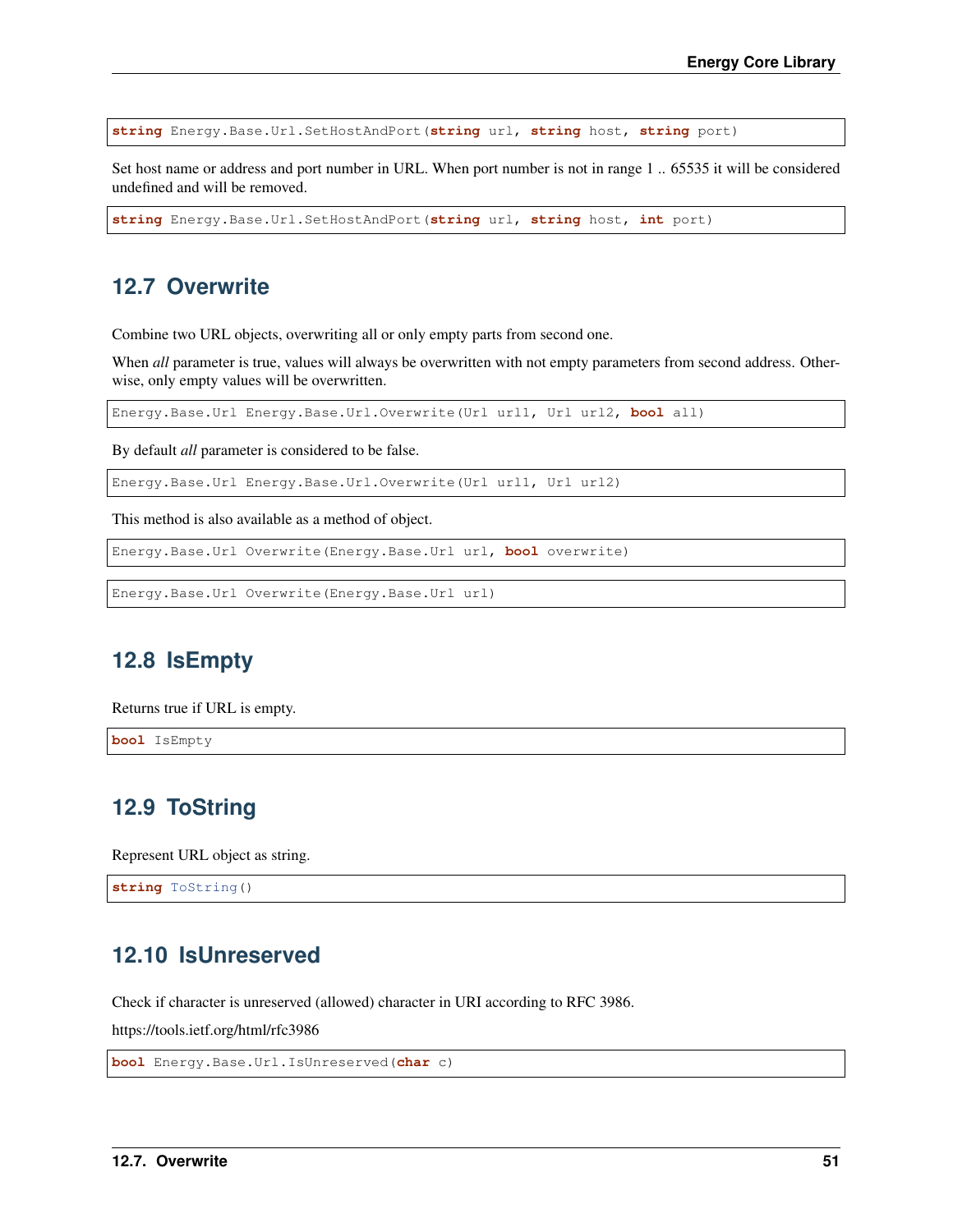```
string Energy.Base.Url.SetHostAndPort(string url, string host, string port)
```

Set host name or address and port number in URL. When port number is not in range 1 .. 65535 it will be considered undefined and will be removed.

```
string Energy.Base.Url.SetHostAndPort(string url, string host, int port)
```

## 12.7 Overwrite

Combine two URL objects, overwriting all or only empty parts from second one.

When *all* parameter is true, values will always be overwritten with not empty parameters from second address. Otherwise, only empty values will be overwritten.

```
Energy.Base.Url Energy.Base.Url.Overwrite(Url url1, Url url2, bool all)
```

By default *all* parameter is considered to be false.

```
Energy.Base.Url Energy.Base.Url.Overwrite(Url url1, Url url2)
```

This method is also available as a method of object.

```
Energy.Base.Url Overwrite(Energy.Base.Url url, bool overwrite)
```

```
Energy.Base.Url Overwrite(Energy.Base.Url url)
```

## 12.8 IsEmpty

Returns true if URL is empty.

```
bool IsEmpty
```

## 12.9 ToString

Represent URL object as string.

```
string ToString()
```

## 12.10 IsUnreserved

Check if character is unreserved (allowed) character in URI according to RFC 3986.

https://tools.ietf.org/html/rfc3986

```
bool Energy.Base.Url.IsUnreserved(char c)
```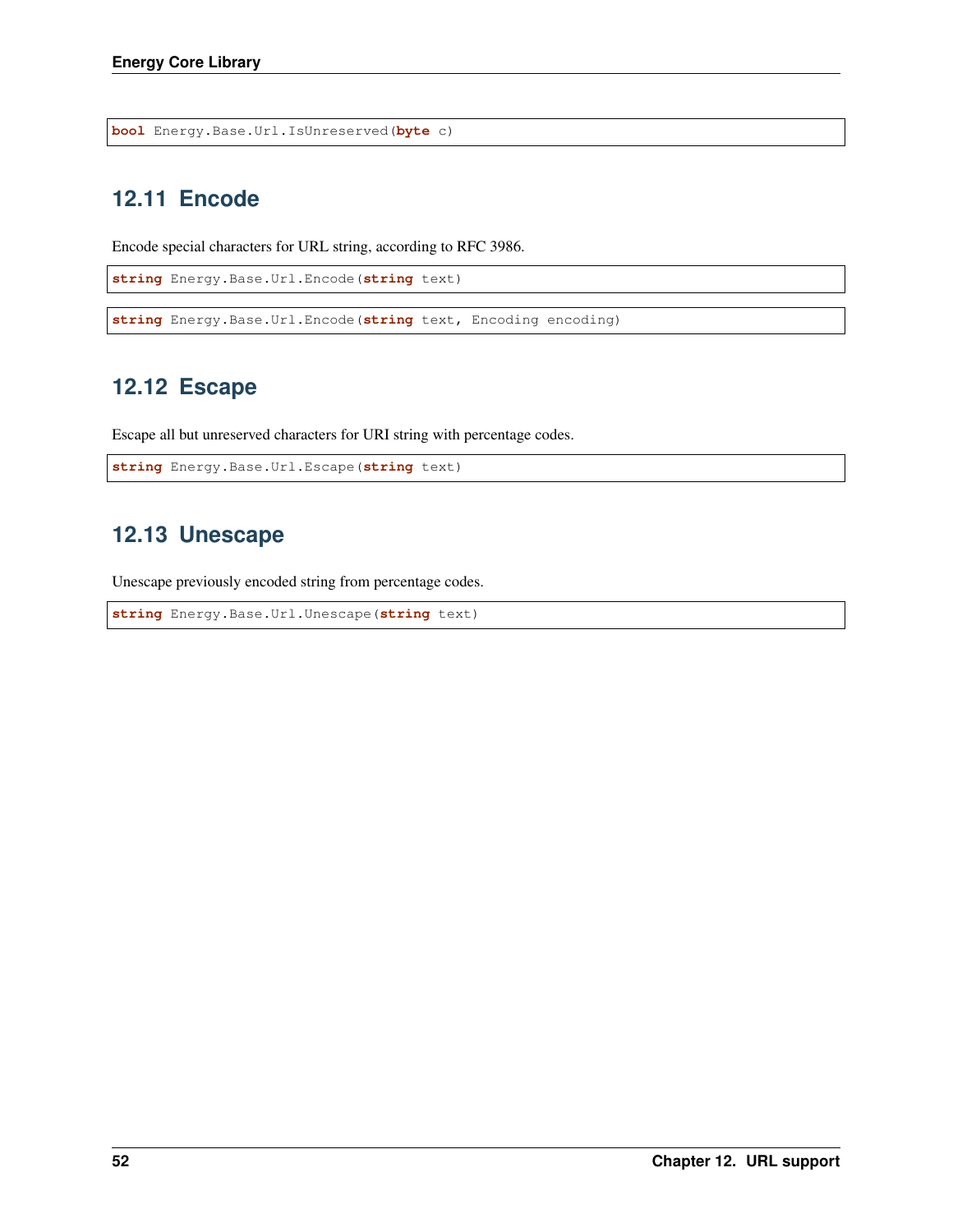```
bool Energy.Base.Url.IsUnreserved(byte c)
```

## 12.11 Encode

Encode special characters for URL string, according to RFC 3986.

```
string Energy.Base.Url.Encode(string text)
```

```
string Energy.Base.Url.Encode(string text, Encoding encoding)
```

## 12.12 Escape

Escape all but unreserved characters for URI string with percentage codes.

```
string Energy.Base.Url.Escape(string text)
```

## 12.13 Unescape

Unescape previously encoded string from percentage codes.

```
string Energy.Base.Url.Unescape(string text)
```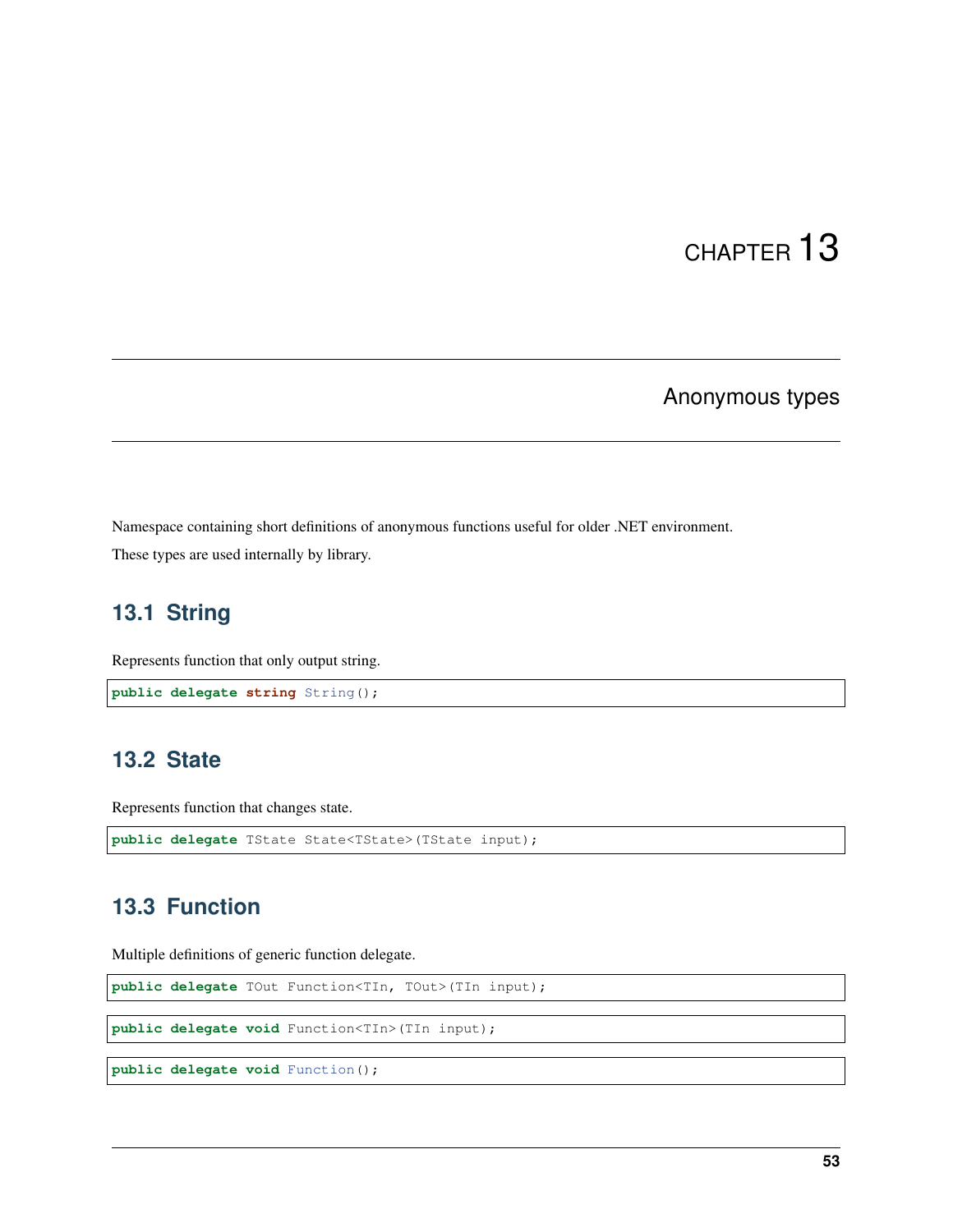# CHAPTER 13

## Anonymous types

Namespace containing short definitions of anonymous functions useful for older .NET environment.

These types are used internally by library.

### 13.1 String

Represents function that only output string.

```
public delegate string String();
```

### 13.2 State

Represents function that changes state.

```
public delegate TState State<TState>(TState input);
```

### 13.3 Function

Multiple definitions of generic function delegate.

```
public delegate TOut Function<TIn, TOut>(TIn input);
```

```
public delegate void Function<TIn>(TIn input);
```

```
public delegate void Function();
```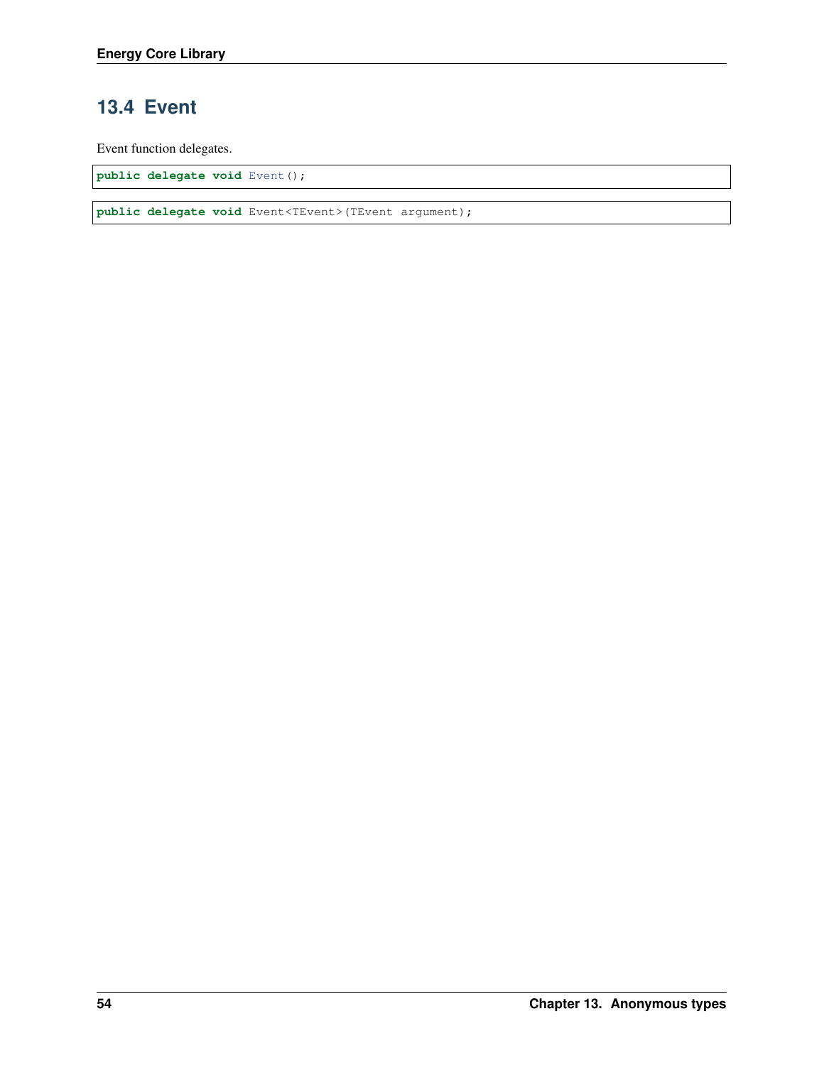## 13.4 Event

Event function delegates.

```
public delegate void Event();
```

```
public delegate void Event<TEvent>(TEvent argument);
```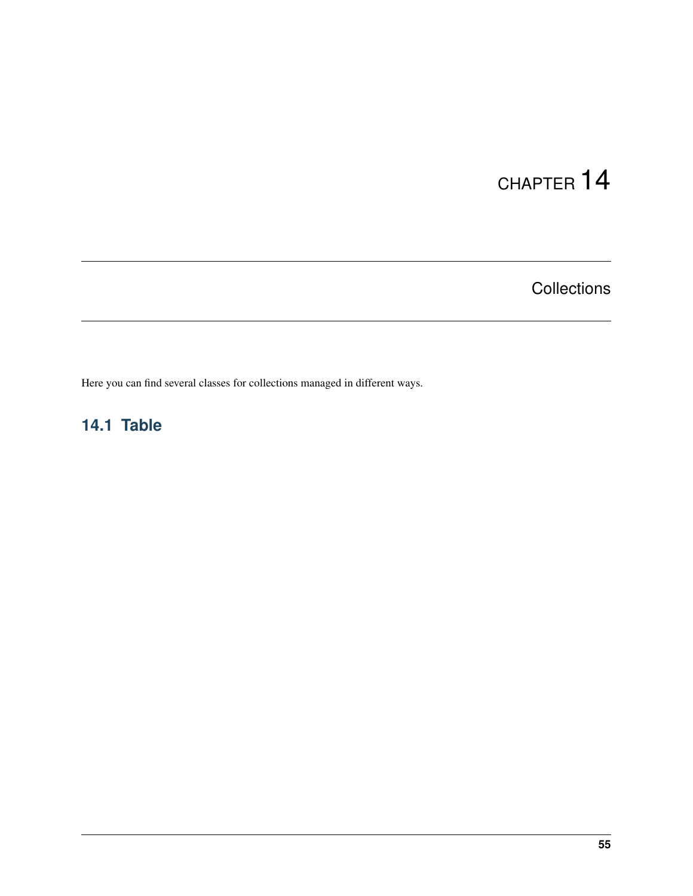# CHAPTER 14

# Collections

Here you can find several classes for collections managed in different ways.

## 14.1 Table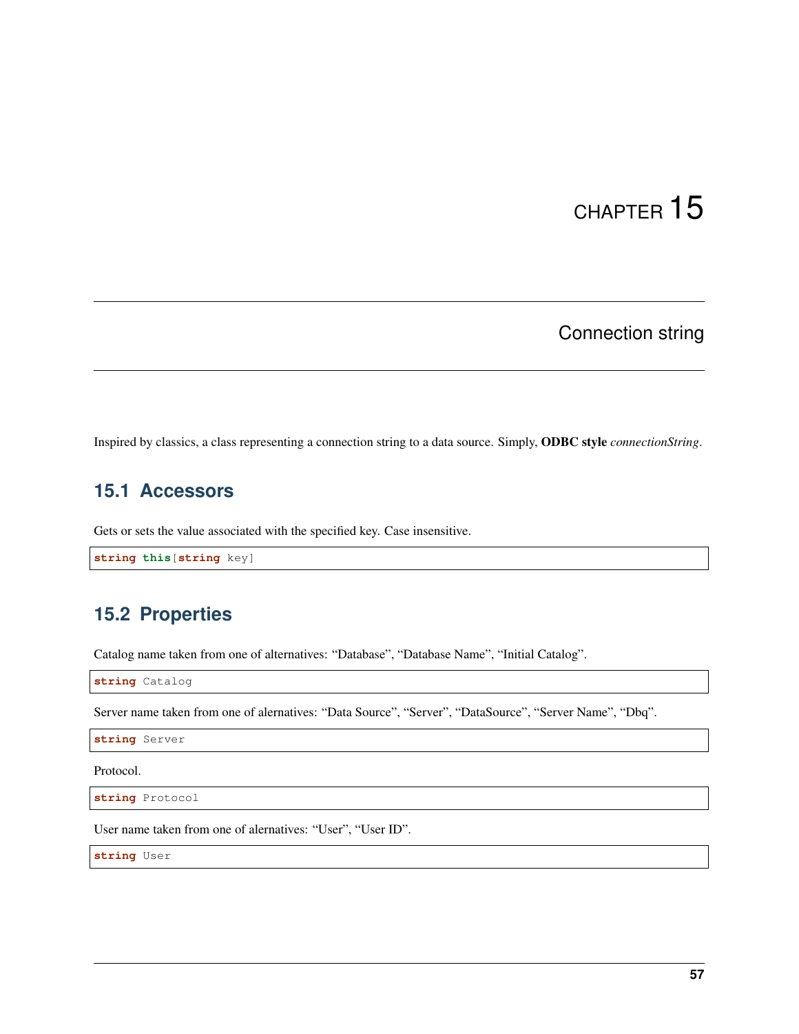# CHAPTER 15

# Connection string

Inspired by classics, a class representing a connection string to a data source. Simply, **ODBC style** *connectionString*.

## 15.1 Accessors

Gets or sets the value associated with the specified key. Case insensitive.

```
string this[string key]
```

## 15.2 Properties

Catalog name taken from one of alternatives: “Database”, “Database Name”, “Initial Catalog”.

```
string Catalog
```

Server name taken from one of alernatives: “Data Source”, “Server”, “DataSource”, “Server Name”, “Dbq”.

```
string Server
```

Protocol.

```
string Protocol
```

User name taken from one of alernatives: “User”, “User ID”.

```
string User
```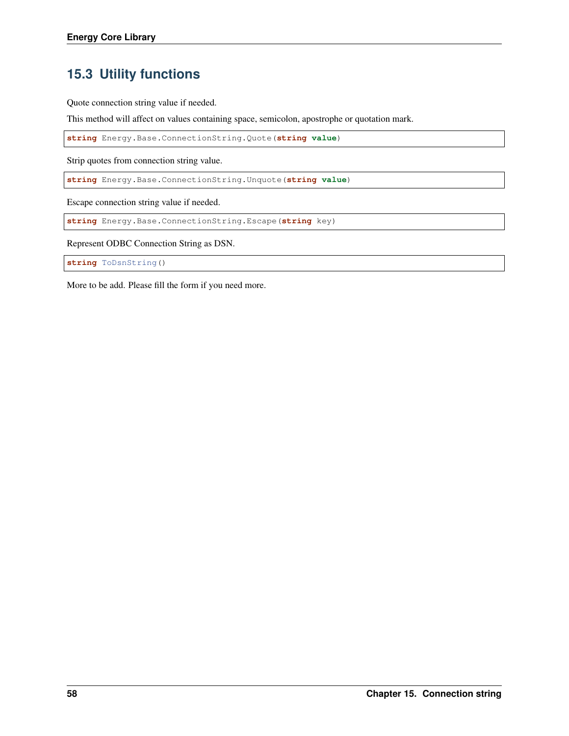## 15.3 Utility functions

Quote connection string value if needed.

This method will affect on values containing space, semicolon, apostrophe or quotation mark.

```
string Energy.Base.ConnectionString.Quote(string value)
```

Strip quotes from connection string value.

```
string Energy.Base.ConnectionString.Unquote(string value)
```

Escape connection string value if needed.

```
string Energy.Base.ConnectionString.Escape(string key)
```

Represent ODBC Connection String as DSN.

```
string ToDsnString()
```

More to be add. Please fill the form if you need more.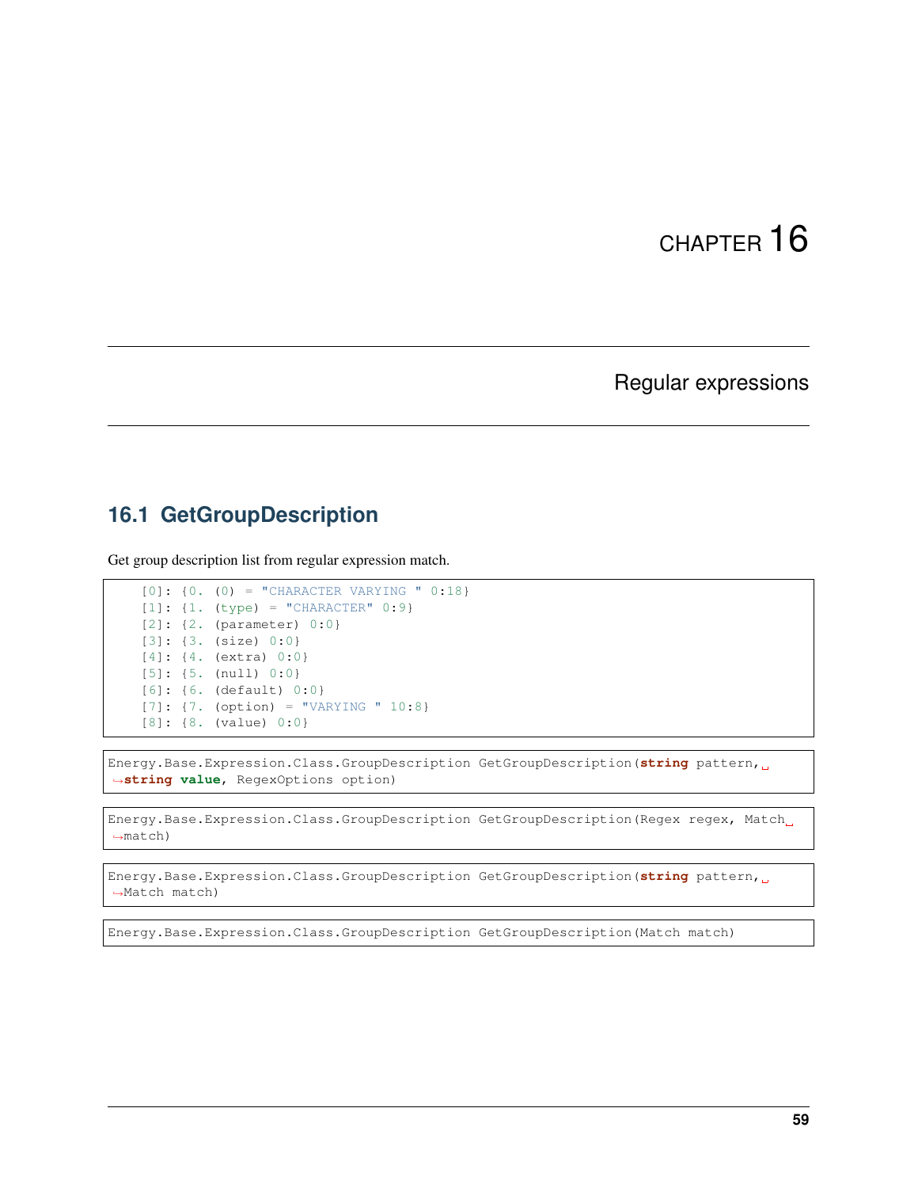# CHAPTER 16

## Regular expressions

### 16.1 GetGroupDescription

Get group description list from regular expression match.

```
    [0]: {0. (0) = "CHARACTER VARYING " 0:18}
    [1]: {1. (type) = "CHARACTER" 0:9}
    [2]: {2. (parameter) 0:0}
    [3]: {3. (size) 0:0}
    [4]: {4. (extra) 0:0}
    [5]: {5. (null) 0:0}
    [6]: {6. (default) 0:0}
    [7]: {7. (option) = "VARYING " 10:8}
    [8]: {8. (value) 0:0}
```

```
Energy.Base.Expression.Class.GroupDescription GetGroupDescription(string pattern, string value, RegexOptions option)
```

```
Energy.Base.Expression.Class.GroupDescription GetGroupDescription(Regex regex, Match match)
```

```
Energy.Base.Expression.Class.GroupDescription GetGroupDescription(string pattern, Match match)
```

```
Energy.Base.Expression.Class.GroupDescription GetGroupDescription(Match match)
```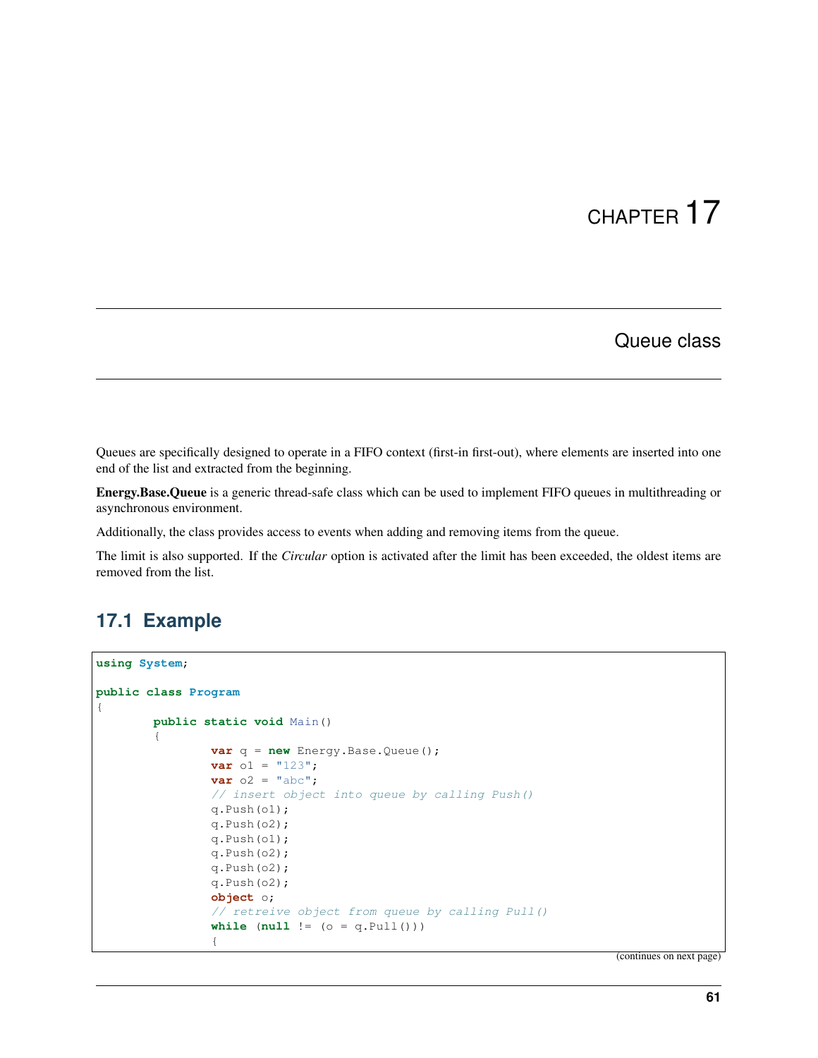# CHAPTER 17

## Queue class

Queues are specifically designed to operate in a FIFO context (first-in first-out), where elements are inserted into one end of the list and extracted from the beginning.

**Energy.Base.Queue** is a generic thread-safe class which can be used to implement FIFO queues in multithreading or asynchronous environment.

Additionally, the class provides access to events when adding and removing items from the queue.

The limit is also supported. If the *Circular* option is activated after the limit has been exceeded, the oldest items are removed from the list.

### 17.1 Example

```
using System;

public class Program
{
        public static void Main()
        {
                var q = new Energy.Base.Queue();
                var o1 = "123";
                var o2 = "abc";
                // insert object into queue by calling Push()
                q.Push(o1);
                q.Push(o2);
                q.Push(o1);
                q.Push(o2);
                q.Push(o2);
                q.Push(o2);
                object o;
                // retreive object from queue by calling Pull()
                while (null != (o = q.Pull()))
                {
```

(continues on next page)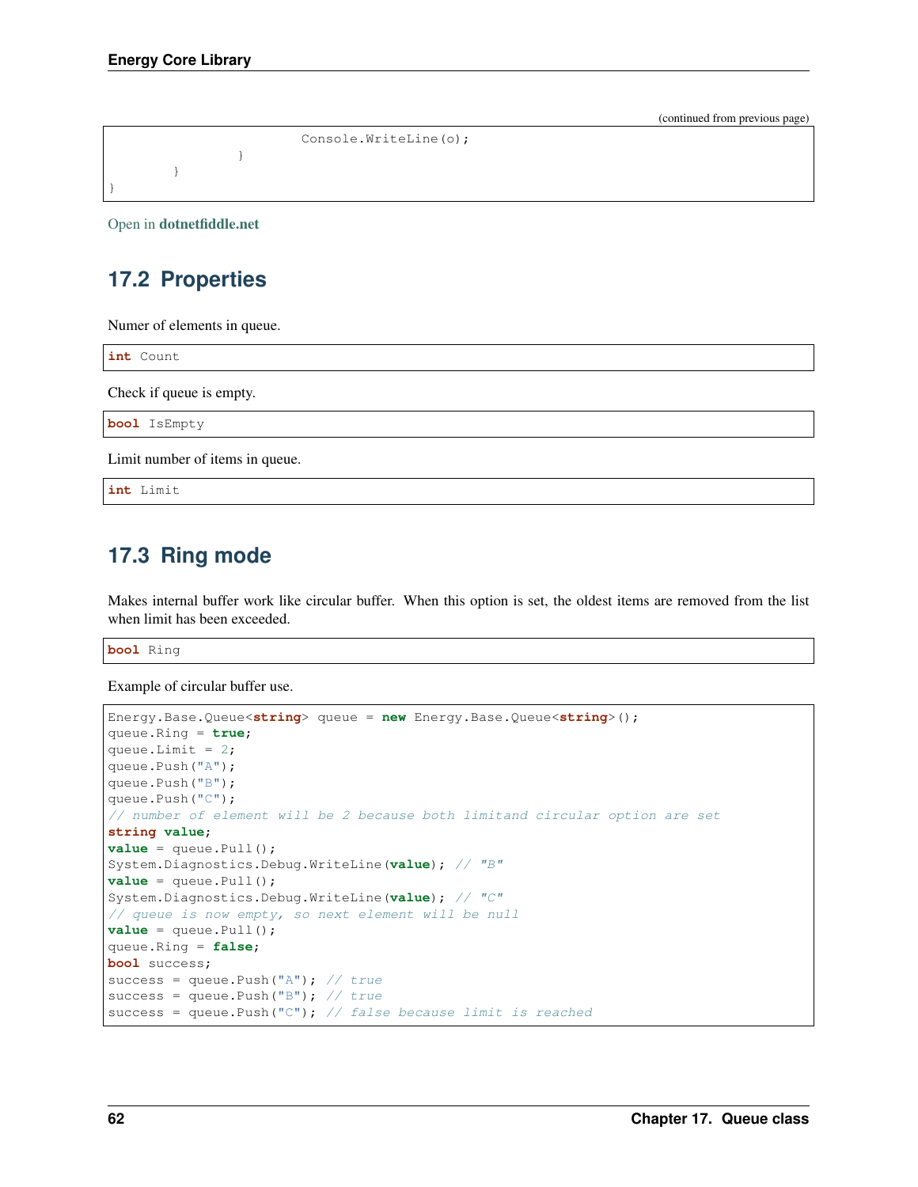(continued from previous page)

```
                    Console.WriteLine(o);
            }
        }
}
```

Open in **dotnetfiddle.net**

## 17.2 Properties

Numer of elements in queue.

```
int Count
```

Check if queue is empty.

```
bool IsEmpty
```

Limit number of items in queue.

```
int Limit
```

## 17.3 Ring mode

Makes internal buffer work like circular buffer. When this option is set, the oldest items are removed from the list when limit has been exceeded.

```
bool Ring
```

Example of circular buffer use.

```
Energy.Base.Queue<string> queue = new Energy.Base.Queue<string>();
queue.Ring = true;
queue.Limit = 2;
queue.Push("A");
queue.Push("B");
queue.Push("C");
// number of element will be 2 because both limitand circular option are set
string value;
value = queue.Pull();
System.Diagnostics.Debug.WriteLine(value); // "B"
value = queue.Pull();
System.Diagnostics.Debug.WriteLine(value); // "C"
// queue is now empty, so next element will be null
value = queue.Pull();
queue.Ring = false;
bool success;
success = queue.Push("A"); // true
success = queue.Push("B"); // true
success = queue.Push("C"); // false because limit is reached
```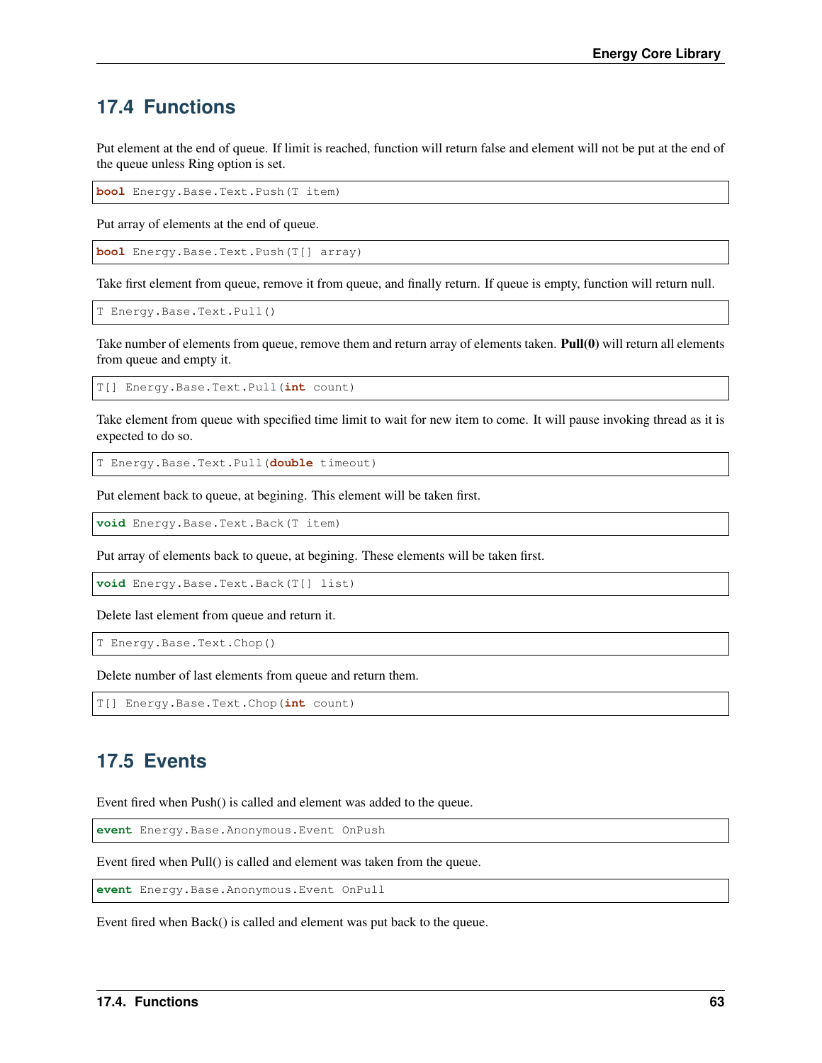## 17.4 Functions

Put element at the end of queue. If limit is reached, function will return false and element will not be put at the end of the queue unless Ring option is set.

```
bool Energy.Base.Text.Push(T item)
```

Put array of elements at the end of queue.

```
bool Energy.Base.Text.Push(T[] array)
```

Take first element from queue, remove it from queue, and finally return. If queue is empty, function will return null.

```
T Energy.Base.Text.Pull()
```

Take number of elements from queue, remove them and return array of elements taken. **Pull(0)** will return all elements from queue and empty it.

```
T[] Energy.Base.Text.Pull(int count)
```

Take element from queue with specified time limit to wait for new item to come. It will pause invoking thread as it is expected to do so.

```
T Energy.Base.Text.Pull(double timeout)
```

Put element back to queue, at begining. This element will be taken first.

```
void Energy.Base.Text.Back(T item)
```

Put array of elements back to queue, at begining. These elements will be taken first.

```
void Energy.Base.Text.Back(T[] list)
```

Delete last element from queue and return it.

```
T Energy.Base.Text.Chop()
```

Delete number of last elements from queue and return them.

```
T[] Energy.Base.Text.Chop(int count)
```

## 17.5 Events

Event fired when Push() is called and element was added to the queue.

```
event Energy.Base.Anonymous.Event OnPush
```

Event fired when Pull() is called and element was taken from the queue.

```
event Energy.Base.Anonymous.Event OnPull
```

Event fired when Back() is called and element was put back to the queue.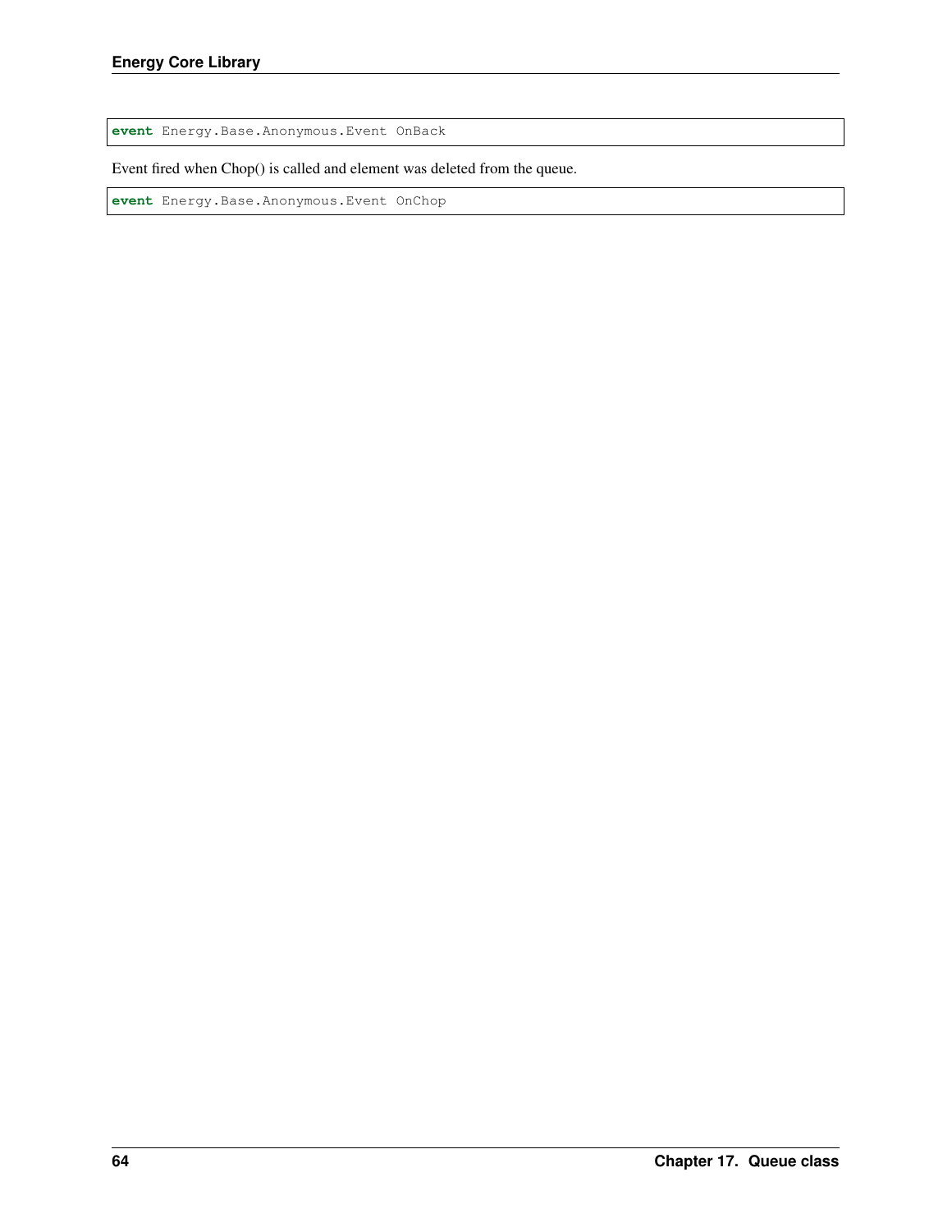```
event Energy.Base.Anonymous.Event OnBack
```

Event fired when Chop() is called and element was deleted from the queue.

```
event Energy.Base.Anonymous.Event OnChop
```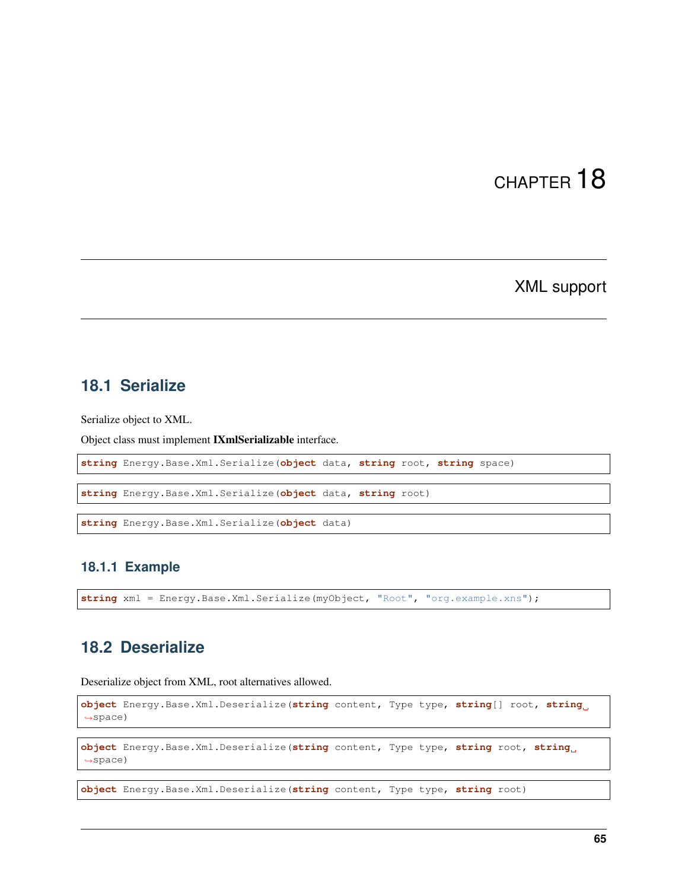# CHAPTER 18

# XML support

## 18.1 Serialize

Serialize object to XML.

Object class must implement **IXmlSerializable** interface.

```
string Energy.Base.Xml.Serialize(object data, string root, string space)
```

```
string Energy.Base.Xml.Serialize(object data, string root)
```

```
string Energy.Base.Xml.Serialize(object data)
```

### 18.1.1 Example

```
string xml = Energy.Base.Xml.Serialize(myObject, "Root", "org.example.xns");
```

## 18.2 Deserialize

Deserialize object from XML, root alternatives allowed.

```
object Energy.Base.Xml.Deserialize(string content, Type type, string[] root, string space)
```

```
object Energy.Base.Xml.Deserialize(string content, Type type, string root, string space)
```

```
object Energy.Base.Xml.Deserialize(string content, Type type, string root)
```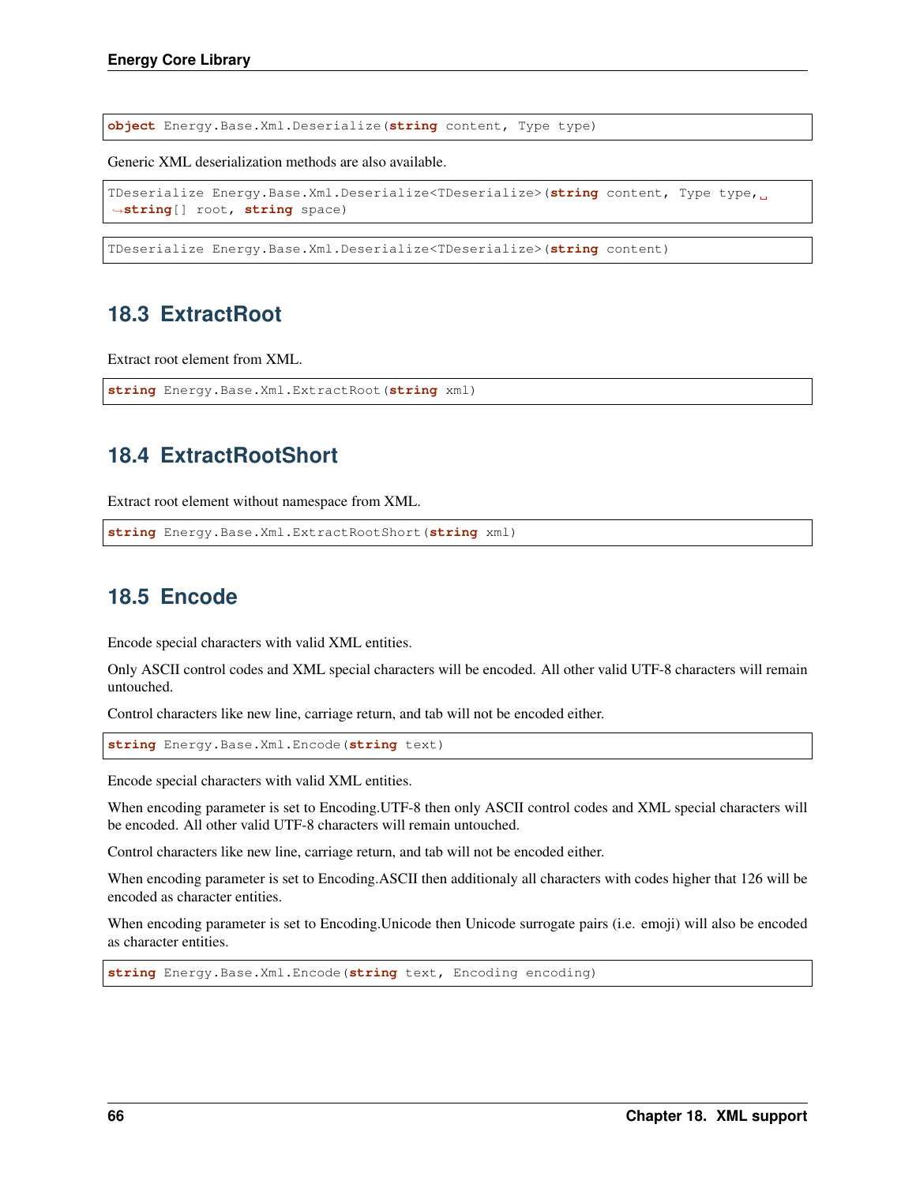```
object Energy.Base.Xml.Deserialize(string content, Type type)
```

Generic XML deserialization methods are also available.

```
TDeserialize Energy.Base.Xml.Deserialize<TDeserialize>(string content, Type type,
string[] root, string space)
```

```
TDeserialize Energy.Base.Xml.Deserialize<TDeserialize>(string content)
```

## 18.3 ExtractRoot

Extract root element from XML.

```
string Energy.Base.Xml.ExtractRoot(string xml)
```

## 18.4 ExtractRootShort

Extract root element without namespace from XML.

```
string Energy.Base.Xml.ExtractRootShort(string xml)
```

## 18.5 Encode

Encode special characters with valid XML entities.

Only ASCII control codes and XML special characters will be encoded. All other valid UTF-8 characters will remain untouched.

Control characters like new line, carriage return, and tab will not be encoded either.

```
string Energy.Base.Xml.Encode(string text)
```

Encode special characters with valid XML entities.

When encoding parameter is set to Encoding.UTF-8 then only ASCII control codes and XML special characters will be encoded. All other valid UTF-8 characters will remain untouched.

Control characters like new line, carriage return, and tab will not be encoded either.

When encoding parameter is set to Encoding.ASCII then additionaly all characters with codes higher that 126 will be encoded as character entities.

When encoding parameter is set to Encoding.Unicode then Unicode surrogate pairs (i.e. emoji) will also be encoded as character entities.

```
string Energy.Base.Xml.Encode(string text, Encoding encoding)
```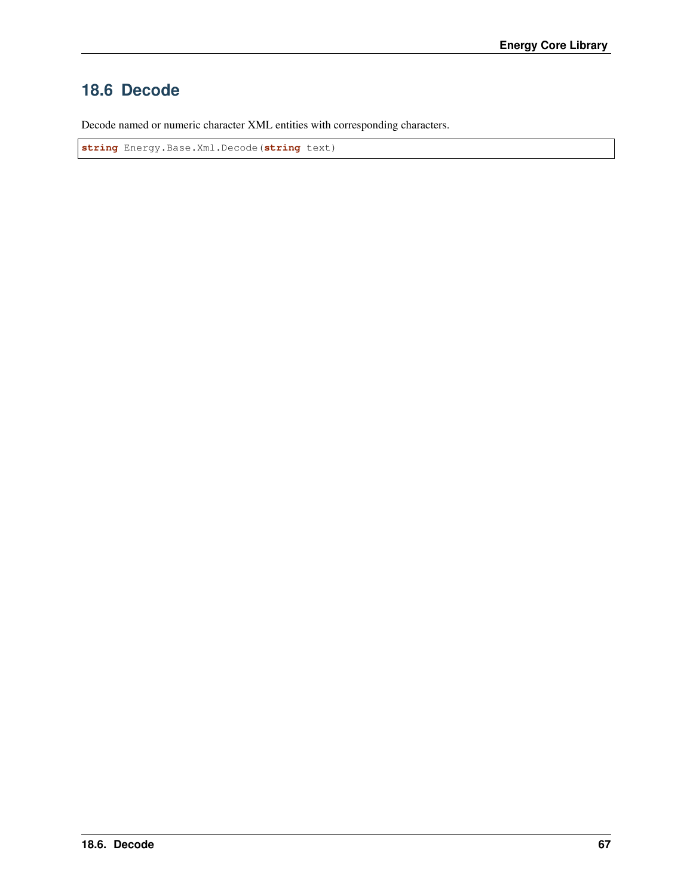## 18.6 Decode

Decode named or numeric character XML entities with corresponding characters.

```
string Energy.Base.Xml.Decode(string text)
```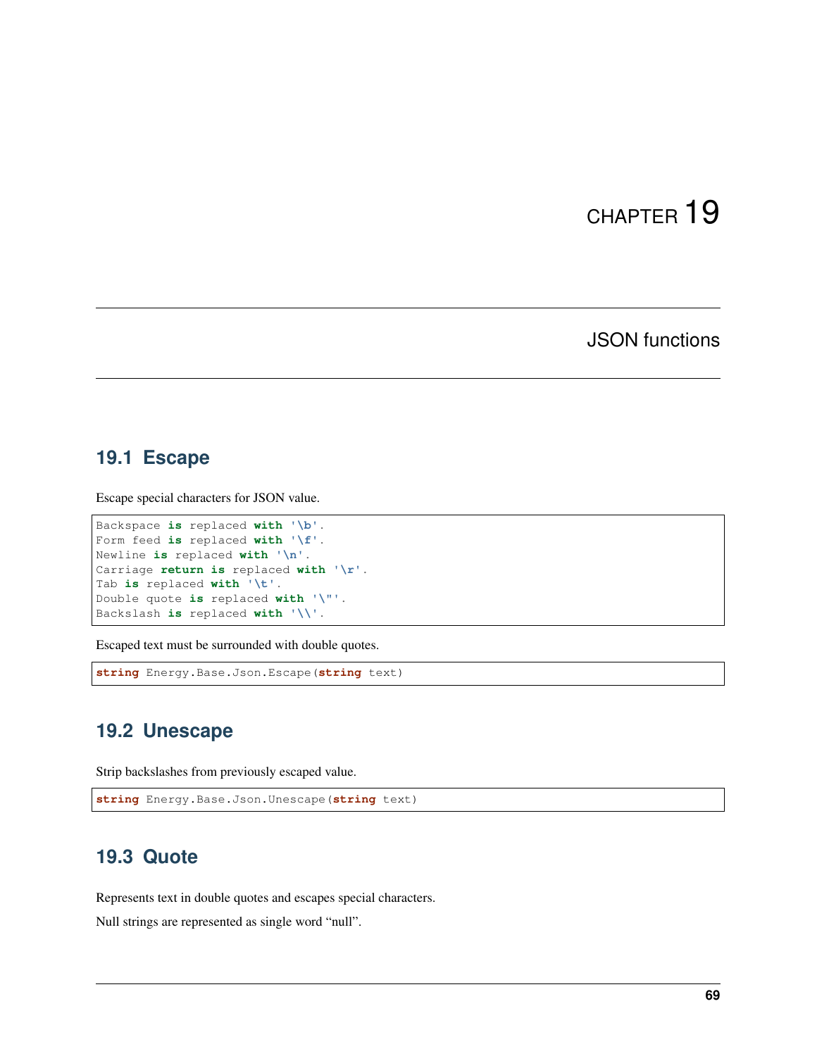# CHAPTER 19

# JSON functions

## 19.1 Escape

Escape special characters for JSON value.

```
Backspace is replaced with '\b'.
Form feed is replaced with '\f'.
Newline is replaced with '\n'.
Carriage return is replaced with '\r'.
Tab is replaced with '\t'.
Double quote is replaced with '\"'.
Backslash is replaced with '\\'.
```

Escaped text must be surrounded with double quotes.

```
string Energy.Base.Json.Escape(string text)
```

## 19.2 Unescape

Strip backslashes from previously escaped value.

```
string Energy.Base.Json.Unescape(string text)
```

## 19.3 Quote

Represents text in double quotes and escapes special characters.

Null strings are represented as single word "null".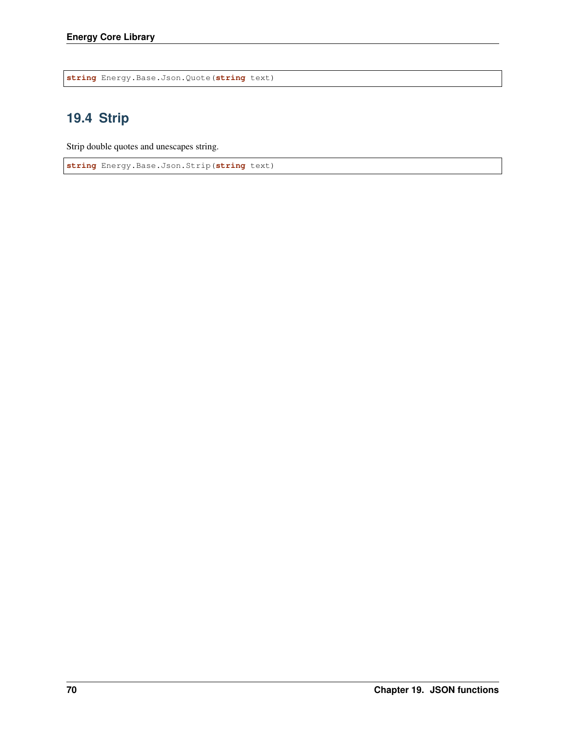```
string Energy.Base.Json.Quote(string text)
```

## 19.4 Strip

Strip double quotes and unescapes string.

```
string Energy.Base.Json.Strip(string text)
```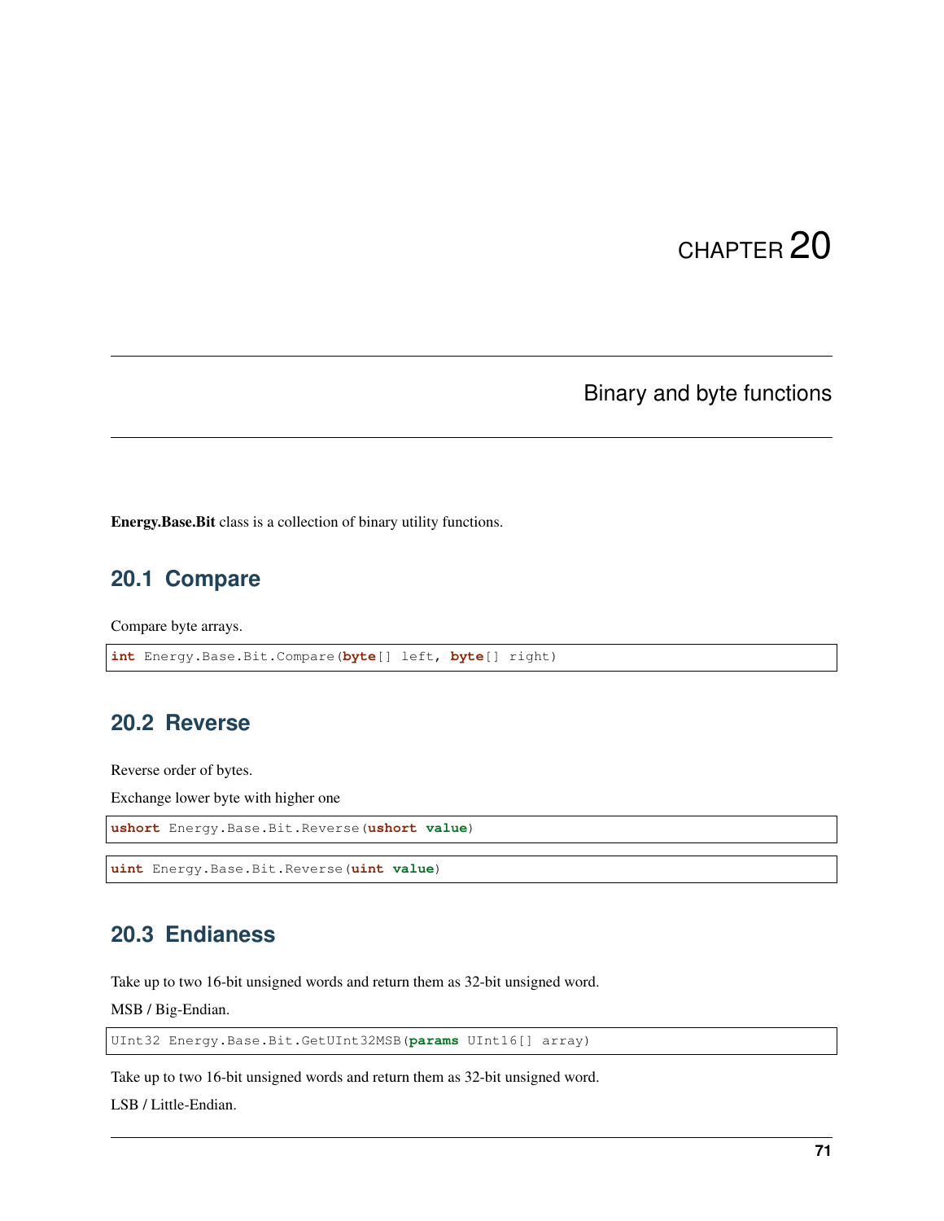# CHAPTER 20

## Binary and byte functions

**Energy.Base.Bit** class is a collection of binary utility functions.

### 20.1 Compare

Compare byte arrays.

```
int Energy.Base.Bit.Compare(byte[] left, byte[] right)
```

### 20.2 Reverse

Reverse order of bytes.

Exchange lower byte with higher one

```
ushort Energy.Base.Bit.Reverse(ushort value)
```

```
uint Energy.Base.Bit.Reverse(uint value)
```

### 20.3 Endianess

Take up to two 16-bit unsigned words and return them as 32-bit unsigned word.

MSB / Big-Endian.

```
UInt32 Energy.Base.Bit.GetUInt32MSB(params UInt16[] array)
```

Take up to two 16-bit unsigned words and return them as 32-bit unsigned word.

LSB / Little-Endian.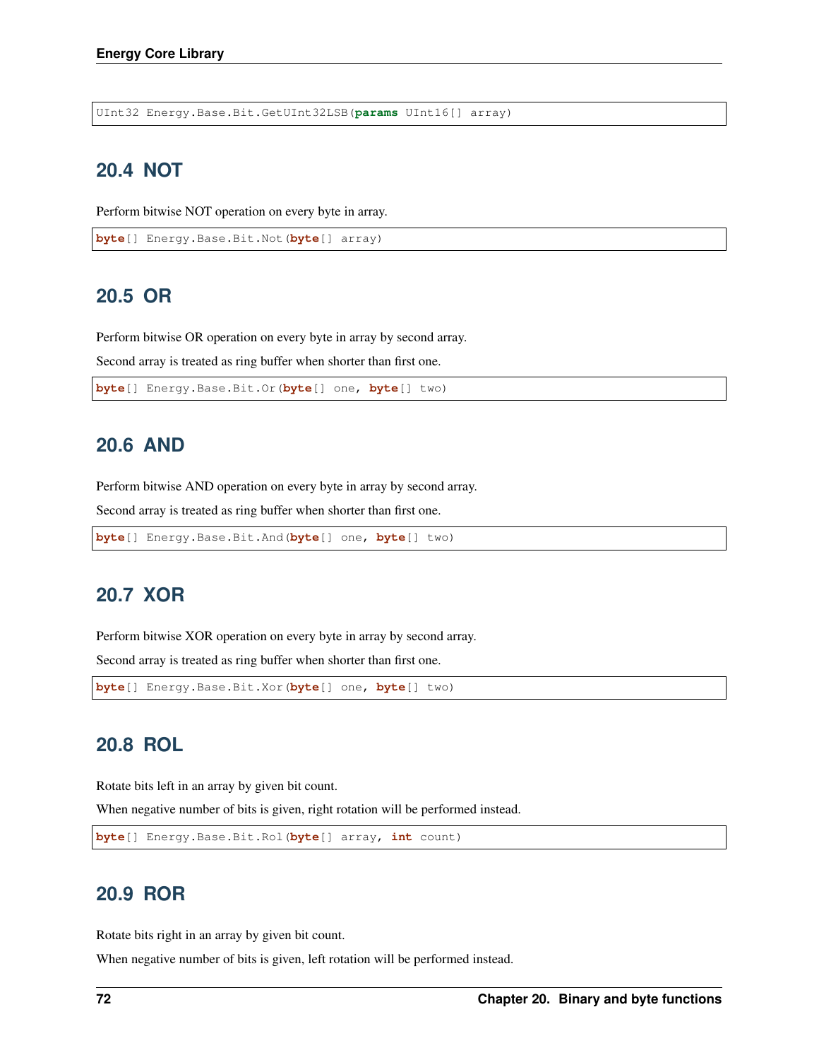```
UInt32 Energy.Base.Bit.GetUInt32LSB(params UInt16[] array)
```

## 20.4 NOT

Perform bitwise NOT operation on every byte in array.

```
byte[] Energy.Base.Bit.Not(byte[] array)
```

## 20.5 OR

Perform bitwise OR operation on every byte in array by second array.

Second array is treated as ring buffer when shorter than first one.

```
byte[] Energy.Base.Bit.Or(byte[] one, byte[] two)
```

## 20.6 AND

Perform bitwise AND operation on every byte in array by second array.

Second array is treated as ring buffer when shorter than first one.

```
byte[] Energy.Base.Bit.And(byte[] one, byte[] two)
```

## 20.7 XOR

Perform bitwise XOR operation on every byte in array by second array.

Second array is treated as ring buffer when shorter than first one.

```
byte[] Energy.Base.Bit.Xor(byte[] one, byte[] two)
```

## 20.8 ROL

Rotate bits left in an array by given bit count.

When negative number of bits is given, right rotation will be performed instead.

```
byte[] Energy.Base.Bit.Rol(byte[] array, int count)
```

## 20.9 ROR

Rotate bits right in an array by given bit count.

When negative number of bits is given, left rotation will be performed instead.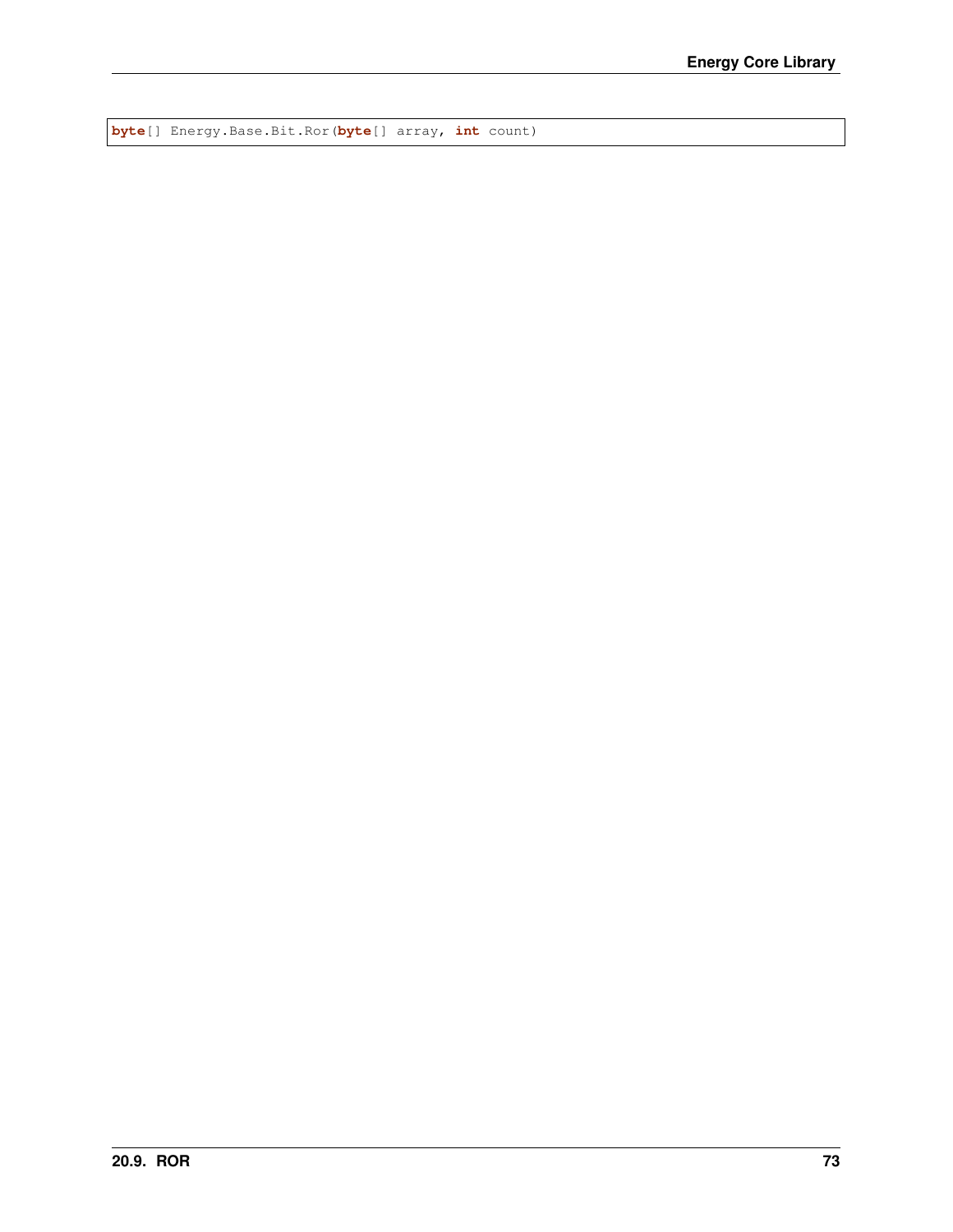```
byte[] Energy.Base.Bit.Ror(byte[] array, int count)
```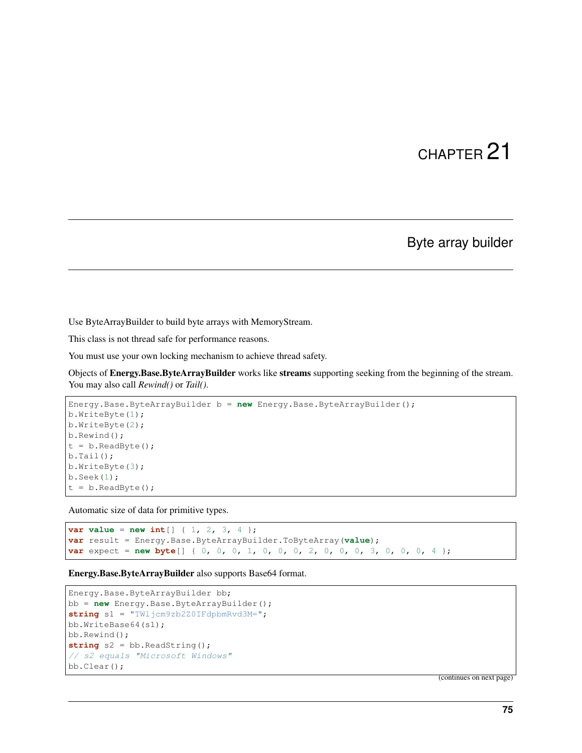# CHAPTER 21

## Byte array builder

Use ByteArrayBuilder to build byte arrays with MemoryStream.

This class is not thread safe for performance reasons.

You must use your own locking mechanism to achieve thread safety.

Objects of **Energy.Base.ByteArrayBuilder** works like **streams** supporting seeking from the beginning of the stream. You may also call *Rewind()* or *Tail()*.

```
Energy.Base.ByteArrayBuilder b = new Energy.Base.ByteArrayBuilder();
b.WriteByte(1);
b.WriteByte(2);
b.Rewind();
t = b.ReadByte();
b.Tail();
b.WriteByte(3);
b.Seek(1);
t = b.ReadByte();
```

Automatic size of data for primitive types.

```
var value = new int[] { 1, 2, 3, 4 };
var result = Energy.Base.ByteArrayBuilder.ToByteArray(value);
var expect = new byte[] { 0, 0, 0, 1, 0, 0, 0, 2, 0, 0, 0, 3, 0, 0, 0, 4 };
```

**Energy.Base.ByteArrayBuilder** also supports Base64 format.

```
Energy.Base.ByteArrayBuilder bb;
bb = new Energy.Base.ByteArrayBuilder();
string s1 = "TWljcm9zb2Z0IFdpbmRvd3M=";
bb.WriteBase64(s1);
bb.Rewind();
string s2 = bb.ReadString();
// s2 equals "Microsoft Windows"
bb.Clear();
```

(continues on next page)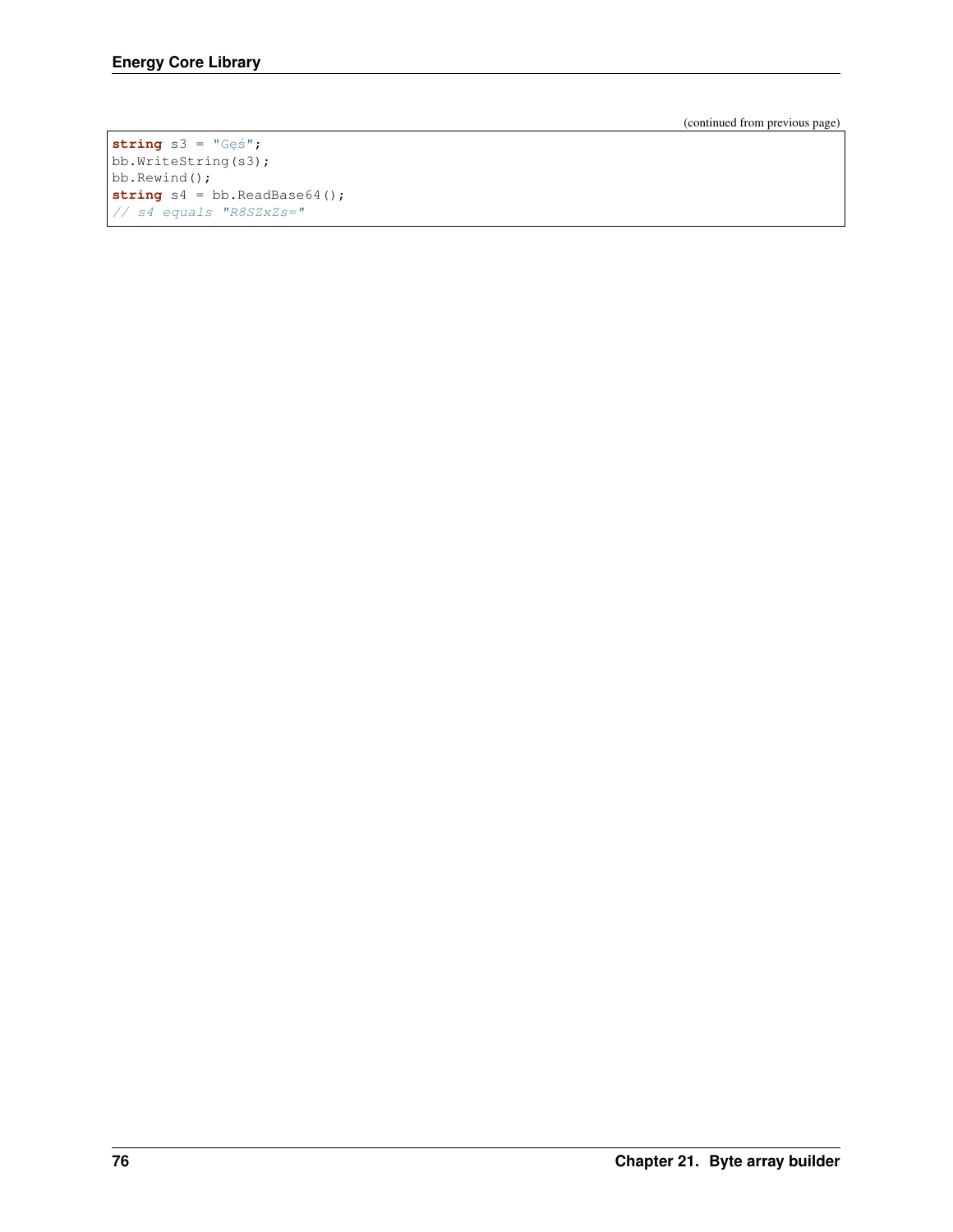(continued from previous page)

```
string s3 = "Gęś";
bb.WriteString(s3);
bb.Rewind();
string s4 = bb.ReadBase64();
// s4 equals "R8SZxZs="
```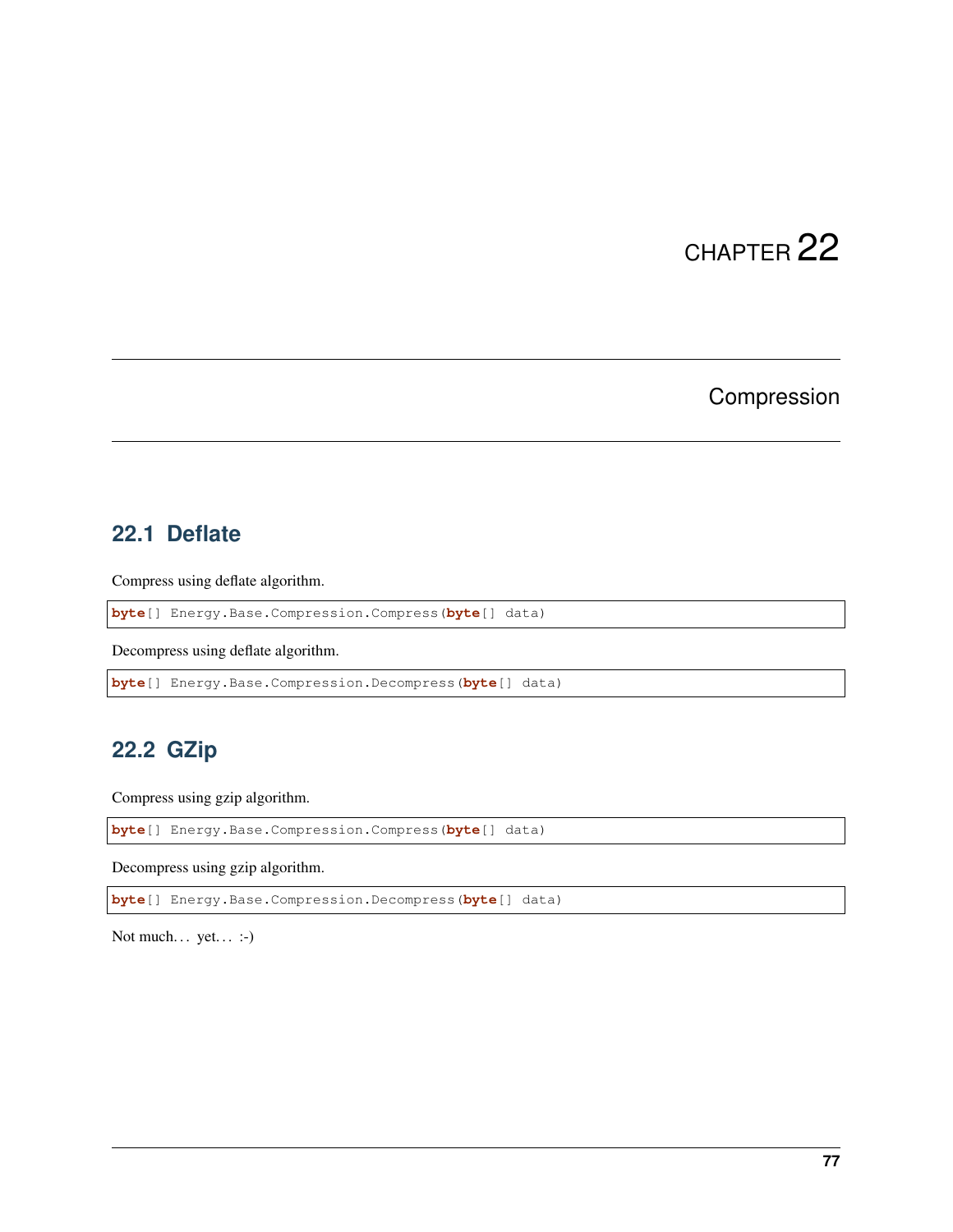# CHAPTER 22

## Compression

### 22.1 Deflate

Compress using deflate algorithm.

```
byte[] Energy.Base.Compression.Compress(byte[] data)
```

Decompress using deflate algorithm.

```
byte[] Energy.Base.Compression.Decompress(byte[] data)
```

### 22.2 GZip

Compress using gzip algorithm.

```
byte[] Energy.Base.Compression.Compress(byte[] data)
```

Decompress using gzip algorithm.

```
byte[] Energy.Base.Compression.Decompress(byte[] data)
```

Not much… yet… :-)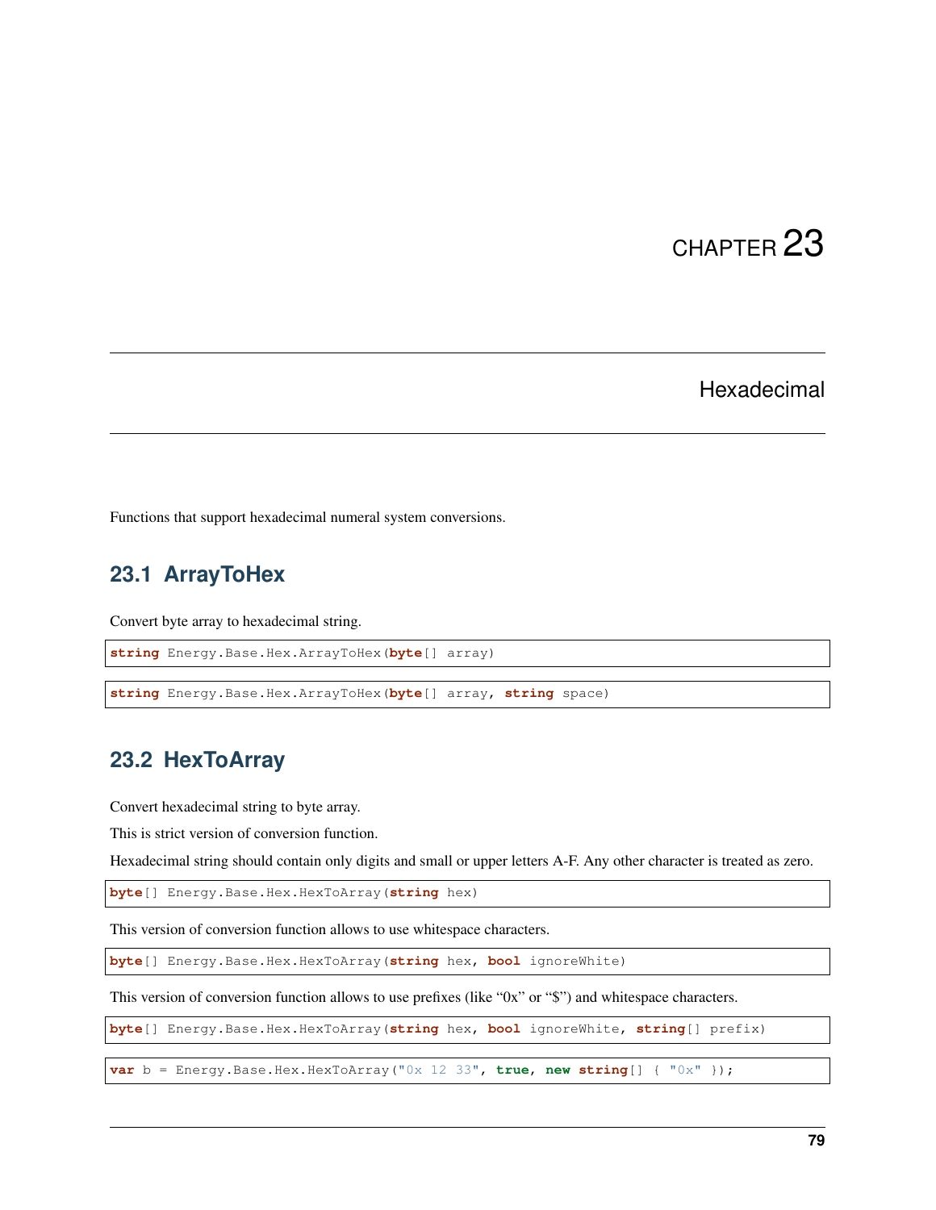# CHAPTER 23

# Hexadecimal

Functions that support hexadecimal numeral system conversions.

## 23.1 ArrayToHex

Convert byte array to hexadecimal string.

```
string Energy.Base.Hex.ArrayToHex(byte[] array)
```

```
string Energy.Base.Hex.ArrayToHex(byte[] array, string space)
```

## 23.2 HexToArray

Convert hexadecimal string to byte array.

This is strict version of conversion function.

Hexadecimal string should contain only digits and small or upper letters A-F. Any other character is treated as zero.

```
byte[] Energy.Base.Hex.HexToArray(string hex)
```

This version of conversion function allows to use whitespace characters.

```
byte[] Energy.Base.Hex.HexToArray(string hex, bool ignoreWhite)
```

This version of conversion function allows to use prefixes (like "0x" or "$") and whitespace characters.

```
byte[] Energy.Base.Hex.HexToArray(string hex, bool ignoreWhite, string[] prefix)
```

```
var b = Energy.Base.Hex.HexToArray("0x 12 33", true, new string[] { "0x" });
```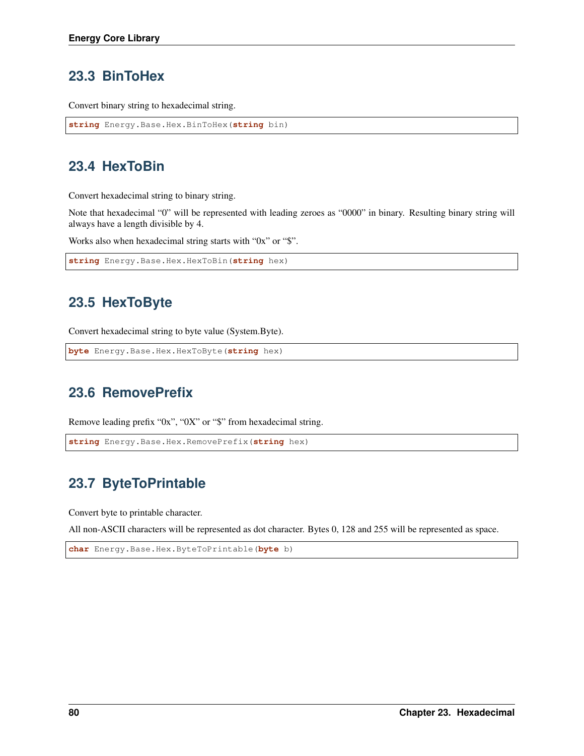## 23.3 BinToHex

Convert binary string to hexadecimal string.

```
string Energy.Base.Hex.BinToHex(string bin)
```

## 23.4 HexToBin

Convert hexadecimal string to binary string.

Note that hexadecimal “0” will be represented with leading zeroes as “0000” in binary. Resulting binary string will always have a length divisible by 4.

Works also when hexadecimal string starts with “0x” or “$”.

```
string Energy.Base.Hex.HexToBin(string hex)
```

## 23.5 HexToByte

Convert hexadecimal string to byte value (System.Byte).

```
byte Energy.Base.Hex.HexToByte(string hex)
```

## 23.6 RemovePrefix

Remove leading prefix “0x”, “0X” or “$” from hexadecimal string.

```
string Energy.Base.Hex.RemovePrefix(string hex)
```

## 23.7 ByteToPrintable

Convert byte to printable character.

All non-ASCII characters will be represented as dot character. Bytes 0, 128 and 255 will be represented as space.

```
char Energy.Base.Hex.ByteToPrintable(byte b)
```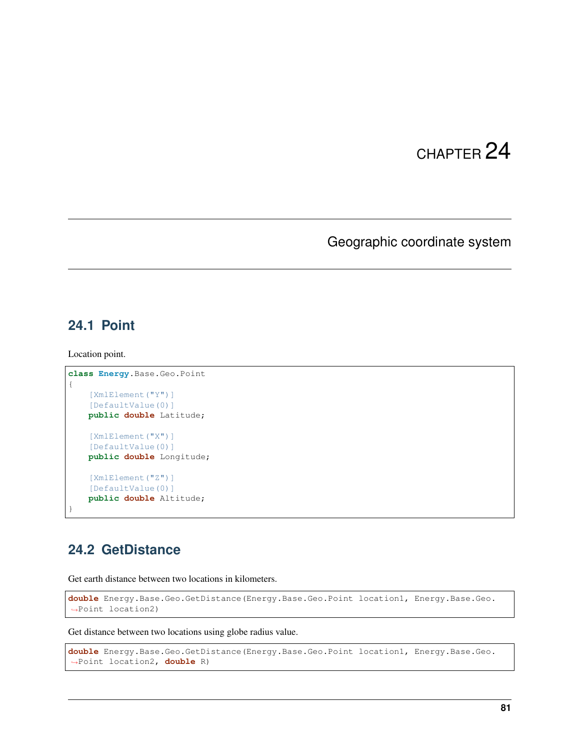# CHAPTER 24

# Geographic coordinate system

## 24.1 Point

Location point.

```
class Energy.Base.Geo.Point
{
    [XmlElement("Y")]
    [DefaultValue(0)]
    public double Latitude;

    [XmlElement("X")]
    [DefaultValue(0)]
    public double Longitude;

    [XmlElement("Z")]
    [DefaultValue(0)]
    public double Altitude;
}
```

## 24.2 GetDistance

Get earth distance between two locations in kilometers.

```
double Energy.Base.Geo.GetDistance(Energy.Base.Geo.Point location1, Energy.Base.Geo.Point location2)
```

Get distance between two locations using globe radius value.

```
double Energy.Base.Geo.GetDistance(Energy.Base.Geo.Point location1, Energy.Base.Geo.Point location2, double R)
```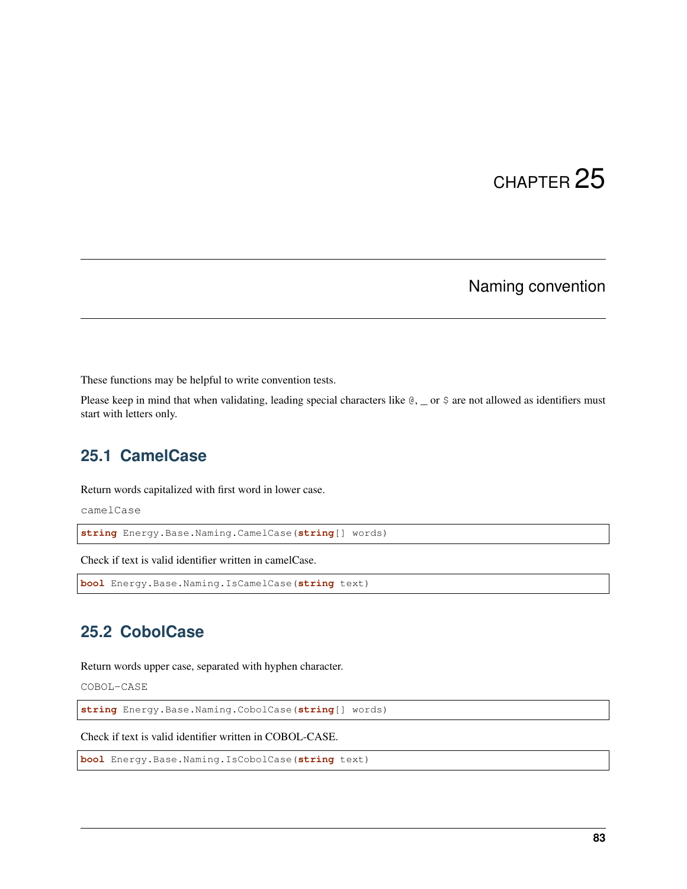# CHAPTER 25

## Naming convention

These functions may be helpful to write convention tests.

Please keep in mind that when validating, leading special characters like `@`, _ or `$` are not allowed as identifiers must start with letters only.

### 25.1 CamelCase

Return words capitalized with first word in lower case.

camelCase

```
string Energy.Base.Naming.CamelCase(string[] words)
```

Check if text is valid identifier written in camelCase.

```
bool Energy.Base.Naming.IsCamelCase(string text)
```

### 25.2 CobolCase

Return words upper case, separated with hyphen character.

COBOL-CASE

```
string Energy.Base.Naming.CobolCase(string[] words)
```

Check if text is valid identifier written in COBOL-CASE.

```
bool Energy.Base.Naming.IsCobolCase(string text)
```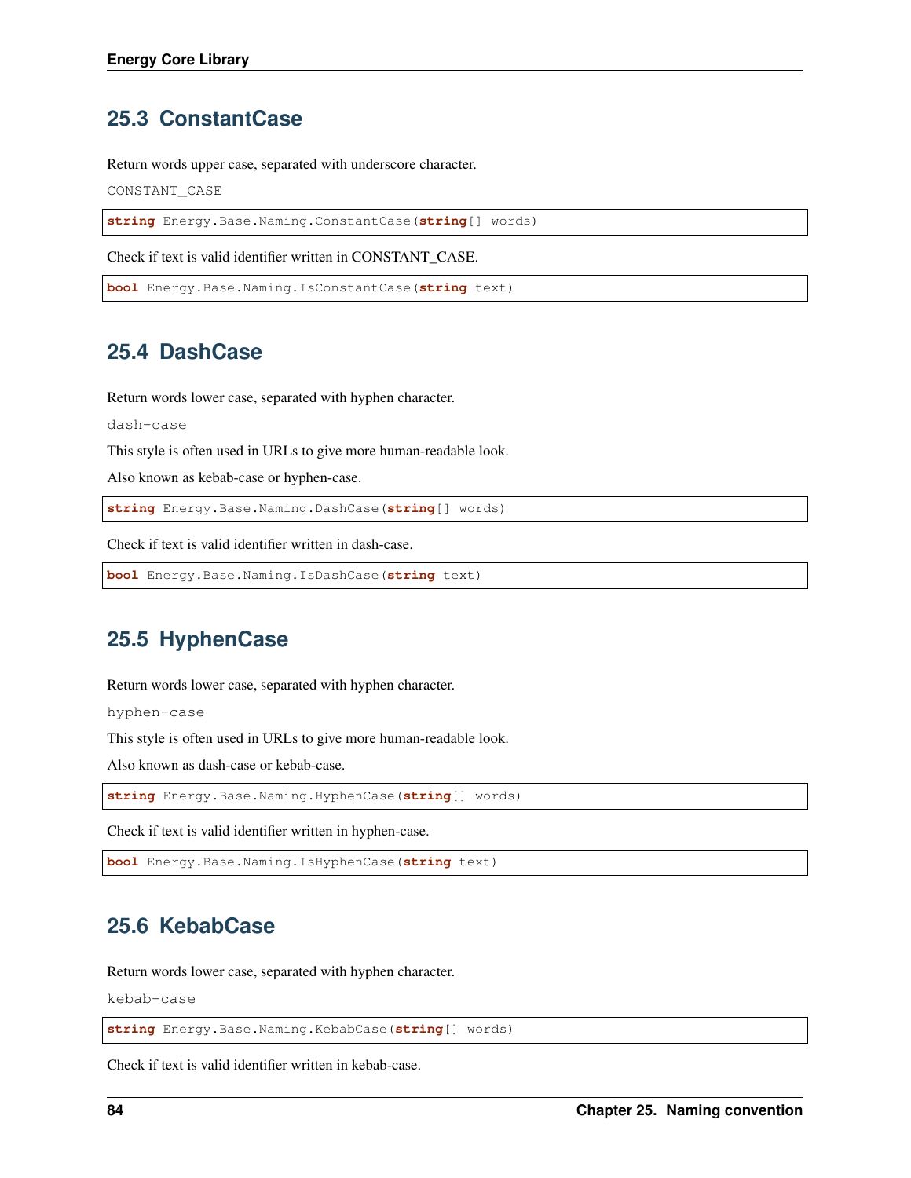## 25.3 ConstantCase

Return words upper case, separated with underscore character.

```
CONSTANT_CASE
```

```
string Energy.Base.Naming.ConstantCase(string[] words)
```

Check if text is valid identifier written in CONSTANT_CASE.

```
bool Energy.Base.Naming.IsConstantCase(string text)
```

## 25.4 DashCase

Return words lower case, separated with hyphen character.

```
dash-case
```

This style is often used in URLs to give more human-readable look.

Also known as kebab-case or hyphen-case.

```
string Energy.Base.Naming.DashCase(string[] words)
```

Check if text is valid identifier written in dash-case.

```
bool Energy.Base.Naming.IsDashCase(string text)
```

## 25.5 HyphenCase

Return words lower case, separated with hyphen character.

```
hyphen-case
```

This style is often used in URLs to give more human-readable look.

Also known as dash-case or kebab-case.

```
string Energy.Base.Naming.HyphenCase(string[] words)
```

Check if text is valid identifier written in hyphen-case.

```
bool Energy.Base.Naming.IsHyphenCase(string text)
```

## 25.6 KebabCase

Return words lower case, separated with hyphen character.

```
kebab-case
```

```
string Energy.Base.Naming.KebabCase(string[] words)
```

Check if text is valid identifier written in kebab-case.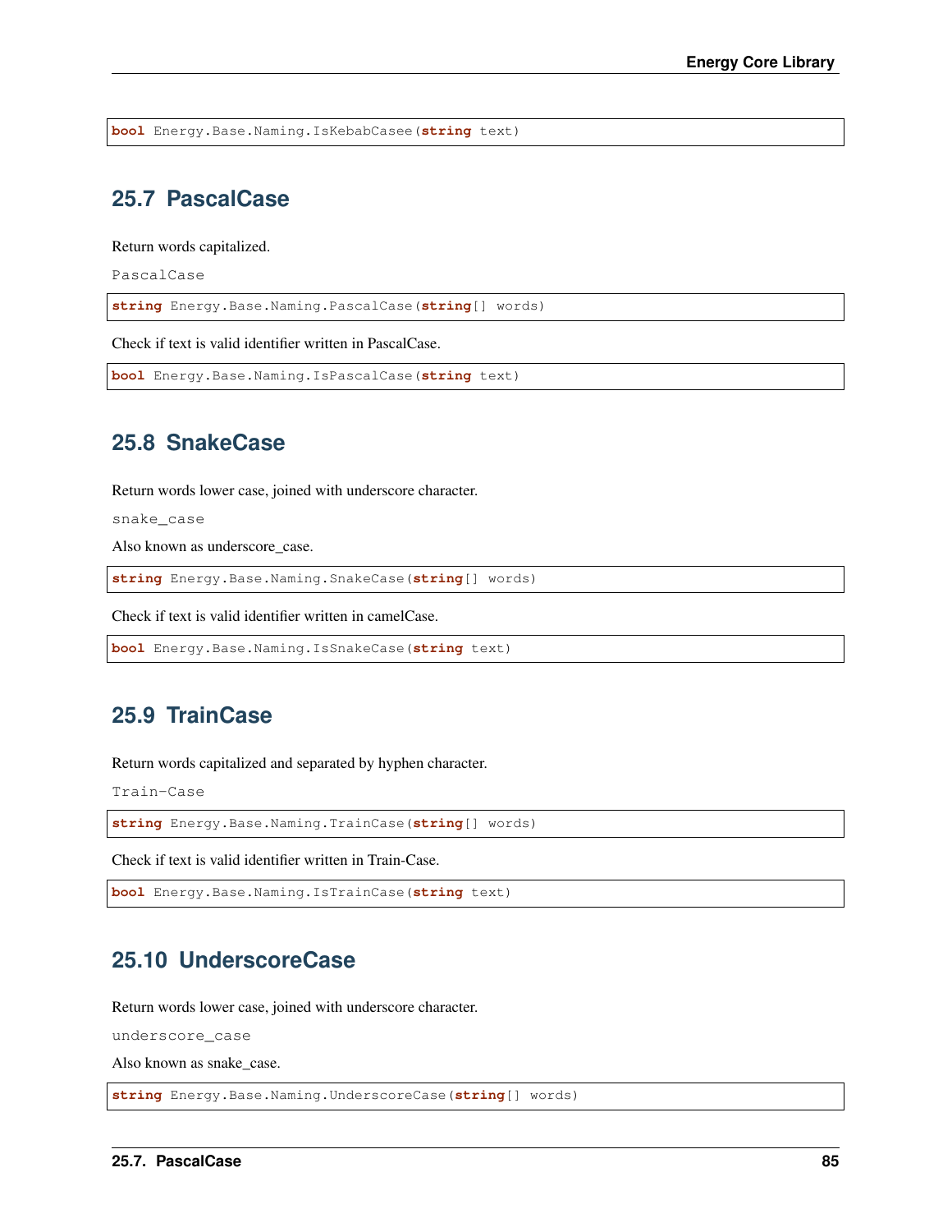```
bool Energy.Base.Naming.IsKebabCasee(string text)
```

## 25.7 PascalCase

Return words capitalized.

PascalCase

```
string Energy.Base.Naming.PascalCase(string[] words)
```

Check if text is valid identifier written in PascalCase.

```
bool Energy.Base.Naming.IsPascalCase(string text)
```

## 25.8 SnakeCase

Return words lower case, joined with underscore character.

snake_case

Also known as underscore_case.

```
string Energy.Base.Naming.SnakeCase(string[] words)
```

Check if text is valid identifier written in camelCase.

```
bool Energy.Base.Naming.IsSnakeCase(string text)
```

## 25.9 TrainCase

Return words capitalized and separated by hyphen character.

Train-Case

```
string Energy.Base.Naming.TrainCase(string[] words)
```

Check if text is valid identifier written in Train-Case.

```
bool Energy.Base.Naming.IsTrainCase(string text)
```

## 25.10 UnderscoreCase

Return words lower case, joined with underscore character.

underscore_case

Also known as snake_case.

```
string Energy.Base.Naming.UnderscoreCase(string[] words)
```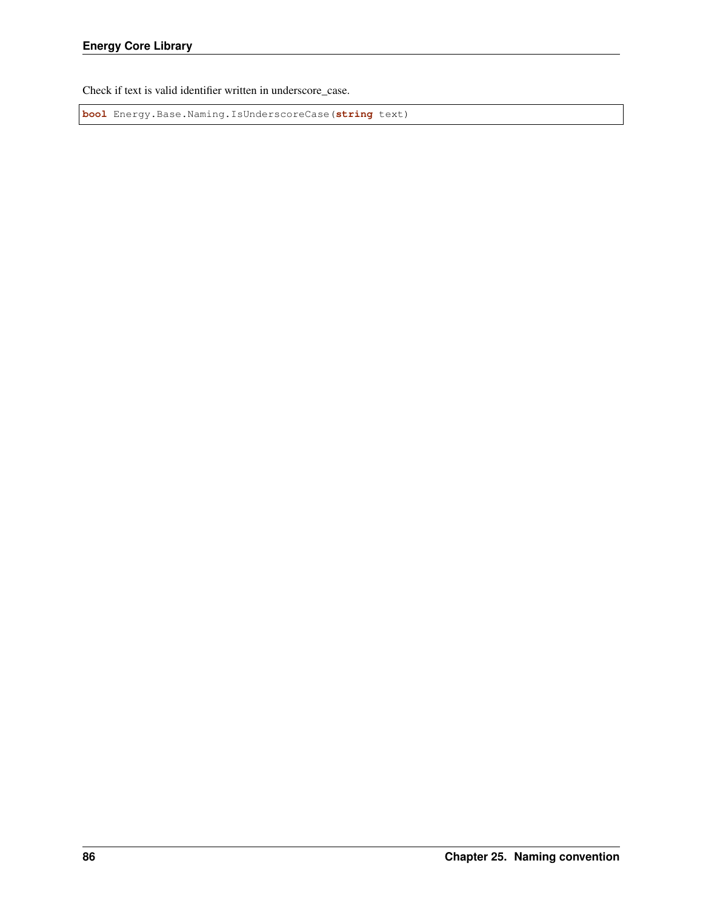Check if text is valid identifier written in underscore_case.

```
bool Energy.Base.Naming.IsUnderscoreCase(string text)
```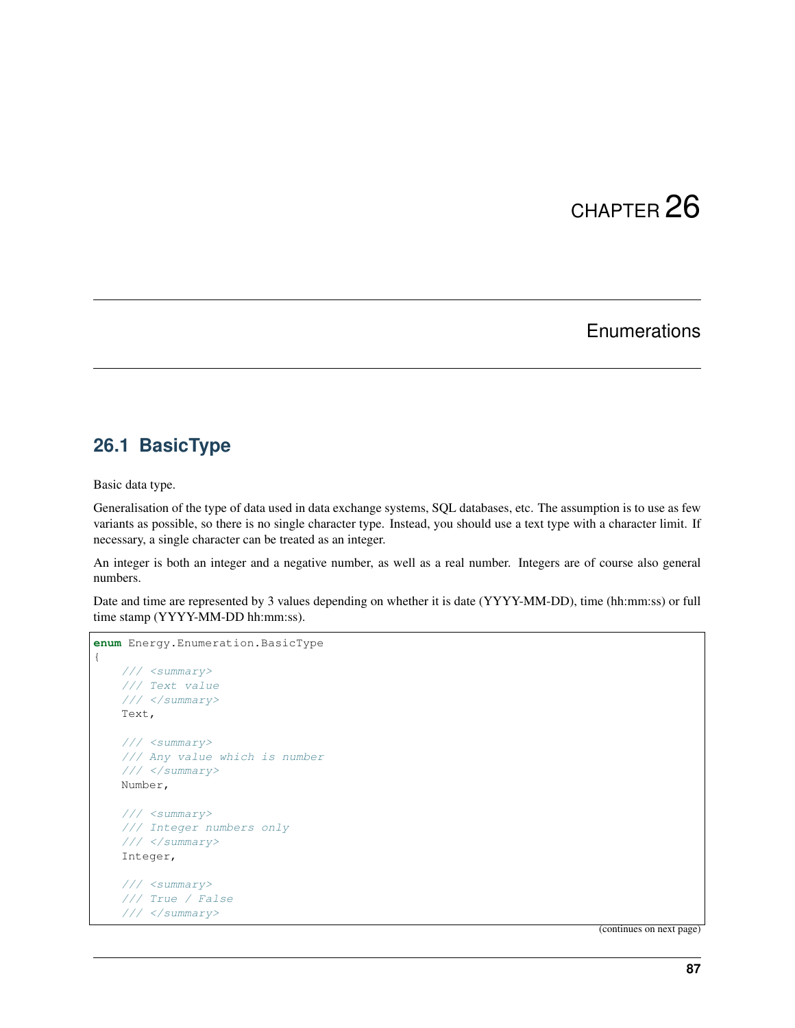# CHAPTER 26

# Enumerations

## 26.1 BasicType

Basic data type.

Generalisation of the type of data used in data exchange systems, SQL databases, etc. The assumption is to use as few variants as possible, so there is no single character type. Instead, you should use a text type with a character limit. If necessary, a single character can be treated as an integer.

An integer is both an integer and a negative number, as well as a real number. Integers are of course also general numbers.

Date and time are represented by 3 values depending on whether it is date (YYYY-MM-DD), time (hh:mm:ss) or full time stamp (YYYY-MM-DD hh:mm:ss).

```
enum Energy.Enumeration.BasicType
{
    /// <summary>
    /// Text value
    /// </summary>
    Text,

    /// <summary>
    /// Any value which is number
    /// </summary>
    Number,

    /// <summary>
    /// Integer numbers only
    /// </summary>
    Integer,

    /// <summary>
    /// True / False
    /// </summary>
```

(continues on next page)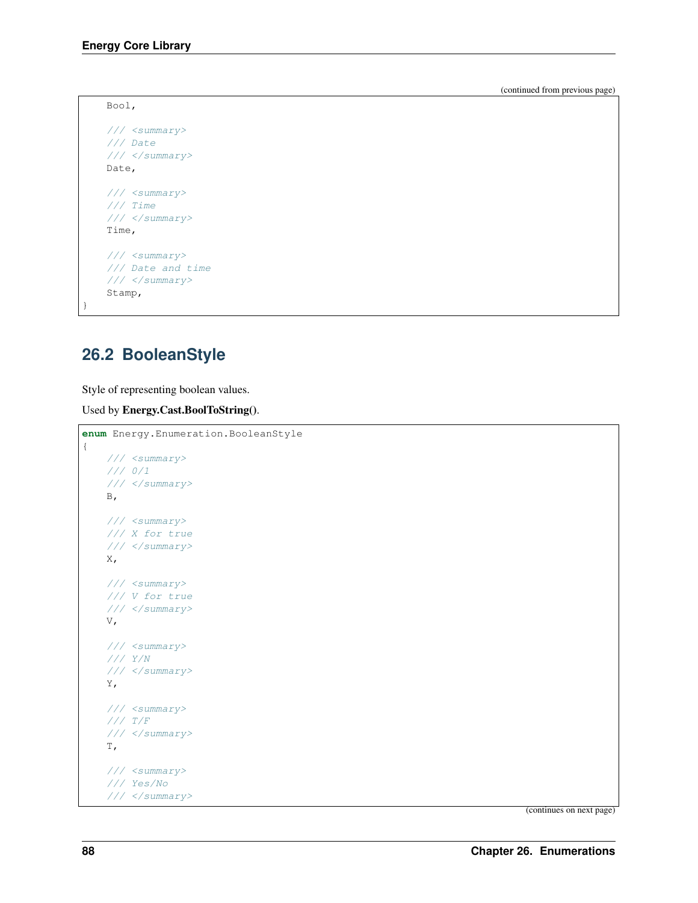(continued from previous page)

```
    Bool,

    /// <summary>
    /// Date
    /// </summary>
    Date,

    /// <summary>
    /// Time
    /// </summary>
    Time,

    /// <summary>
    /// Date and time
    /// </summary>
    Stamp,
}
```

## 26.2 BooleanStyle

Style of representing boolean values.

Used by **Energy.Cast.BoolToString()**.

```
enum Energy.Enumeration.BooleanStyle
{
    /// <summary>
    /// 0/1
    /// </summary>
    B,

    /// <summary>
    /// X for true
    /// </summary>
    X,

    /// <summary>
    /// V for true
    /// </summary>
    V,

    /// <summary>
    /// Y/N
    /// </summary>
    Y,

    /// <summary>
    /// T/F
    /// </summary>
    T,

    /// <summary>
    /// Yes/No
    /// </summary>
```

(continues on next page)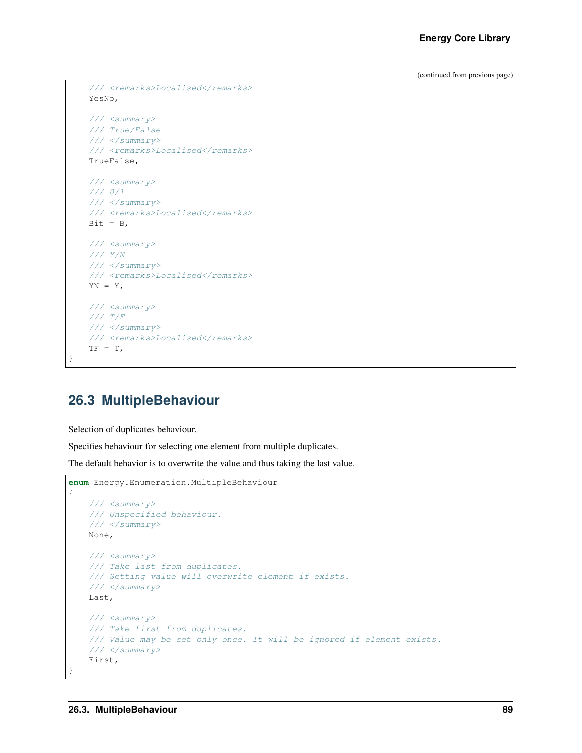(continued from previous page)

```
    /// <remarks>Localised</remarks>
    YesNo,

    /// <summary>
    /// True/False
    /// </summary>
    /// <remarks>Localised</remarks>
    TrueFalse,

    /// <summary>
    /// 0/1
    /// </summary>
    /// <remarks>Localised</remarks>
    Bit = B,

    /// <summary>
    /// Y/N
    /// </summary>
    /// <remarks>Localised</remarks>
    YN = Y,

    /// <summary>
    /// T/F
    /// </summary>
    /// <remarks>Localised</remarks>
    TF = T,
}
```

## 26.3 MultipleBehaviour

Selection of duplicates behaviour.

Specifies behaviour for selecting one element from multiple duplicates.

The default behavior is to overwrite the value and thus taking the last value.

```
enum Energy.Enumeration.MultipleBehaviour
{
    /// <summary>
    /// Unspecified behaviour.
    /// </summary>
    None,

    /// <summary>
    /// Take last from duplicates.
    /// Setting value will overwrite element if exists.
    /// </summary>
    Last,

    /// <summary>
    /// Take first from duplicates.
    /// Value may be set only once. It will be ignored if element exists.
    /// </summary>
    First,
}
```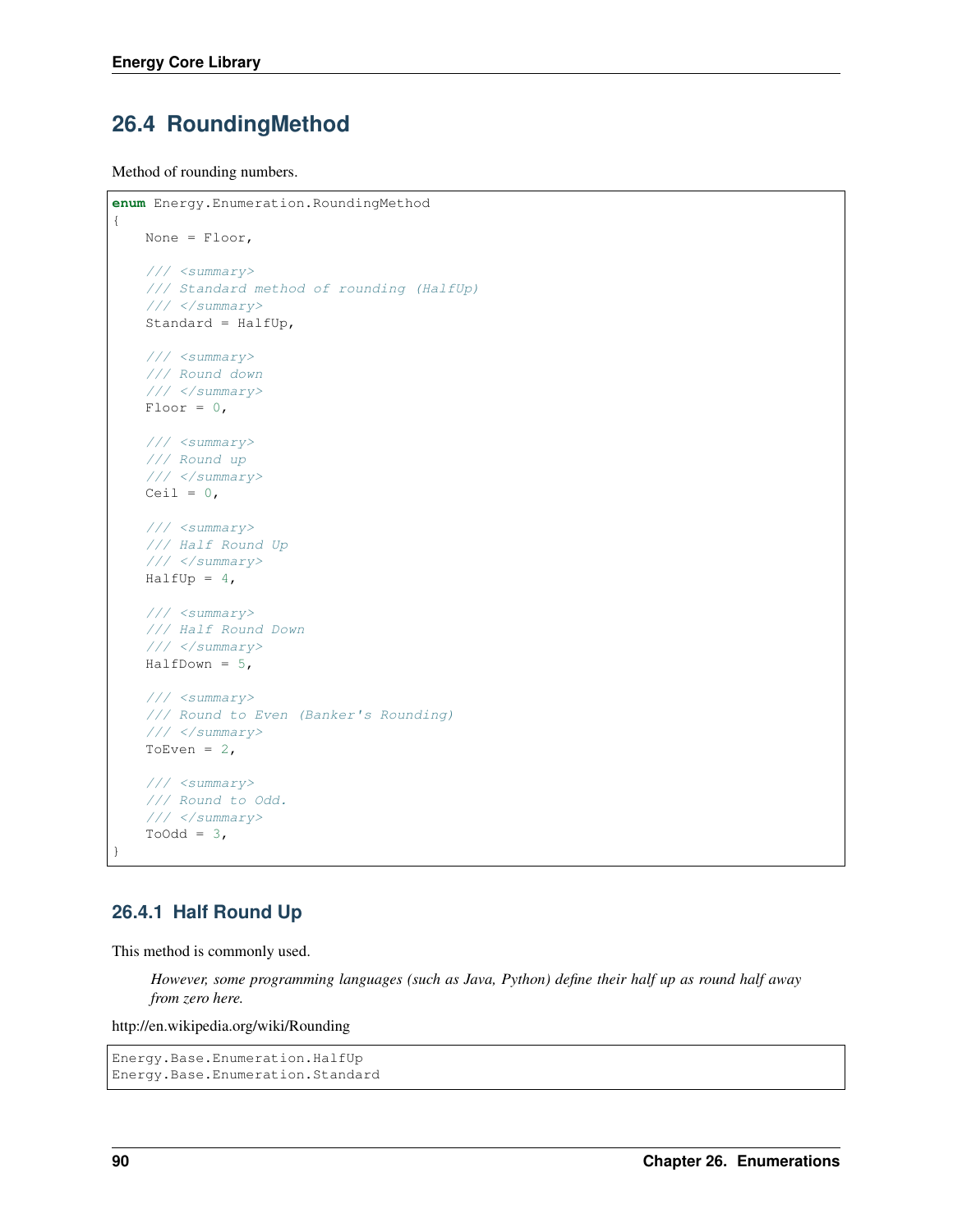## 26.4 RoundingMethod

Method of rounding numbers.

```
enum Energy.Enumeration.RoundingMethod
{
    None = Floor,

    /// <summary>
    /// Standard method of rounding (HalfUp)
    /// </summary>
    Standard = HalfUp,

    /// <summary>
    /// Round down
    /// </summary>
    Floor = 0,

    /// <summary>
    /// Round up
    /// </summary>
    Ceil = 0,

    /// <summary>
    /// Half Round Up
    /// </summary>
    HalfUp = 4,

    /// <summary>
    /// Half Round Down
    /// </summary>
    HalfDown = 5,

    /// <summary>
    /// Round to Even (Banker's Rounding)
    /// </summary>
    ToEven = 2,

    /// <summary>
    /// Round to Odd.
    /// </summary>
    ToOdd = 3,
}
```

### 26.4.1 Half Round Up

This method is commonly used.

> *However, some programming languages (such as Java, Python) define their half up as round half away from zero here.*

http://en.wikipedia.org/wiki/Rounding

```
Energy.Base.Enumeration.HalfUp
Energy.Base.Enumeration.Standard
```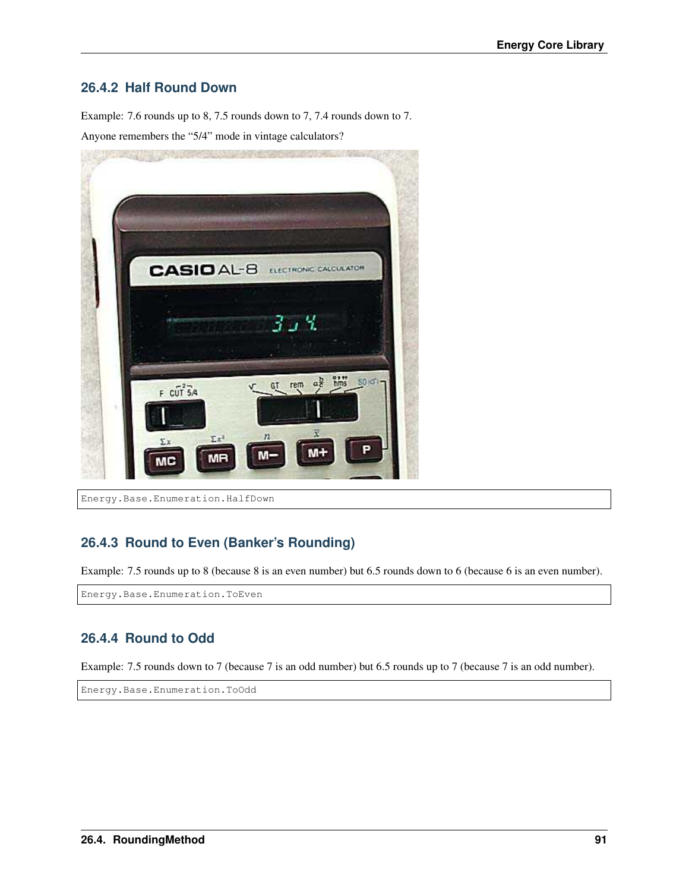### 26.4.2 Half Round Down

Example: 7.6 rounds up to 8, 7.5 rounds down to 7, 7.4 rounds down to 7.

Anyone remembers the “5/4” mode in vintage calculators?

```
Energy.Base.Enumeration.HalfDown
```

### 26.4.3 Round to Even (Banker’s Rounding)

Example: 7.5 rounds up to 8 (because 8 is an even number) but 6.5 rounds down to 6 (because 6 is an even number).

```
Energy.Base.Enumeration.ToEven
```

### 26.4.4 Round to Odd

Example: 7.5 rounds down to 7 (because 7 is an odd number) but 6.5 rounds up to 7 (because 7 is an odd number).

```
Energy.Base.Enumeration.ToOdd
```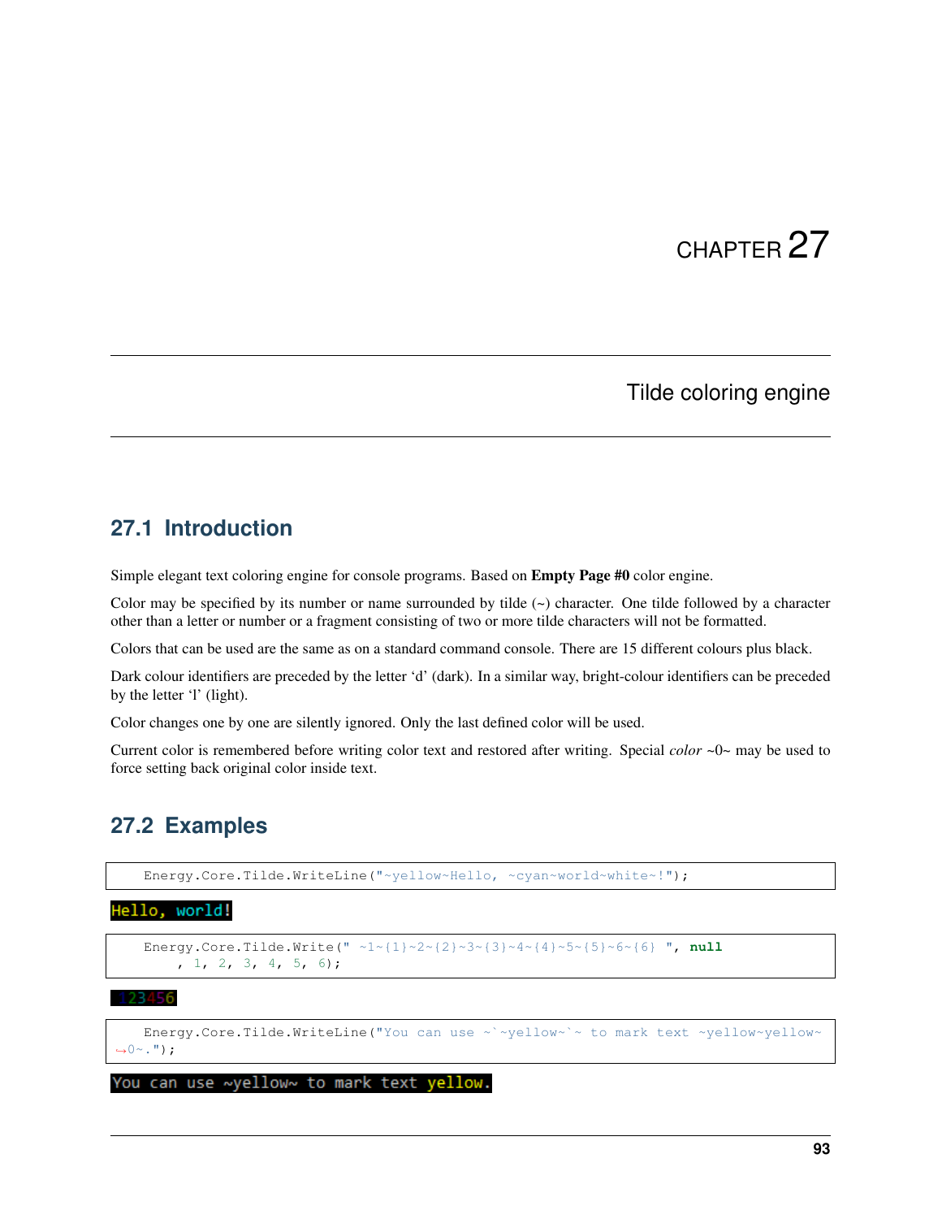# CHAPTER 27

## Tilde coloring engine

### 27.1 Introduction

Simple elegant text coloring engine for console programs. Based on **Empty Page #0** color engine.

Color may be specified by its number or name surrounded by tilde (~) character. One tilde followed by a character other than a letter or number or a fragment consisting of two or more tilde characters will not be formatted.

Colors that can be used are the same as on a standard command console. There are 15 different colours plus black.

Dark colour identifiers are preceded by the letter 'd' (dark). In a similar way, bright-colour identifiers can be preceded by the letter 'l' (light).

Color changes one by one are silently ignored. Only the last defined color will be used.

Current color is remembered before writing color text and restored after writing. Special *color* ~0~ may be used to force setting back original color inside text.

### 27.2 Examples

```
Energy.Core.Tilde.WriteLine("~yellow~Hello, ~cyan~world~white~!");
```

```
Hello, world!
```

```
Energy.Core.Tilde.Write(" ~1~{1}~2~{2}~3~{3}~4~{4}~5~{5}~6~{6} ", null
    , 1, 2, 3, 4, 5, 6);
```

```
123456
```

```
Energy.Core.Tilde.WriteLine("You can use ~`~yellow~`~ to mark text ~yellow~yellow~
↪0~.");
```

```
You can use ~yellow~ to mark text yellow.
```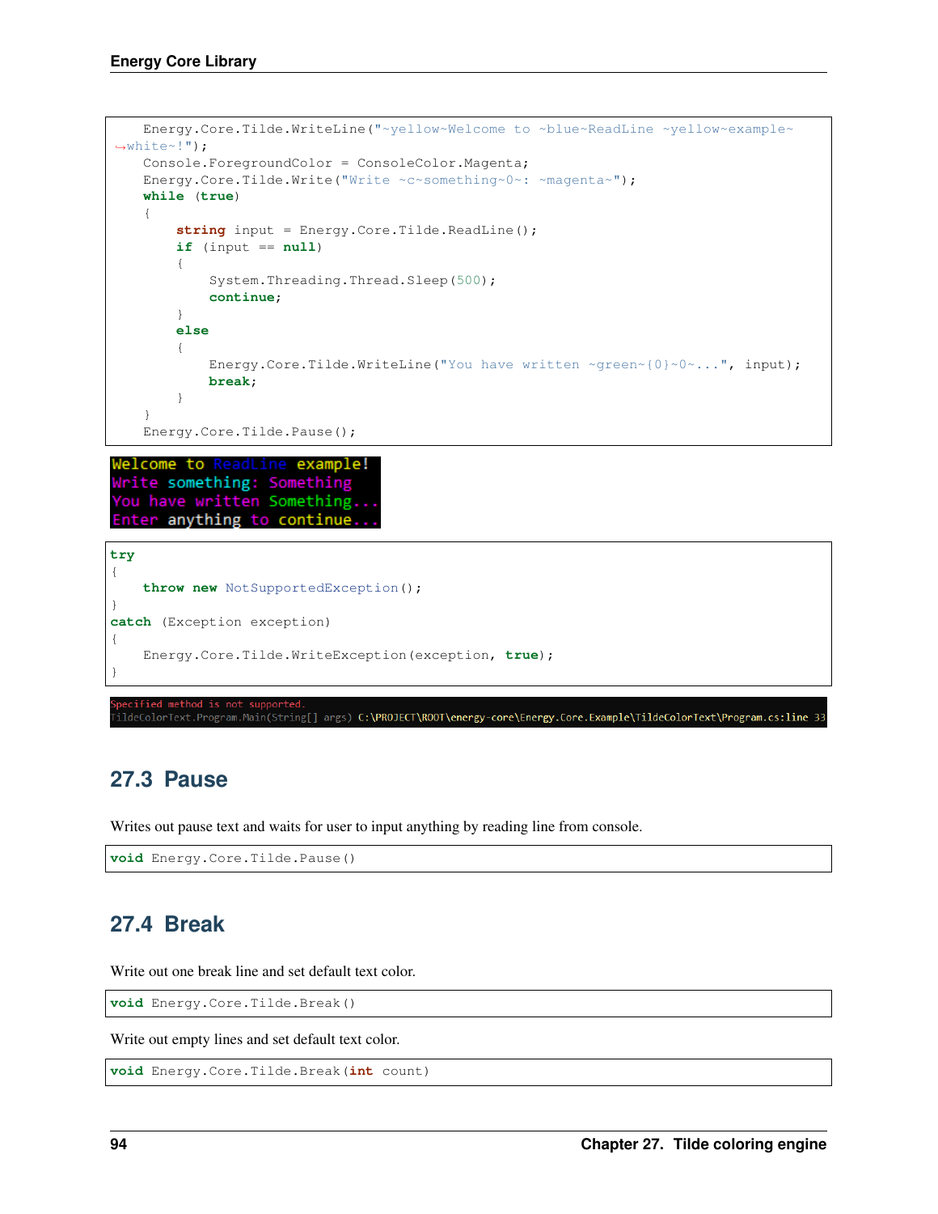```
    Energy.Core.Tilde.WriteLine("~yellow~Welcome to ~blue~ReadLine ~yellow~example~
↪white~!");
    Console.ForegroundColor = ConsoleColor.Magenta;
    Energy.Core.Tilde.Write("Write ~c~something~0~: ~magenta~");
    while (true)
    {
        string input = Energy.Core.Tilde.ReadLine();
        if (input == null)
        {
            System.Threading.Thread.Sleep(500);
            continue;
        }
        else
        {
            Energy.Core.Tilde.WriteLine("You have written ~green~{0}~0~...", input);
            break;
        }
    }
    Energy.Core.Tilde.Pause();
```

```
Welcome to ReadLine example!
Write something: Something
You have written Something...
Enter anything to continue...
```

```
try
{
    throw new NotSupportedException();
}
catch (Exception exception)
{
    Energy.Core.Tilde.WriteException(exception, true);
}
```

```
Specified method is not supported.
TildeColorText.Program.Main(String[] args) C:\PROJECT\ROOT\energy-core\Energy.Core.Example\TildeColorText\Program.cs:line 33
```

## 27.3 Pause

Writes out pause text and waits for user to input anything by reading line from console.

```
void Energy.Core.Tilde.Pause()
```

## 27.4 Break

Write out one break line and set default text color.

```
void Energy.Core.Tilde.Break()
```

Write out empty lines and set default text color.

```
void Energy.Core.Tilde.Break(int count)
```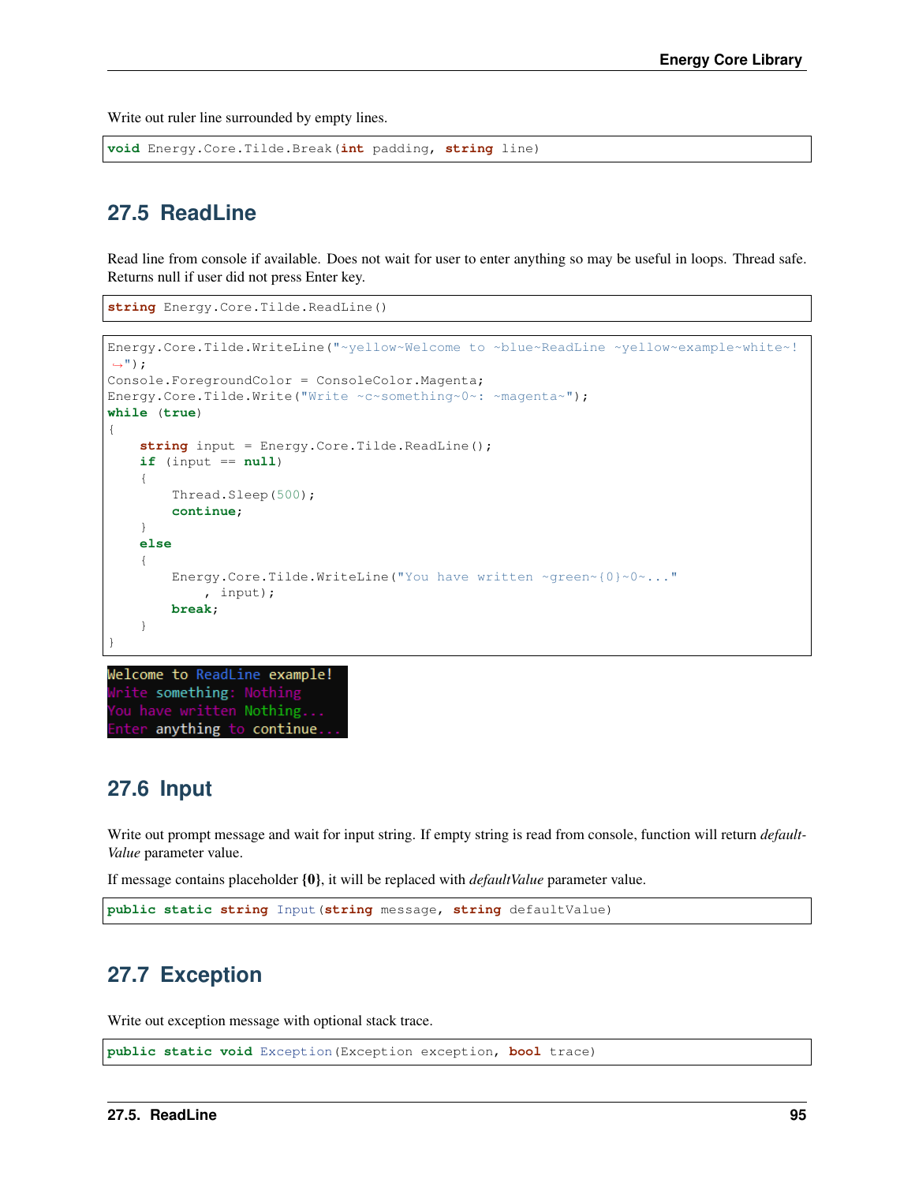Write out ruler line surrounded by empty lines.

```
void Energy.Core.Tilde.Break(int padding, string line)
```

## 27.5 ReadLine

Read line from console if available. Does not wait for user to enter anything so may be useful in loops. Thread safe. Returns null if user did not press Enter key.

```
string Energy.Core.Tilde.ReadLine()
```

```
Energy.Core.Tilde.WriteLine("~yellow~Welcome to ~blue~ReadLine ~yellow~example~white~!
↪");
Console.ForegroundColor = ConsoleColor.Magenta;
Energy.Core.Tilde.Write("Write ~c~something~0~: ~magenta~");
while (true)
{
    string input = Energy.Core.Tilde.ReadLine();
    if (input == null)
    {
        Thread.Sleep(500);
        continue;
    }
    else
    {
        Energy.Core.Tilde.WriteLine("You have written ~green~{0}~0~..."
            , input);
        break;
    }
}
```

```
Welcome to ReadLine example!
Write something: Nothing
You have written Nothing...
Enter anything to continue...
```

## 27.6 Input

Write out prompt message and wait for input string. If empty string is read from console, function will return *defaultValue* parameter value.

If message contains placeholder **{0}**, it will be replaced with *defaultValue* parameter value.

```
public static string Input(string message, string defaultValue)
```

## 27.7 Exception

Write out exception message with optional stack trace.

```
public static void Exception(Exception exception, bool trace)
```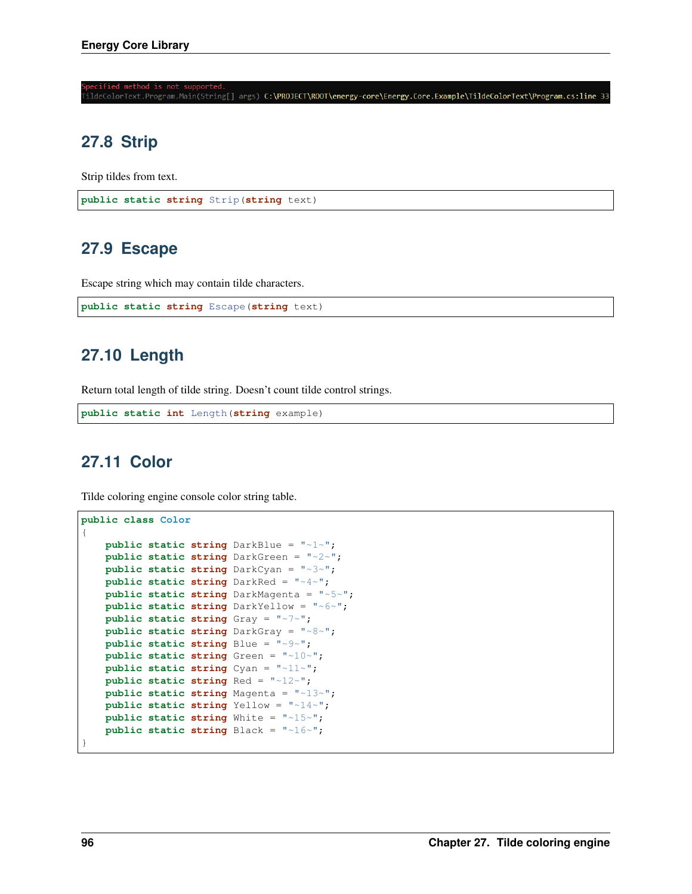```
Specified method is not supported.
TildeColorText.Program.Main(String[] args) C:\PROJECT\ROOT\energy-core\Energy.Core.Example\TildeColorText\Program.cs:line 33
```

## 27.8 Strip

Strip tildes from text.

```
public static string Strip(string text)
```

## 27.9 Escape

Escape string which may contain tilde characters.

```
public static string Escape(string text)
```

## 27.10 Length

Return total length of tilde string. Doesn't count tilde control strings.

```
public static int Length(string example)
```

## 27.11 Color

Tilde coloring engine console color string table.

```
public class Color
{
    public static string DarkBlue = "~1~";
    public static string DarkGreen = "~2~";
    public static string DarkCyan = "~3~";
    public static string DarkRed = "~4~";
    public static string DarkMagenta = "~5~";
    public static string DarkYellow = "~6~";
    public static string Gray = "~7~";
    public static string DarkGray = "~8~";
    public static string Blue = "~9~";
    public static string Green = "~10~";
    public static string Cyan = "~11~";
    public static string Red = "~12~";
    public static string Magenta = "~13~";
    public static string Yellow = "~14~";
    public static string White = "~15~";
    public static string Black = "~16~";
}
```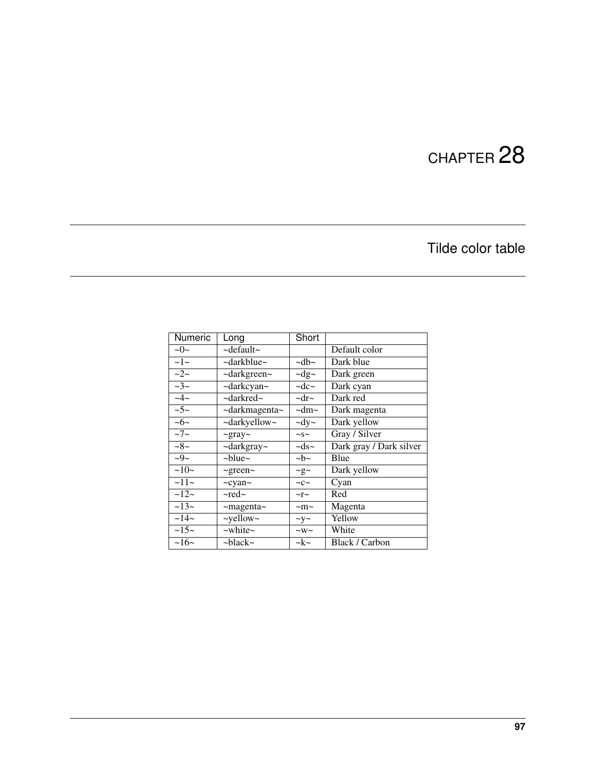# CHAPTER 28

## Tilde color table

| Numeric | Long | Short | |
|---|---|---|---|
| ~0~ | ~default~ | | Default color |
| ~1~ | ~darkblue~ | ~db~ | Dark blue |
| ~2~ | ~darkgreen~ | ~dg~ | Dark green |
| ~3~ | ~darkcyan~ | ~dc~ | Dark cyan |
| ~4~ | ~darkred~ | ~dr~ | Dark red |
| ~5~ | ~darkmagenta~ | ~dm~ | Dark magenta |
| ~6~ | ~darkyellow~ | ~dy~ | Dark yellow |
| ~7~ | ~gray~ | ~s~ | Gray / Silver |
| ~8~ | ~darkgray~ | ~ds~ | Dark gray / Dark silver |
| ~9~ | ~blue~ | ~b~ | Blue |
| ~10~ | ~green~ | ~g~ | Dark yellow |
| ~11~ | ~cyan~ | ~c~ | Cyan |
| ~12~ | ~red~ | ~r~ | Red |
| ~13~ | ~magenta~ | ~m~ | Magenta |
| ~14~ | ~yellow~ | ~y~ | Yellow |
| ~15~ | ~white~ | ~w~ | White |
| ~16~ | ~black~ | ~k~ | Black / Carbon |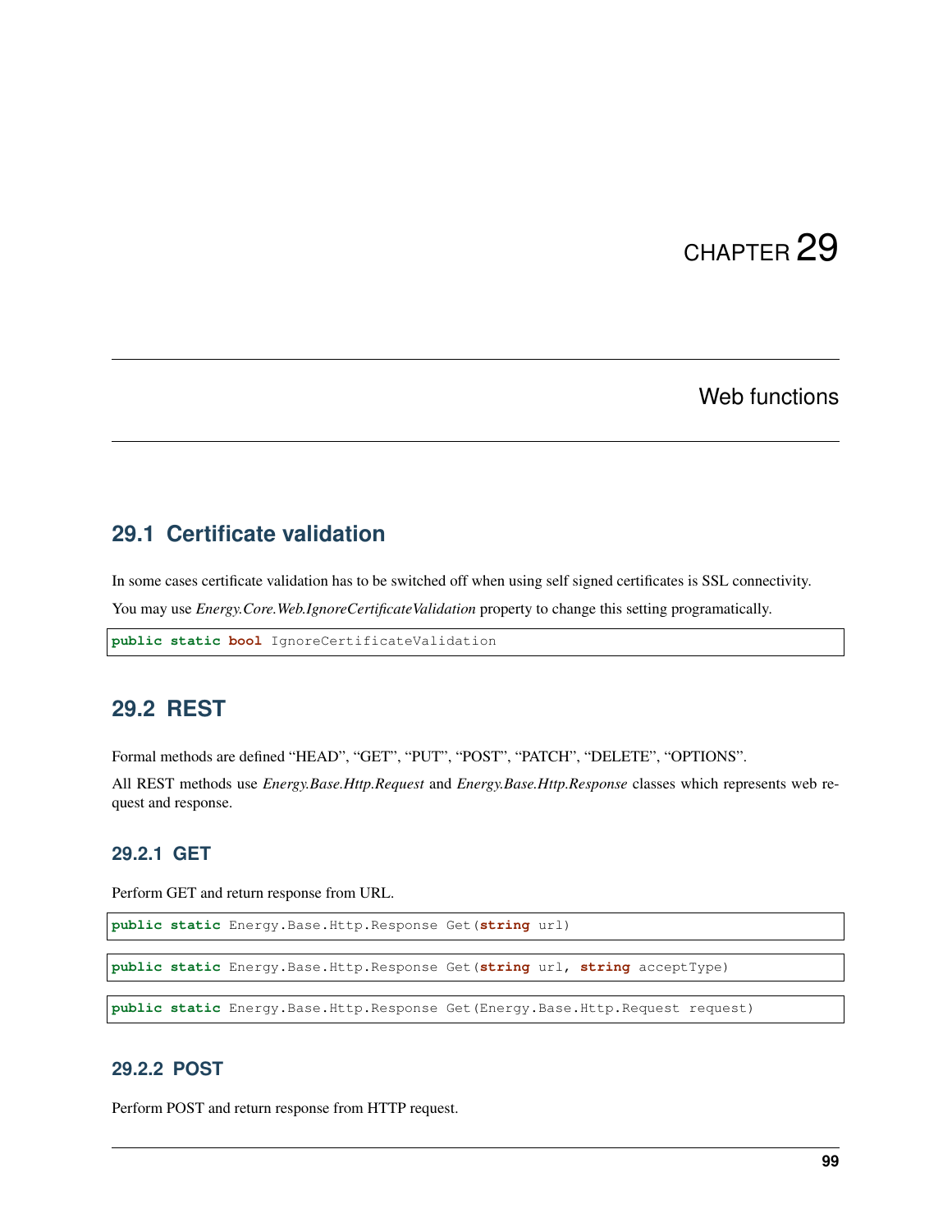# CHAPTER 29

# Web functions

## 29.1 Certificate validation

In some cases certificate validation has to be switched off when using self signed certificates is SSL connectivity.

You may use *Energy.Core.Web.IgnoreCertificateValidation* property to change this setting programatically.

```
public static bool IgnoreCertificateValidation
```

## 29.2 REST

Formal methods are defined “HEAD”, “GET”, “PUT”, “POST”, “PATCH”, “DELETE”, “OPTIONS”.

All REST methods use *Energy.Base.Http.Request* and *Energy.Base.Http.Response* classes which represents web request and response.

### 29.2.1 GET

Perform GET and return response from URL.

```
public static Energy.Base.Http.Response Get(string url)
```

```
public static Energy.Base.Http.Response Get(string url, string acceptType)
```

```
public static Energy.Base.Http.Response Get(Energy.Base.Http.Request request)
```

### 29.2.2 POST

Perform POST and return response from HTTP request.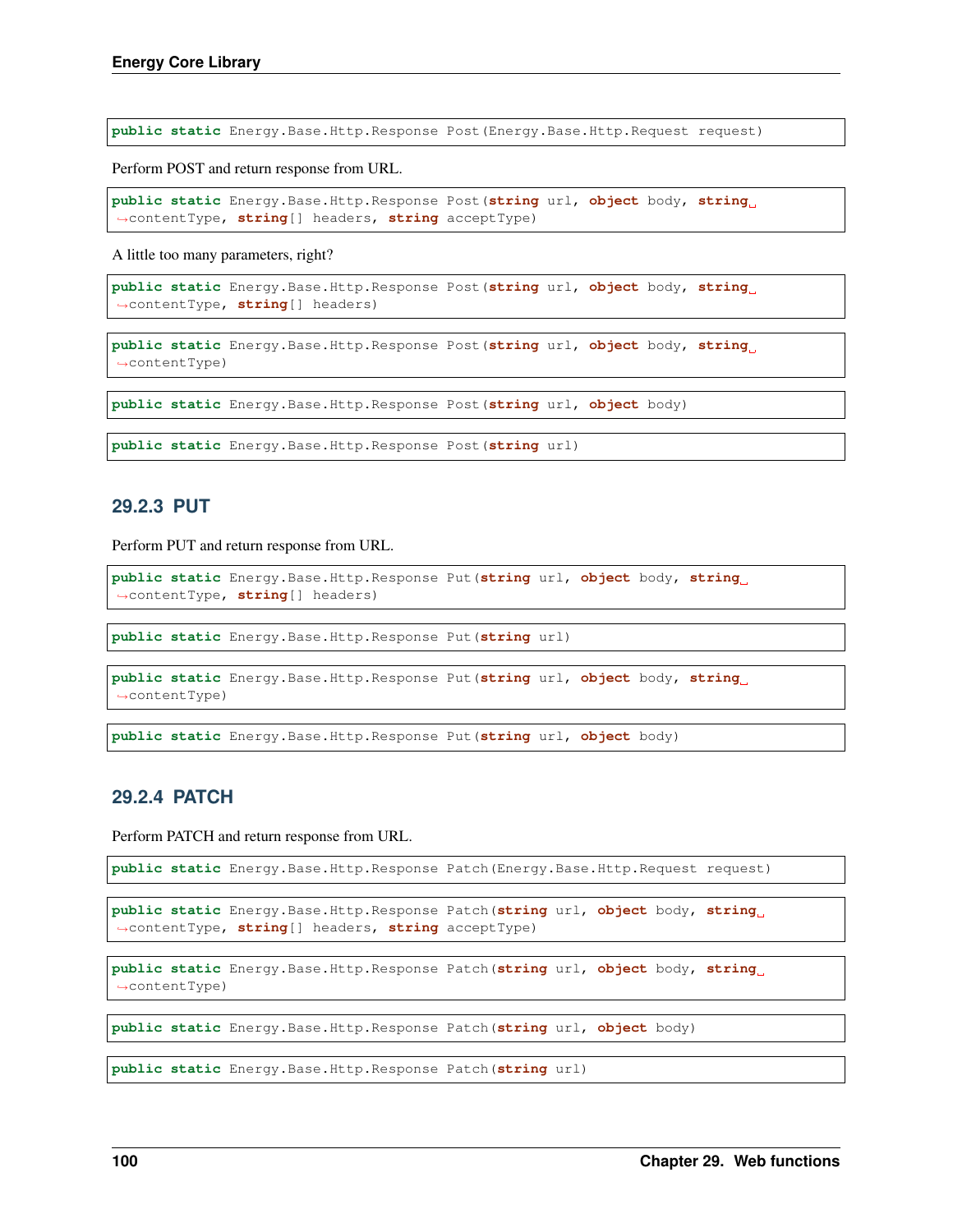```
public static Energy.Base.Http.Response Post(Energy.Base.Http.Request request)
```

Perform POST and return response from URL.

```
public static Energy.Base.Http.Response Post(string url, object body, string contentType, string[] headers, string acceptType)
```

A little too many parameters, right?

```
public static Energy.Base.Http.Response Post(string url, object body, string contentType, string[] headers)
```

```
public static Energy.Base.Http.Response Post(string url, object body, string contentType)
```

```
public static Energy.Base.Http.Response Post(string url, object body)
```

```
public static Energy.Base.Http.Response Post(string url)
```

### 29.2.3 PUT

Perform PUT and return response from URL.

```
public static Energy.Base.Http.Response Put(string url, object body, string contentType, string[] headers)
```

```
public static Energy.Base.Http.Response Put(string url)
```

```
public static Energy.Base.Http.Response Put(string url, object body, string contentType)
```

```
public static Energy.Base.Http.Response Put(string url, object body)
```

### 29.2.4 PATCH

Perform PATCH and return response from URL.

```
public static Energy.Base.Http.Response Patch(Energy.Base.Http.Request request)
```

```
public static Energy.Base.Http.Response Patch(string url, object body, string contentType, string[] headers, string acceptType)
```

```
public static Energy.Base.Http.Response Patch(string url, object body, string contentType)
```

```
public static Energy.Base.Http.Response Patch(string url, object body)
```

```
public static Energy.Base.Http.Response Patch(string url)
```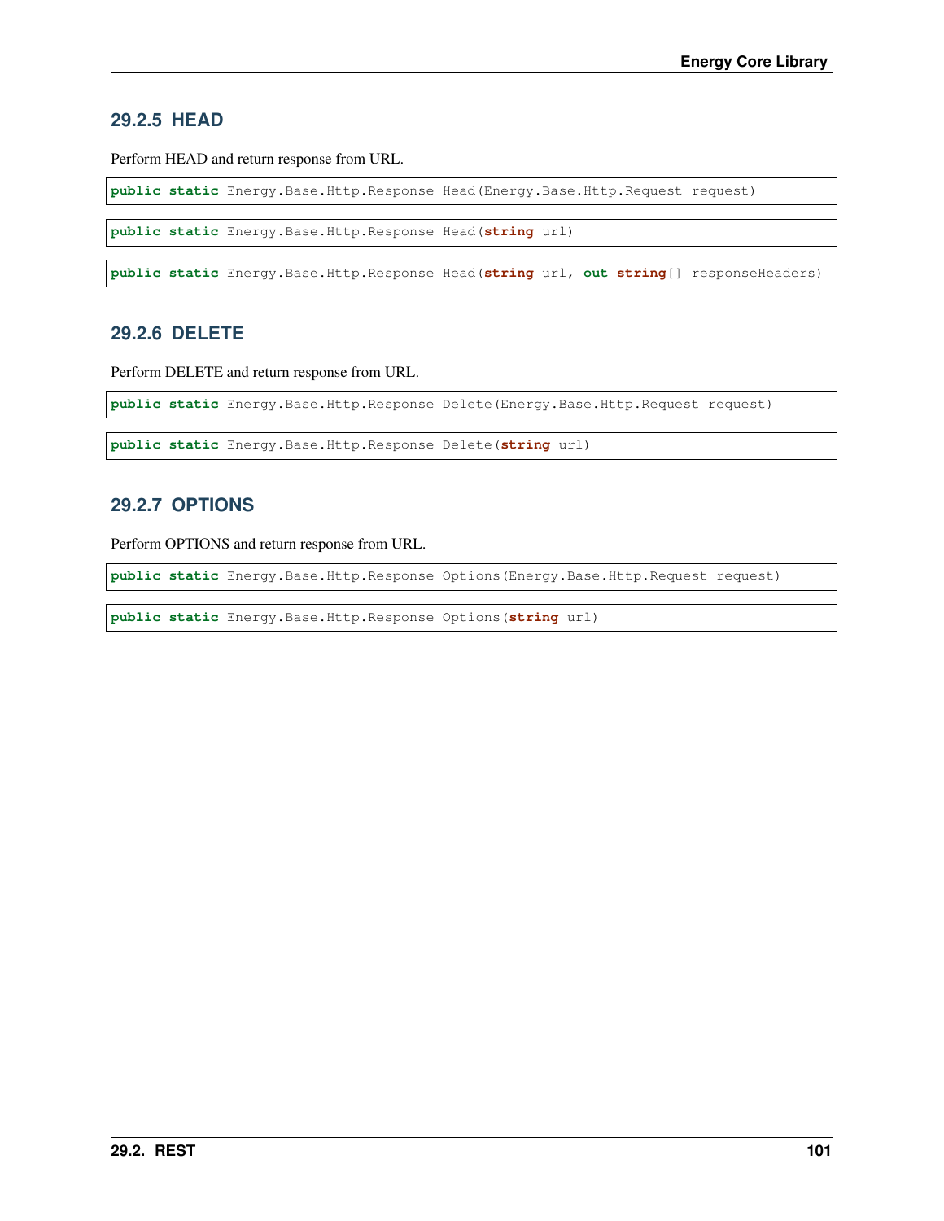### 29.2.5 HEAD

Perform HEAD and return response from URL.

```
public static Energy.Base.Http.Response Head(Energy.Base.Http.Request request)
```

```
public static Energy.Base.Http.Response Head(string url)
```

```
public static Energy.Base.Http.Response Head(string url, out string[] responseHeaders)
```

### 29.2.6 DELETE

Perform DELETE and return response from URL.

```
public static Energy.Base.Http.Response Delete(Energy.Base.Http.Request request)
```

```
public static Energy.Base.Http.Response Delete(string url)
```

### 29.2.7 OPTIONS

Perform OPTIONS and return response from URL.

```
public static Energy.Base.Http.Response Options(Energy.Base.Http.Request request)
```

```
public static Energy.Base.Http.Response Options(string url)
```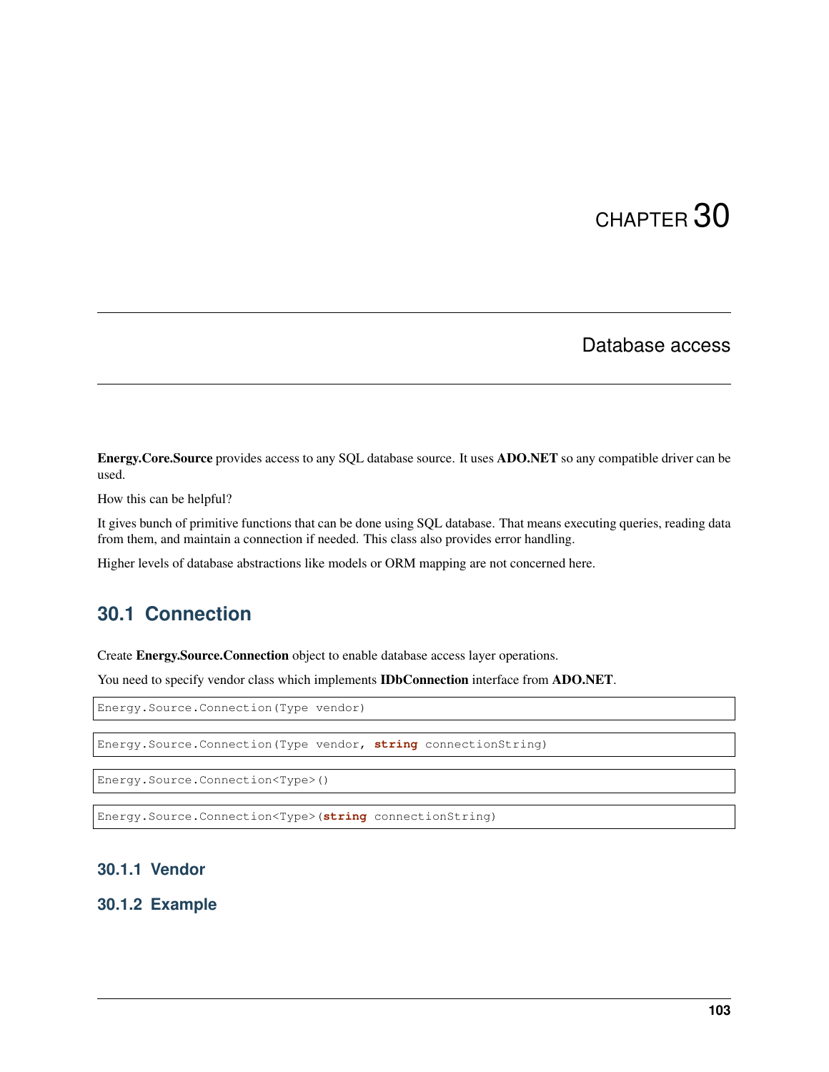# CHAPTER 30

## Database access

**Energy.Core.Source** provides access to any SQL database source. It uses **ADO.NET** so any compatible driver can be used.

How this can be helpful?

It gives bunch of primitive functions that can be done using SQL database. That means executing queries, reading data from them, and maintain a connection if needed. This class also provides error handling.

Higher levels of database abstractions like models or ORM mapping are not concerned here.

## 30.1 Connection

Create **Energy.Source.Connection** object to enable database access layer operations.

You need to specify vendor class which implements **IDbConnection** interface from **ADO.NET**.

```
Energy.Source.Connection(Type vendor)
```

```
Energy.Source.Connection(Type vendor, string connectionString)
```

```
Energy.Source.Connection<Type>()
```

```
Energy.Source.Connection<Type>(string connectionString)
```

### 30.1.1 Vendor

### 30.1.2 Example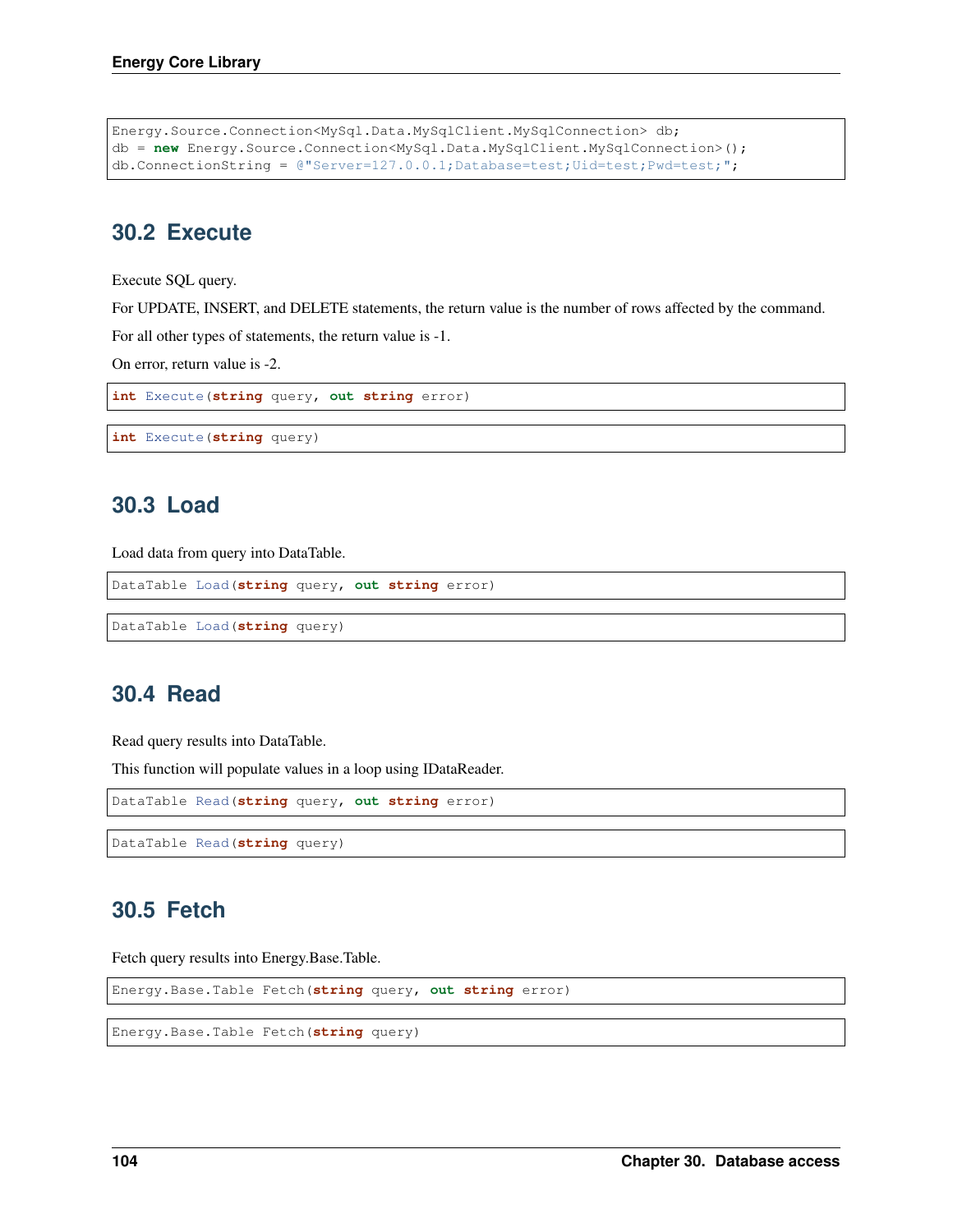```
Energy.Source.Connection<MySql.Data.MySqlClient.MySqlConnection> db;
db = new Energy.Source.Connection<MySql.Data.MySqlClient.MySqlConnection>();
db.ConnectionString = @"Server=127.0.0.1;Database=test;Uid=test;Pwd=test;";
```

## 30.2 Execute

Execute SQL query.

For UPDATE, INSERT, and DELETE statements, the return value is the number of rows affected by the command.

For all other types of statements, the return value is -1.

On error, return value is -2.

```
int Execute(string query, out string error)
```

```
int Execute(string query)
```

## 30.3 Load

Load data from query into DataTable.

```
DataTable Load(string query, out string error)
```

```
DataTable Load(string query)
```

## 30.4 Read

Read query results into DataTable.

This function will populate values in a loop using IDataReader.

```
DataTable Read(string query, out string error)
```

```
DataTable Read(string query)
```

## 30.5 Fetch

Fetch query results into Energy.Base.Table.

```
Energy.Base.Table Fetch(string query, out string error)
```

```
Energy.Base.Table Fetch(string query)
```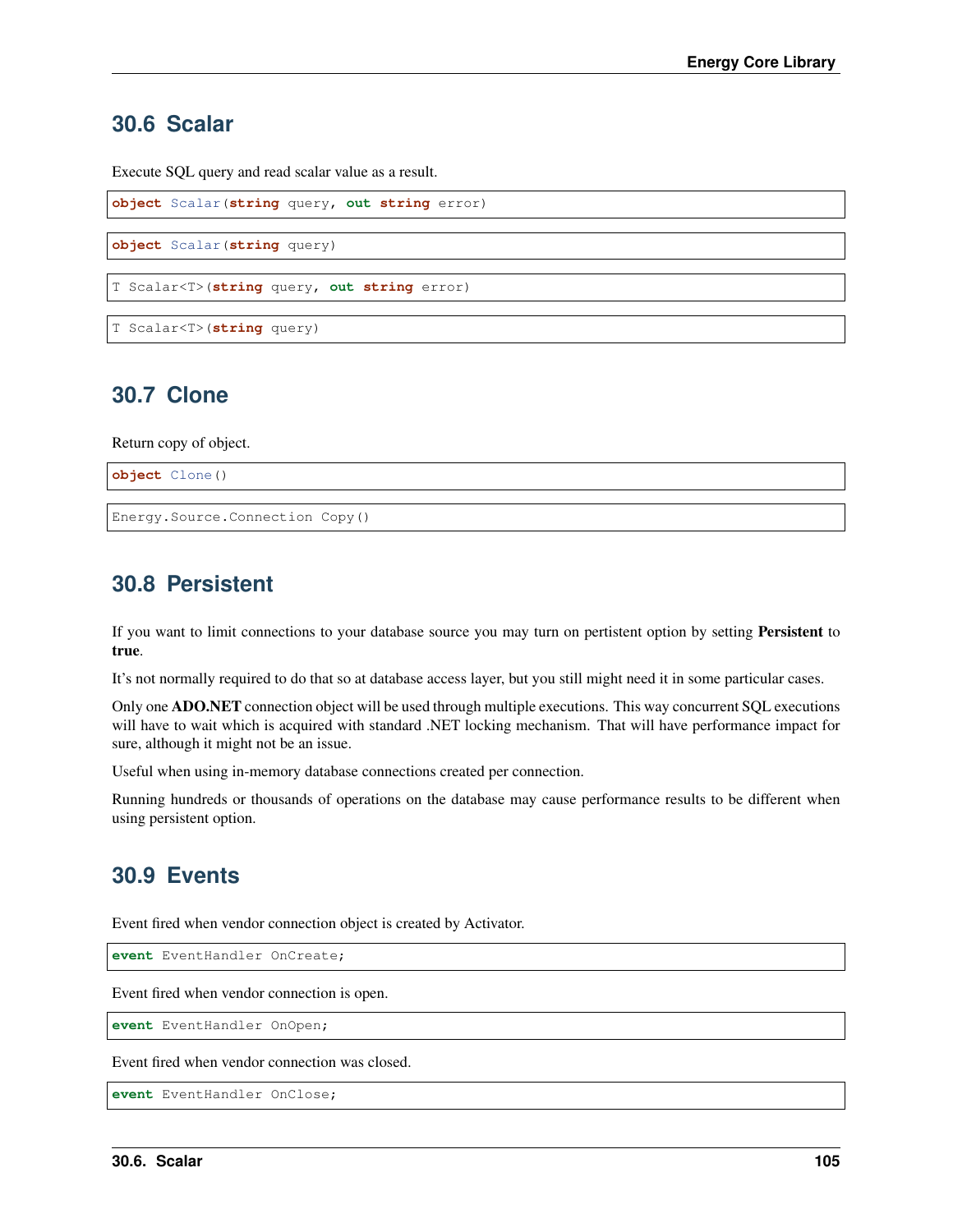## 30.6 Scalar

Execute SQL query and read scalar value as a result.

```
object Scalar(string query, out string error)
```

```
object Scalar(string query)
```

```
T Scalar<T>(string query, out string error)
```

```
T Scalar<T>(string query)
```

## 30.7 Clone

Return copy of object.

```
object Clone()
```

```
Energy.Source.Connection Copy()
```

## 30.8 Persistent

If you want to limit connections to your database source you may turn on pertistent option by setting **Persistent** to **true**.

It's not normally required to do that so at database access layer, but you still might need it in some particular cases.

Only one **ADO.NET** connection object will be used through multiple executions. This way concurrent SQL executions will have to wait which is acquired with standard .NET locking mechanism. That will have performance impact for sure, although it might not be an issue.

Useful when using in-memory database connections created per connection.

Running hundreds or thousands of operations on the database may cause performance results to be different when using persistent option.

## 30.9 Events

Event fired when vendor connection object is created by Activator.

```
event EventHandler OnCreate;
```

Event fired when vendor connection is open.

```
event EventHandler OnOpen;
```

Event fired when vendor connection was closed.

```
event EventHandler OnClose;
```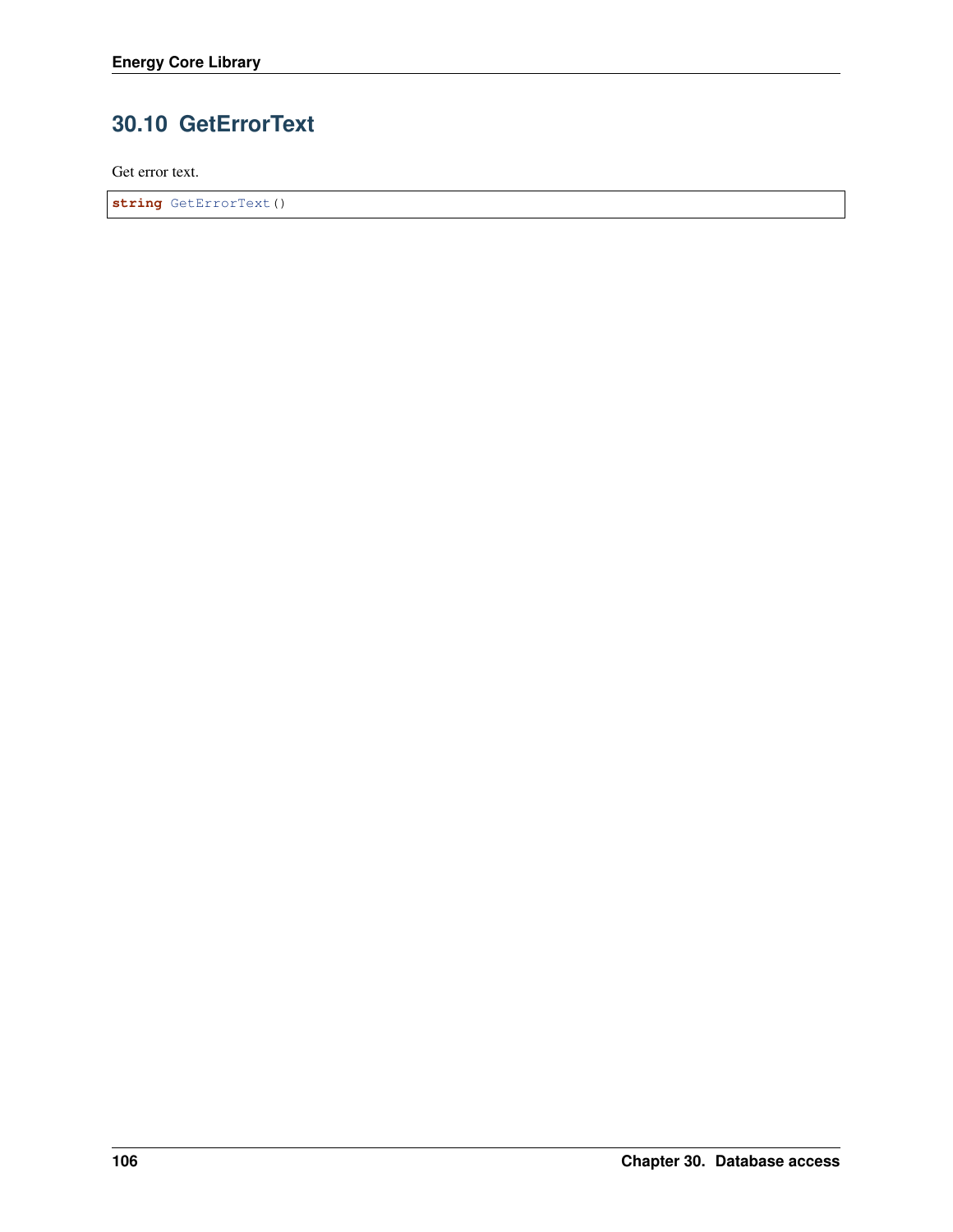## 30.10 GetErrorText

Get error text.

```
string GetErrorText()
```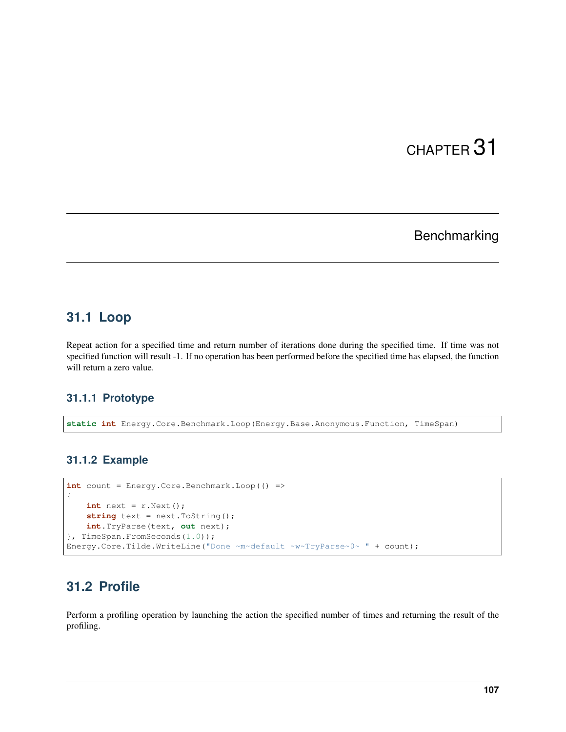# CHAPTER 31

## Benchmarking

## 31.1 Loop

Repeat action for a specified time and return number of iterations done during the specified time. If time was not specified function will result -1. If no operation has been performed before the specified time has elapsed, the function will return a zero value.

### 31.1.1 Prototype

```
static int Energy.Core.Benchmark.Loop(Energy.Base.Anonymous.Function, TimeSpan)
```

### 31.1.2 Example

```
int count = Energy.Core.Benchmark.Loop(() =>
{
    int next = r.Next();
    string text = next.ToString();
    int.TryParse(text, out next);
}, TimeSpan.FromSeconds(1.0));
Energy.Core.Tilde.WriteLine("Done ~m~default ~w~TryParse~0~ " + count);
```

## 31.2 Profile

Perform a profiling operation by launching the action the specified number of times and returning the result of the profiling.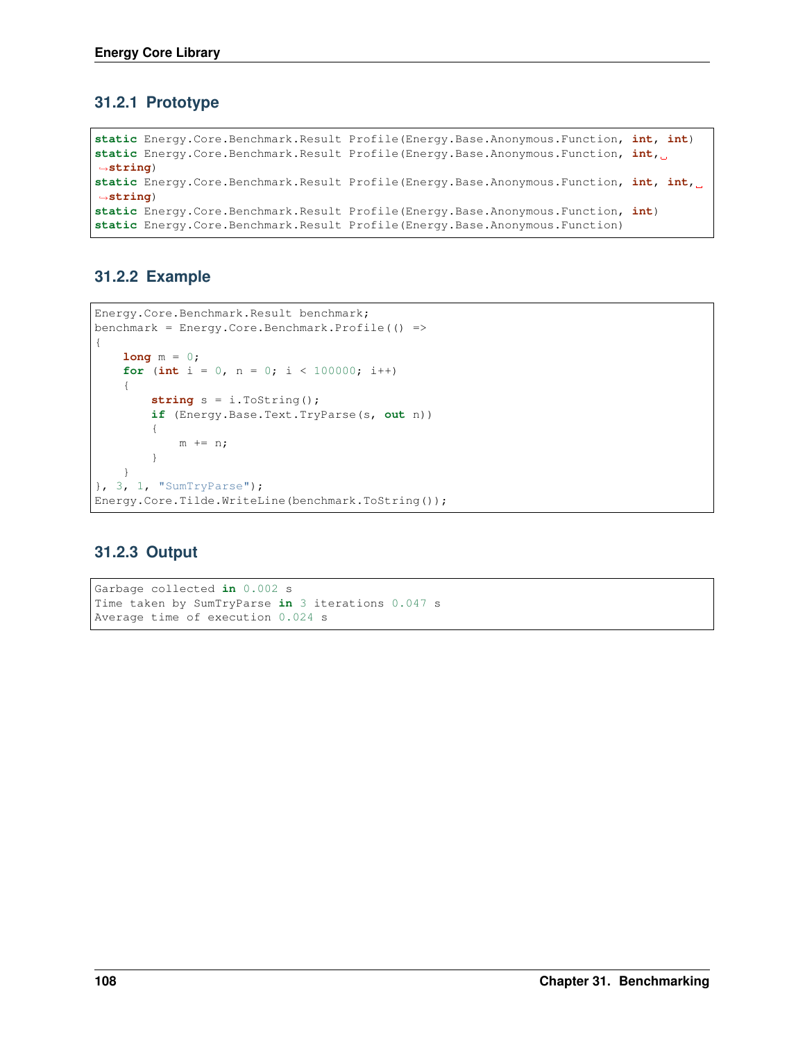### 31.2.1 Prototype

```
static Energy.Core.Benchmark.Result Profile(Energy.Base.Anonymous.Function, int, int)
static Energy.Core.Benchmark.Result Profile(Energy.Base.Anonymous.Function, int, string)
static Energy.Core.Benchmark.Result Profile(Energy.Base.Anonymous.Function, int, int, string)
static Energy.Core.Benchmark.Result Profile(Energy.Base.Anonymous.Function, int)
static Energy.Core.Benchmark.Result Profile(Energy.Base.Anonymous.Function)
```

### 31.2.2 Example

```
Energy.Core.Benchmark.Result benchmark;
benchmark = Energy.Core.Benchmark.Profile(() =>
{
    long m = 0;
    for (int i = 0, n = 0; i < 100000; i++)
    {
        string s = i.ToString();
        if (Energy.Base.Text.TryParse(s, out n))
        {
            m += n;
        }
    }
}, 3, 1, "SumTryParse");
Energy.Core.Tilde.WriteLine(benchmark.ToString());
```

### 31.2.3 Output

```
Garbage collected in 0.002 s
Time taken by SumTryParse in 3 iterations 0.047 s
Average time of execution 0.024 s
```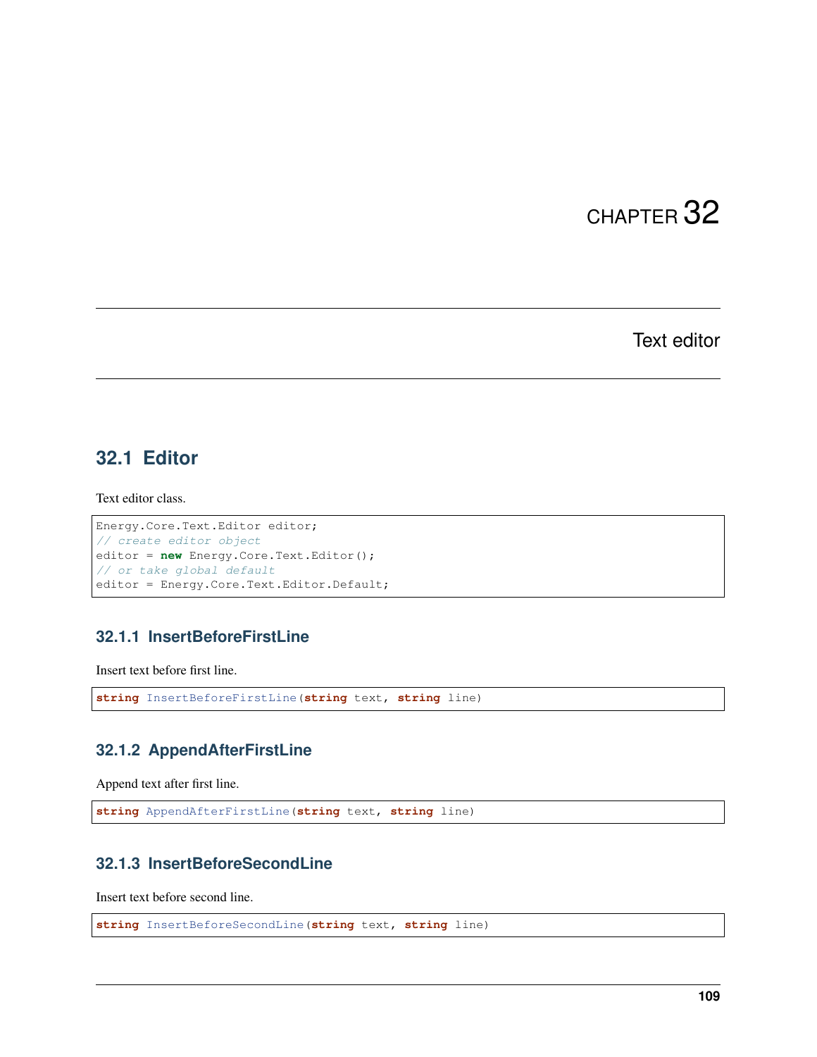# CHAPTER 32

# Text editor

## 32.1 Editor

Text editor class.

```
Energy.Core.Text.Editor editor;
// create editor object
editor = new Energy.Core.Text.Editor();
// or take global default
editor = Energy.Core.Text.Editor.Default;
```

### 32.1.1 InsertBeforeFirstLine

Insert text before first line.

```
string InsertBeforeFirstLine(string text, string line)
```

### 32.1.2 AppendAfterFirstLine

Append text after first line.

```
string AppendAfterFirstLine(string text, string line)
```

### 32.1.3 InsertBeforeSecondLine

Insert text before second line.

```
string InsertBeforeSecondLine(string text, string line)
```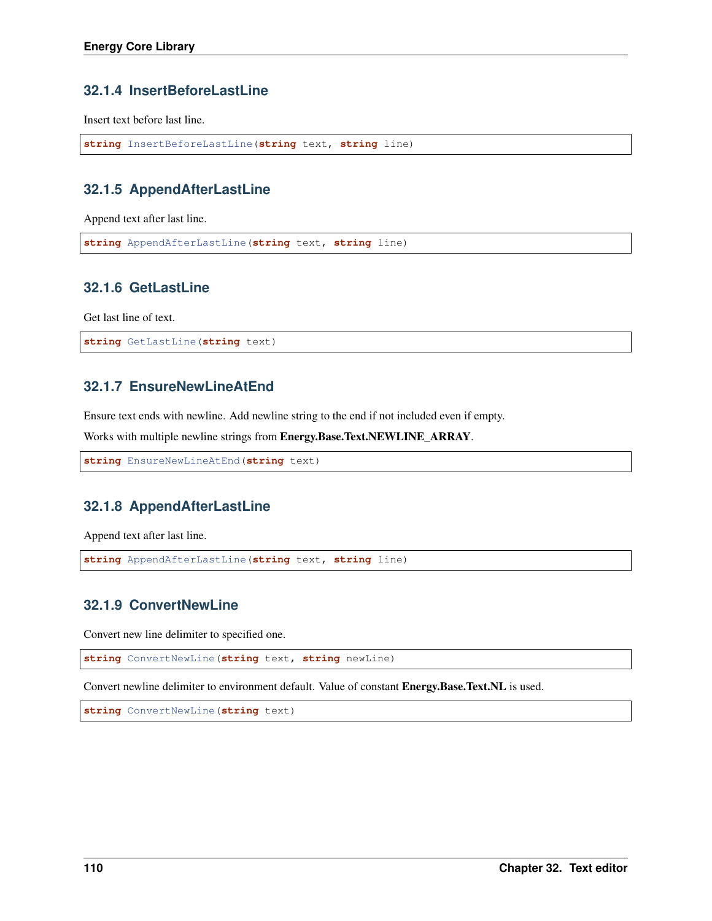### 32.1.4 InsertBeforeLastLine

Insert text before last line.

```
string InsertBeforeLastLine(string text, string line)
```

### 32.1.5 AppendAfterLastLine

Append text after last line.

```
string AppendAfterLastLine(string text, string line)
```

### 32.1.6 GetLastLine

Get last line of text.

```
string GetLastLine(string text)
```

### 32.1.7 EnsureNewLineAtEnd

Ensure text ends with newline. Add newline string to the end if not included even if empty.

Works with multiple newline strings from **Energy.Base.Text.NEWLINE_ARRAY**.

```
string EnsureNewLineAtEnd(string text)
```

### 32.1.8 AppendAfterLastLine

Append text after last line.

```
string AppendAfterLastLine(string text, string line)
```

### 32.1.9 ConvertNewLine

Convert new line delimiter to specified one.

```
string ConvertNewLine(string text, string newLine)
```

Convert newline delimiter to environment default. Value of constant **Energy.Base.Text.NL** is used.

```
string ConvertNewLine(string text)
```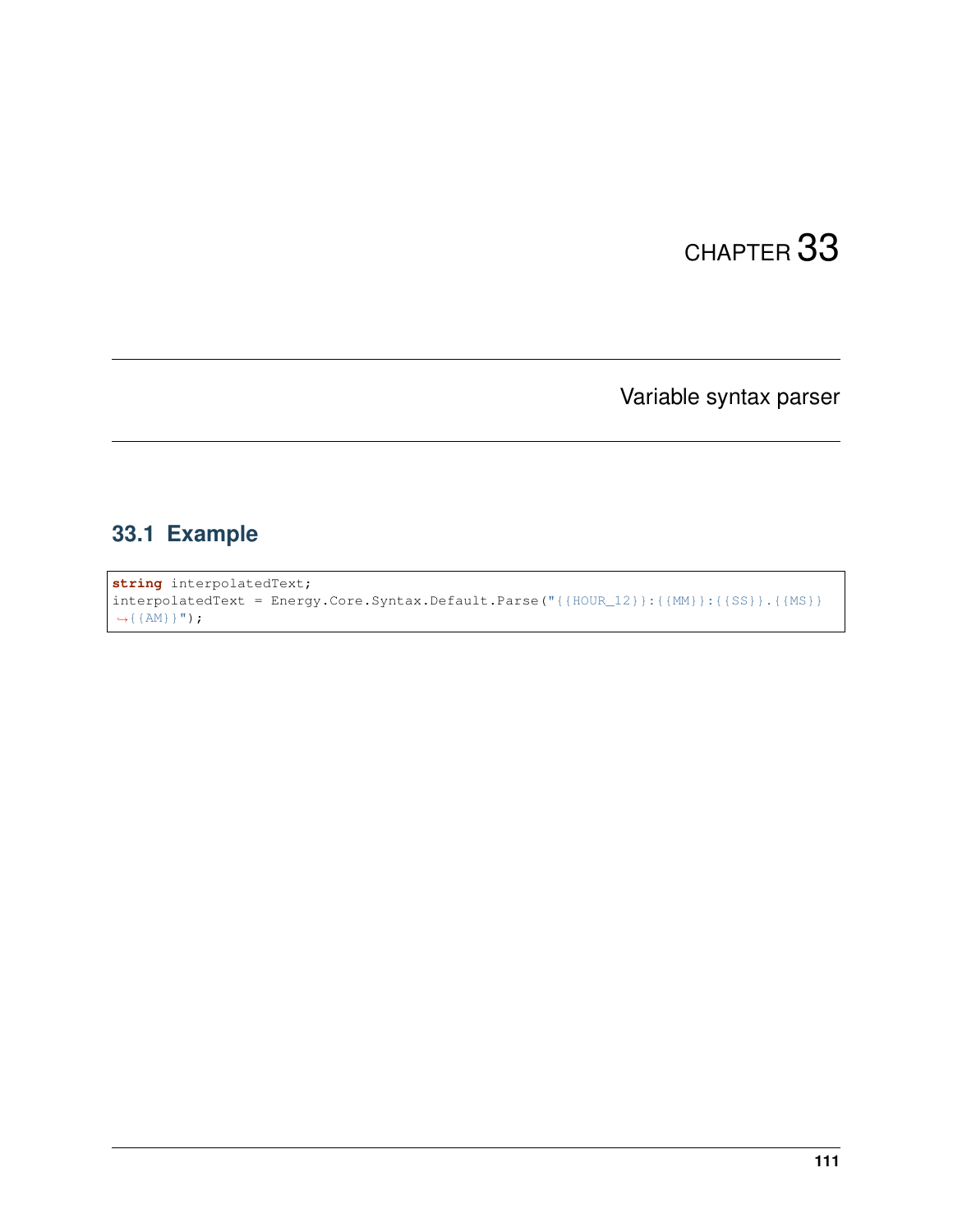# CHAPTER 33

# Variable syntax parser

## 33.1 Example

```
string interpolatedText;
interpolatedText = Energy.Core.Syntax.Default.Parse("{{HOUR_12}}:{{MM}}:{{SS}}.{{MS}}{{AM}}");
```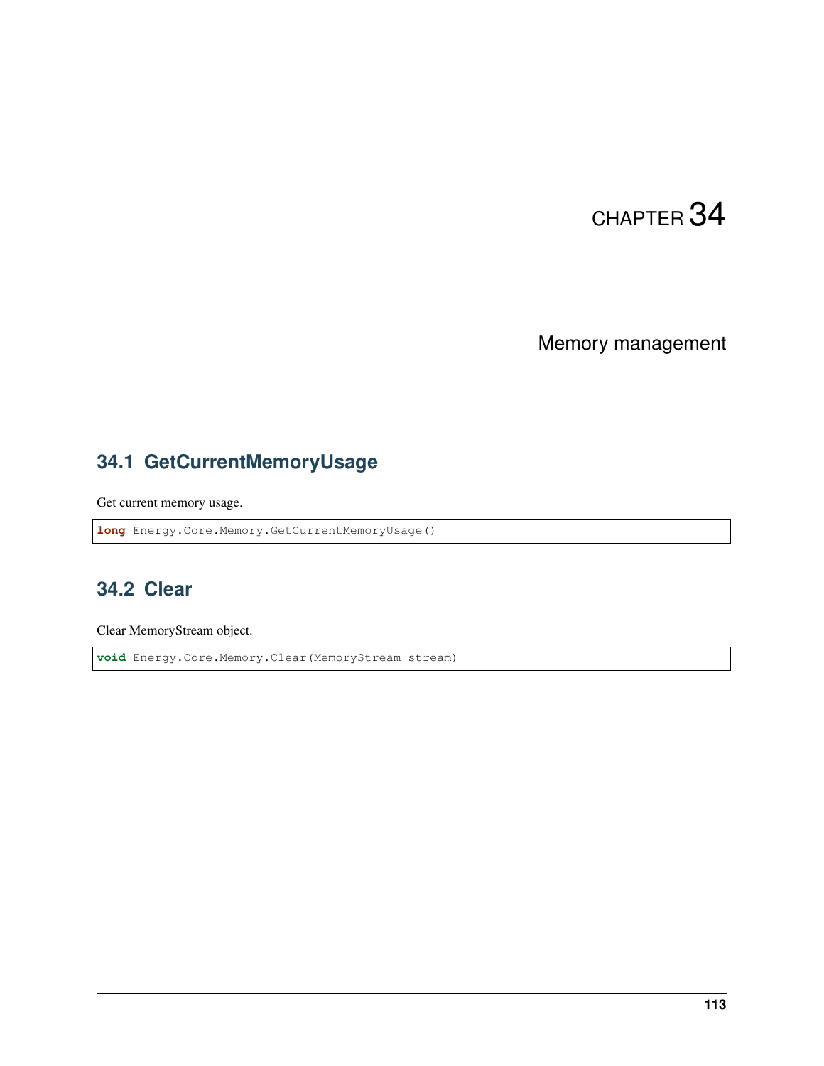# CHAPTER 34

# Memory management

## 34.1 GetCurrentMemoryUsage

Get current memory usage.

```
long Energy.Core.Memory.GetCurrentMemoryUsage()
```

## 34.2 Clear

Clear MemoryStream object.

```
void Energy.Core.Memory.Clear(MemoryStream stream)
```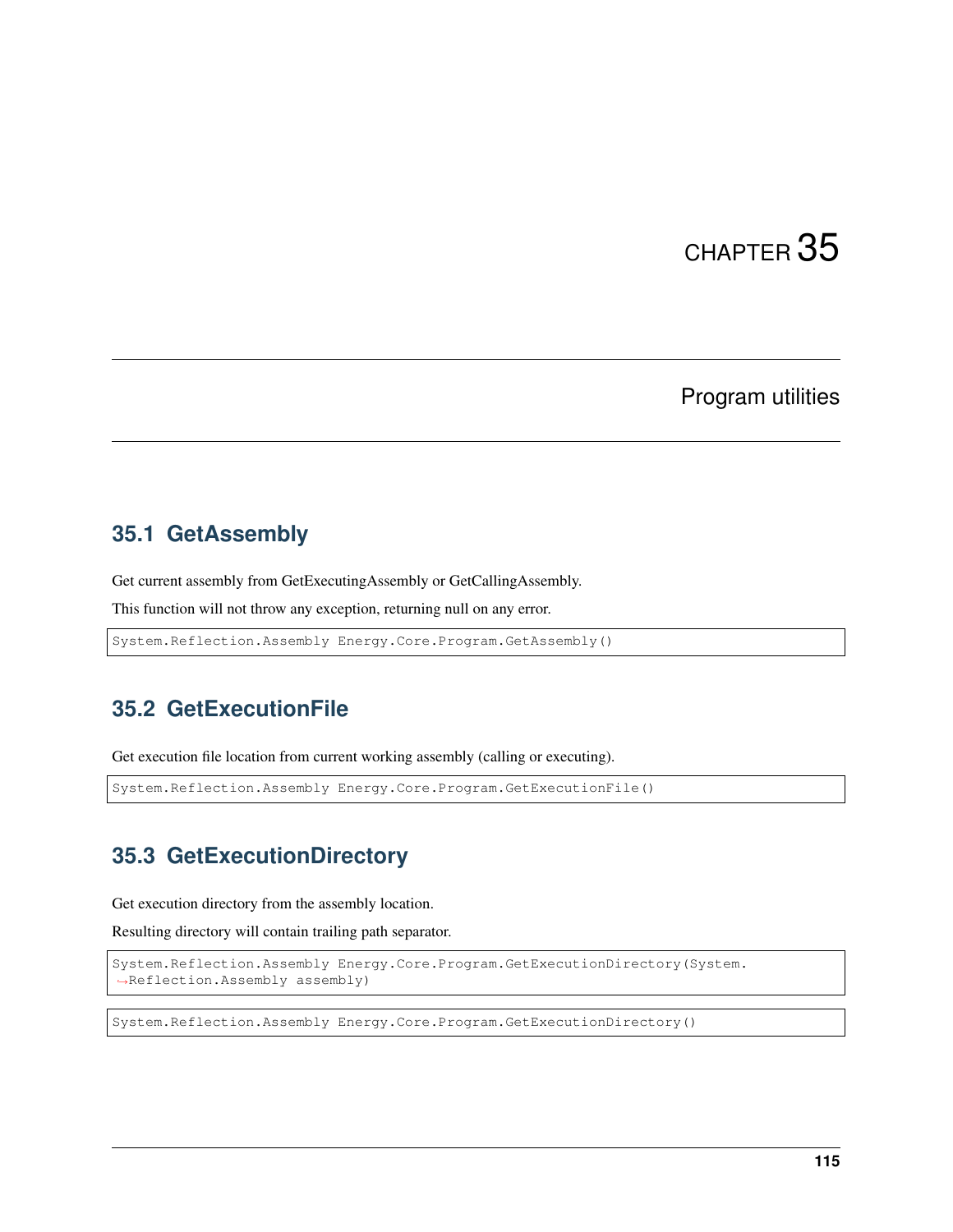# CHAPTER 35

## Program utilities

### 35.1 GetAssembly

Get current assembly from GetExecutingAssembly or GetCallingAssembly.

This function will not throw any exception, returning null on any error.

```
System.Reflection.Assembly Energy.Core.Program.GetAssembly()
```

### 35.2 GetExecutionFile

Get execution file location from current working assembly (calling or executing).

```
System.Reflection.Assembly Energy.Core.Program.GetExecutionFile()
```

### 35.3 GetExecutionDirectory

Get execution directory from the assembly location.

Resulting directory will contain trailing path separator.

```
System.Reflection.Assembly Energy.Core.Program.GetExecutionDirectory(System.
→Reflection.Assembly assembly)
```

```
System.Reflection.Assembly Energy.Core.Program.GetExecutionDirectory()
```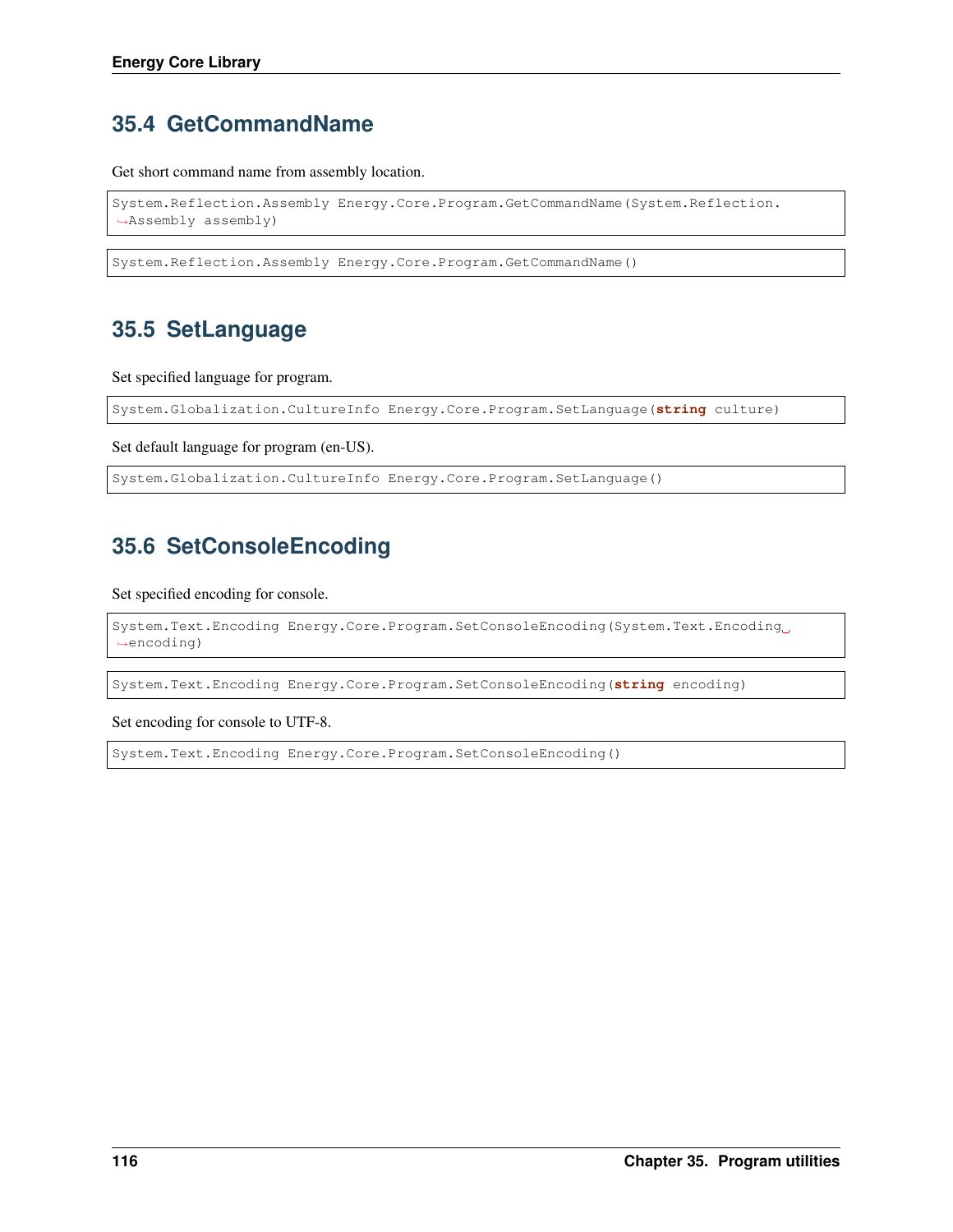## 35.4 GetCommandName

Get short command name from assembly location.

```
System.Reflection.Assembly Energy.Core.Program.GetCommandName(System.Reflection.Assembly assembly)
```

```
System.Reflection.Assembly Energy.Core.Program.GetCommandName()
```

## 35.5 SetLanguage

Set specified language for program.

```
System.Globalization.CultureInfo Energy.Core.Program.SetLanguage(string culture)
```

Set default language for program (en-US).

```
System.Globalization.CultureInfo Energy.Core.Program.SetLanguage()
```

## 35.6 SetConsoleEncoding

Set specified encoding for console.

```
System.Text.Encoding Energy.Core.Program.SetConsoleEncoding(System.Text.Encoding encoding)
```

```
System.Text.Encoding Energy.Core.Program.SetConsoleEncoding(string encoding)
```

Set encoding for console to UTF-8.

```
System.Text.Encoding Energy.Core.Program.SetConsoleEncoding()
```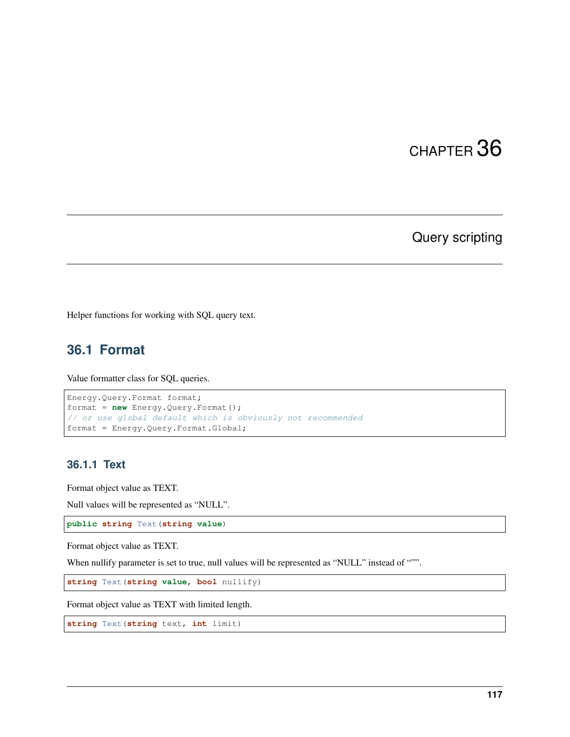# CHAPTER 36

# Query scripting

Helper functions for working with SQL query text.

## 36.1 Format

Value formatter class for SQL queries.

```
Energy.Query.Format format;
format = new Energy.Query.Format();
// or use global default which is obviously not recommended
format = Energy.Query.Format.Global;
```

### 36.1.1 Text

Format object value as TEXT.

Null values will be represented as "NULL".

```
public string Text(string value)
```

Format object value as TEXT.

When nullify parameter is set to true, null values will be represented as "NULL" instead of "''".

```
string Text(string value, bool nullify)
```

Format object value as TEXT with limited length.

```
string Text(string text, int limit)
```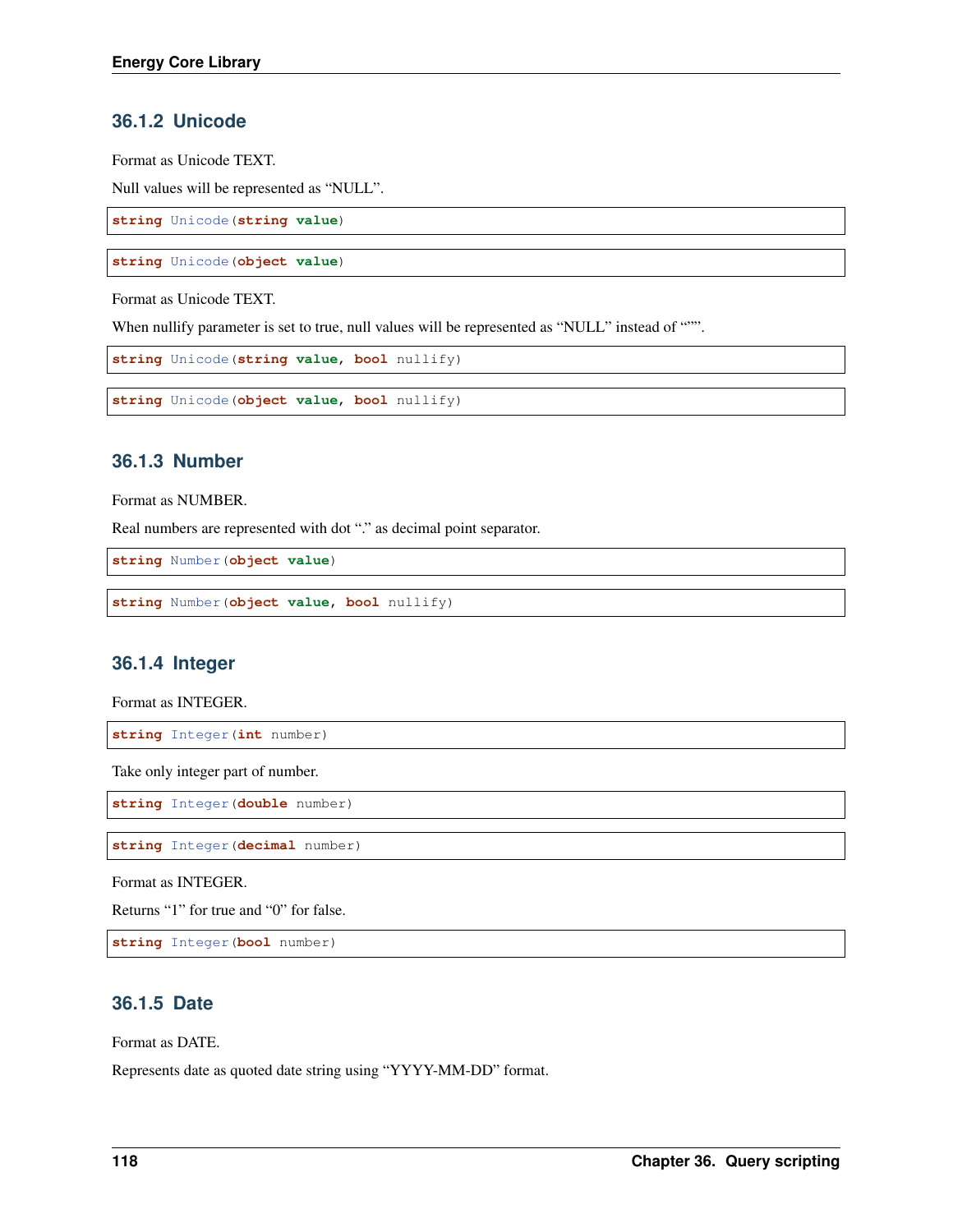### 36.1.2 Unicode

Format as Unicode TEXT.

Null values will be represented as “NULL”.

```
string Unicode(string value)
```

```
string Unicode(object value)
```

Format as Unicode TEXT.

When nullify parameter is set to true, null values will be represented as “NULL” instead of “”.

```
string Unicode(string value, bool nullify)
```

```
string Unicode(object value, bool nullify)
```

### 36.1.3 Number

Format as NUMBER.

Real numbers are represented with dot “.” as decimal point separator.

```
string Number(object value)
```

```
string Number(object value, bool nullify)
```

### 36.1.4 Integer

Format as INTEGER.

```
string Integer(int number)
```

Take only integer part of number.

```
string Integer(double number)
```

```
string Integer(decimal number)
```

Format as INTEGER.

Returns “1” for true and “0” for false.

```
string Integer(bool number)
```

### 36.1.5 Date

Format as DATE.

Represents date as quoted date string using “YYYY-MM-DD” format.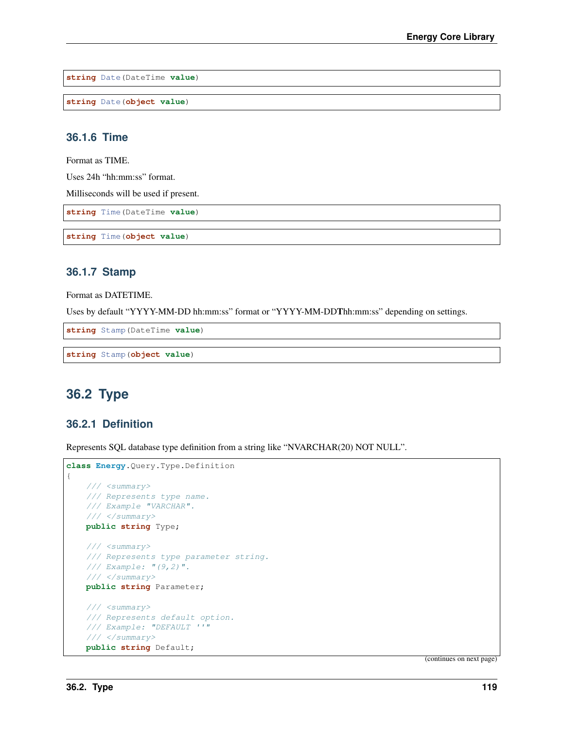```
string Date(DateTime value)
```

```
string Date(object value)
```

### 36.1.6 Time

Format as TIME.

Uses 24h “hh:mm:ss” format.

Milliseconds will be used if present.

```
string Time(DateTime value)
```

```
string Time(object value)
```

### 36.1.7 Stamp

Format as DATETIME.

Uses by default “YYYY-MM-DD hh:mm:ss” format or “YYYY-MM-DD**T**hh:mm:ss” depending on settings.

```
string Stamp(DateTime value)
```

```
string Stamp(object value)
```

## 36.2 Type

### 36.2.1 Definition

Represents SQL database type definition from a string like “NVARCHAR(20) NOT NULL”.

```
class Energy.Query.Type.Definition
{
    /// <summary>
    /// Represents type name.
    /// Example "VARCHAR".
    /// </summary>
    public string Type;

    /// <summary>
    /// Represents type parameter string.
    /// Example: "(9,2)".
    /// </summary>
    public string Parameter;

    /// <summary>
    /// Represents default option.
    /// Example: "DEFAULT ''"
    /// </summary>
    public string Default;
```

(continues on next page)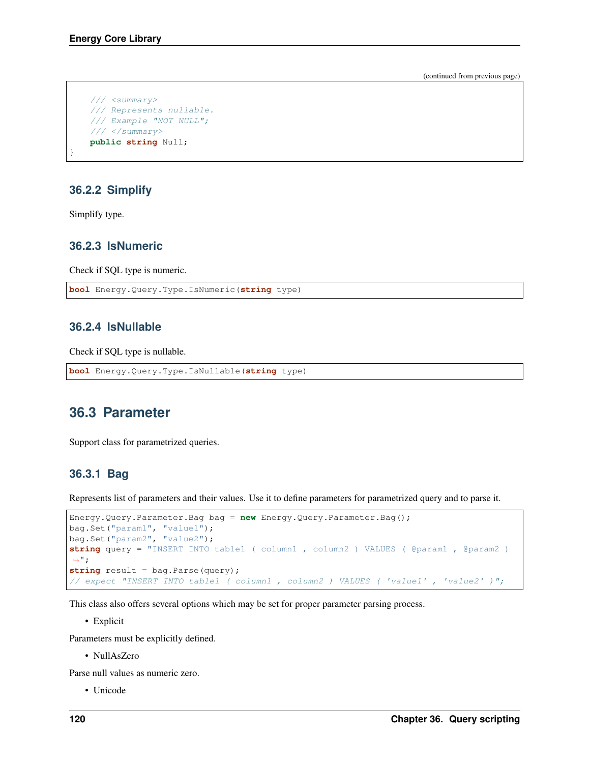(continued from previous page)

```
    /// <summary>
    /// Represents nullable.
    /// Example "NOT NULL";
    /// </summary>
    public string Null;
}
```

### 36.2.2 Simplify

Simplify type.

### 36.2.3 IsNumeric

Check if SQL type is numeric.

```
bool Energy.Query.Type.IsNumeric(string type)
```

### 36.2.4 IsNullable

Check if SQL type is nullable.

```
bool Energy.Query.Type.IsNullable(string type)
```

## 36.3 Parameter

Support class for parametrized queries.

### 36.3.1 Bag

Represents list of parameters and their values. Use it to define parameters for parametrized query and to parse it.

```
Energy.Query.Parameter.Bag bag = new Energy.Query.Parameter.Bag();
bag.Set("param1", "value1");
bag.Set("param2", "value2");
string query = "INSERT INTO table1 ( column1 , column2 ) VALUES ( @param1 , @param2 )
↪";
string result = bag.Parse(query);
// expect "INSERT INTO table1 ( column1 , column2 ) VALUES ( 'value1' , 'value2' )";
```

This class also offers several options which may be set for proper parameter parsing process.

- Explicit

Parameters must be explicitly defined.

- NullAsZero

Parse null values as numeric zero.

- Unicode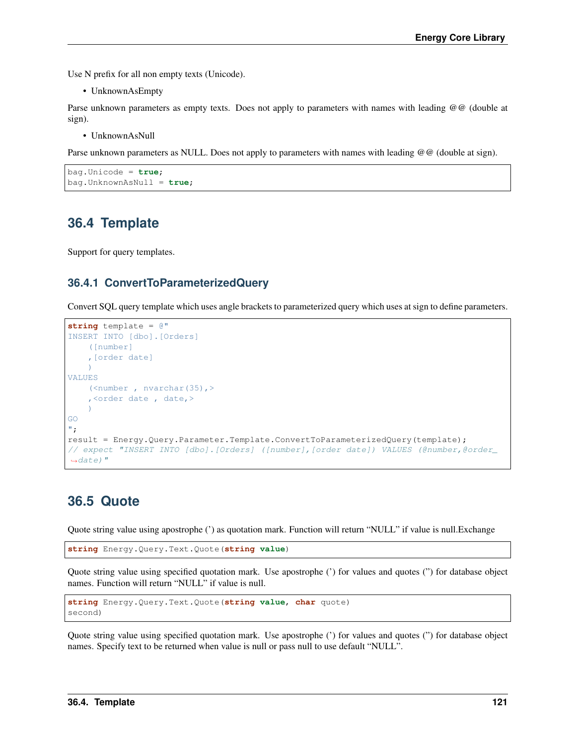Use N prefix for all non empty texts (Unicode).

- UnknownAsEmpty

Parse unknown parameters as empty texts. Does not apply to parameters with names with leading @@ (double at sign).

- UnknownAsNull

Parse unknown parameters as NULL. Does not apply to parameters with names with leading @@ (double at sign).

```
bag.Unicode = true;
bag.UnknownAsNull = true;
```

## 36.4 Template

Support for query templates.

### 36.4.1 ConvertToParameterizedQuery

Convert SQL query template which uses angle brackets to parameterized query which uses at sign to define parameters.

```
string template = @"
INSERT INTO [dbo].[Orders]
    ([number]
    ,[order date]
    )
VALUES
    (<number , nvarchar(35),>
    ,<order date , date,>
    )
GO
";
result = Energy.Query.Parameter.Template.ConvertToParameterizedQuery(template);
// expect "INSERT INTO [dbo].[Orders] ([number],[order date]) VALUES (@number,@order_
→date)"
```

## 36.5 Quote

Quote string value using apostrophe (') as quotation mark. Function will return "NULL" if value is null.Exchange

```
string Energy.Query.Text.Quote(string value)
```

Quote string value using specified quotation mark. Use apostrophe (') for values and quotes (") for database object names. Function will return "NULL" if value is null.

```
string Energy.Query.Text.Quote(string value, char quote)
second)
```

Quote string value using specified quotation mark. Use apostrophe (') for values and quotes (") for database object names. Specify text to be returned when value is null or pass null to use default "NULL".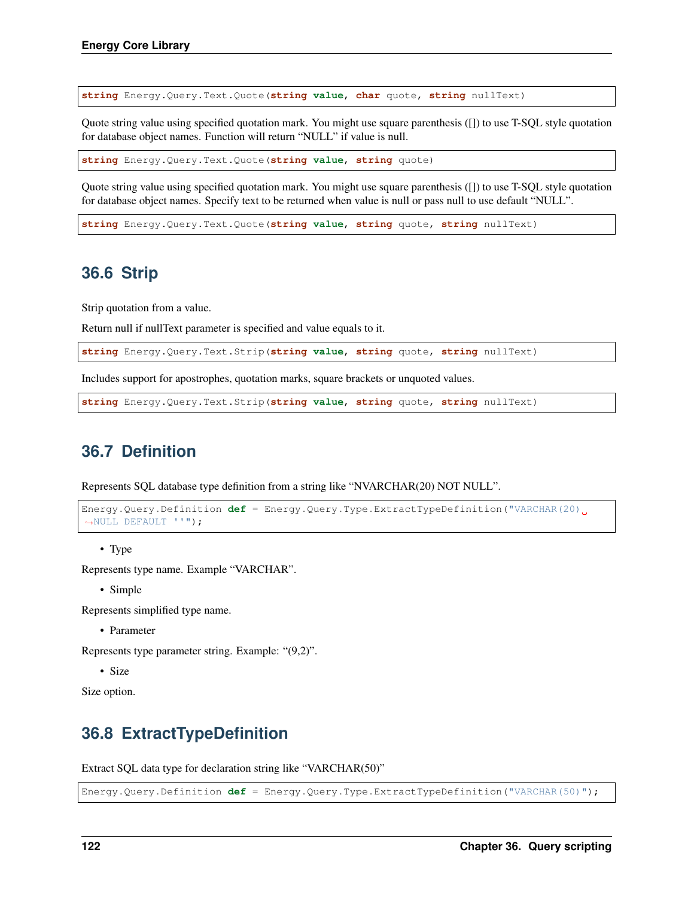```
string Energy.Query.Text.Quote(string value, char quote, string nullText)
```

Quote string value using specified quotation mark. You might use square parenthesis ([]) to use T-SQL style quotation for database object names. Function will return "NULL" if value is null.

```
string Energy.Query.Text.Quote(string value, string quote)
```

Quote string value using specified quotation mark. You might use square parenthesis ([]) to use T-SQL style quotation for database object names. Specify text to be returned when value is null or pass null to use default "NULL".

```
string Energy.Query.Text.Quote(string value, string quote, string nullText)
```

## 36.6 Strip

Strip quotation from a value.

Return null if nullText parameter is specified and value equals to it.

```
string Energy.Query.Text.Strip(string value, string quote, string nullText)
```

Includes support for apostrophes, quotation marks, square brackets or unquoted values.

```
string Energy.Query.Text.Strip(string value, string quote, string nullText)
```

## 36.7 Definition

Represents SQL database type definition from a string like "NVARCHAR(20) NOT NULL".

```
Energy.Query.Definition def = Energy.Query.Type.ExtractTypeDefinition("VARCHAR(20) NULL DEFAULT ''");
```

- Type

Represents type name. Example "VARCHAR".

- Simple

Represents simplified type name.

- Parameter

Represents type parameter string. Example: "(9,2)".

- Size

Size option.

## 36.8 ExtractTypeDefinition

Extract SQL data type for declaration string like "VARCHAR(50)"

```
Energy.Query.Definition def = Energy.Query.Type.ExtractTypeDefinition("VARCHAR(50)");
```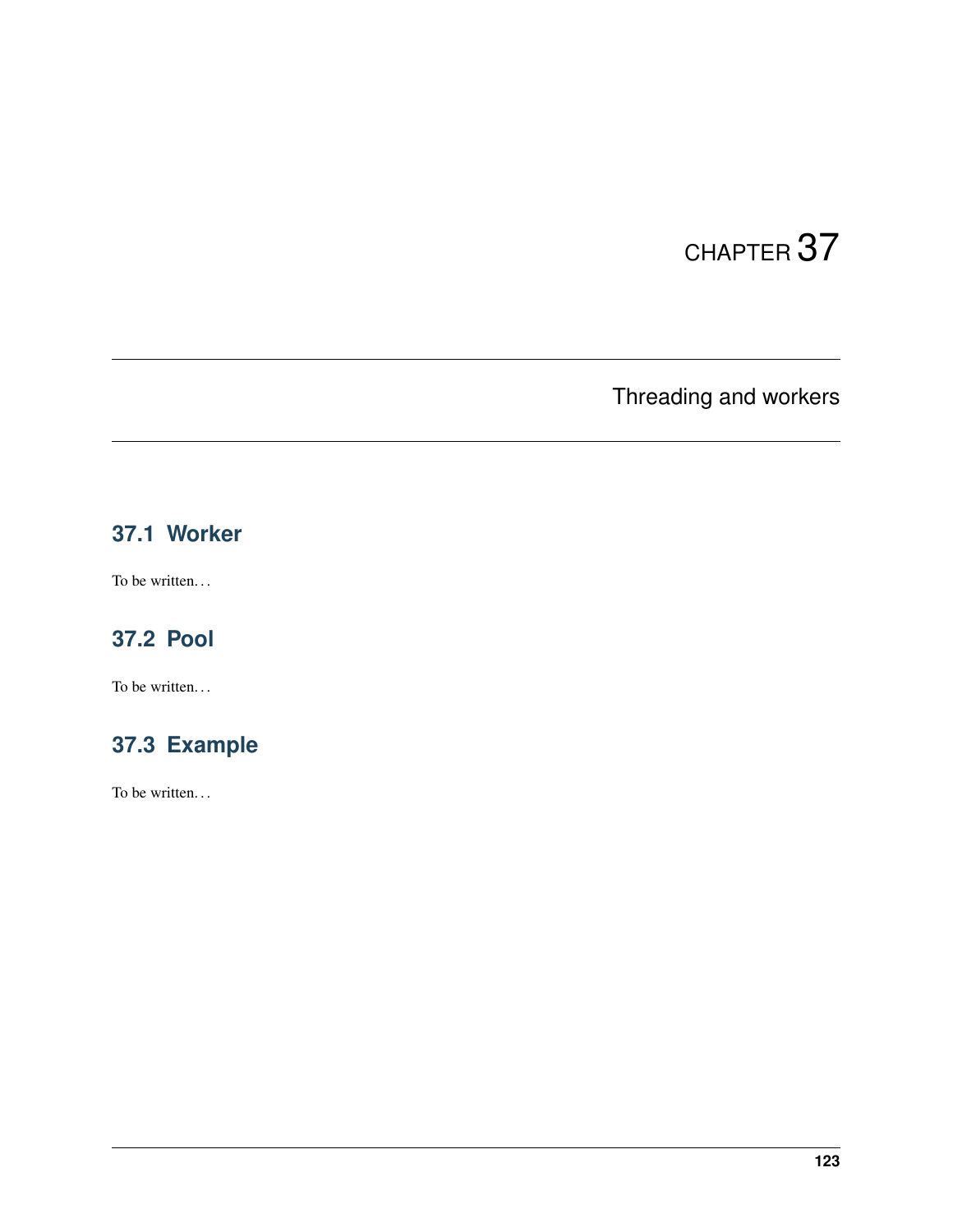# CHAPTER 37

# Threading and workers

## 37.1 Worker

To be written…

## 37.2 Pool

To be written…

## 37.3 Example

To be written…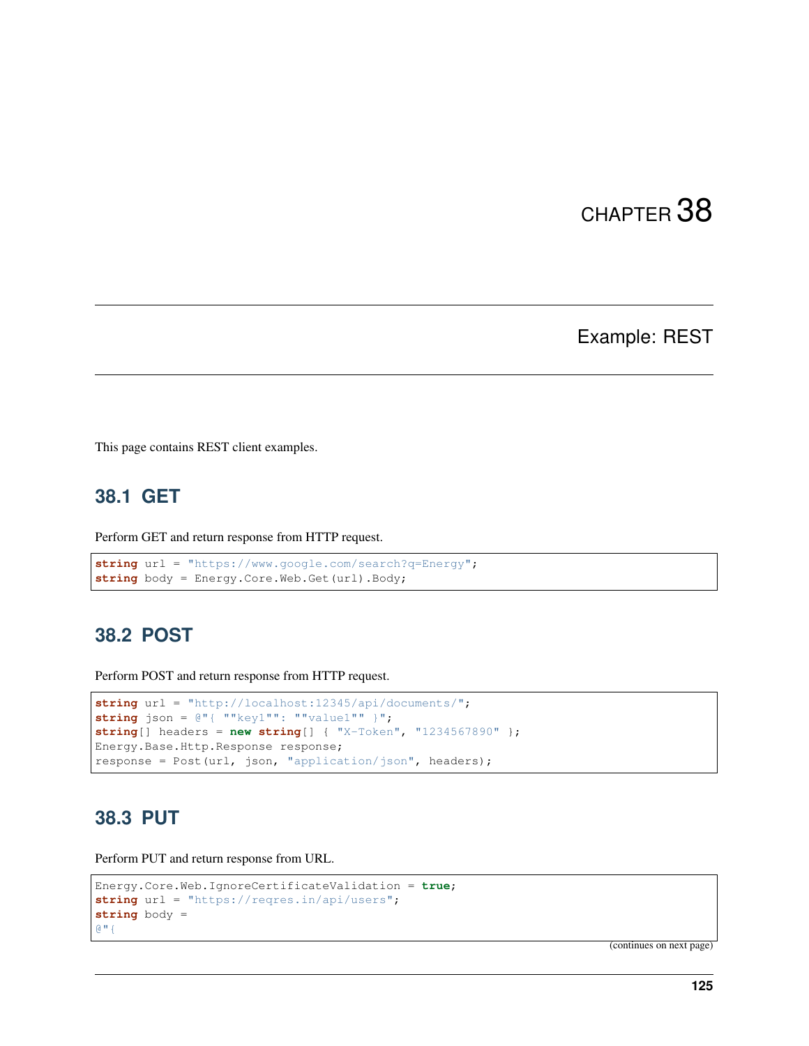# CHAPTER 38

## Example: REST

This page contains REST client examples.

### 38.1 GET

Perform GET and return response from HTTP request.

```
string url = "https://www.google.com/search?q=Energy";
string body = Energy.Core.Web.Get(url).Body;
```

### 38.2 POST

Perform POST and return response from HTTP request.

```
string url = "http://localhost:12345/api/documents/";
string json = @"{ ""key1"": ""value1"" }";
string[] headers = new string[] { "X-Token", "1234567890" };
Energy.Base.Http.Response response;
response = Post(url, json, "application/json", headers);
```

### 38.3 PUT

Perform PUT and return response from URL.

```
Energy.Core.Web.IgnoreCertificateValidation = true;
string url = "https://reqres.in/api/users";
string body =
@"{
```

(continues on next page)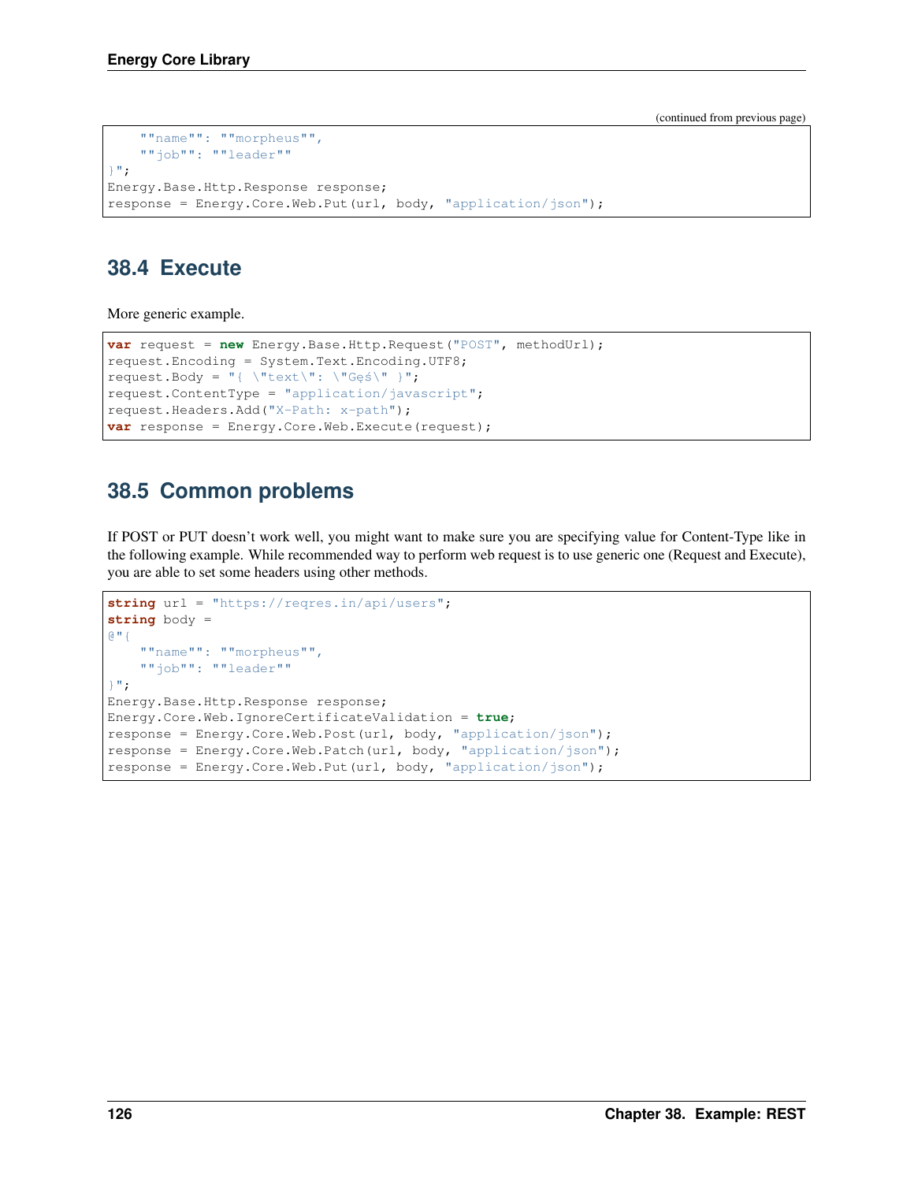(continued from previous page)

```
    ""name"": ""morpheus"",
    ""job"": ""leader""
}";
Energy.Base.Http.Response response;
response = Energy.Core.Web.Put(url, body, "application/json");
```

## 38.4 Execute

More generic example.

```
var request = new Energy.Base.Http.Request("POST", methodUrl);
request.Encoding = System.Text.Encoding.UTF8;
request.Body = "{ \"text\": \"Gęś\" }";
request.ContentType = "application/javascript";
request.Headers.Add("X-Path: x-path");
var response = Energy.Core.Web.Execute(request);
```

## 38.5 Common problems

If POST or PUT doesn't work well, you might want to make sure you are specifying value for Content-Type like in the following example. While recommended way to perform web request is to use generic one (Request and Execute), you are able to set some headers using other methods.

```
string url = "https://reqres.in/api/users";
string body =
@"{
    ""name"": ""morpheus"",
    ""job"": ""leader""
}";
Energy.Base.Http.Response response;
Energy.Core.Web.IgnoreCertificateValidation = true;
response = Energy.Core.Web.Post(url, body, "application/json");
response = Energy.Core.Web.Patch(url, body, "application/json");
response = Energy.Core.Web.Put(url, body, "application/json");
```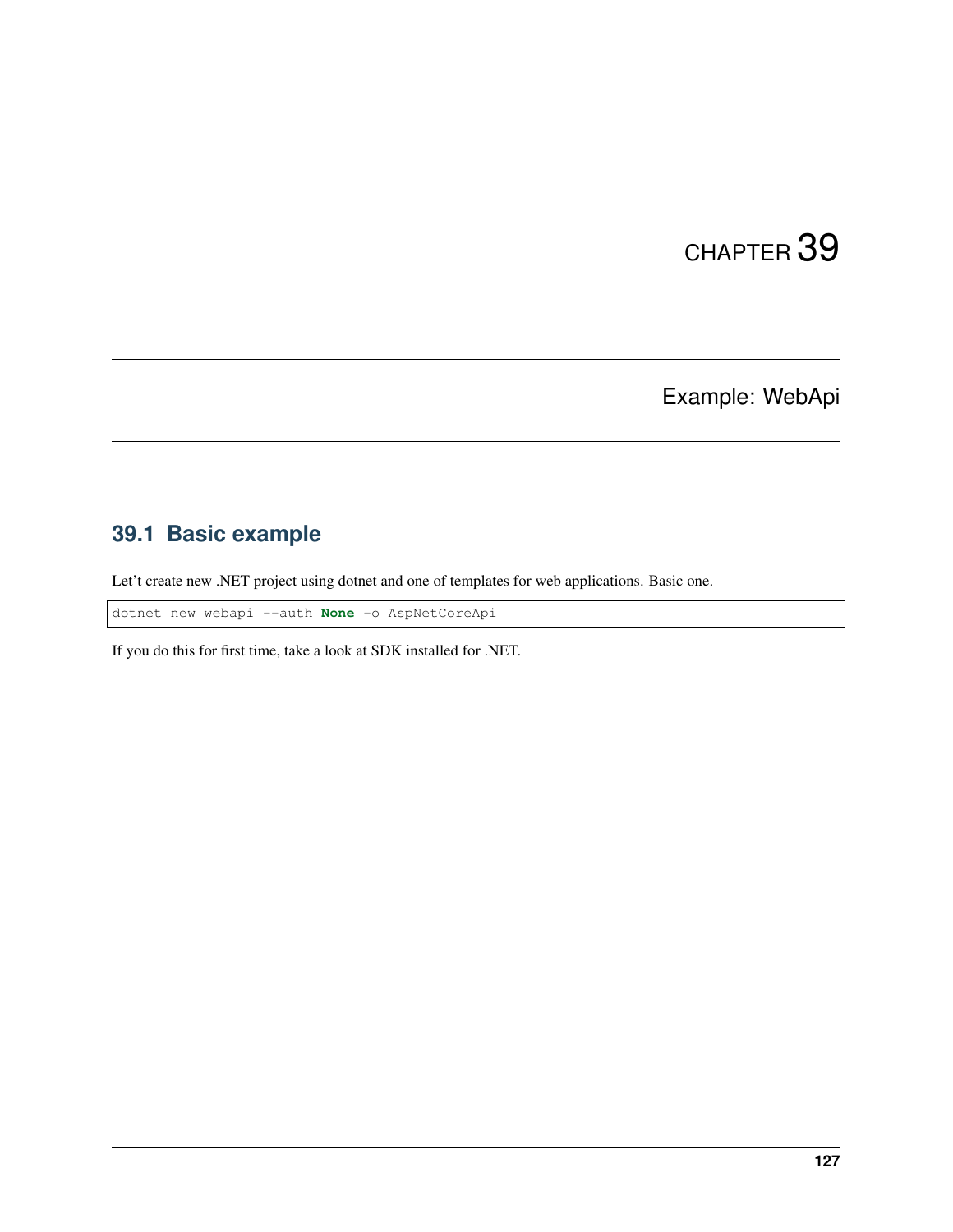# CHAPTER 39

## Example: WebApi

### 39.1 Basic example

Let't create new .NET project using dotnet and one of templates for web applications. Basic one.

```
dotnet new webapi --auth None -o AspNetCoreApi
```

If you do this for first time, take a look at SDK installed for .NET.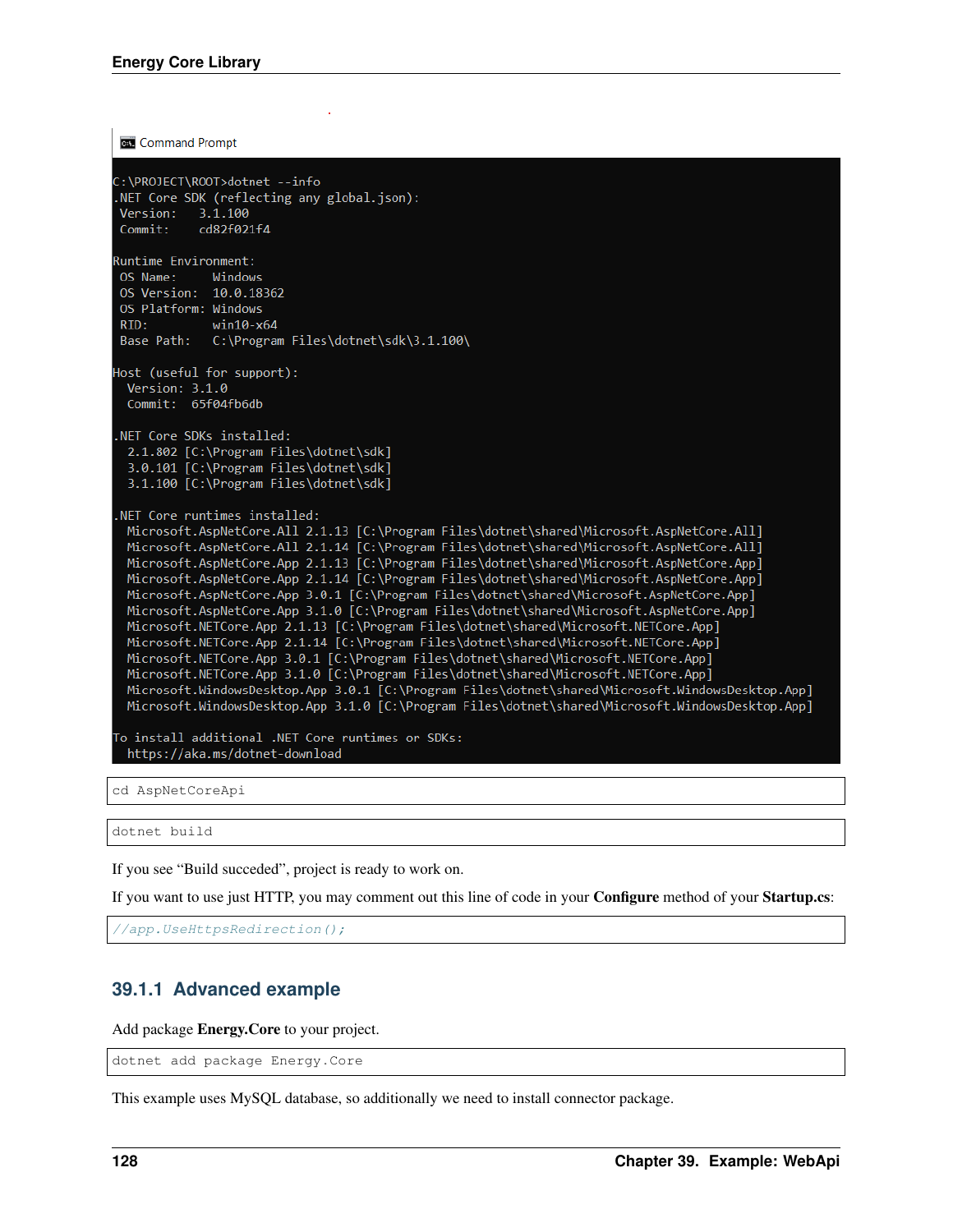```
C:\PROJECT\ROOT>dotnet --info
.NET Core SDK (reflecting any global.json):
 Version:   3.1.100
 Commit:    cd82f021f4

Runtime Environment:
 OS Name:     Windows
 OS Version:  10.0.18362
 OS Platform: Windows
 RID:         win10-x64
 Base Path:   C:\Program Files\dotnet\sdk\3.1.100\

Host (useful for support):
  Version: 3.1.0
  Commit:  65f04fb6db

.NET Core SDKs installed:
  2.1.802 [C:\Program Files\dotnet\sdk]
  3.0.101 [C:\Program Files\dotnet\sdk]
  3.1.100 [C:\Program Files\dotnet\sdk]

.NET Core runtimes installed:
  Microsoft.AspNetCore.All 2.1.13 [C:\Program Files\dotnet\shared\Microsoft.AspNetCore.All]
  Microsoft.AspNetCore.All 2.1.14 [C:\Program Files\dotnet\shared\Microsoft.AspNetCore.All]
  Microsoft.AspNetCore.App 2.1.13 [C:\Program Files\dotnet\shared\Microsoft.AspNetCore.App]
  Microsoft.AspNetCore.App 2.1.14 [C:\Program Files\dotnet\shared\Microsoft.AspNetCore.App]
  Microsoft.AspNetCore.App 3.0.1 [C:\Program Files\dotnet\shared\Microsoft.AspNetCore.App]
  Microsoft.AspNetCore.App 3.1.0 [C:\Program Files\dotnet\shared\Microsoft.AspNetCore.App]
  Microsoft.NETCore.App 2.1.13 [C:\Program Files\dotnet\shared\Microsoft.NETCore.App]
  Microsoft.NETCore.App 2.1.14 [C:\Program Files\dotnet\shared\Microsoft.NETCore.App]
  Microsoft.NETCore.App 3.0.1 [C:\Program Files\dotnet\shared\Microsoft.NETCore.App]
  Microsoft.NETCore.App 3.1.0 [C:\Program Files\dotnet\shared\Microsoft.NETCore.App]
  Microsoft.WindowsDesktop.App 3.0.1 [C:\Program Files\dotnet\shared\Microsoft.WindowsDesktop.App]
  Microsoft.WindowsDesktop.App 3.1.0 [C:\Program Files\dotnet\shared\Microsoft.WindowsDesktop.App]

To install additional .NET Core runtimes or SDKs:
  https://aka.ms/dotnet-download
```

```
cd AspNetCoreApi
```

```
dotnet build
```

If you see "Build succeeded", project is ready to work on.

If you want to use just HTTP, you may comment out this line of code in your **Configure** method of your **Startup.cs**:

```
//app.UseHttpsRedirection();
```

### 39.1.1 Advanced example

Add package **Energy.Core** to your project.

```
dotnet add package Energy.Core
```

This example uses MySQL database, so additionally we need to install connector package.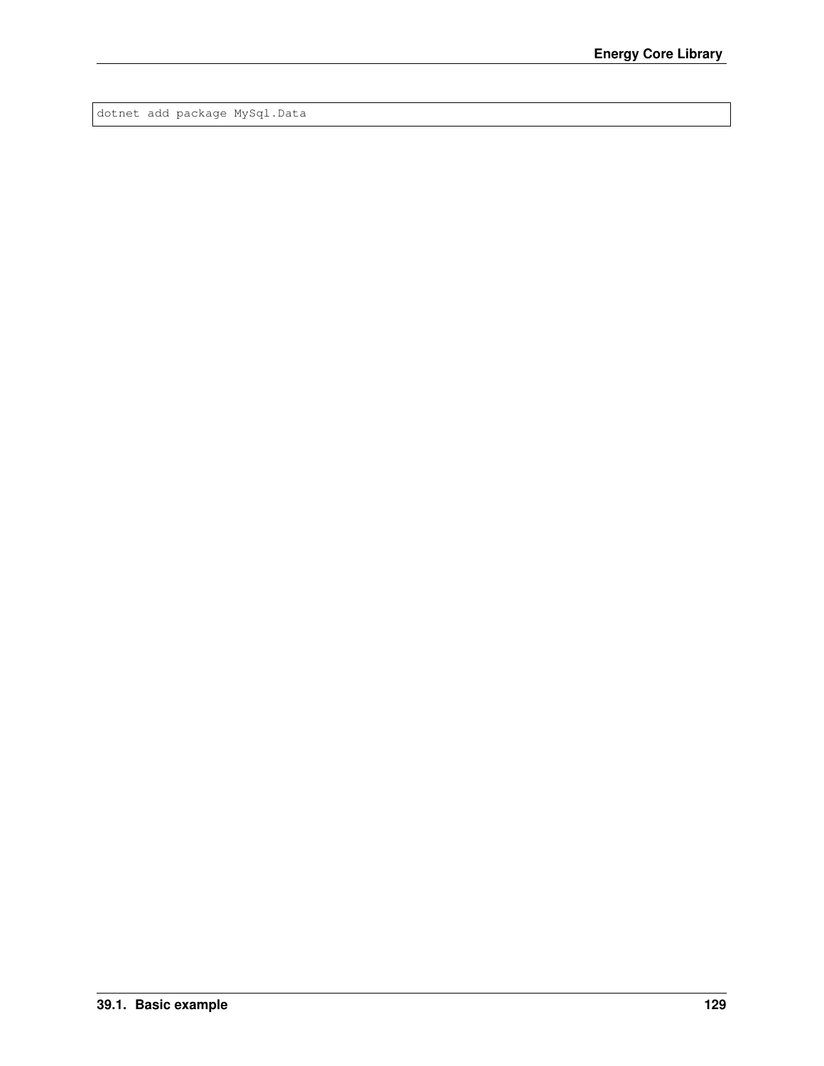```
dotnet add package MySql.Data
```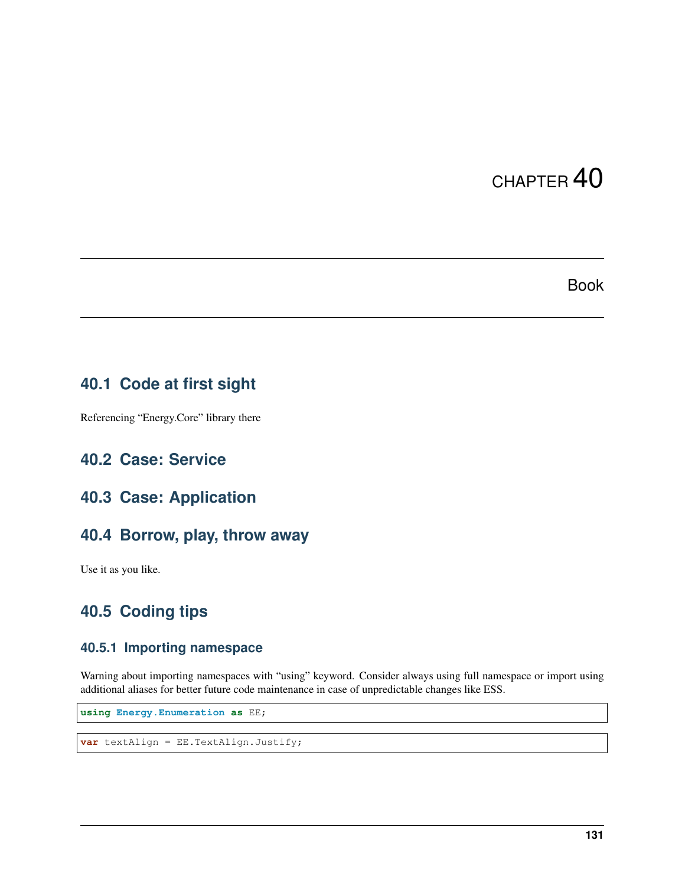# CHAPTER 40

# Book

## 40.1 Code at first sight

Referencing "Energy.Core" library there

## 40.2 Case: Service

## 40.3 Case: Application

## 40.4 Borrow, play, throw away

Use it as you like.

## 40.5 Coding tips

### 40.5.1 Importing namespace

Warning about importing namespaces with "using" keyword. Consider always using full namespace or import using additional aliases for better future code maintenance in case of unpredictable changes like ESS.

```
using Energy.Enumeration as EE;
```

```
var textAlign = EE.TextAlign.Justify;
```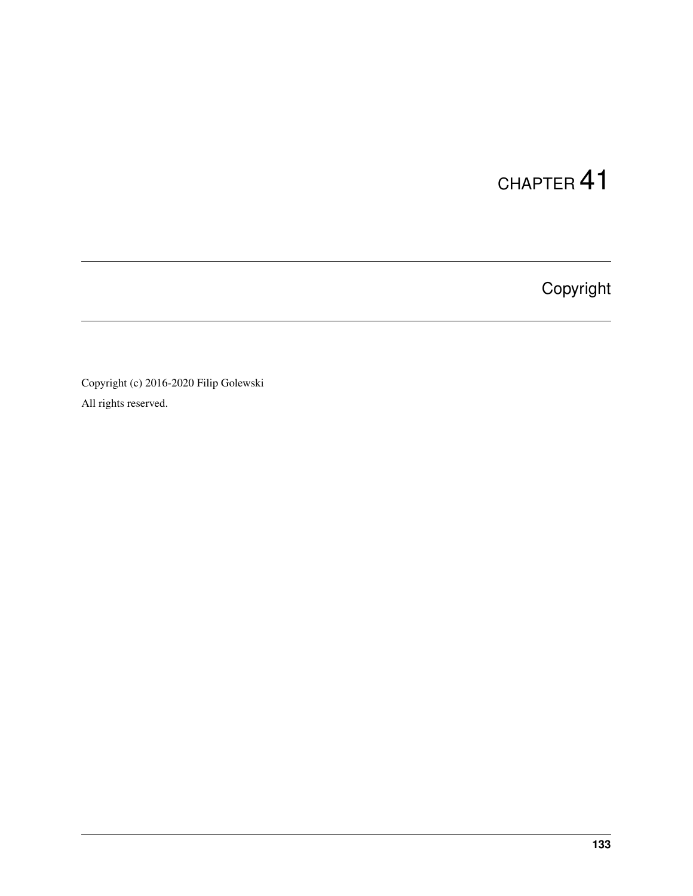# CHAPTER 41

## Copyright

Copyright (c) 2016-2020 Filip Golewski

All rights reserved.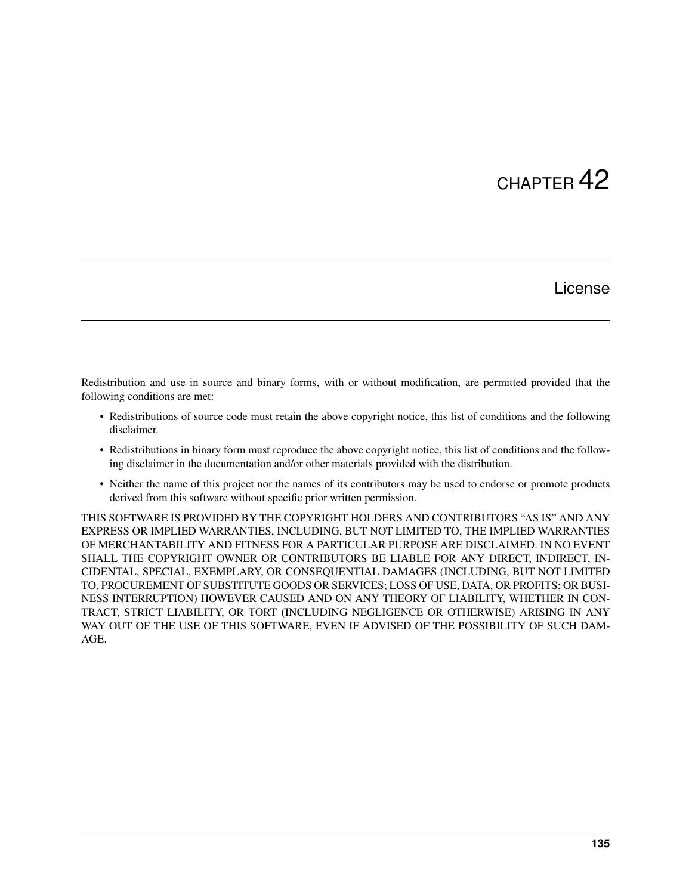# CHAPTER 42

## License

Redistribution and use in source and binary forms, with or without modification, are permitted provided that the following conditions are met:

- Redistributions of source code must retain the above copyright notice, this list of conditions and the following disclaimer.
- Redistributions in binary form must reproduce the above copyright notice, this list of conditions and the following disclaimer in the documentation and/or other materials provided with the distribution.
- Neither the name of this project nor the names of its contributors may be used to endorse or promote products derived from this software without specific prior written permission.

THIS SOFTWARE IS PROVIDED BY THE COPYRIGHT HOLDERS AND CONTRIBUTORS "AS IS" AND ANY EXPRESS OR IMPLIED WARRANTIES, INCLUDING, BUT NOT LIMITED TO, THE IMPLIED WARRANTIES OF MERCHANTABILITY AND FITNESS FOR A PARTICULAR PURPOSE ARE DISCLAIMED. IN NO EVENT SHALL THE COPYRIGHT OWNER OR CONTRIBUTORS BE LIABLE FOR ANY DIRECT, INDIRECT, INCIDENTAL, SPECIAL, EXEMPLARY, OR CONSEQUENTIAL DAMAGES (INCLUDING, BUT NOT LIMITED TO, PROCUREMENT OF SUBSTITUTE GOODS OR SERVICES; LOSS OF USE, DATA, OR PROFITS; OR BUSINESS INTERRUPTION) HOWEVER CAUSED AND ON ANY THEORY OF LIABILITY, WHETHER IN CONTRACT, STRICT LIABILITY, OR TORT (INCLUDING NEGLIGENCE OR OTHERWISE) ARISING IN ANY WAY OUT OF THE USE OF THIS SOFTWARE, EVEN IF ADVISED OF THE POSSIBILITY OF SUCH DAMAGE.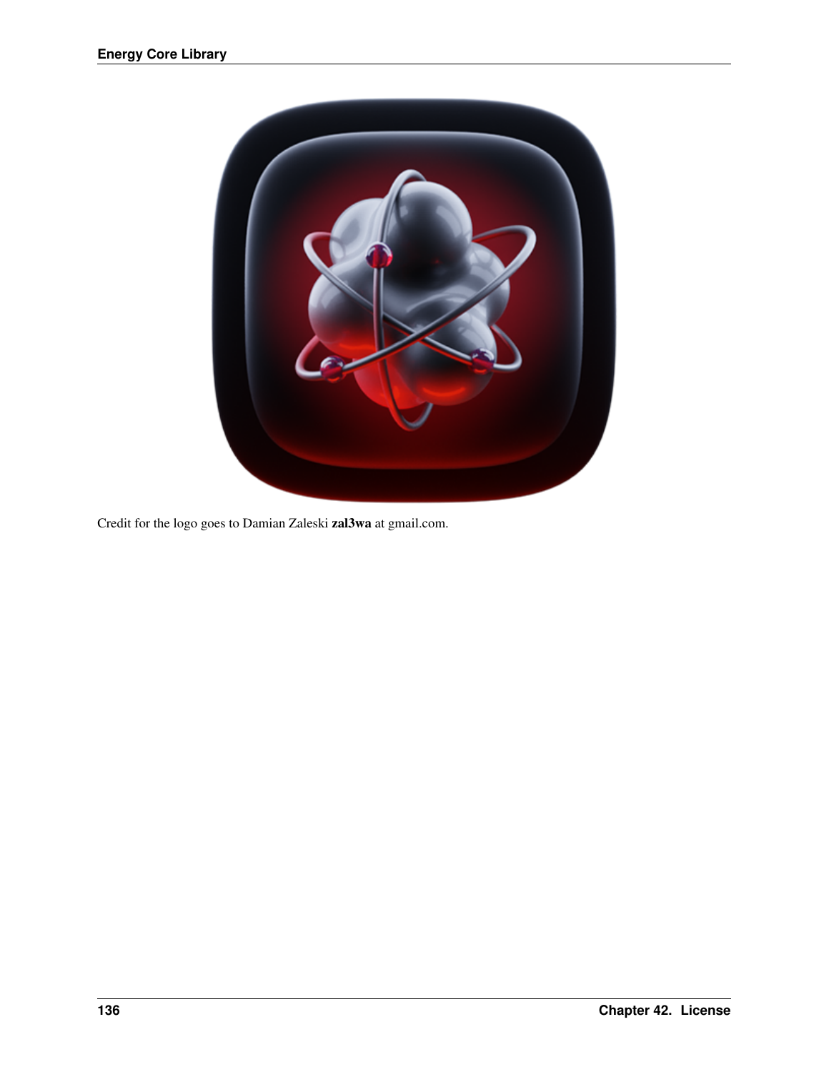Credit for the logo goes to Damian Zaleski **zal3wa** at gmail.com.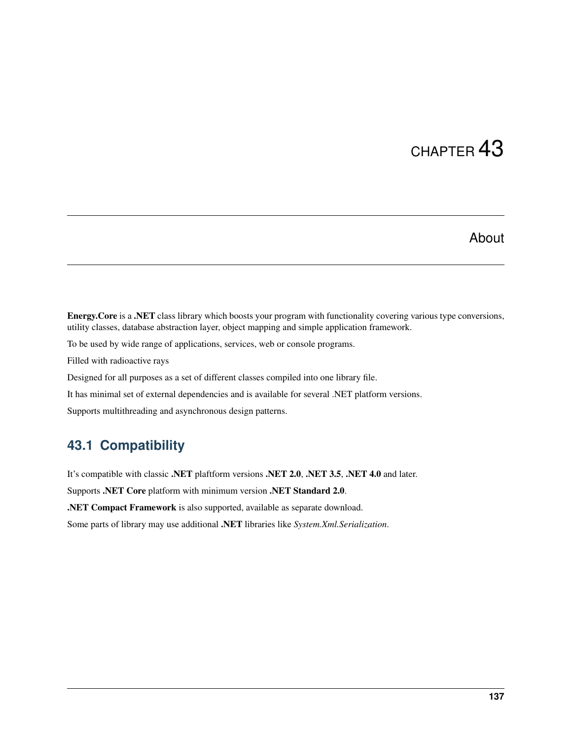# CHAPTER 43

## About

**Energy.Core** is a **.NET** class library which boosts your program with functionality covering various type conversions, utility classes, database abstraction layer, object mapping and simple application framework.

To be used by wide range of applications, services, web or console programs.

Filled with radioactive rays

Designed for all purposes as a set of different classes compiled into one library file.

It has minimal set of external dependencies and is available for several .NET platform versions.

Supports multithreading and asynchronous design patterns.

### 43.1 Compatibility

It's compatible with classic **.NET** plaftform versions **.NET 2.0**, **.NET 3.5**, **.NET 4.0** and later.

Supports **.NET Core** platform with minimum version **.NET Standard 2.0**.

**.NET Compact Framework** is also supported, available as separate download.

Some parts of library may use additional **.NET** libraries like *System.Xml.Serialization*.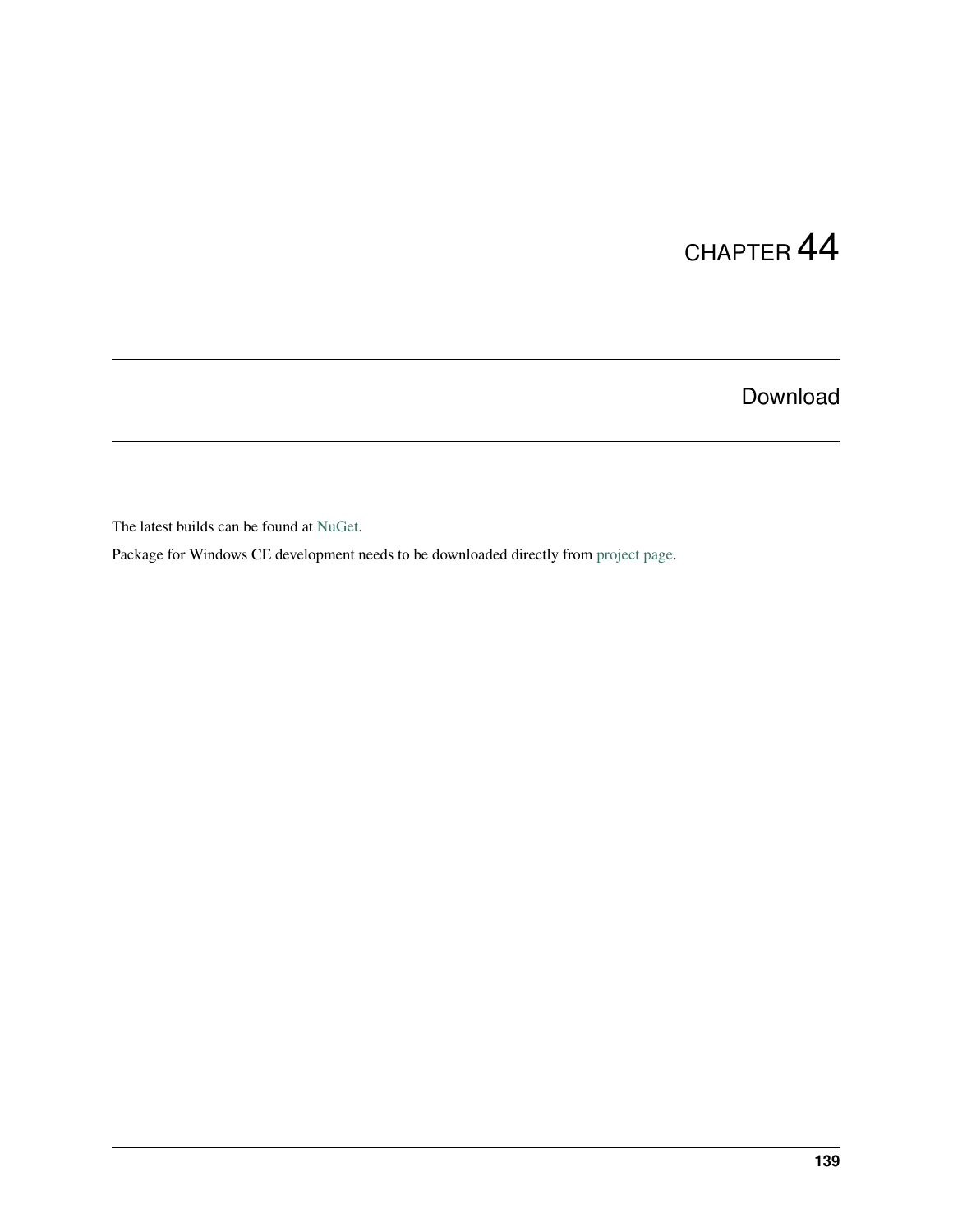# CHAPTER 44

## Download

The latest builds can be found at NuGet.

Package for Windows CE development needs to be downloaded directly from project page.